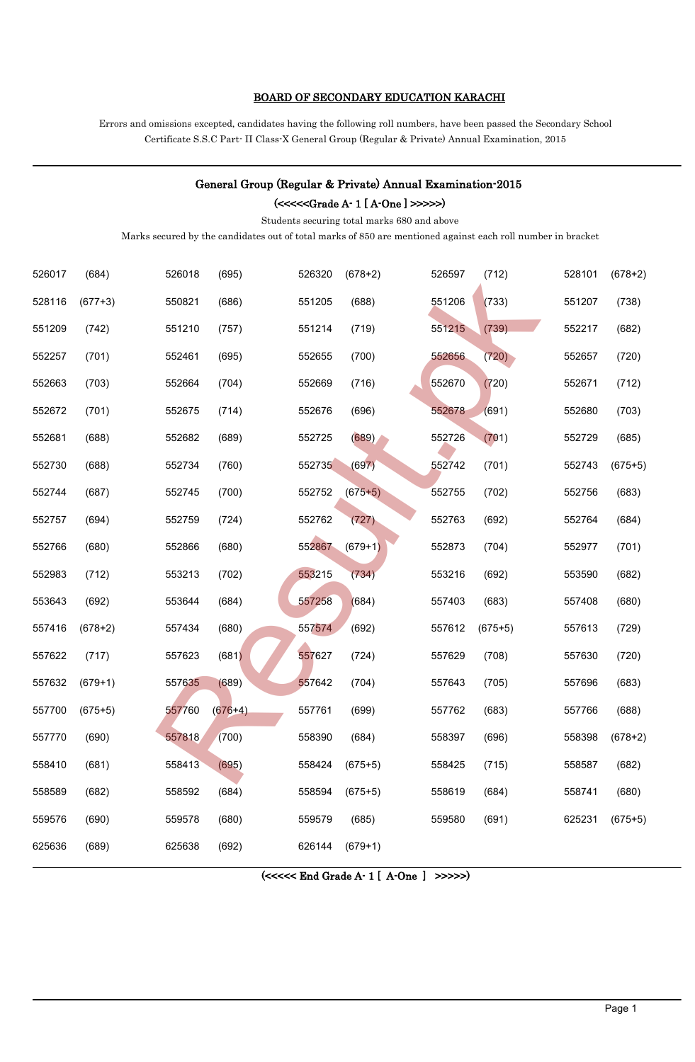## BOARD OF SECONDARY EDUCATION KARACHI

Errors and omissions excepted, candidates having the following roll numbers, have been passed the Secondary School Certificate S.S.C Part- II Class-X General Group (Regular & Private) Annual Examination, 2015

### General Group (Regular & Private) Annual Examination-2015

(<<<<<Grade A- 1 [ A-One ] >>>>>)

Students securing total marks 680 and above

Marks secured by the candidates out of total marks of 850 are mentioned against each roll number in bracket

| | | | | | | | | | |
|---|---|---|---|---|---|---|---|---|---|
| 526017 | (684) | 526018 | (695) | 526320 | (678+2) | 526597 | (712) | 528101 | (678+2) |
| 528116 | (677+3) | 550821 | (686) | 551205 | (688) | 551206 | (733) | 551207 | (738) |
| 551209 | (742) | 551210 | (757) | 551214 | (719) | 551215 | (739) | 552217 | (682) |
| 552257 | (701) | 552461 | (695) | 552655 | (700) | 552656 | (720) | 552657 | (720) |
| 552663 | (703) | 552664 | (704) | 552669 | (716) | 552670 | (720) | 552671 | (712) |
| 552672 | (701) | 552675 | (714) | 552676 | (696) | 552678 | (691) | 552680 | (703) |
| 552681 | (688) | 552682 | (689) | 552725 | (689) | 552726 | (701) | 552729 | (685) |
| 552730 | (688) | 552734 | (760) | 552735 | (697) | 552742 | (701) | 552743 | (675+5) |
| 552744 | (687) | 552745 | (700) | 552752 | (675+5) | 552755 | (702) | 552756 | (683) |
| 552757 | (694) | 552759 | (724) | 552762 | (727) | 552763 | (692) | 552764 | (684) |
| 552766 | (680) | 552866 | (680) | 552867 | (679+1) | 552873 | (704) | 552977 | (701) |
| 552983 | (712) | 553213 | (702) | 553215 | (734) | 553216 | (692) | 553590 | (682) |
| 553643 | (692) | 553644 | (684) | 557258 | (684) | 557403 | (683) | 557408 | (680) |
| 557416 | (678+2) | 557434 | (680) | 557574 | (692) | 557612 | (675+5) | 557613 | (729) |
| 557622 | (717) | 557623 | (681) | 557627 | (724) | 557629 | (708) | 557630 | (720) |
| 557632 | (679+1) | 557635 | (689) | 557642 | (704) | 557643 | (705) | 557696 | (683) |
| 557700 | (675+5) | 557760 | (676+4) | 557761 | (699) | 557762 | (683) | 557766 | (688) |
| 557770 | (690) | 557818 | (700) | 558390 | (684) | 558397 | (696) | 558398 | (678+2) |
| 558410 | (681) | 558413 | (695) | 558424 | (675+5) | 558425 | (715) | 558587 | (682) |
| 558589 | (682) | 558592 | (684) | 558594 | (675+5) | 558619 | (684) | 558741 | (680) |
| 559576 | (690) | 559578 | (680) | 559579 | (685) | 559580 | (691) | 625231 | (675+5) |
| 625636 | (689) | 625638 | (692) | 626144 | (679+1) | | | | |

(<<<<< End Grade A- 1 [ A-One ] >>>>>)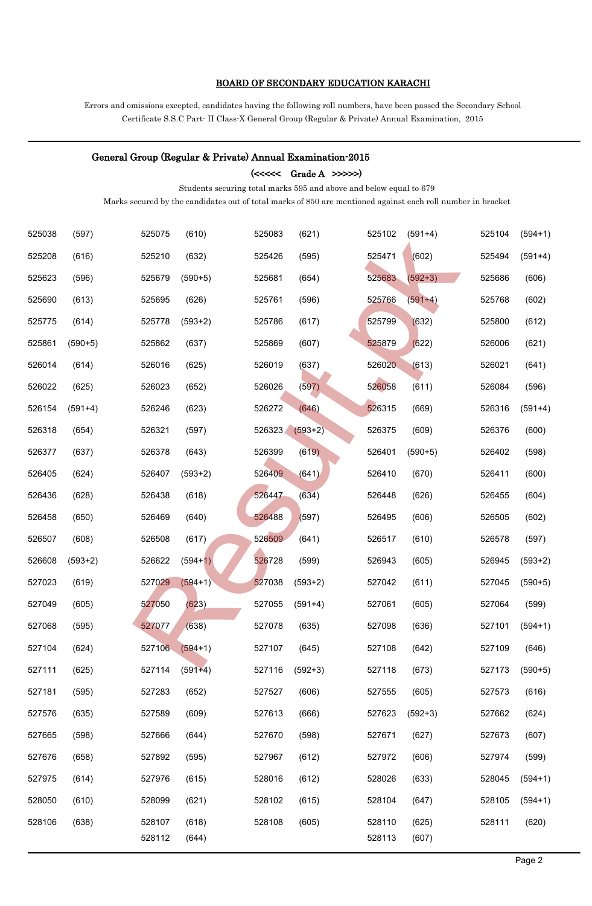## BOARD OF SECONDARY EDUCATION KARACHI

Errors and omissions excepted, candidates having the following roll numbers, have been passed the Secondary School Certificate S.S.C Part- II Class-X General Group (Regular & Private) Annual Examination, 2015

### General Group (Regular & Private) Annual Examination-2015

**(<<<<< Grade A >>>>>)**

Students securing total marks 595 and above and below equal to 679

Marks secured by the candidates out of total marks of 850 are mentioned against each roll number in bracket

| | | | | | | | | | |
|---|---|---|---|---|---|---|---|---|---|
| 525038 | (597) | 525075 | (610) | 525083 | (621) | 525102 | (591+4) | 525104 | (594+1) |
| 525208 | (616) | 525210 | (632) | 525426 | (595) | 525471 | (602) | 525494 | (591+4) |
| 525623 | (596) | 525679 | (590+5) | 525681 | (654) | 525683 | (592+3) | 525686 | (606) |
| 525690 | (613) | 525695 | (626) | 525761 | (596) | 525766 | (591+4) | 525768 | (602) |
| 525775 | (614) | 525778 | (593+2) | 525786 | (617) | 525799 | (632) | 525800 | (612) |
| 525861 | (590+5) | 525862 | (637) | 525869 | (607) | 525879 | (622) | 526006 | (621) |
| 526014 | (614) | 526016 | (625) | 526019 | (637) | 526020 | (613) | 526021 | (641) |
| 526022 | (625) | 526023 | (652) | 526026 | (597) | 526058 | (611) | 526084 | (596) |
| 526154 | (591+4) | 526246 | (623) | 526272 | (646) | 526315 | (669) | 526316 | (591+4) |
| 526318 | (654) | 526321 | (597) | 526323 | (593+2) | 526375 | (609) | 526376 | (600) |
| 526377 | (637) | 526378 | (643) | 526399 | (619) | 526401 | (590+5) | 526402 | (598) |
| 526405 | (624) | 526407 | (593+2) | 526409 | (641) | 526410 | (670) | 526411 | (600) |
| 526436 | (628) | 526438 | (618) | 526447 | (634) | 526448 | (626) | 526455 | (604) |
| 526458 | (650) | 526469 | (640) | 526488 | (597) | 526495 | (606) | 526505 | (602) |
| 526507 | (608) | 526508 | (617) | 526509 | (641) | 526517 | (610) | 526578 | (597) |
| 526608 | (593+2) | 526622 | (594+1) | 526728 | (599) | 526943 | (605) | 526945 | (593+2) |
| 527023 | (619) | 527029 | (594+1) | 527038 | (593+2) | 527042 | (611) | 527045 | (590+5) |
| 527049 | (605) | 527050 | (623) | 527055 | (591+4) | 527061 | (605) | 527064 | (599) |
| 527068 | (595) | 527077 | (638) | 527078 | (635) | 527098 | (636) | 527101 | (594+1) |
| 527104 | (624) | 527106 | (594+1) | 527107 | (645) | 527108 | (642) | 527109 | (646) |
| 527111 | (625) | 527114 | (591+4) | 527116 | (592+3) | 527118 | (673) | 527173 | (590+5) |
| 527181 | (595) | 527283 | (652) | 527527 | (606) | 527555 | (605) | 527573 | (616) |
| 527576 | (635) | 527589 | (609) | 527613 | (666) | 527623 | (592+3) | 527662 | (624) |
| 527665 | (598) | 527666 | (644) | 527670 | (598) | 527671 | (627) | 527673 | (607) |
| 527676 | (658) | 527892 | (595) | 527967 | (612) | 527972 | (606) | 527974 | (599) |
| 527975 | (614) | 527976 | (615) | 528016 | (612) | 528026 | (633) | 528045 | (594+1) |
| 528050 | (610) | 528099 | (621) | 528102 | (615) | 528104 | (647) | 528105 | (594+1) |
| 528106 | (638) | 528107 | (618) | 528108 | (605) | 528110 | (625) | 528111 | (620) |
| | | 528112 | (644) | | | 528113 | (607) | | |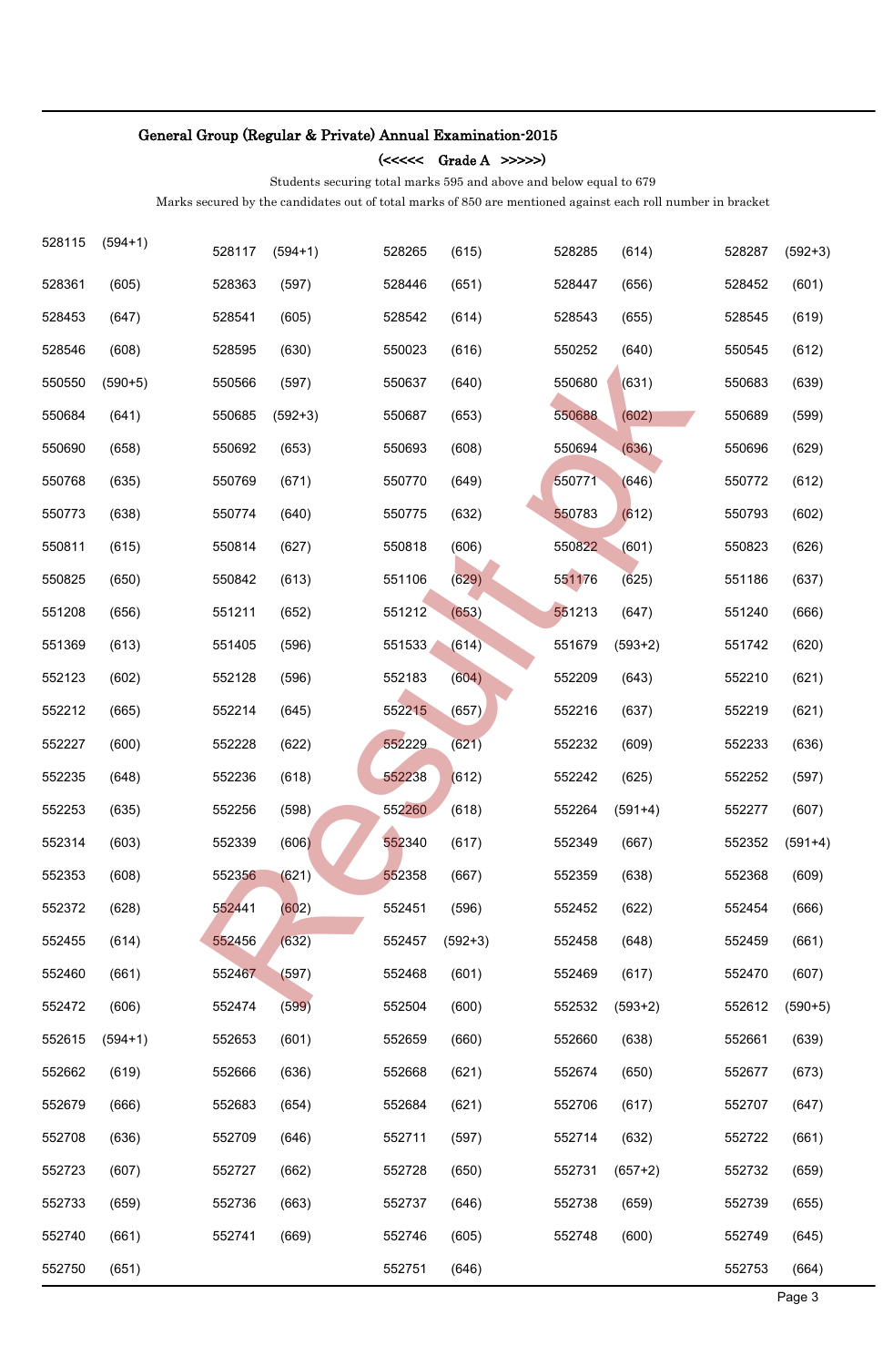## General Group (Regular & Private) Annual Examination-2015

### (<<<<< Grade A >>>>>)

Students securing total marks 595 and above and below equal to 679

Marks secured by the candidates out of total marks of 850 are mentioned against each roll number in bracket

| | | | | | | | | | |
|---|---|---|---|---|---|---|---|---|---|
| 528115 | (594+1) | 528117 | (594+1) | 528265 | (615) | 528285 | (614) | 528287 | (592+3) |
| 528361 | (605) | 528363 | (597) | 528446 | (651) | 528447 | (656) | 528452 | (601) |
| 528453 | (647) | 528541 | (605) | 528542 | (614) | 528543 | (655) | 528545 | (619) |
| 528546 | (608) | 528595 | (630) | 550023 | (616) | 550252 | (640) | 550545 | (612) |
| 550550 | (590+5) | 550566 | (597) | 550637 | (640) | 550680 | (631) | 550683 | (639) |
| 550684 | (641) | 550685 | (592+3) | 550687 | (653) | 550688 | (602) | 550689 | (599) |
| 550690 | (658) | 550692 | (653) | 550693 | (608) | 550694 | (636) | 550696 | (629) |
| 550768 | (635) | 550769 | (671) | 550770 | (649) | 550771 | (646) | 550772 | (612) |
| 550773 | (638) | 550774 | (640) | 550775 | (632) | 550783 | (612) | 550793 | (602) |
| 550811 | (615) | 550814 | (627) | 550818 | (606) | 550822 | (601) | 550823 | (626) |
| 550825 | (650) | 550842 | (613) | 551106 | (629) | 551176 | (625) | 551186 | (637) |
| 551208 | (656) | 551211 | (652) | 551212 | (653) | 551213 | (647) | 551240 | (666) |
| 551369 | (613) | 551405 | (596) | 551533 | (614) | 551679 | (593+2) | 551742 | (620) |
| 552123 | (602) | 552128 | (596) | 552183 | (604) | 552209 | (643) | 552210 | (621) |
| 552212 | (665) | 552214 | (645) | 552215 | (657) | 552216 | (637) | 552219 | (621) |
| 552227 | (600) | 552228 | (622) | 552229 | (621) | 552232 | (609) | 552233 | (636) |
| 552235 | (648) | 552236 | (618) | 552238 | (612) | 552242 | (625) | 552252 | (597) |
| 552253 | (635) | 552256 | (598) | 552260 | (618) | 552264 | (591+4) | 552277 | (607) |
| 552314 | (603) | 552339 | (606) | 552340 | (617) | 552349 | (667) | 552352 | (591+4) |
| 552353 | (608) | 552356 | (621) | 552358 | (667) | 552359 | (638) | 552368 | (609) |
| 552372 | (628) | 552441 | (602) | 552451 | (596) | 552452 | (622) | 552454 | (666) |
| 552455 | (614) | 552456 | (632) | 552457 | (592+3) | 552458 | (648) | 552459 | (661) |
| 552460 | (661) | 552467 | (597) | 552468 | (601) | 552469 | (617) | 552470 | (607) |
| 552472 | (606) | 552474 | (599) | 552504 | (600) | 552532 | (593+2) | 552612 | (590+5) |
| 552615 | (594+1) | 552653 | (601) | 552659 | (660) | 552660 | (638) | 552661 | (639) |
| 552662 | (619) | 552666 | (636) | 552668 | (621) | 552674 | (650) | 552677 | (673) |
| 552679 | (666) | 552683 | (654) | 552684 | (621) | 552706 | (617) | 552707 | (647) |
| 552708 | (636) | 552709 | (646) | 552711 | (597) | 552714 | (632) | 552722 | (661) |
| 552723 | (607) | 552727 | (662) | 552728 | (650) | 552731 | (657+2) | 552732 | (659) |
| 552733 | (659) | 552736 | (663) | 552737 | (646) | 552738 | (659) | 552739 | (655) |
| 552740 | (661) | 552741 | (669) | 552746 | (605) | 552748 | (600) | 552749 | (645) |
| 552750 | (651) | | | 552751 | (646) | | | 552753 | (664) |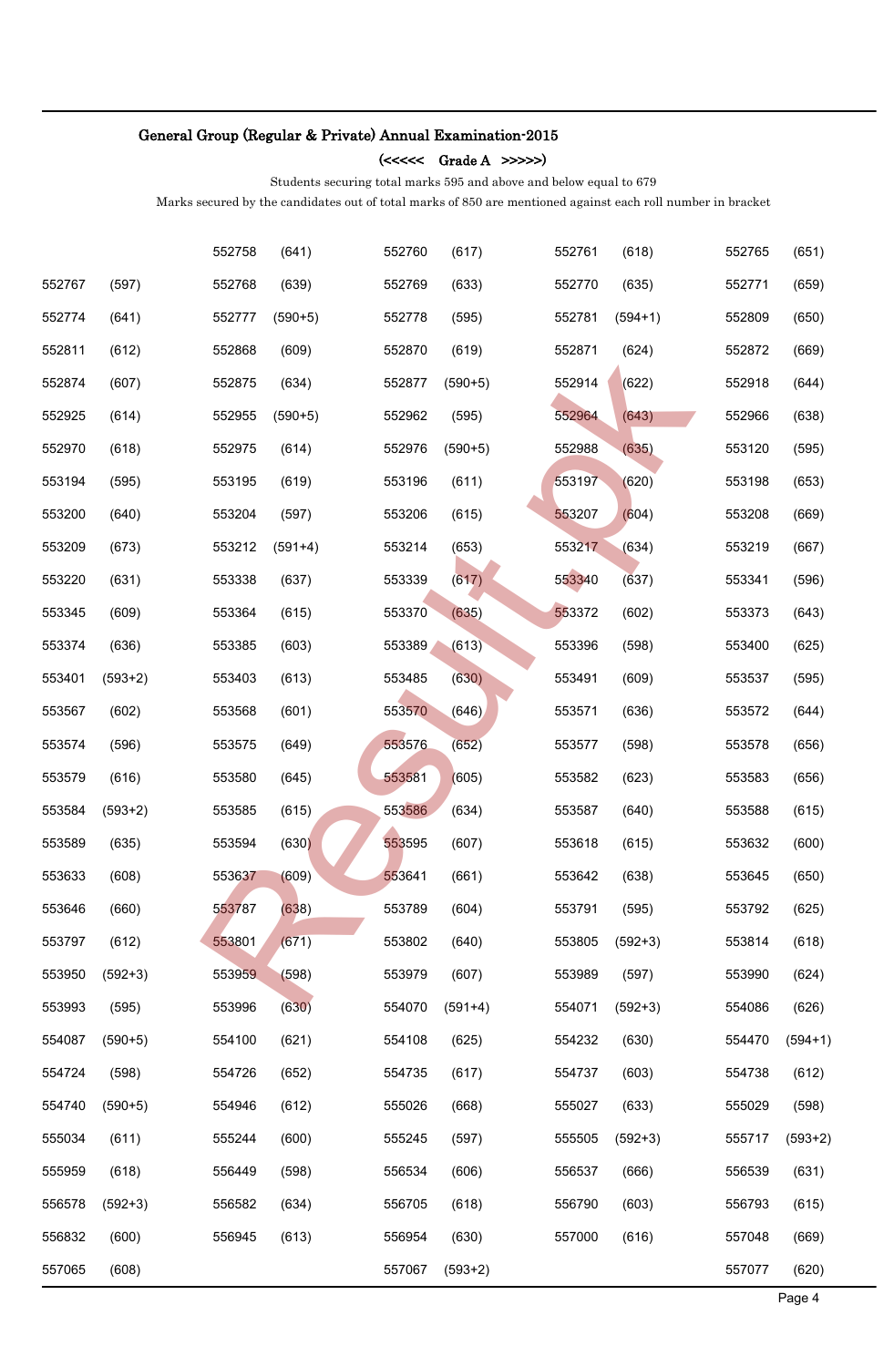**General Group (Regular & Private) Annual Examination-2015**

**(<<<<< Grade A >>>>>)**

Students securing total marks 595 and above and below equal to 679

Marks secured by the candidates out of total marks of 850 are mentioned against each roll number in bracket

| | | | | | | | | | |
|---|---|---|---|---|---|---|---|---|---|
| | | 552758 | (641) | 552760 | (617) | 552761 | (618) | 552765 | (651) |
| 552767 | (597) | 552768 | (639) | 552769 | (633) | 552770 | (635) | 552771 | (659) |
| 552774 | (641) | 552777 | (590+5) | 552778 | (595) | 552781 | (594+1) | 552809 | (650) |
| 552811 | (612) | 552868 | (609) | 552870 | (619) | 552871 | (624) | 552872 | (669) |
| 552874 | (607) | 552875 | (634) | 552877 | (590+5) | 552914 | (622) | 552918 | (644) |
| 552925 | (614) | 552955 | (590+5) | 552962 | (595) | 552964 | (643) | 552966 | (638) |
| 552970 | (618) | 552975 | (614) | 552976 | (590+5) | 552988 | (635) | 553120 | (595) |
| 553194 | (595) | 553195 | (619) | 553196 | (611) | 553197 | (620) | 553198 | (653) |
| 553200 | (640) | 553204 | (597) | 553206 | (615) | 553207 | (604) | 553208 | (669) |
| 553209 | (673) | 553212 | (591+4) | 553214 | (653) | 553217 | (634) | 553219 | (667) |
| 553220 | (631) | 553338 | (637) | 553339 | (617) | 553340 | (637) | 553341 | (596) |
| 553345 | (609) | 553364 | (615) | 553370 | (635) | 553372 | (602) | 553373 | (643) |
| 553374 | (636) | 553385 | (603) | 553389 | (613) | 553396 | (598) | 553400 | (625) |
| 553401 | (593+2) | 553403 | (613) | 553485 | (630) | 553491 | (609) | 553537 | (595) |
| 553567 | (602) | 553568 | (601) | 553570 | (646) | 553571 | (636) | 553572 | (644) |
| 553574 | (596) | 553575 | (649) | 553576 | (652) | 553577 | (598) | 553578 | (656) |
| 553579 | (616) | 553580 | (645) | 553581 | (605) | 553582 | (623) | 553583 | (656) |
| 553584 | (593+2) | 553585 | (615) | 553586 | (634) | 553587 | (640) | 553588 | (615) |
| 553589 | (635) | 553594 | (630) | 553595 | (607) | 553618 | (615) | 553632 | (600) |
| 553633 | (608) | 553637 | (609) | 553641 | (661) | 553642 | (638) | 553645 | (650) |
| 553646 | (660) | 553787 | (638) | 553789 | (604) | 553791 | (595) | 553792 | (625) |
| 553797 | (612) | 553801 | (671) | 553802 | (640) | 553805 | (592+3) | 553814 | (618) |
| 553950 | (592+3) | 553959 | (598) | 553979 | (607) | 553989 | (597) | 553990 | (624) |
| 553993 | (595) | 553996 | (630) | 554070 | (591+4) | 554071 | (592+3) | 554086 | (626) |
| 554087 | (590+5) | 554100 | (621) | 554108 | (625) | 554232 | (630) | 554470 | (594+1) |
| 554724 | (598) | 554726 | (652) | 554735 | (617) | 554737 | (603) | 554738 | (612) |
| 554740 | (590+5) | 554946 | (612) | 555026 | (668) | 555027 | (633) | 555029 | (598) |
| 555034 | (611) | 555244 | (600) | 555245 | (597) | 555505 | (592+3) | 555717 | (593+2) |
| 555959 | (618) | 556449 | (598) | 556534 | (606) | 556537 | (666) | 556539 | (631) |
| 556578 | (592+3) | 556582 | (634) | 556705 | (618) | 556790 | (603) | 556793 | (615) |
| 556832 | (600) | 556945 | (613) | 556954 | (630) | 557000 | (616) | 557048 | (669) |
| 557065 | (608) | | | 557067 | (593+2) | | | 557077 | (620) |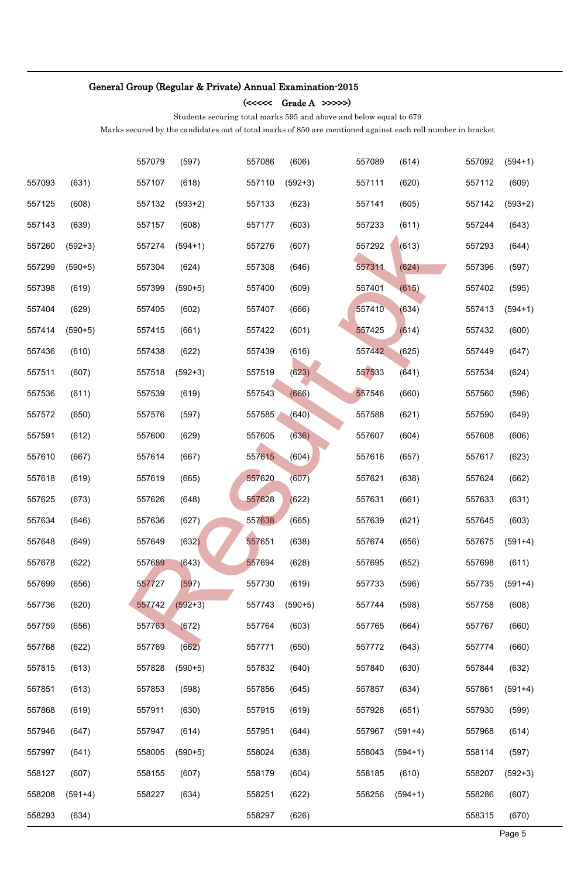**General Group (Regular & Private) Annual Examination-2015**

**(<<<<< Grade A >>>>>)**

Students securing total marks 595 and above and below equal to 679

Marks secured by the candidates out of total marks of 850 are mentioned against each roll number in bracket

| | | | | | | | | | |
|---|---|---|---|---|---|---|---|---|---|
| | | 557079 | (597) | 557086 | (606) | 557089 | (614) | 557092 | (594+1) |
| 557093 | (631) | 557107 | (618) | 557110 | (592+3) | 557111 | (620) | 557112 | (609) |
| 557125 | (608) | 557132 | (593+2) | 557133 | (623) | 557141 | (605) | 557142 | (593+2) |
| 557143 | (639) | 557157 | (608) | 557177 | (603) | 557233 | (611) | 557244 | (643) |
| 557260 | (592+3) | 557274 | (594+1) | 557276 | (607) | 557292 | (613) | 557293 | (644) |
| 557299 | (590+5) | 557304 | (624) | 557308 | (646) | 557311 | (624) | 557396 | (597) |
| 557398 | (619) | 557399 | (590+5) | 557400 | (609) | 557401 | (615) | 557402 | (595) |
| 557404 | (629) | 557405 | (602) | 557407 | (666) | 557410 | (634) | 557413 | (594+1) |
| 557414 | (590+5) | 557415 | (661) | 557422 | (601) | 557425 | (614) | 557432 | (600) |
| 557436 | (610) | 557438 | (622) | 557439 | (616) | 557442 | (625) | 557449 | (647) |
| 557511 | (607) | 557518 | (592+3) | 557519 | (623) | 557533 | (641) | 557534 | (624) |
| 557536 | (611) | 557539 | (619) | 557543 | (666) | 557546 | (660) | 557560 | (596) |
| 557572 | (650) | 557576 | (597) | 557585 | (640) | 557588 | (621) | 557590 | (649) |
| 557591 | (612) | 557600 | (629) | 557605 | (636) | 557607 | (604) | 557608 | (606) |
| 557610 | (667) | 557614 | (667) | 557615 | (604) | 557616 | (657) | 557617 | (623) |
| 557618 | (619) | 557619 | (665) | 557620 | (607) | 557621 | (638) | 557624 | (662) |
| 557625 | (673) | 557626 | (648) | 557628 | (622) | 557631 | (661) | 557633 | (631) |
| 557634 | (646) | 557636 | (627) | 557638 | (665) | 557639 | (621) | 557645 | (603) |
| 557648 | (649) | 557649 | (632) | 557651 | (638) | 557674 | (656) | 557675 | (591+4) |
| 557678 | (622) | 557689 | (643) | 557694 | (628) | 557695 | (652) | 557698 | (611) |
| 557699 | (656) | 557727 | (597) | 557730 | (619) | 557733 | (596) | 557735 | (591+4) |
| 557736 | (620) | 557742 | (592+3) | 557743 | (590+5) | 557744 | (598) | 557758 | (608) |
| 557759 | (656) | 557763 | (672) | 557764 | (603) | 557765 | (664) | 557767 | (660) |
| 557768 | (622) | 557769 | (662) | 557771 | (650) | 557772 | (643) | 557774 | (660) |
| 557815 | (613) | 557828 | (590+5) | 557832 | (640) | 557840 | (630) | 557844 | (632) |
| 557851 | (613) | 557853 | (598) | 557856 | (645) | 557857 | (634) | 557861 | (591+4) |
| 557868 | (619) | 557911 | (630) | 557915 | (619) | 557928 | (651) | 557930 | (599) |
| 557946 | (647) | 557947 | (614) | 557951 | (644) | 557967 | (591+4) | 557968 | (614) |
| 557997 | (641) | 558005 | (590+5) | 558024 | (638) | 558043 | (594+1) | 558114 | (597) |
| 558127 | (607) | 558155 | (607) | 558179 | (604) | 558185 | (610) | 558207 | (592+3) |
| 558208 | (591+4) | 558227 | (634) | 558251 | (622) | 558256 | (594+1) | 558286 | (607) |
| 558293 | (634) | | | 558297 | (626) | | | 558315 | (670) |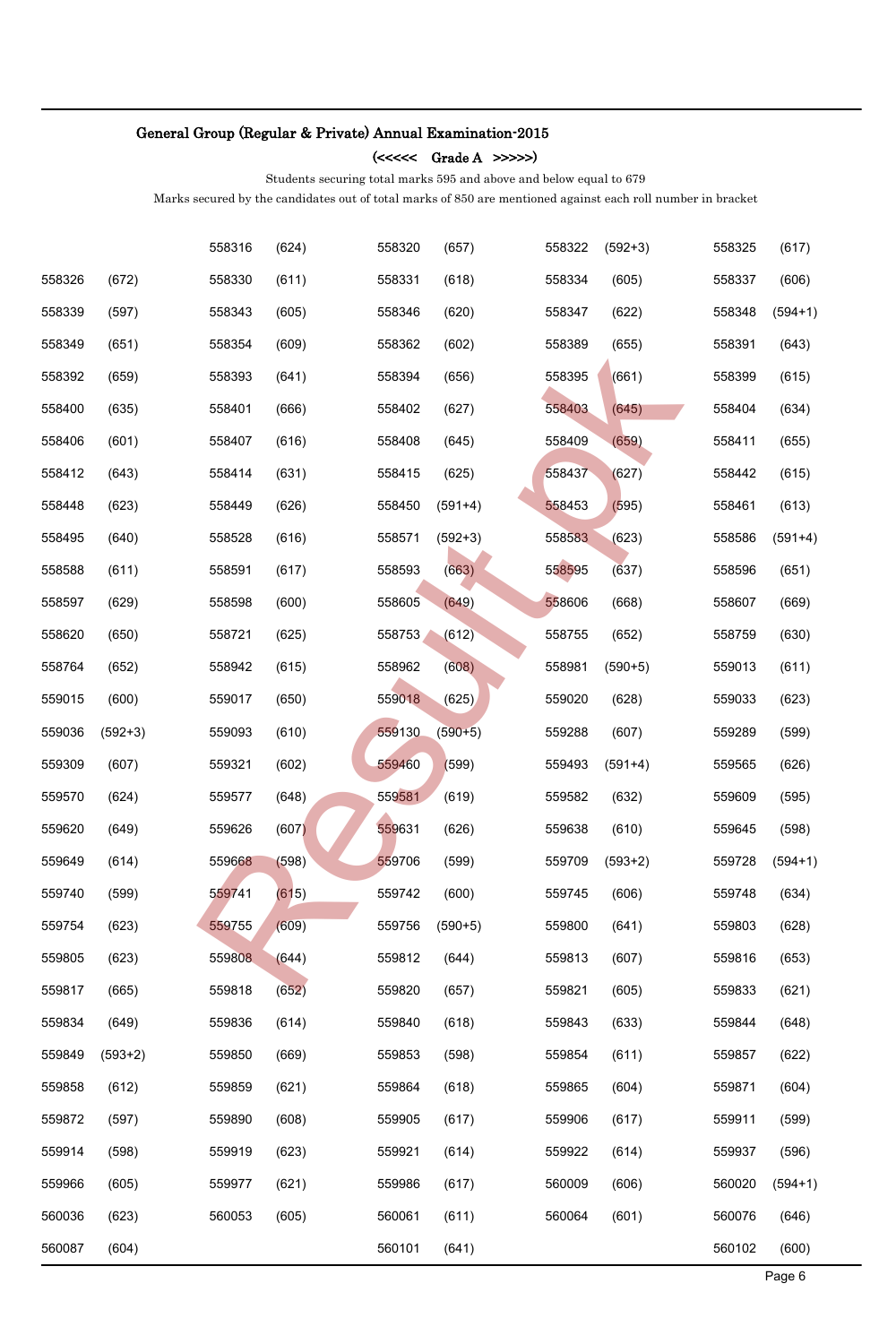# General Group (Regular & Private) Annual Examination-2015

**(<<<<< Grade A >>>>>)**

Students securing total marks 595 and above and below equal to 679

Marks secured by the candidates out of total marks of 850 are mentioned against each roll number in bracket

| | | | | | | | | | |
|---|---|---|---|---|---|---|---|---|---|
| | | 558316 | (624) | 558320 | (657) | 558322 | (592+3) | 558325 | (617) |
| 558326 | (672) | 558330 | (611) | 558331 | (618) | 558334 | (605) | 558337 | (606) |
| 558339 | (597) | 558343 | (605) | 558346 | (620) | 558347 | (622) | 558348 | (594+1) |
| 558349 | (651) | 558354 | (609) | 558362 | (602) | 558389 | (655) | 558391 | (643) |
| 558392 | (659) | 558393 | (641) | 558394 | (656) | 558395 | (661) | 558399 | (615) |
| 558400 | (635) | 558401 | (666) | 558402 | (627) | 558403 | (645) | 558404 | (634) |
| 558406 | (601) | 558407 | (616) | 558408 | (645) | 558409 | (659) | 558411 | (655) |
| 558412 | (643) | 558414 | (631) | 558415 | (625) | 558437 | (627) | 558442 | (615) |
| 558448 | (623) | 558449 | (626) | 558450 | (591+4) | 558453 | (595) | 558461 | (613) |
| 558495 | (640) | 558528 | (616) | 558571 | (592+3) | 558583 | (623) | 558586 | (591+4) |
| 558588 | (611) | 558591 | (617) | 558593 | (663) | 558595 | (637) | 558596 | (651) |
| 558597 | (629) | 558598 | (600) | 558605 | (649) | 558606 | (668) | 558607 | (669) |
| 558620 | (650) | 558721 | (625) | 558753 | (612) | 558755 | (652) | 558759 | (630) |
| 558764 | (652) | 558942 | (615) | 558962 | (608) | 558981 | (590+5) | 559013 | (611) |
| 559015 | (600) | 559017 | (650) | 559018 | (625) | 559020 | (628) | 559033 | (623) |
| 559036 | (592+3) | 559093 | (610) | 559130 | (590+5) | 559288 | (607) | 559289 | (599) |
| 559309 | (607) | 559321 | (602) | 559460 | (599) | 559493 | (591+4) | 559565 | (626) |
| 559570 | (624) | 559577 | (648) | 559581 | (619) | 559582 | (632) | 559609 | (595) |
| 559620 | (649) | 559626 | (607) | 559631 | (626) | 559638 | (610) | 559645 | (598) |
| 559649 | (614) | 559668 | (598) | 559706 | (599) | 559709 | (593+2) | 559728 | (594+1) |
| 559740 | (599) | 559741 | (615) | 559742 | (600) | 559745 | (606) | 559748 | (634) |
| 559754 | (623) | 559755 | (609) | 559756 | (590+5) | 559800 | (641) | 559803 | (628) |
| 559805 | (623) | 559808 | (644) | 559812 | (644) | 559813 | (607) | 559816 | (653) |
| 559817 | (665) | 559818 | (652) | 559820 | (657) | 559821 | (605) | 559833 | (621) |
| 559834 | (649) | 559836 | (614) | 559840 | (618) | 559843 | (633) | 559844 | (648) |
| 559849 | (593+2) | 559850 | (669) | 559853 | (598) | 559854 | (611) | 559857 | (622) |
| 559858 | (612) | 559859 | (621) | 559864 | (618) | 559865 | (604) | 559871 | (604) |
| 559872 | (597) | 559890 | (608) | 559905 | (617) | 559906 | (617) | 559911 | (599) |
| 559914 | (598) | 559919 | (623) | 559921 | (614) | 559922 | (614) | 559937 | (596) |
| 559966 | (605) | 559977 | (621) | 559986 | (617) | 560009 | (606) | 560020 | (594+1) |
| 560036 | (623) | 560053 | (605) | 560061 | (611) | 560064 | (601) | 560076 | (646) |
| 560087 | (604) | | | 560101 | (641) | | | 560102 | (600) |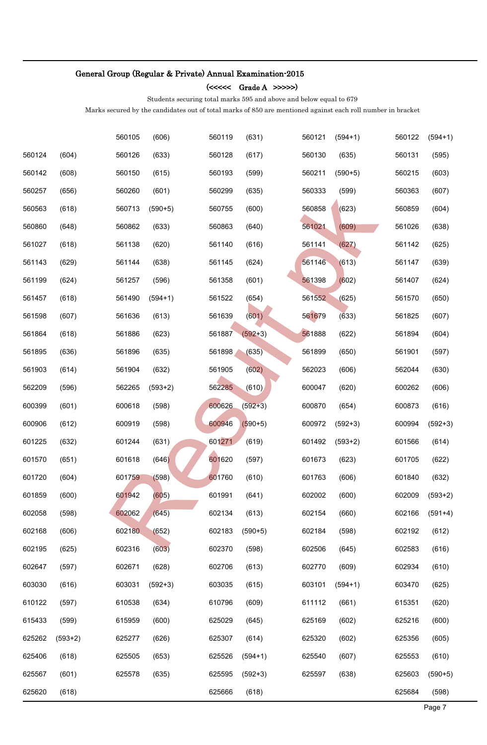**General Group (Regular & Private) Annual Examination-2015**

**(<<<<< Grade A >>>>>)**

Students securing total marks 595 and above and below equal to 679

Marks secured by the candidates out of total marks of 850 are mentioned against each roll number in bracket

| | | | | | | | | | |
|---|---|---|---|---|---|---|---|---|---|
| | | 560105 | (606) | 560119 | (631) | 560121 | (594+1) | 560122 | (594+1) |
| 560124 | (604) | 560126 | (633) | 560128 | (617) | 560130 | (635) | 560131 | (595) |
| 560142 | (608) | 560150 | (615) | 560193 | (599) | 560211 | (590+5) | 560215 | (603) |
| 560257 | (656) | 560260 | (601) | 560299 | (635) | 560333 | (599) | 560363 | (607) |
| 560563 | (618) | 560713 | (590+5) | 560755 | (600) | 560858 | (623) | 560859 | (604) |
| 560860 | (648) | 560862 | (633) | 560863 | (640) | 561021 | (609) | 561026 | (638) |
| 561027 | (618) | 561138 | (620) | 561140 | (616) | 561141 | (627) | 561142 | (625) |
| 561143 | (629) | 561144 | (638) | 561145 | (624) | 561146 | (613) | 561147 | (639) |
| 561199 | (624) | 561257 | (596) | 561358 | (601) | 561398 | (602) | 561407 | (624) |
| 561457 | (618) | 561490 | (594+1) | 561522 | (654) | 561552 | (625) | 561570 | (650) |
| 561598 | (607) | 561636 | (613) | 561639 | (601) | 561679 | (633) | 561825 | (607) |
| 561864 | (618) | 561886 | (623) | 561887 | (592+3) | 561888 | (622) | 561894 | (604) |
| 561895 | (636) | 561896 | (635) | 561898 | (635) | 561899 | (650) | 561901 | (597) |
| 561903 | (614) | 561904 | (632) | 561905 | (602) | 562023 | (606) | 562044 | (630) |
| 562209 | (596) | 562265 | (593+2) | 562285 | (610) | 600047 | (620) | 600262 | (606) |
| 600399 | (601) | 600618 | (598) | 600626 | (592+3) | 600870 | (654) | 600873 | (616) |
| 600906 | (612) | 600919 | (598) | 600946 | (590+5) | 600972 | (592+3) | 600994 | (592+3) |
| 601225 | (632) | 601244 | (631) | 601271 | (619) | 601492 | (593+2) | 601566 | (614) |
| 601570 | (651) | 601618 | (646) | 601620 | (597) | 601673 | (623) | 601705 | (622) |
| 601720 | (604) | 601759 | (598) | 601760 | (610) | 601763 | (606) | 601840 | (632) |
| 601859 | (600) | 601942 | (605) | 601991 | (641) | 602002 | (600) | 602009 | (593+2) |
| 602058 | (598) | 602062 | (645) | 602134 | (613) | 602154 | (660) | 602166 | (591+4) |
| 602168 | (606) | 602180 | (652) | 602183 | (590+5) | 602184 | (598) | 602192 | (612) |
| 602195 | (625) | 602316 | (603) | 602370 | (598) | 602506 | (645) | 602583 | (616) |
| 602647 | (597) | 602671 | (628) | 602706 | (613) | 602770 | (609) | 602934 | (610) |
| 603030 | (616) | 603031 | (592+3) | 603035 | (615) | 603101 | (594+1) | 603470 | (625) |
| 610122 | (597) | 610538 | (634) | 610796 | (609) | 611112 | (661) | 615351 | (620) |
| 615433 | (599) | 615959 | (600) | 625029 | (645) | 625169 | (602) | 625216 | (600) |
| 625262 | (593+2) | 625277 | (626) | 625307 | (614) | 625320 | (602) | 625356 | (605) |
| 625406 | (618) | 625505 | (653) | 625526 | (594+1) | 625540 | (607) | 625553 | (610) |
| 625567 | (601) | 625578 | (635) | 625595 | (592+3) | 625597 | (638) | 625603 | (590+5) |
| 625620 | (618) | | | 625666 | (618) | | | 625684 | (598) |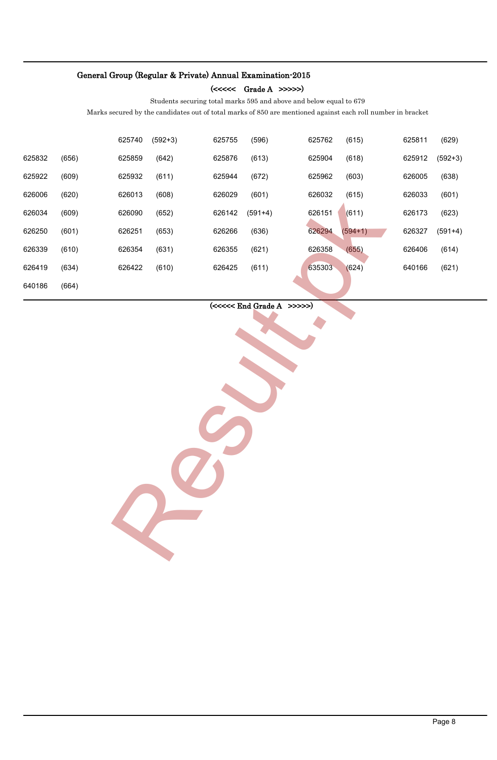## General Group (Regular & Private) Annual Examination-2015

**(<<<<< Grade A >>>>>)**

Students securing total marks 595 and above and below equal to 679

Marks secured by the candidates out of total marks of 850 are mentioned against each roll number in bracket

| | | | | | | | | | |
|---|---|---|---|---|---|---|---|---|---|
| | | 625740 | (592+3) | 625755 | (596) | 625762 | (615) | 625811 | (629) |
| 625832 | (656) | 625859 | (642) | 625876 | (613) | 625904 | (618) | 625912 | (592+3) |
| 625922 | (609) | 625932 | (611) | 625944 | (672) | 625962 | (603) | 626005 | (638) |
| 626006 | (620) | 626013 | (608) | 626029 | (601) | 626032 | (615) | 626033 | (601) |
| 626034 | (609) | 626090 | (652) | 626142 | (591+4) | 626151 | (611) | 626173 | (623) |
| 626250 | (601) | 626251 | (653) | 626266 | (636) | 626294 | (594+1) | 626327 | (591+4) |
| 626339 | (610) | 626354 | (631) | 626355 | (621) | 626358 | (655) | 626406 | (614) |
| 626419 | (634) | 626422 | (610) | 626425 | (611) | 635303 | (624) | 640166 | (621) |
| 640186 | (664) | | | | | | | | |

**(<<<<< End Grade A >>>>>)**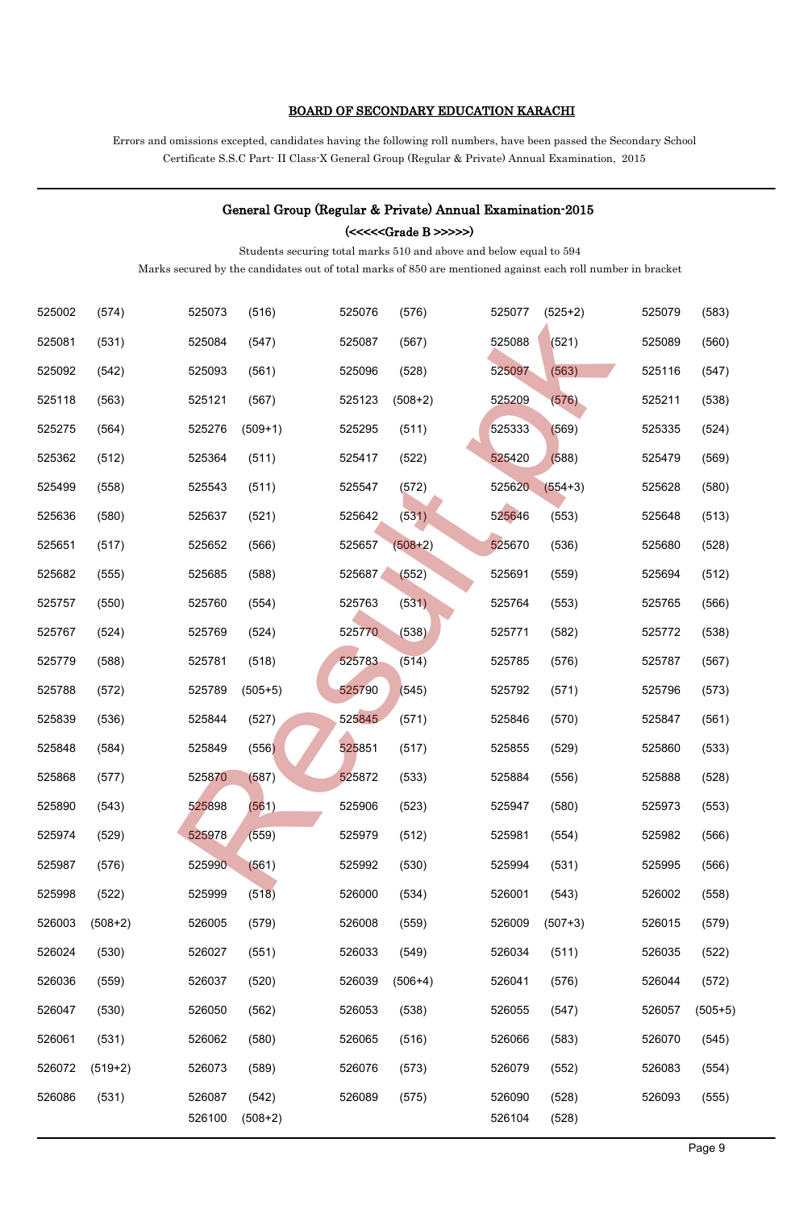## BOARD OF SECONDARY EDUCATION KARACHI

Errors and omissions excepted, candidates having the following roll numbers, have been passed the Secondary School Certificate S.S.C Part- II Class-X General Group (Regular & Private) Annual Examination, 2015

### General Group (Regular & Private) Annual Examination-2015

(<<<<<Grade B >>>>>)

Students securing total marks 510 and above and below equal to 594

Marks secured by the candidates out of total marks of 850 are mentioned against each roll number in bracket

| | | | | | | | | | |
|---|---|---|---|---|---|---|---|---|---|
| 525002 | (574) | 525073 | (516) | 525076 | (576) | 525077 | (525+2) | 525079 | (583) |
| 525081 | (531) | 525084 | (547) | 525087 | (567) | 525088 | (521) | 525089 | (560) |
| 525092 | (542) | 525093 | (561) | 525096 | (528) | 525097 | (563) | 525116 | (547) |
| 525118 | (563) | 525121 | (567) | 525123 | (508+2) | 525209 | (576) | 525211 | (538) |
| 525275 | (564) | 525276 | (509+1) | 525295 | (511) | 525333 | (569) | 525335 | (524) |
| 525362 | (512) | 525364 | (511) | 525417 | (522) | 525420 | (588) | 525479 | (569) |
| 525499 | (558) | 525543 | (511) | 525547 | (572) | 525620 | (554+3) | 525628 | (580) |
| 525636 | (580) | 525637 | (521) | 525642 | (531) | 525646 | (553) | 525648 | (513) |
| 525651 | (517) | 525652 | (566) | 525657 | (508+2) | 525670 | (536) | 525680 | (528) |
| 525682 | (555) | 525685 | (588) | 525687 | (552) | 525691 | (559) | 525694 | (512) |
| 525757 | (550) | 525760 | (554) | 525763 | (531) | 525764 | (553) | 525765 | (566) |
| 525767 | (524) | 525769 | (524) | 525770 | (538) | 525771 | (582) | 525772 | (538) |
| 525779 | (588) | 525781 | (518) | 525783 | (514) | 525785 | (576) | 525787 | (567) |
| 525788 | (572) | 525789 | (505+5) | 525790 | (545) | 525792 | (571) | 525796 | (573) |
| 525839 | (536) | 525844 | (527) | 525845 | (571) | 525846 | (570) | 525847 | (561) |
| 525848 | (584) | 525849 | (556) | 525851 | (517) | 525855 | (529) | 525860 | (533) |
| 525868 | (577) | 525870 | (587) | 525872 | (533) | 525884 | (556) | 525888 | (528) |
| 525890 | (543) | 525898 | (561) | 525906 | (523) | 525947 | (580) | 525973 | (553) |
| 525974 | (529) | 525978 | (559) | 525979 | (512) | 525981 | (554) | 525982 | (566) |
| 525987 | (576) | 525990 | (561) | 525992 | (530) | 525994 | (531) | 525995 | (566) |
| 525998 | (522) | 525999 | (518) | 526000 | (534) | 526001 | (543) | 526002 | (558) |
| 526003 | (508+2) | 526005 | (579) | 526008 | (559) | 526009 | (507+3) | 526015 | (579) |
| 526024 | (530) | 526027 | (551) | 526033 | (549) | 526034 | (511) | 526035 | (522) |
| 526036 | (559) | 526037 | (520) | 526039 | (506+4) | 526041 | (576) | 526044 | (572) |
| 526047 | (530) | 526050 | (562) | 526053 | (538) | 526055 | (547) | 526057 | (505+5) |
| 526061 | (531) | 526062 | (580) | 526065 | (516) | 526066 | (583) | 526070 | (545) |
| 526072 | (519+2) | 526073 | (589) | 526076 | (573) | 526079 | (552) | 526083 | (554) |
| 526086 | (531) | 526087 | (542) | 526089 | (575) | 526090 | (528) | 526093 | (555) |
| | | 526100 | (508+2) | | | 526104 | (528) | | |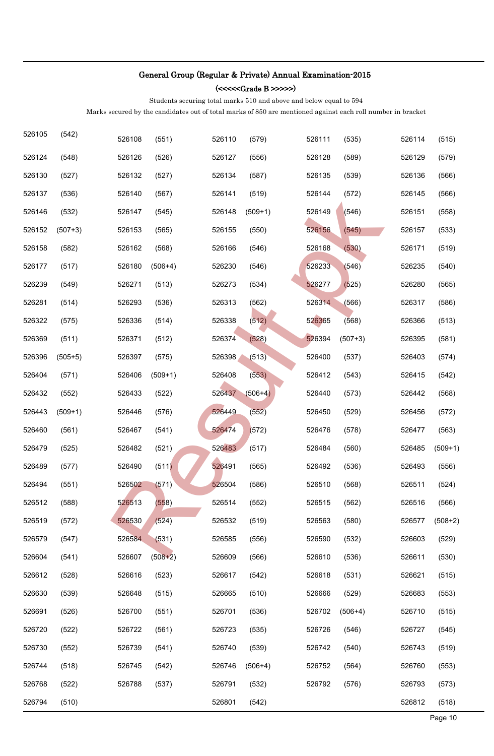## General Group (Regular & Private) Annual Examination-2015

### (<<<<<Grade B >>>>>)

Students securing total marks 510 and above and below equal to 594

Marks secured by the candidates out of total marks of 850 are mentioned against each roll number in bracket

| | | | | | | | | | |
|---|---|---|---|---|---|---|---|---|---|
| 526105 | (542) | 526108 | (551) | 526110 | (579) | 526111 | (535) | 526114 | (515) |
| 526124 | (548) | 526126 | (526) | 526127 | (556) | 526128 | (589) | 526129 | (579) |
| 526130 | (527) | 526132 | (527) | 526134 | (587) | 526135 | (539) | 526136 | (566) |
| 526137 | (536) | 526140 | (567) | 526141 | (519) | 526144 | (572) | 526145 | (566) |
| 526146 | (532) | 526147 | (545) | 526148 | (509+1) | 526149 | (546) | 526151 | (558) |
| 526152 | (507+3) | 526153 | (565) | 526155 | (550) | 526156 | (545) | 526157 | (533) |
| 526158 | (582) | 526162 | (568) | 526166 | (546) | 526168 | (530) | 526171 | (519) |
| 526177 | (517) | 526180 | (506+4) | 526230 | (546) | 526233 | (546) | 526235 | (540) |
| 526239 | (549) | 526271 | (513) | 526273 | (534) | 526277 | (525) | 526280 | (565) |
| 526281 | (514) | 526293 | (536) | 526313 | (562) | 526314 | (566) | 526317 | (586) |
| 526322 | (575) | 526336 | (514) | 526338 | (512) | 526365 | (568) | 526366 | (513) |
| 526369 | (511) | 526371 | (512) | 526374 | (528) | 526394 | (507+3) | 526395 | (581) |
| 526396 | (505+5) | 526397 | (575) | 526398 | (513) | 526400 | (537) | 526403 | (574) |
| 526404 | (571) | 526406 | (509+1) | 526408 | (553) | 526412 | (543) | 526415 | (542) |
| 526432 | (552) | 526433 | (522) | 526437 | (506+4) | 526440 | (573) | 526442 | (568) |
| 526443 | (509+1) | 526446 | (576) | 526449 | (552) | 526450 | (529) | 526456 | (572) |
| 526460 | (561) | 526467 | (541) | 526474 | (572) | 526476 | (578) | 526477 | (563) |
| 526479 | (525) | 526482 | (521) | 526483 | (517) | 526484 | (560) | 526485 | (509+1) |
| 526489 | (577) | 526490 | (511) | 526491 | (565) | 526492 | (536) | 526493 | (556) |
| 526494 | (551) | 526502 | (571) | 526504 | (586) | 526510 | (568) | 526511 | (524) |
| 526512 | (588) | 526513 | (558) | 526514 | (552) | 526515 | (562) | 526516 | (566) |
| 526519 | (572) | 526530 | (524) | 526532 | (519) | 526563 | (580) | 526577 | (508+2) |
| 526579 | (547) | 526584 | (531) | 526585 | (556) | 526590 | (532) | 526603 | (529) |
| 526604 | (541) | 526607 | (508+2) | 526609 | (566) | 526610 | (536) | 526611 | (530) |
| 526612 | (528) | 526616 | (523) | 526617 | (542) | 526618 | (531) | 526621 | (515) |
| 526630 | (539) | 526648 | (515) | 526665 | (510) | 526666 | (529) | 526683 | (553) |
| 526691 | (526) | 526700 | (551) | 526701 | (536) | 526702 | (506+4) | 526710 | (515) |
| 526720 | (522) | 526722 | (561) | 526723 | (535) | 526726 | (546) | 526727 | (545) |
| 526730 | (552) | 526739 | (541) | 526740 | (539) | 526742 | (540) | 526743 | (519) |
| 526744 | (518) | 526745 | (542) | 526746 | (506+4) | 526752 | (564) | 526760 | (553) |
| 526768 | (522) | 526788 | (537) | 526791 | (532) | 526792 | (576) | 526793 | (573) |
| 526794 | (510) | | | 526801 | (542) | | | 526812 | (518) |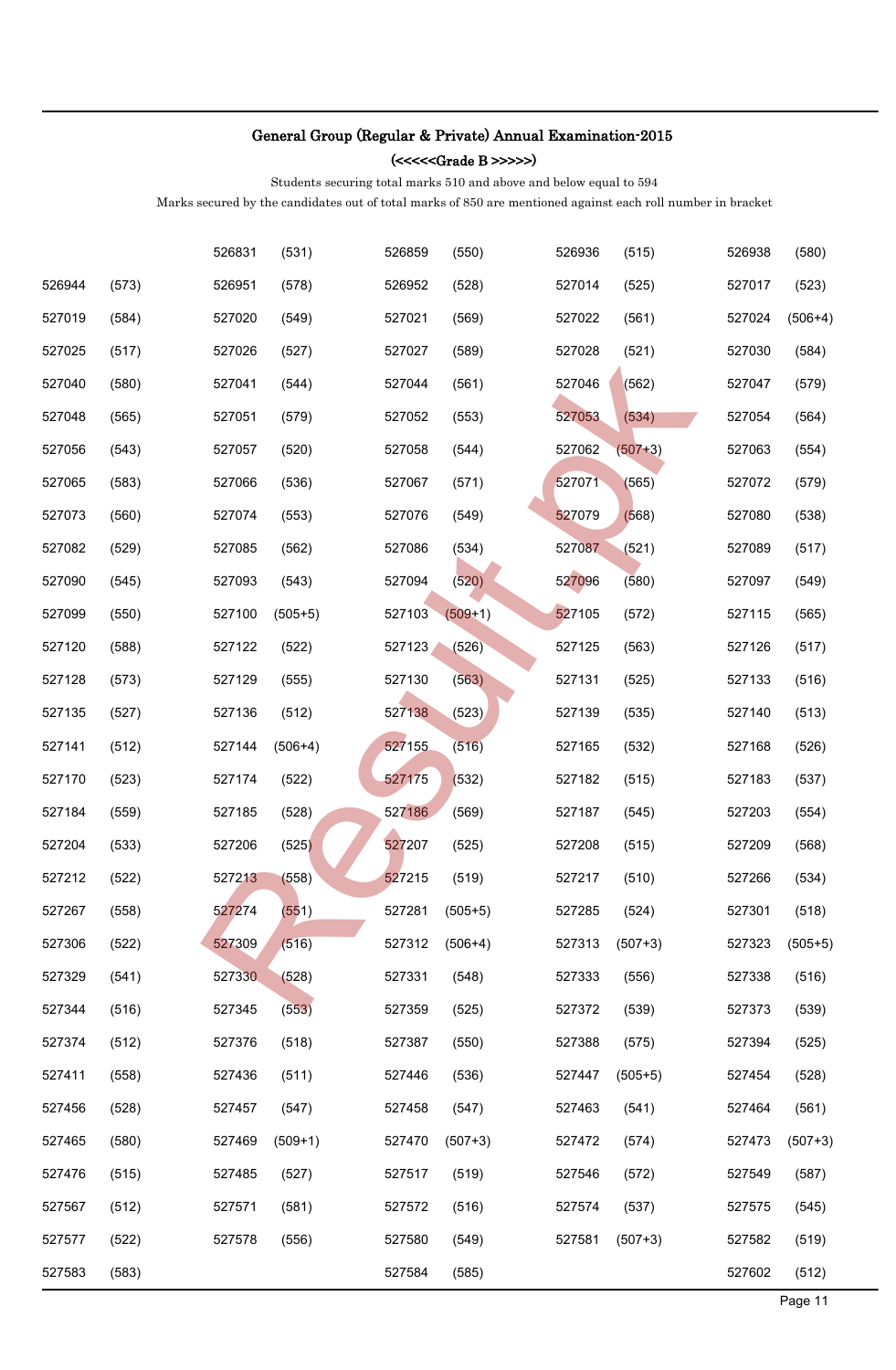## General Group (Regular & Private) Annual Examination-2015

### (<<<<<Grade B >>>>>)

Students securing total marks 510 and above and below equal to 594

Marks secured by the candidates out of total marks of 850 are mentioned against each roll number in bracket

| | | | | | | | | | |
|---|---|---|---|---|---|---|---|---|---|
| | | 526831 | (531) | 526859 | (550) | 526936 | (515) | 526938 | (580) |
| 526944 | (573) | 526951 | (578) | 526952 | (528) | 527014 | (525) | 527017 | (523) |
| 527019 | (584) | 527020 | (549) | 527021 | (569) | 527022 | (561) | 527024 | (506+4) |
| 527025 | (517) | 527026 | (527) | 527027 | (589) | 527028 | (521) | 527030 | (584) |
| 527040 | (580) | 527041 | (544) | 527044 | (561) | 527046 | (562) | 527047 | (579) |
| 527048 | (565) | 527051 | (579) | 527052 | (553) | 527053 | (534) | 527054 | (564) |
| 527056 | (543) | 527057 | (520) | 527058 | (544) | 527062 | (507+3) | 527063 | (554) |
| 527065 | (583) | 527066 | (536) | 527067 | (571) | 527071 | (565) | 527072 | (579) |
| 527073 | (560) | 527074 | (553) | 527076 | (549) | 527079 | (568) | 527080 | (538) |
| 527082 | (529) | 527085 | (562) | 527086 | (534) | 527087 | (521) | 527089 | (517) |
| 527090 | (545) | 527093 | (543) | 527094 | (520) | 527096 | (580) | 527097 | (549) |
| 527099 | (550) | 527100 | (505+5) | 527103 | (509+1) | 527105 | (572) | 527115 | (565) |
| 527120 | (588) | 527122 | (522) | 527123 | (526) | 527125 | (563) | 527126 | (517) |
| 527128 | (573) | 527129 | (555) | 527130 | (563) | 527131 | (525) | 527133 | (516) |
| 527135 | (527) | 527136 | (512) | 527138 | (523) | 527139 | (535) | 527140 | (513) |
| 527141 | (512) | 527144 | (506+4) | 527155 | (516) | 527165 | (532) | 527168 | (526) |
| 527170 | (523) | 527174 | (522) | 527175 | (532) | 527182 | (515) | 527183 | (537) |
| 527184 | (559) | 527185 | (528) | 527186 | (569) | 527187 | (545) | 527203 | (554) |
| 527204 | (533) | 527206 | (525) | 527207 | (525) | 527208 | (515) | 527209 | (568) |
| 527212 | (522) | 527213 | (558) | 527215 | (519) | 527217 | (510) | 527266 | (534) |
| 527267 | (558) | 527274 | (551) | 527281 | (505+5) | 527285 | (524) | 527301 | (518) |
| 527306 | (522) | 527309 | (516) | 527312 | (506+4) | 527313 | (507+3) | 527323 | (505+5) |
| 527329 | (541) | 527330 | (528) | 527331 | (548) | 527333 | (556) | 527338 | (516) |
| 527344 | (516) | 527345 | (553) | 527359 | (525) | 527372 | (539) | 527373 | (539) |
| 527374 | (512) | 527376 | (518) | 527387 | (550) | 527388 | (575) | 527394 | (525) |
| 527411 | (558) | 527436 | (511) | 527446 | (536) | 527447 | (505+5) | 527454 | (528) |
| 527456 | (528) | 527457 | (547) | 527458 | (547) | 527463 | (541) | 527464 | (561) |
| 527465 | (580) | 527469 | (509+1) | 527470 | (507+3) | 527472 | (574) | 527473 | (507+3) |
| 527476 | (515) | 527485 | (527) | 527517 | (519) | 527546 | (572) | 527549 | (587) |
| 527567 | (512) | 527571 | (581) | 527572 | (516) | 527574 | (537) | 527575 | (545) |
| 527577 | (522) | 527578 | (556) | 527580 | (549) | 527581 | (507+3) | 527582 | (519) |
| 527583 | (583) | | | 527584 | (585) | | | 527602 | (512) |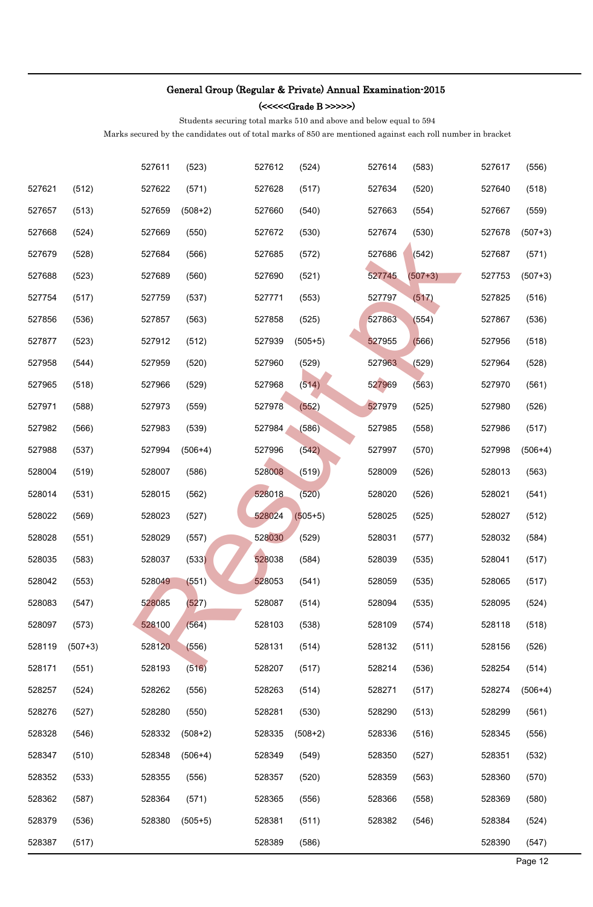**General Group (Regular & Private) Annual Examination-2015**

**(<<<<<Grade B >>>>>)**

Students securing total marks 510 and above and below equal to 594

Marks secured by the candidates out of total marks of 850 are mentioned against each roll number in bracket

| | | | | | | | | | |
|---|---|---|---|---|---|---|---|---|---|
| | | 527611 | (523) | 527612 | (524) | 527614 | (583) | 527617 | (556) |
| 527621 | (512) | 527622 | (571) | 527628 | (517) | 527634 | (520) | 527640 | (518) |
| 527657 | (513) | 527659 | (508+2) | 527660 | (540) | 527663 | (554) | 527667 | (559) |
| 527668 | (524) | 527669 | (550) | 527672 | (530) | 527674 | (530) | 527678 | (507+3) |
| 527679 | (528) | 527684 | (566) | 527685 | (572) | 527686 | (542) | 527687 | (571) |
| 527688 | (523) | 527689 | (560) | 527690 | (521) | 527745 | (507+3) | 527753 | (507+3) |
| 527754 | (517) | 527759 | (537) | 527771 | (553) | 527797 | (517) | 527825 | (516) |
| 527856 | (536) | 527857 | (563) | 527858 | (525) | 527863 | (554) | 527867 | (536) |
| 527877 | (523) | 527912 | (512) | 527939 | (505+5) | 527955 | (566) | 527956 | (518) |
| 527958 | (544) | 527959 | (520) | 527960 | (529) | 527963 | (529) | 527964 | (528) |
| 527965 | (518) | 527966 | (529) | 527968 | (514) | 527969 | (563) | 527970 | (561) |
| 527971 | (588) | 527973 | (559) | 527978 | (552) | 527979 | (525) | 527980 | (526) |
| 527982 | (566) | 527983 | (539) | 527984 | (586) | 527985 | (558) | 527986 | (517) |
| 527988 | (537) | 527994 | (506+4) | 527996 | (542) | 527997 | (570) | 527998 | (506+4) |
| 528004 | (519) | 528007 | (586) | 528008 | (519) | 528009 | (526) | 528013 | (563) |
| 528014 | (531) | 528015 | (562) | 528018 | (520) | 528020 | (526) | 528021 | (541) |
| 528022 | (569) | 528023 | (527) | 528024 | (505+5) | 528025 | (525) | 528027 | (512) |
| 528028 | (551) | 528029 | (557) | 528030 | (529) | 528031 | (577) | 528032 | (584) |
| 528035 | (583) | 528037 | (533) | 528038 | (584) | 528039 | (535) | 528041 | (517) |
| 528042 | (553) | 528049 | (551) | 528053 | (541) | 528059 | (535) | 528065 | (517) |
| 528083 | (547) | 528085 | (527) | 528087 | (514) | 528094 | (535) | 528095 | (524) |
| 528097 | (573) | 528100 | (564) | 528103 | (538) | 528109 | (574) | 528118 | (518) |
| 528119 | (507+3) | 528120 | (556) | 528131 | (514) | 528132 | (511) | 528156 | (526) |
| 528171 | (551) | 528193 | (516) | 528207 | (517) | 528214 | (536) | 528254 | (514) |
| 528257 | (524) | 528262 | (556) | 528263 | (514) | 528271 | (517) | 528274 | (506+4) |
| 528276 | (527) | 528280 | (550) | 528281 | (530) | 528290 | (513) | 528299 | (561) |
| 528328 | (546) | 528332 | (508+2) | 528335 | (508+2) | 528336 | (516) | 528345 | (556) |
| 528347 | (510) | 528348 | (506+4) | 528349 | (549) | 528350 | (527) | 528351 | (532) |
| 528352 | (533) | 528355 | (556) | 528357 | (520) | 528359 | (563) | 528360 | (570) |
| 528362 | (587) | 528364 | (571) | 528365 | (556) | 528366 | (558) | 528369 | (580) |
| 528379 | (536) | 528380 | (505+5) | 528381 | (511) | 528382 | (546) | 528384 | (524) |
| 528387 | (517) | | | 528389 | (586) | | | 528390 | (547) |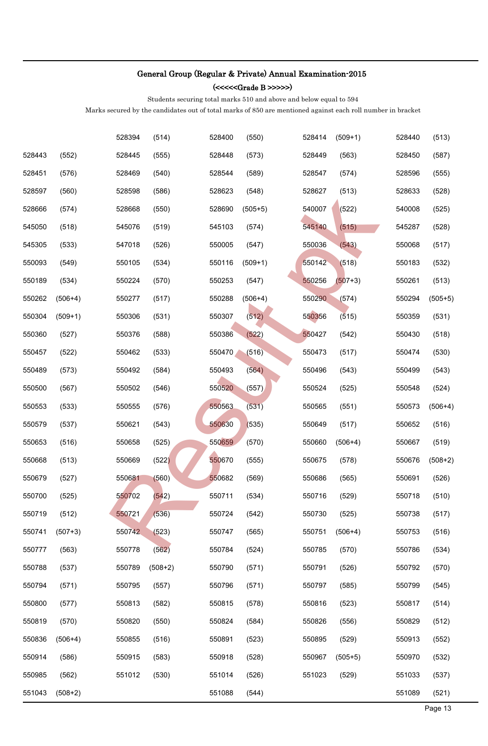## General Group (Regular & Private) Annual Examination-2015

### (<<<<<Grade B >>>>>)

Students securing total marks 510 and above and below equal to 594

Marks secured by the candidates out of total marks of 850 are mentioned against each roll number in bracket

| | | | | | | | | | |
|---|---|---|---|---|---|---|---|---|---|
| | | 528394 | (514) | 528400 | (550) | 528414 | (509+1) | 528440 | (513) |
| 528443 | (552) | 528445 | (555) | 528448 | (573) | 528449 | (563) | 528450 | (587) |
| 528451 | (576) | 528469 | (540) | 528544 | (589) | 528547 | (574) | 528596 | (555) |
| 528597 | (560) | 528598 | (586) | 528623 | (548) | 528627 | (513) | 528633 | (528) |
| 528666 | (574) | 528668 | (550) | 528690 | (505+5) | 540007 | (522) | 540008 | (525) |
| 545050 | (518) | 545076 | (519) | 545103 | (574) | 545140 | (515) | 545287 | (528) |
| 545305 | (533) | 547018 | (526) | 550005 | (547) | 550036 | (543) | 550068 | (517) |
| 550093 | (549) | 550105 | (534) | 550116 | (509+1) | 550142 | (518) | 550183 | (532) |
| 550189 | (534) | 550224 | (570) | 550253 | (547) | 550256 | (507+3) | 550261 | (513) |
| 550262 | (506+4) | 550277 | (517) | 550288 | (506+4) | 550290 | (574) | 550294 | (505+5) |
| 550304 | (509+1) | 550306 | (531) | 550307 | (512) | 550356 | (515) | 550359 | (531) |
| 550360 | (527) | 550376 | (588) | 550386 | (522) | 550427 | (542) | 550430 | (518) |
| 550457 | (522) | 550462 | (533) | 550470 | (516) | 550473 | (517) | 550474 | (530) |
| 550489 | (573) | 550492 | (584) | 550493 | (564) | 550496 | (543) | 550499 | (543) |
| 550500 | (567) | 550502 | (546) | 550520 | (557) | 550524 | (525) | 550548 | (524) |
| 550553 | (533) | 550555 | (576) | 550563 | (531) | 550565 | (551) | 550573 | (506+4) |
| 550579 | (537) | 550621 | (543) | 550630 | (535) | 550649 | (517) | 550652 | (516) |
| 550653 | (516) | 550658 | (525) | 550659 | (570) | 550660 | (506+4) | 550667 | (519) |
| 550668 | (513) | 550669 | (522) | 550670 | (555) | 550675 | (578) | 550676 | (508+2) |
| 550679 | (527) | 550681 | (560) | 550682 | (569) | 550686 | (565) | 550691 | (526) |
| 550700 | (525) | 550702 | (542) | 550711 | (534) | 550716 | (529) | 550718 | (510) |
| 550719 | (512) | 550721 | (536) | 550724 | (542) | 550730 | (525) | 550738 | (517) |
| 550741 | (507+3) | 550742 | (523) | 550747 | (565) | 550751 | (506+4) | 550753 | (516) |
| 550777 | (563) | 550778 | (562) | 550784 | (524) | 550785 | (570) | 550786 | (534) |
| 550788 | (537) | 550789 | (508+2) | 550790 | (571) | 550791 | (526) | 550792 | (570) |
| 550794 | (571) | 550795 | (557) | 550796 | (571) | 550797 | (585) | 550799 | (545) |
| 550800 | (577) | 550813 | (582) | 550815 | (578) | 550816 | (523) | 550817 | (514) |
| 550819 | (570) | 550820 | (550) | 550824 | (584) | 550826 | (556) | 550829 | (512) |
| 550836 | (506+4) | 550855 | (516) | 550891 | (523) | 550895 | (529) | 550913 | (552) |
| 550914 | (586) | 550915 | (583) | 550918 | (528) | 550967 | (505+5) | 550970 | (532) |
| 550985 | (562) | 551012 | (530) | 551014 | (526) | 551023 | (529) | 551033 | (537) |
| 551043 | (508+2) | | | 551088 | (544) | | | 551089 | (521) |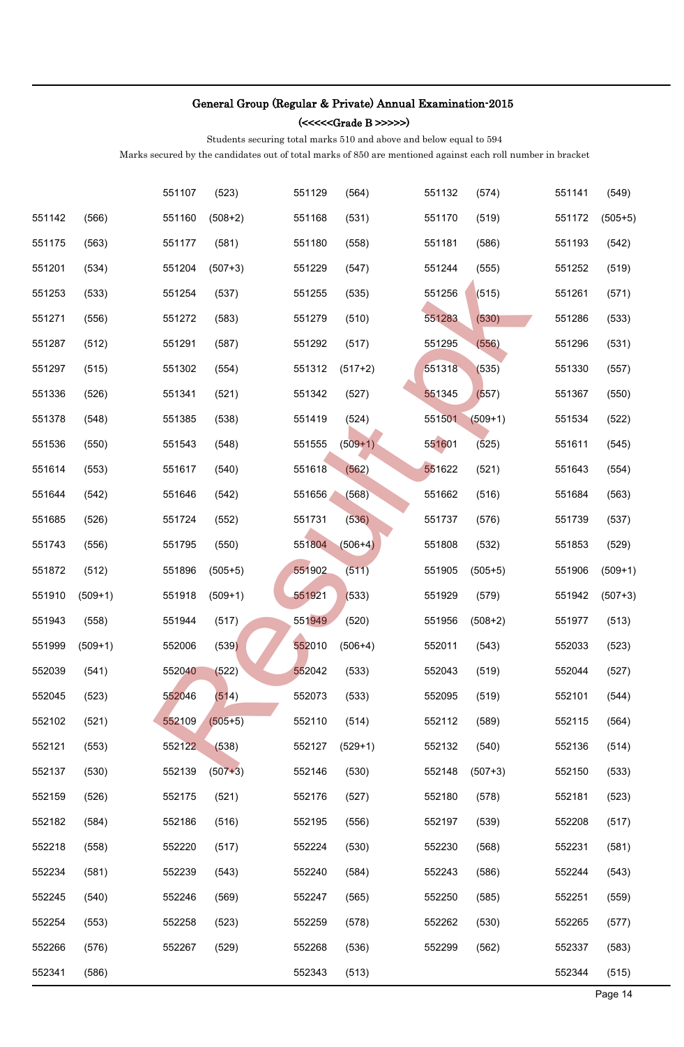## General Group (Regular & Private) Annual Examination-2015

### (<<<<<Grade B >>>>>)

Students securing total marks 510 and above and below equal to 594

Marks secured by the candidates out of total marks of 850 are mentioned against each roll number in bracket

| | | | | | | | | | |
|---|---|---|---|---|---|---|---|---|---|
| | | 551107 | (523) | 551129 | (564) | 551132 | (574) | 551141 | (549) |
| 551142 | (566) | 551160 | (508+2) | 551168 | (531) | 551170 | (519) | 551172 | (505+5) |
| 551175 | (563) | 551177 | (581) | 551180 | (558) | 551181 | (586) | 551193 | (542) |
| 551201 | (534) | 551204 | (507+3) | 551229 | (547) | 551244 | (555) | 551252 | (519) |
| 551253 | (533) | 551254 | (537) | 551255 | (535) | 551256 | (515) | 551261 | (571) |
| 551271 | (556) | 551272 | (583) | 551279 | (510) | 551283 | (530) | 551286 | (533) |
| 551287 | (512) | 551291 | (587) | 551292 | (517) | 551295 | (556) | 551296 | (531) |
| 551297 | (515) | 551302 | (554) | 551312 | (517+2) | 551318 | (535) | 551330 | (557) |
| 551336 | (526) | 551341 | (521) | 551342 | (527) | 551345 | (557) | 551367 | (550) |
| 551378 | (548) | 551385 | (538) | 551419 | (524) | 551501 | (509+1) | 551534 | (522) |
| 551536 | (550) | 551543 | (548) | 551555 | (509+1) | 551601 | (525) | 551611 | (545) |
| 551614 | (553) | 551617 | (540) | 551618 | (562) | 551622 | (521) | 551643 | (554) |
| 551644 | (542) | 551646 | (542) | 551656 | (568) | 551662 | (516) | 551684 | (563) |
| 551685 | (526) | 551724 | (552) | 551731 | (536) | 551737 | (576) | 551739 | (537) |
| 551743 | (556) | 551795 | (550) | 551804 | (506+4) | 551808 | (532) | 551853 | (529) |
| 551872 | (512) | 551896 | (505+5) | 551902 | (511) | 551905 | (505+5) | 551906 | (509+1) |
| 551910 | (509+1) | 551918 | (509+1) | 551921 | (533) | 551929 | (579) | 551942 | (507+3) |
| 551943 | (558) | 551944 | (517) | 551949 | (520) | 551956 | (508+2) | 551977 | (513) |
| 551999 | (509+1) | 552006 | (539) | 552010 | (506+4) | 552011 | (543) | 552033 | (523) |
| 552039 | (541) | 552040 | (522) | 552042 | (533) | 552043 | (519) | 552044 | (527) |
| 552045 | (523) | 552046 | (514) | 552073 | (533) | 552095 | (519) | 552101 | (544) |
| 552102 | (521) | 552109 | (505+5) | 552110 | (514) | 552112 | (589) | 552115 | (564) |
| 552121 | (553) | 552122 | (538) | 552127 | (529+1) | 552132 | (540) | 552136 | (514) |
| 552137 | (530) | 552139 | (507+3) | 552146 | (530) | 552148 | (507+3) | 552150 | (533) |
| 552159 | (526) | 552175 | (521) | 552176 | (527) | 552180 | (578) | 552181 | (523) |
| 552182 | (584) | 552186 | (516) | 552195 | (556) | 552197 | (539) | 552208 | (517) |
| 552218 | (558) | 552220 | (517) | 552224 | (530) | 552230 | (568) | 552231 | (581) |
| 552234 | (581) | 552239 | (543) | 552240 | (584) | 552243 | (586) | 552244 | (543) |
| 552245 | (540) | 552246 | (569) | 552247 | (565) | 552250 | (585) | 552251 | (559) |
| 552254 | (553) | 552258 | (523) | 552259 | (578) | 552262 | (530) | 552265 | (577) |
| 552266 | (576) | 552267 | (529) | 552268 | (536) | 552299 | (562) | 552337 | (583) |
| 552341 | (586) | | | 552343 | (513) | | | 552344 | (515) |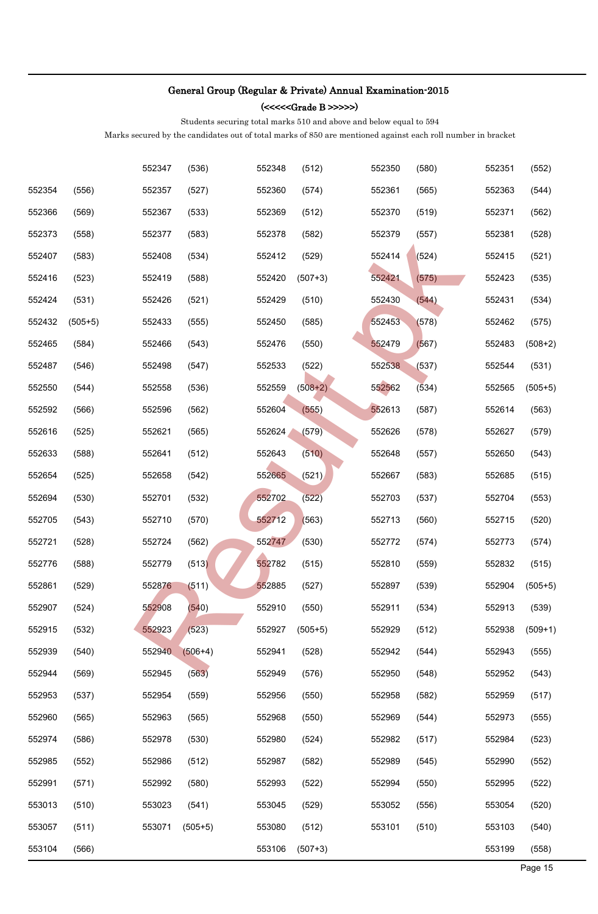## General Group (Regular & Private) Annual Examination-2015

### (<<<<<Grade B >>>>>)

Students securing total marks 510 and above and below equal to 594

Marks secured by the candidates out of total marks of 850 are mentioned against each roll number in bracket

| | | | | | | | | | |
|---|---|---|---|---|---|---|---|---|---|
| | | 552347 | (536) | 552348 | (512) | 552350 | (580) | 552351 | (552) |
| 552354 | (556) | 552357 | (527) | 552360 | (574) | 552361 | (565) | 552363 | (544) |
| 552366 | (569) | 552367 | (533) | 552369 | (512) | 552370 | (519) | 552371 | (562) |
| 552373 | (558) | 552377 | (583) | 552378 | (582) | 552379 | (557) | 552381 | (528) |
| 552407 | (583) | 552408 | (534) | 552412 | (529) | 552414 | (524) | 552415 | (521) |
| 552416 | (523) | 552419 | (588) | 552420 | (507+3) | 552421 | (575) | 552423 | (535) |
| 552424 | (531) | 552426 | (521) | 552429 | (510) | 552430 | (544) | 552431 | (534) |
| 552432 | (505+5) | 552433 | (555) | 552450 | (585) | 552453 | (578) | 552462 | (575) |
| 552465 | (584) | 552466 | (543) | 552476 | (550) | 552479 | (567) | 552483 | (508+2) |
| 552487 | (546) | 552498 | (547) | 552533 | (522) | 552538 | (537) | 552544 | (531) |
| 552550 | (544) | 552558 | (536) | 552559 | (508+2) | 552562 | (534) | 552565 | (505+5) |
| 552592 | (566) | 552596 | (562) | 552604 | (555) | 552613 | (587) | 552614 | (563) |
| 552616 | (525) | 552621 | (565) | 552624 | (579) | 552626 | (578) | 552627 | (579) |
| 552633 | (588) | 552641 | (512) | 552643 | (510) | 552648 | (557) | 552650 | (543) |
| 552654 | (525) | 552658 | (542) | 552665 | (521) | 552667 | (583) | 552685 | (515) |
| 552694 | (530) | 552701 | (532) | 552702 | (522) | 552703 | (537) | 552704 | (553) |
| 552705 | (543) | 552710 | (570) | 552712 | (563) | 552713 | (560) | 552715 | (520) |
| 552721 | (528) | 552724 | (562) | 552747 | (530) | 552772 | (574) | 552773 | (574) |
| 552776 | (588) | 552779 | (513) | 552782 | (515) | 552810 | (559) | 552832 | (515) |
| 552861 | (529) | 552876 | (511) | 552885 | (527) | 552897 | (539) | 552904 | (505+5) |
| 552907 | (524) | 552908 | (540) | 552910 | (550) | 552911 | (534) | 552913 | (539) |
| 552915 | (532) | 552923 | (523) | 552927 | (505+5) | 552929 | (512) | 552938 | (509+1) |
| 552939 | (540) | 552940 | (506+4) | 552941 | (528) | 552942 | (544) | 552943 | (555) |
| 552944 | (569) | 552945 | (563) | 552949 | (576) | 552950 | (548) | 552952 | (543) |
| 552953 | (537) | 552954 | (559) | 552956 | (550) | 552958 | (582) | 552959 | (517) |
| 552960 | (565) | 552963 | (565) | 552968 | (550) | 552969 | (544) | 552973 | (555) |
| 552974 | (586) | 552978 | (530) | 552980 | (524) | 552982 | (517) | 552984 | (523) |
| 552985 | (552) | 552986 | (512) | 552987 | (582) | 552989 | (545) | 552990 | (552) |
| 552991 | (571) | 552992 | (580) | 552993 | (522) | 552994 | (550) | 552995 | (522) |
| 553013 | (510) | 553023 | (541) | 553045 | (529) | 553052 | (556) | 553054 | (520) |
| 553057 | (511) | 553071 | (505+5) | 553080 | (512) | 553101 | (510) | 553103 | (540) |
| 553104 | (566) | | | 553106 | (507+3) | | | 553199 | (558) |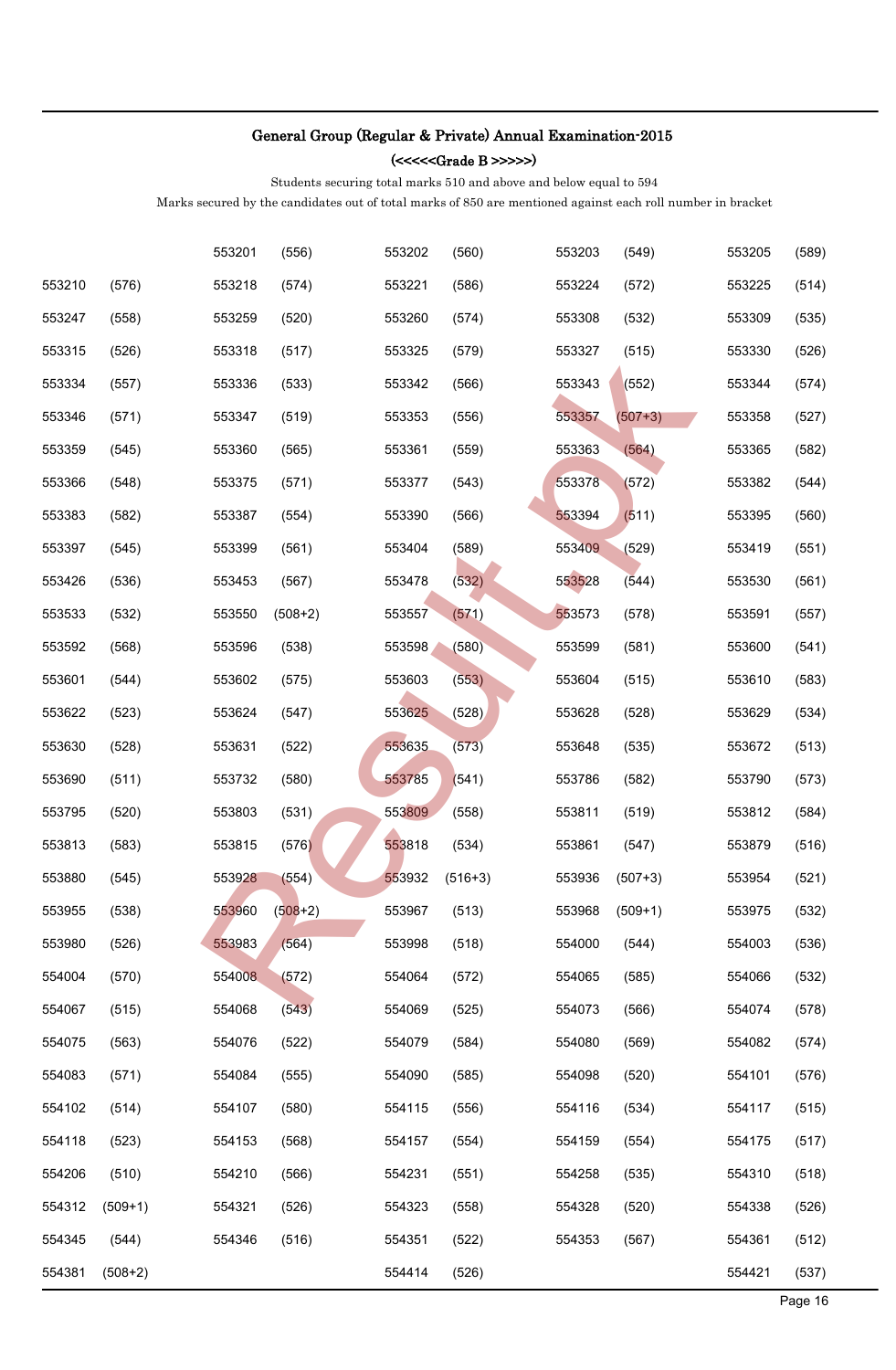## General Group (Regular & Private) Annual Examination-2015

### (<<<<<Grade B >>>>>)

Students securing total marks 510 and above and below equal to 594

Marks secured by the candidates out of total marks of 850 are mentioned against each roll number in bracket

| | | | | | | | | | |
|---|---|---|---|---|---|---|---|---|---|
| | | 553201 | (556) | 553202 | (560) | 553203 | (549) | 553205 | (589) |
| 553210 | (576) | 553218 | (574) | 553221 | (586) | 553224 | (572) | 553225 | (514) |
| 553247 | (558) | 553259 | (520) | 553260 | (574) | 553308 | (532) | 553309 | (535) |
| 553315 | (526) | 553318 | (517) | 553325 | (579) | 553327 | (515) | 553330 | (526) |
| 553334 | (557) | 553336 | (533) | 553342 | (566) | 553343 | (552) | 553344 | (574) |
| 553346 | (571) | 553347 | (519) | 553353 | (556) | 553357 | (507+3) | 553358 | (527) |
| 553359 | (545) | 553360 | (565) | 553361 | (559) | 553363 | (564) | 553365 | (582) |
| 553366 | (548) | 553375 | (571) | 553377 | (543) | 553378 | (572) | 553382 | (544) |
| 553383 | (582) | 553387 | (554) | 553390 | (566) | 553394 | (511) | 553395 | (560) |
| 553397 | (545) | 553399 | (561) | 553404 | (589) | 553409 | (529) | 553419 | (551) |
| 553426 | (536) | 553453 | (567) | 553478 | (532) | 553528 | (544) | 553530 | (561) |
| 553533 | (532) | 553550 | (508+2) | 553557 | (571) | 553573 | (578) | 553591 | (557) |
| 553592 | (568) | 553596 | (538) | 553598 | (580) | 553599 | (581) | 553600 | (541) |
| 553601 | (544) | 553602 | (575) | 553603 | (553) | 553604 | (515) | 553610 | (583) |
| 553622 | (523) | 553624 | (547) | 553625 | (528) | 553628 | (528) | 553629 | (534) |
| 553630 | (528) | 553631 | (522) | 553635 | (573) | 553648 | (535) | 553672 | (513) |
| 553690 | (511) | 553732 | (580) | 553785 | (541) | 553786 | (582) | 553790 | (573) |
| 553795 | (520) | 553803 | (531) | 553809 | (558) | 553811 | (519) | 553812 | (584) |
| 553813 | (583) | 553815 | (576) | 553818 | (534) | 553861 | (547) | 553879 | (516) |
| 553880 | (545) | 553928 | (554) | 553932 | (516+3) | 553936 | (507+3) | 553954 | (521) |
| 553955 | (538) | 553960 | (508+2) | 553967 | (513) | 553968 | (509+1) | 553975 | (532) |
| 553980 | (526) | 553983 | (564) | 553998 | (518) | 554000 | (544) | 554003 | (536) |
| 554004 | (570) | 554008 | (572) | 554064 | (572) | 554065 | (585) | 554066 | (532) |
| 554067 | (515) | 554068 | (543) | 554069 | (525) | 554073 | (566) | 554074 | (578) |
| 554075 | (563) | 554076 | (522) | 554079 | (584) | 554080 | (569) | 554082 | (574) |
| 554083 | (571) | 554084 | (555) | 554090 | (585) | 554098 | (520) | 554101 | (576) |
| 554102 | (514) | 554107 | (580) | 554115 | (556) | 554116 | (534) | 554117 | (515) |
| 554118 | (523) | 554153 | (568) | 554157 | (554) | 554159 | (554) | 554175 | (517) |
| 554206 | (510) | 554210 | (566) | 554231 | (551) | 554258 | (535) | 554310 | (518) |
| 554312 | (509+1) | 554321 | (526) | 554323 | (558) | 554328 | (520) | 554338 | (526) |
| 554345 | (544) | 554346 | (516) | 554351 | (522) | 554353 | (567) | 554361 | (512) |
| 554381 | (508+2) | | | 554414 | (526) | | | 554421 | (537) |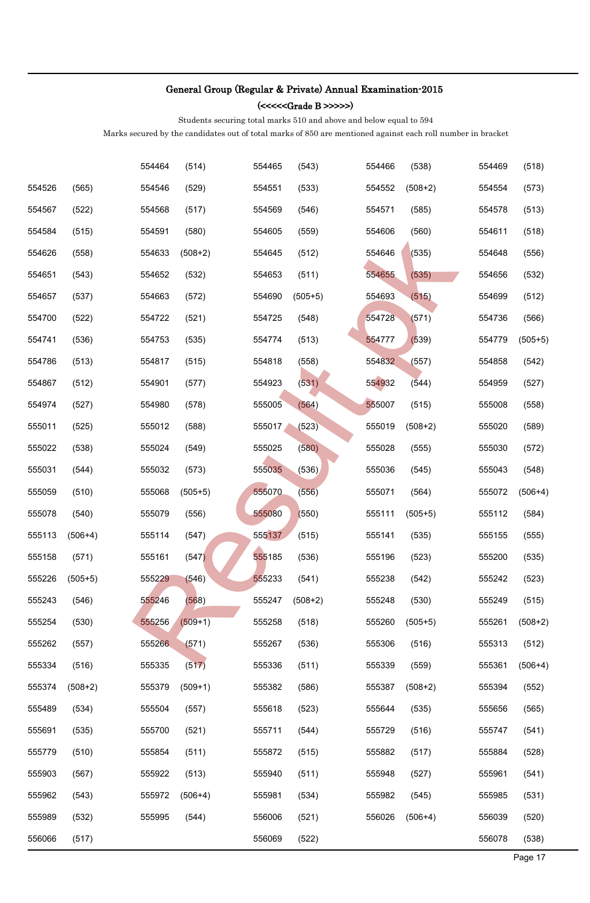**General Group (Regular & Private) Annual Examination-2015**

**(<<<<<Grade B >>>>>)**

Students securing total marks 510 and above and below equal to 594

Marks secured by the candidates out of total marks of 850 are mentioned against each roll number in bracket

| | | | | | | | | | |
|---|---|---|---|---|---|---|---|---|---|
| | | 554464 | (514) | 554465 | (543) | 554466 | (538) | 554469 | (518) |
| 554526 | (565) | 554546 | (529) | 554551 | (533) | 554552 | (508+2) | 554554 | (573) |
| 554567 | (522) | 554568 | (517) | 554569 | (546) | 554571 | (585) | 554578 | (513) |
| 554584 | (515) | 554591 | (580) | 554605 | (559) | 554606 | (560) | 554611 | (518) |
| 554626 | (558) | 554633 | (508+2) | 554645 | (512) | 554646 | (535) | 554648 | (556) |
| 554651 | (543) | 554652 | (532) | 554653 | (511) | 554655 | (535) | 554656 | (532) |
| 554657 | (537) | 554663 | (572) | 554690 | (505+5) | 554693 | (515) | 554699 | (512) |
| 554700 | (522) | 554722 | (521) | 554725 | (548) | 554728 | (571) | 554736 | (566) |
| 554741 | (536) | 554753 | (535) | 554774 | (513) | 554777 | (539) | 554779 | (505+5) |
| 554786 | (513) | 554817 | (515) | 554818 | (558) | 554832 | (557) | 554858 | (542) |
| 554867 | (512) | 554901 | (577) | 554923 | (531) | 554932 | (544) | 554959 | (527) |
| 554974 | (527) | 554980 | (578) | 555005 | (564) | 555007 | (515) | 555008 | (558) |
| 555011 | (525) | 555012 | (588) | 555017 | (523) | 555019 | (508+2) | 555020 | (589) |
| 555022 | (538) | 555024 | (549) | 555025 | (580) | 555028 | (555) | 555030 | (572) |
| 555031 | (544) | 555032 | (573) | 555035 | (536) | 555036 | (545) | 555043 | (548) |
| 555059 | (510) | 555068 | (505+5) | 555070 | (556) | 555071 | (564) | 555072 | (506+4) |
| 555078 | (540) | 555079 | (556) | 555080 | (550) | 555111 | (505+5) | 555112 | (584) |
| 555113 | (506+4) | 555114 | (547) | 555137 | (515) | 555141 | (535) | 555155 | (555) |
| 555158 | (571) | 555161 | (547) | 555185 | (536) | 555196 | (523) | 555200 | (535) |
| 555226 | (505+5) | 555229 | (546) | 555233 | (541) | 555238 | (542) | 555242 | (523) |
| 555243 | (546) | 555246 | (568) | 555247 | (508+2) | 555248 | (530) | 555249 | (515) |
| 555254 | (530) | 555256 | (509+1) | 555258 | (518) | 555260 | (505+5) | 555261 | (508+2) |
| 555262 | (557) | 555266 | (571) | 555267 | (536) | 555306 | (516) | 555313 | (512) |
| 555334 | (516) | 555335 | (517) | 555336 | (511) | 555339 | (559) | 555361 | (506+4) |
| 555374 | (508+2) | 555379 | (509+1) | 555382 | (586) | 555387 | (508+2) | 555394 | (552) |
| 555489 | (534) | 555504 | (557) | 555618 | (523) | 555644 | (535) | 555656 | (565) |
| 555691 | (535) | 555700 | (521) | 555711 | (544) | 555729 | (516) | 555747 | (541) |
| 555779 | (510) | 555854 | (511) | 555872 | (515) | 555882 | (517) | 555884 | (528) |
| 555903 | (567) | 555922 | (513) | 555940 | (511) | 555948 | (527) | 555961 | (541) |
| 555962 | (543) | 555972 | (506+4) | 555981 | (534) | 555982 | (545) | 555985 | (531) |
| 555989 | (532) | 555995 | (544) | 556006 | (521) | 556026 | (506+4) | 556039 | (520) |
| 556066 | (517) | | | 556069 | (522) | | | 556078 | (538) |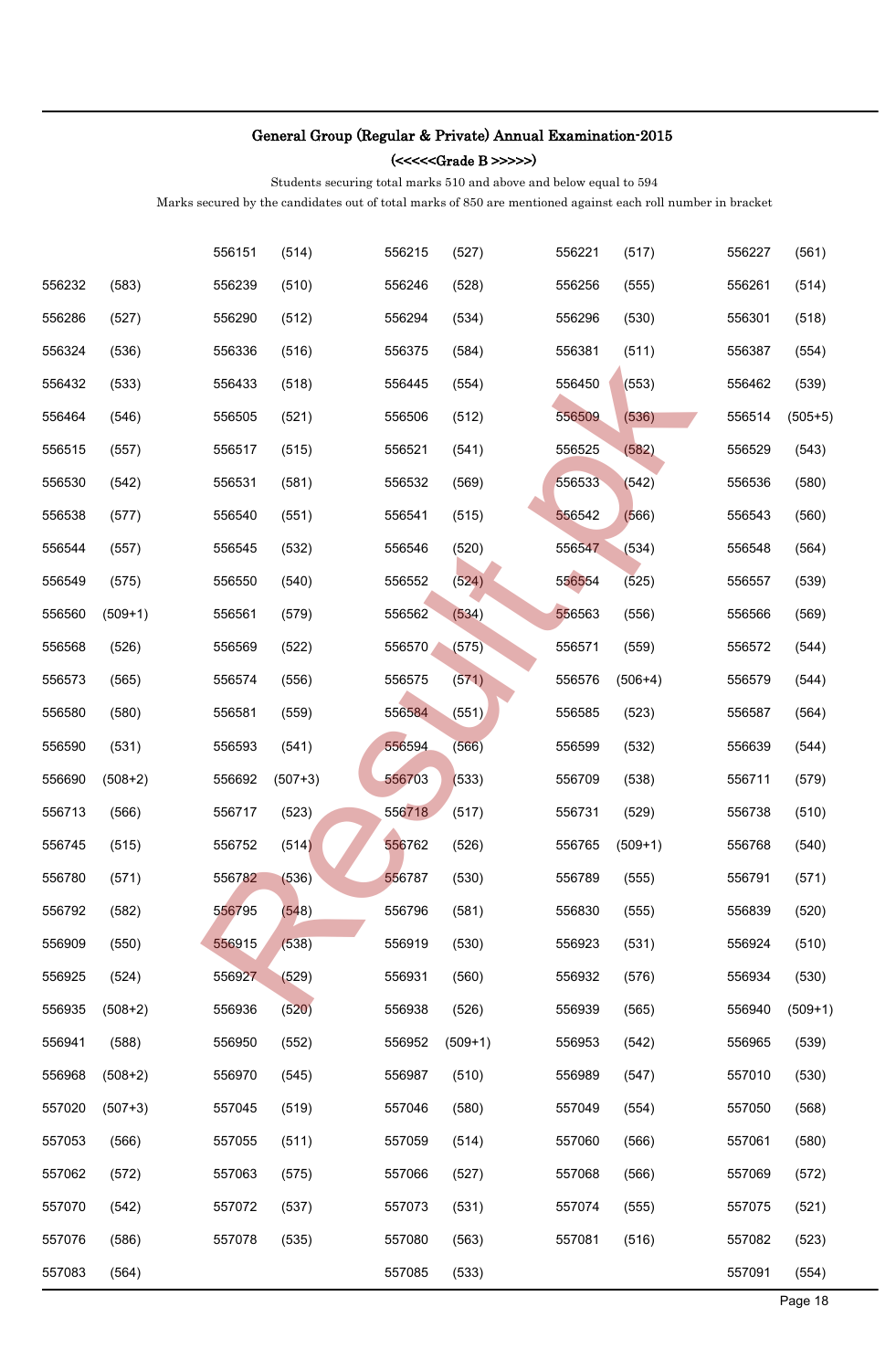## General Group (Regular & Private) Annual Examination-2015

### (<<<<<Grade B >>>>>)

Students securing total marks 510 and above and below equal to 594

Marks secured by the candidates out of total marks of 850 are mentioned against each roll number in bracket

| | | | | | | | | | |
|---|---|---|---|---|---|---|---|---|---|
| | | 556151 | (514) | 556215 | (527) | 556221 | (517) | 556227 | (561) |
| 556232 | (583) | 556239 | (510) | 556246 | (528) | 556256 | (555) | 556261 | (514) |
| 556286 | (527) | 556290 | (512) | 556294 | (534) | 556296 | (530) | 556301 | (518) |
| 556324 | (536) | 556336 | (516) | 556375 | (584) | 556381 | (511) | 556387 | (554) |
| 556432 | (533) | 556433 | (518) | 556445 | (554) | 556450 | (553) | 556462 | (539) |
| 556464 | (546) | 556505 | (521) | 556506 | (512) | 556509 | (536) | 556514 | (505+5) |
| 556515 | (557) | 556517 | (515) | 556521 | (541) | 556525 | (582) | 556529 | (543) |
| 556530 | (542) | 556531 | (581) | 556532 | (569) | 556533 | (542) | 556536 | (580) |
| 556538 | (577) | 556540 | (551) | 556541 | (515) | 556542 | (566) | 556543 | (560) |
| 556544 | (557) | 556545 | (532) | 556546 | (520) | 556547 | (534) | 556548 | (564) |
| 556549 | (575) | 556550 | (540) | 556552 | (524) | 556554 | (525) | 556557 | (539) |
| 556560 | (509+1) | 556561 | (579) | 556562 | (534) | 556563 | (556) | 556566 | (569) |
| 556568 | (526) | 556569 | (522) | 556570 | (575) | 556571 | (559) | 556572 | (544) |
| 556573 | (565) | 556574 | (556) | 556575 | (571) | 556576 | (506+4) | 556579 | (544) |
| 556580 | (580) | 556581 | (559) | 556584 | (551) | 556585 | (523) | 556587 | (564) |
| 556590 | (531) | 556593 | (541) | 556594 | (566) | 556599 | (532) | 556639 | (544) |
| 556690 | (508+2) | 556692 | (507+3) | 556703 | (533) | 556709 | (538) | 556711 | (579) |
| 556713 | (566) | 556717 | (523) | 556718 | (517) | 556731 | (529) | 556738 | (510) |
| 556745 | (515) | 556752 | (514) | 556762 | (526) | 556765 | (509+1) | 556768 | (540) |
| 556780 | (571) | 556782 | (536) | 556787 | (530) | 556789 | (555) | 556791 | (571) |
| 556792 | (582) | 556795 | (548) | 556796 | (581) | 556830 | (555) | 556839 | (520) |
| 556909 | (550) | 556915 | (538) | 556919 | (530) | 556923 | (531) | 556924 | (510) |
| 556925 | (524) | 556927 | (529) | 556931 | (560) | 556932 | (576) | 556934 | (530) |
| 556935 | (508+2) | 556936 | (520) | 556938 | (526) | 556939 | (565) | 556940 | (509+1) |
| 556941 | (588) | 556950 | (552) | 556952 | (509+1) | 556953 | (542) | 556965 | (539) |
| 556968 | (508+2) | 556970 | (545) | 556987 | (510) | 556989 | (547) | 557010 | (530) |
| 557020 | (507+3) | 557045 | (519) | 557046 | (580) | 557049 | (554) | 557050 | (568) |
| 557053 | (566) | 557055 | (511) | 557059 | (514) | 557060 | (566) | 557061 | (580) |
| 557062 | (572) | 557063 | (575) | 557066 | (527) | 557068 | (566) | 557069 | (572) |
| 557070 | (542) | 557072 | (537) | 557073 | (531) | 557074 | (555) | 557075 | (521) |
| 557076 | (586) | 557078 | (535) | 557080 | (563) | 557081 | (516) | 557082 | (523) |
| 557083 | (564) | | | 557085 | (533) | | | 557091 | (554) |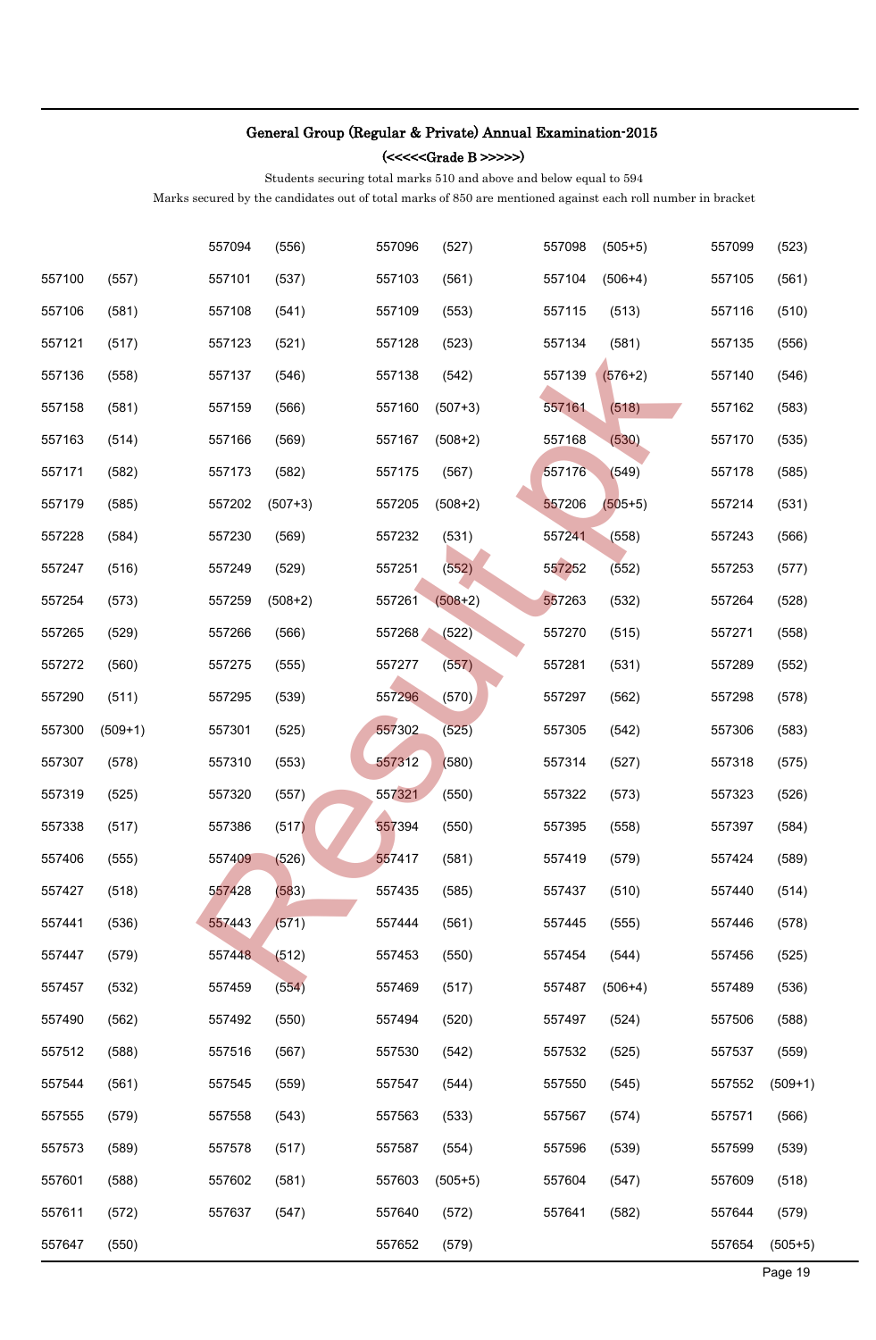## General Group (Regular & Private) Annual Examination-2015

### (<<<<<Grade B >>>>>)

Students securing total marks 510 and above and below equal to 594

Marks secured by the candidates out of total marks of 850 are mentioned against each roll number in bracket

| | | | | | | | | | |
|---|---|---|---|---|---|---|---|---|---|
| | | 557094 | (556) | 557096 | (527) | 557098 | (505+5) | 557099 | (523) |
| 557100 | (557) | 557101 | (537) | 557103 | (561) | 557104 | (506+4) | 557105 | (561) |
| 557106 | (581) | 557108 | (541) | 557109 | (553) | 557115 | (513) | 557116 | (510) |
| 557121 | (517) | 557123 | (521) | 557128 | (523) | 557134 | (581) | 557135 | (556) |
| 557136 | (558) | 557137 | (546) | 557138 | (542) | 557139 | (576+2) | 557140 | (546) |
| 557158 | (581) | 557159 | (566) | 557160 | (507+3) | 557161 | (518) | 557162 | (583) |
| 557163 | (514) | 557166 | (569) | 557167 | (508+2) | 557168 | (530) | 557170 | (535) |
| 557171 | (582) | 557173 | (582) | 557175 | (567) | 557176 | (549) | 557178 | (585) |
| 557179 | (585) | 557202 | (507+3) | 557205 | (508+2) | 557206 | (505+5) | 557214 | (531) |
| 557228 | (584) | 557230 | (569) | 557232 | (531) | 557241 | (558) | 557243 | (566) |
| 557247 | (516) | 557249 | (529) | 557251 | (552) | 557252 | (552) | 557253 | (577) |
| 557254 | (573) | 557259 | (508+2) | 557261 | (508+2) | 557263 | (532) | 557264 | (528) |
| 557265 | (529) | 557266 | (566) | 557268 | (522) | 557270 | (515) | 557271 | (558) |
| 557272 | (560) | 557275 | (555) | 557277 | (557) | 557281 | (531) | 557289 | (552) |
| 557290 | (511) | 557295 | (539) | 557296 | (570) | 557297 | (562) | 557298 | (578) |
| 557300 | (509+1) | 557301 | (525) | 557302 | (525) | 557305 | (542) | 557306 | (583) |
| 557307 | (578) | 557310 | (553) | 557312 | (580) | 557314 | (527) | 557318 | (575) |
| 557319 | (525) | 557320 | (557) | 557321 | (550) | 557322 | (573) | 557323 | (526) |
| 557338 | (517) | 557386 | (517) | 557394 | (550) | 557395 | (558) | 557397 | (584) |
| 557406 | (555) | 557409 | (526) | 557417 | (581) | 557419 | (579) | 557424 | (589) |
| 557427 | (518) | 557428 | (583) | 557435 | (585) | 557437 | (510) | 557440 | (514) |
| 557441 | (536) | 557443 | (571) | 557444 | (561) | 557445 | (555) | 557446 | (578) |
| 557447 | (579) | 557448 | (512) | 557453 | (550) | 557454 | (544) | 557456 | (525) |
| 557457 | (532) | 557459 | (554) | 557469 | (517) | 557487 | (506+4) | 557489 | (536) |
| 557490 | (562) | 557492 | (550) | 557494 | (520) | 557497 | (524) | 557506 | (588) |
| 557512 | (588) | 557516 | (567) | 557530 | (542) | 557532 | (525) | 557537 | (559) |
| 557544 | (561) | 557545 | (559) | 557547 | (544) | 557550 | (545) | 557552 | (509+1) |
| 557555 | (579) | 557558 | (543) | 557563 | (533) | 557567 | (574) | 557571 | (566) |
| 557573 | (589) | 557578 | (517) | 557587 | (554) | 557596 | (539) | 557599 | (539) |
| 557601 | (588) | 557602 | (581) | 557603 | (505+5) | 557604 | (547) | 557609 | (518) |
| 557611 | (572) | 557637 | (547) | 557640 | (572) | 557641 | (582) | 557644 | (579) |
| 557647 | (550) | | | 557652 | (579) | | | 557654 | (505+5) |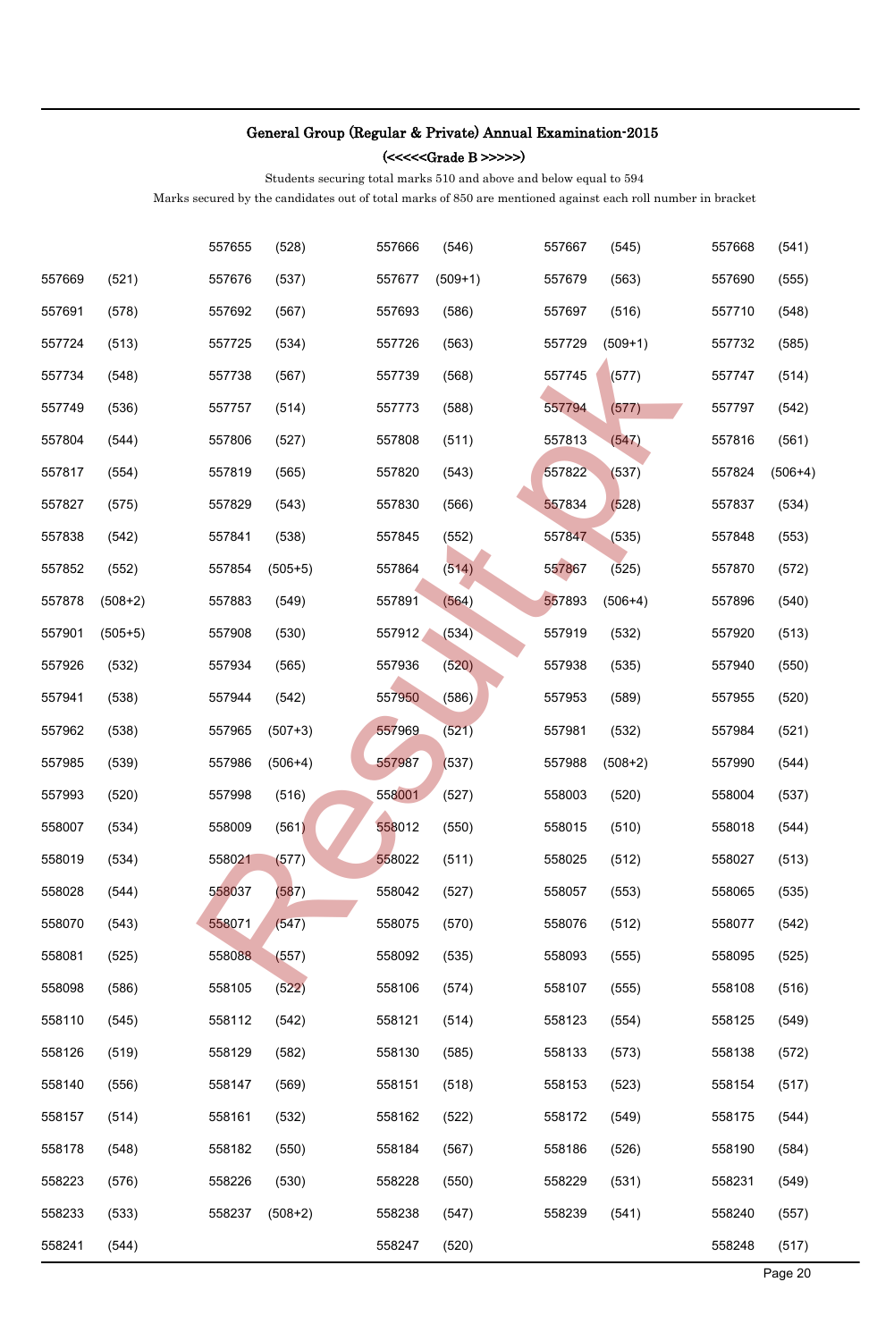**General Group (Regular & Private) Annual Examination-2015**

**(<<<<<Grade B >>>>>)**

Students securing total marks 510 and above and below equal to 594

Marks secured by the candidates out of total marks of 850 are mentioned against each roll number in bracket

| | | | | | | | | | |
|---|---|---|---|---|---|---|---|---|---|
| | | 557655 | (528) | 557666 | (546) | 557667 | (545) | 557668 | (541) |
| 557669 | (521) | 557676 | (537) | 557677 | (509+1) | 557679 | (563) | 557690 | (555) |
| 557691 | (578) | 557692 | (567) | 557693 | (586) | 557697 | (516) | 557710 | (548) |
| 557724 | (513) | 557725 | (534) | 557726 | (563) | 557729 | (509+1) | 557732 | (585) |
| 557734 | (548) | 557738 | (567) | 557739 | (568) | 557745 | (577) | 557747 | (514) |
| 557749 | (536) | 557757 | (514) | 557773 | (588) | 557794 | (577) | 557797 | (542) |
| 557804 | (544) | 557806 | (527) | 557808 | (511) | 557813 | (547) | 557816 | (561) |
| 557817 | (554) | 557819 | (565) | 557820 | (543) | 557822 | (537) | 557824 | (506+4) |
| 557827 | (575) | 557829 | (543) | 557830 | (566) | 557834 | (528) | 557837 | (534) |
| 557838 | (542) | 557841 | (538) | 557845 | (552) | 557847 | (535) | 557848 | (553) |
| 557852 | (552) | 557854 | (505+5) | 557864 | (514) | 557867 | (525) | 557870 | (572) |
| 557878 | (508+2) | 557883 | (549) | 557891 | (564) | 557893 | (506+4) | 557896 | (540) |
| 557901 | (505+5) | 557908 | (530) | 557912 | (534) | 557919 | (532) | 557920 | (513) |
| 557926 | (532) | 557934 | (565) | 557936 | (520) | 557938 | (535) | 557940 | (550) |
| 557941 | (538) | 557944 | (542) | 557950 | (586) | 557953 | (589) | 557955 | (520) |
| 557962 | (538) | 557965 | (507+3) | 557969 | (521) | 557981 | (532) | 557984 | (521) |
| 557985 | (539) | 557986 | (506+4) | 557987 | (537) | 557988 | (508+2) | 557990 | (544) |
| 557993 | (520) | 557998 | (516) | 558001 | (527) | 558003 | (520) | 558004 | (537) |
| 558007 | (534) | 558009 | (561) | 558012 | (550) | 558015 | (510) | 558018 | (544) |
| 558019 | (534) | 558021 | (577) | 558022 | (511) | 558025 | (512) | 558027 | (513) |
| 558028 | (544) | 558037 | (587) | 558042 | (527) | 558057 | (553) | 558065 | (535) |
| 558070 | (543) | 558071 | (547) | 558075 | (570) | 558076 | (512) | 558077 | (542) |
| 558081 | (525) | 558088 | (557) | 558092 | (535) | 558093 | (555) | 558095 | (525) |
| 558098 | (586) | 558105 | (522) | 558106 | (574) | 558107 | (555) | 558108 | (516) |
| 558110 | (545) | 558112 | (542) | 558121 | (514) | 558123 | (554) | 558125 | (549) |
| 558126 | (519) | 558129 | (582) | 558130 | (585) | 558133 | (573) | 558138 | (572) |
| 558140 | (556) | 558147 | (569) | 558151 | (518) | 558153 | (523) | 558154 | (517) |
| 558157 | (514) | 558161 | (532) | 558162 | (522) | 558172 | (549) | 558175 | (544) |
| 558178 | (548) | 558182 | (550) | 558184 | (567) | 558186 | (526) | 558190 | (584) |
| 558223 | (576) | 558226 | (530) | 558228 | (550) | 558229 | (531) | 558231 | (549) |
| 558233 | (533) | 558237 | (508+2) | 558238 | (547) | 558239 | (541) | 558240 | (557) |
| 558241 | (544) | | | 558247 | (520) | | | 558248 | (517) |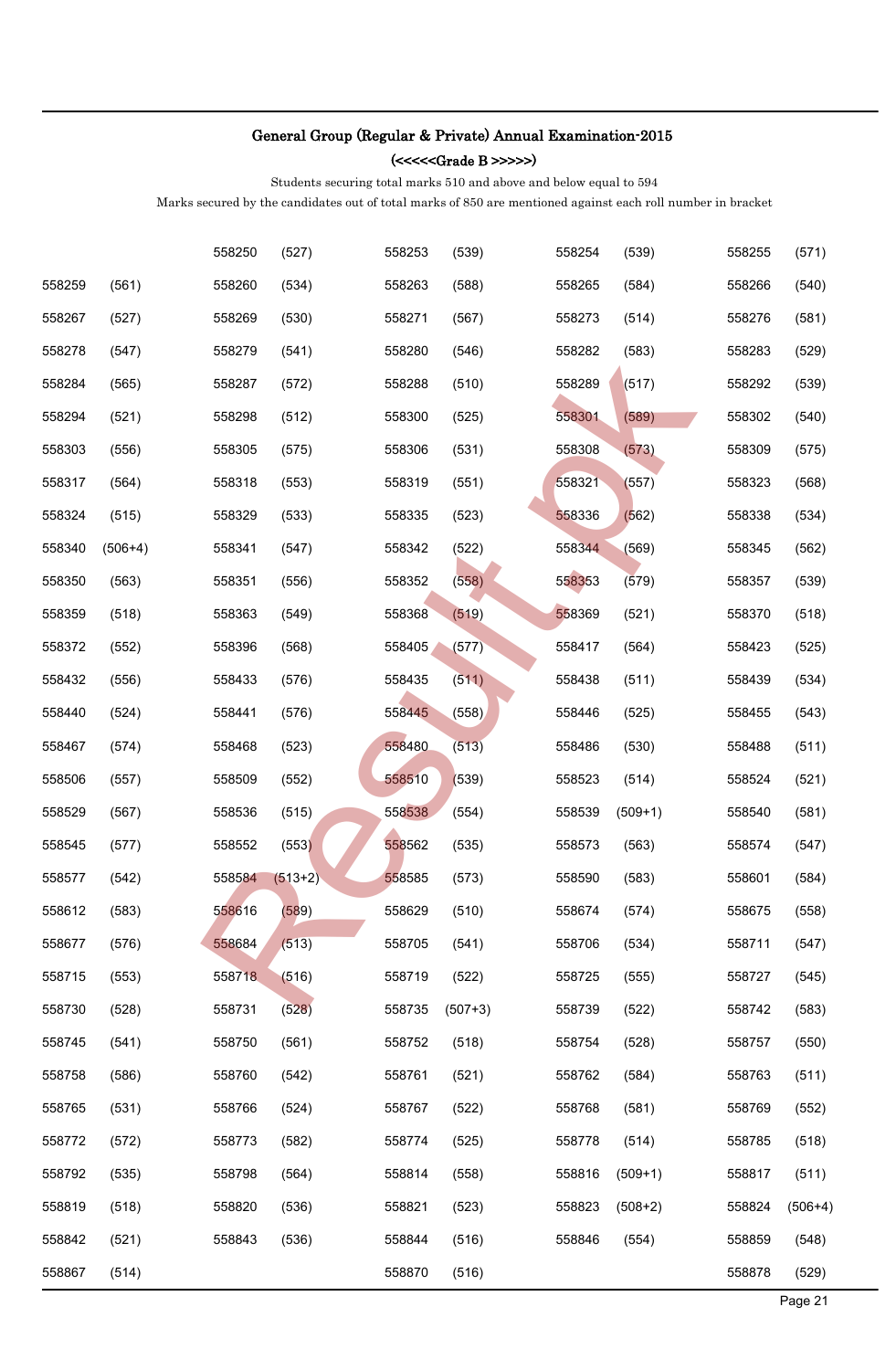## General Group (Regular & Private) Annual Examination-2015

### (<<<<<Grade B >>>>>)

Students securing total marks 510 and above and below equal to 594

Marks secured by the candidates out of total marks of 850 are mentioned against each roll number in bracket

| | | | | | | | | | |
|---|---|---|---|---|---|---|---|---|---|
| | | 558250 | (527) | 558253 | (539) | 558254 | (539) | 558255 | (571) |
| 558259 | (561) | 558260 | (534) | 558263 | (588) | 558265 | (584) | 558266 | (540) |
| 558267 | (527) | 558269 | (530) | 558271 | (567) | 558273 | (514) | 558276 | (581) |
| 558278 | (547) | 558279 | (541) | 558280 | (546) | 558282 | (583) | 558283 | (529) |
| 558284 | (565) | 558287 | (572) | 558288 | (510) | 558289 | (517) | 558292 | (539) |
| 558294 | (521) | 558298 | (512) | 558300 | (525) | 558301 | (589) | 558302 | (540) |
| 558303 | (556) | 558305 | (575) | 558306 | (531) | 558308 | (573) | 558309 | (575) |
| 558317 | (564) | 558318 | (553) | 558319 | (551) | 558321 | (557) | 558323 | (568) |
| 558324 | (515) | 558329 | (533) | 558335 | (523) | 558336 | (562) | 558338 | (534) |
| 558340 | (506+4) | 558341 | (547) | 558342 | (522) | 558344 | (569) | 558345 | (562) |
| 558350 | (563) | 558351 | (556) | 558352 | (558) | 558353 | (579) | 558357 | (539) |
| 558359 | (518) | 558363 | (549) | 558368 | (519) | 558369 | (521) | 558370 | (518) |
| 558372 | (552) | 558396 | (568) | 558405 | (577) | 558417 | (564) | 558423 | (525) |
| 558432 | (556) | 558433 | (576) | 558435 | (511) | 558438 | (511) | 558439 | (534) |
| 558440 | (524) | 558441 | (576) | 558445 | (558) | 558446 | (525) | 558455 | (543) |
| 558467 | (574) | 558468 | (523) | 558480 | (513) | 558486 | (530) | 558488 | (511) |
| 558506 | (557) | 558509 | (552) | 558510 | (539) | 558523 | (514) | 558524 | (521) |
| 558529 | (567) | 558536 | (515) | 558538 | (554) | 558539 | (509+1) | 558540 | (581) |
| 558545 | (577) | 558552 | (553) | 558562 | (535) | 558573 | (563) | 558574 | (547) |
| 558577 | (542) | 558584 | (513+2) | 558585 | (573) | 558590 | (583) | 558601 | (584) |
| 558612 | (583) | 558616 | (589) | 558629 | (510) | 558674 | (574) | 558675 | (558) |
| 558677 | (576) | 558684 | (513) | 558705 | (541) | 558706 | (534) | 558711 | (547) |
| 558715 | (553) | 558718 | (516) | 558719 | (522) | 558725 | (555) | 558727 | (545) |
| 558730 | (528) | 558731 | (528) | 558735 | (507+3) | 558739 | (522) | 558742 | (583) |
| 558745 | (541) | 558750 | (561) | 558752 | (518) | 558754 | (528) | 558757 | (550) |
| 558758 | (586) | 558760 | (542) | 558761 | (521) | 558762 | (584) | 558763 | (511) |
| 558765 | (531) | 558766 | (524) | 558767 | (522) | 558768 | (581) | 558769 | (552) |
| 558772 | (572) | 558773 | (582) | 558774 | (525) | 558778 | (514) | 558785 | (518) |
| 558792 | (535) | 558798 | (564) | 558814 | (558) | 558816 | (509+1) | 558817 | (511) |
| 558819 | (518) | 558820 | (536) | 558821 | (523) | 558823 | (508+2) | 558824 | (506+4) |
| 558842 | (521) | 558843 | (536) | 558844 | (516) | 558846 | (554) | 558859 | (548) |
| 558867 | (514) | | | 558870 | (516) | | | 558878 | (529) |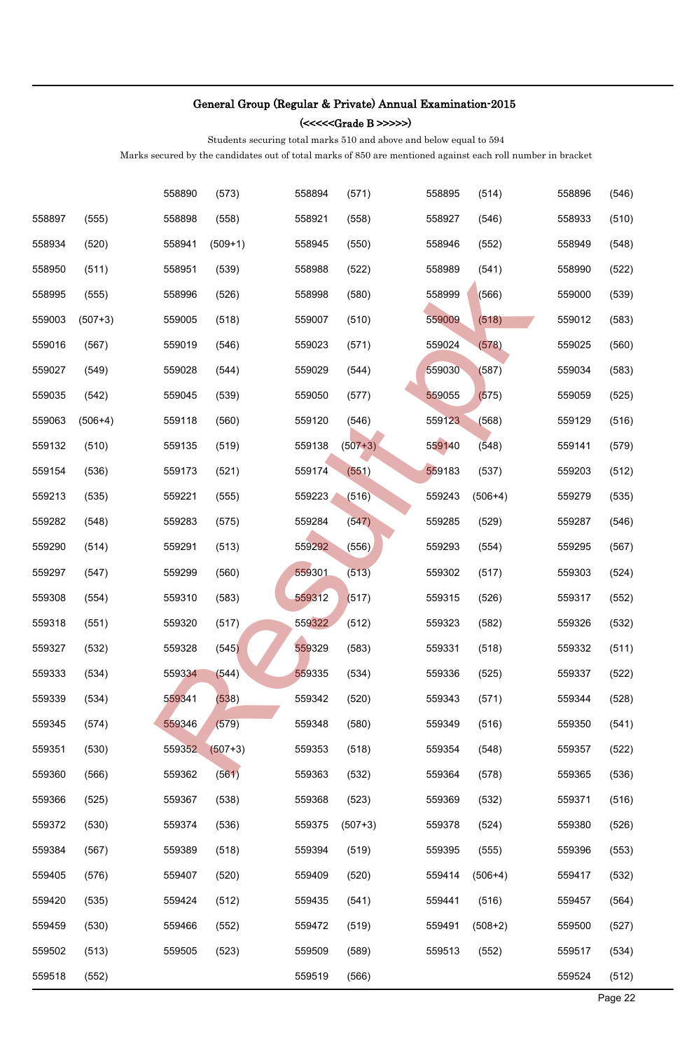## General Group (Regular & Private) Annual Examination-2015

### (<<<<<Grade B >>>>>)

Students securing total marks 510 and above and below equal to 594

Marks secured by the candidates out of total marks of 850 are mentioned against each roll number in bracket

| | | | | | | | | | |
|---|---|---|---|---|---|---|---|---|---|
| | | 558890 | (573) | 558894 | (571) | 558895 | (514) | 558896 | (546) |
| 558897 | (555) | 558898 | (558) | 558921 | (558) | 558927 | (546) | 558933 | (510) |
| 558934 | (520) | 558941 | (509+1) | 558945 | (550) | 558946 | (552) | 558949 | (548) |
| 558950 | (511) | 558951 | (539) | 558988 | (522) | 558989 | (541) | 558990 | (522) |
| 558995 | (555) | 558996 | (526) | 558998 | (580) | 558999 | (566) | 559000 | (539) |
| 559003 | (507+3) | 559005 | (518) | 559007 | (510) | 559009 | (518) | 559012 | (583) |
| 559016 | (567) | 559019 | (546) | 559023 | (571) | 559024 | (578) | 559025 | (560) |
| 559027 | (549) | 559028 | (544) | 559029 | (544) | 559030 | (587) | 559034 | (583) |
| 559035 | (542) | 559045 | (539) | 559050 | (577) | 559055 | (575) | 559059 | (525) |
| 559063 | (506+4) | 559118 | (560) | 559120 | (546) | 559123 | (568) | 559129 | (516) |
| 559132 | (510) | 559135 | (519) | 559138 | (507+3) | 559140 | (548) | 559141 | (579) |
| 559154 | (536) | 559173 | (521) | 559174 | (551) | 559183 | (537) | 559203 | (512) |
| 559213 | (535) | 559221 | (555) | 559223 | (516) | 559243 | (506+4) | 559279 | (535) |
| 559282 | (548) | 559283 | (575) | 559284 | (547) | 559285 | (529) | 559287 | (546) |
| 559290 | (514) | 559291 | (513) | 559292 | (556) | 559293 | (554) | 559295 | (567) |
| 559297 | (547) | 559299 | (560) | 559301 | (513) | 559302 | (517) | 559303 | (524) |
| 559308 | (554) | 559310 | (583) | 559312 | (517) | 559315 | (526) | 559317 | (552) |
| 559318 | (551) | 559320 | (517) | 559322 | (512) | 559323 | (582) | 559326 | (532) |
| 559327 | (532) | 559328 | (545) | 559329 | (583) | 559331 | (518) | 559332 | (511) |
| 559333 | (534) | 559334 | (544) | 559335 | (534) | 559336 | (525) | 559337 | (522) |
| 559339 | (534) | 559341 | (538) | 559342 | (520) | 559343 | (571) | 559344 | (528) |
| 559345 | (574) | 559346 | (579) | 559348 | (580) | 559349 | (516) | 559350 | (541) |
| 559351 | (530) | 559352 | (507+3) | 559353 | (518) | 559354 | (548) | 559357 | (522) |
| 559360 | (566) | 559362 | (561) | 559363 | (532) | 559364 | (578) | 559365 | (536) |
| 559366 | (525) | 559367 | (538) | 559368 | (523) | 559369 | (532) | 559371 | (516) |
| 559372 | (530) | 559374 | (536) | 559375 | (507+3) | 559378 | (524) | 559380 | (526) |
| 559384 | (567) | 559389 | (518) | 559394 | (519) | 559395 | (555) | 559396 | (553) |
| 559405 | (576) | 559407 | (520) | 559409 | (520) | 559414 | (506+4) | 559417 | (532) |
| 559420 | (535) | 559424 | (512) | 559435 | (541) | 559441 | (516) | 559457 | (564) |
| 559459 | (530) | 559466 | (552) | 559472 | (519) | 559491 | (508+2) | 559500 | (527) |
| 559502 | (513) | 559505 | (523) | 559509 | (589) | 559513 | (552) | 559517 | (534) |
| 559518 | (552) | | | 559519 | (566) | | | 559524 | (512) |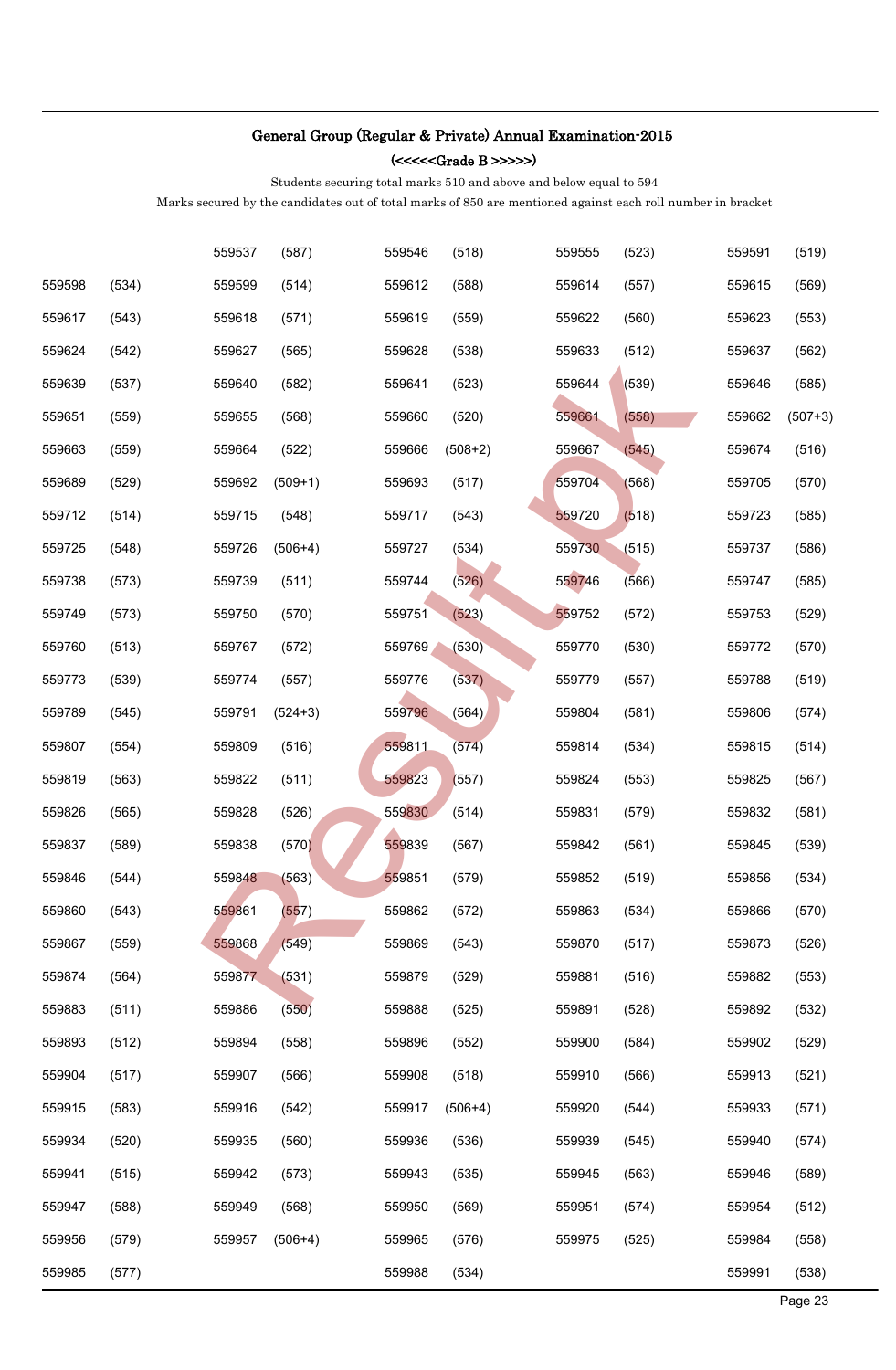## General Group (Regular & Private) Annual Examination-2015

### (<<<<<Grade B >>>>>)

Students securing total marks 510 and above and below equal to 594

Marks secured by the candidates out of total marks of 850 are mentioned against each roll number in bracket

| | | | | | | | | | |
|---|---|---|---|---|---|---|---|---|---|
| | | 559537 | (587) | 559546 | (518) | 559555 | (523) | 559591 | (519) |
| 559598 | (534) | 559599 | (514) | 559612 | (588) | 559614 | (557) | 559615 | (569) |
| 559617 | (543) | 559618 | (571) | 559619 | (559) | 559622 | (560) | 559623 | (553) |
| 559624 | (542) | 559627 | (565) | 559628 | (538) | 559633 | (512) | 559637 | (562) |
| 559639 | (537) | 559640 | (582) | 559641 | (523) | 559644 | (539) | 559646 | (585) |
| 559651 | (559) | 559655 | (568) | 559660 | (520) | 559661 | (558) | 559662 | (507+3) |
| 559663 | (559) | 559664 | (522) | 559666 | (508+2) | 559667 | (545) | 559674 | (516) |
| 559689 | (529) | 559692 | (509+1) | 559693 | (517) | 559704 | (568) | 559705 | (570) |
| 559712 | (514) | 559715 | (548) | 559717 | (543) | 559720 | (518) | 559723 | (585) |
| 559725 | (548) | 559726 | (506+4) | 559727 | (534) | 559730 | (515) | 559737 | (586) |
| 559738 | (573) | 559739 | (511) | 559744 | (526) | 559746 | (566) | 559747 | (585) |
| 559749 | (573) | 559750 | (570) | 559751 | (523) | 559752 | (572) | 559753 | (529) |
| 559760 | (513) | 559767 | (572) | 559769 | (530) | 559770 | (530) | 559772 | (570) |
| 559773 | (539) | 559774 | (557) | 559776 | (537) | 559779 | (557) | 559788 | (519) |
| 559789 | (545) | 559791 | (524+3) | 559796 | (564) | 559804 | (581) | 559806 | (574) |
| 559807 | (554) | 559809 | (516) | 559811 | (574) | 559814 | (534) | 559815 | (514) |
| 559819 | (563) | 559822 | (511) | 559823 | (557) | 559824 | (553) | 559825 | (567) |
| 559826 | (565) | 559828 | (526) | 559830 | (514) | 559831 | (579) | 559832 | (581) |
| 559837 | (589) | 559838 | (570) | 559839 | (567) | 559842 | (561) | 559845 | (539) |
| 559846 | (544) | 559848 | (563) | 559851 | (579) | 559852 | (519) | 559856 | (534) |
| 559860 | (543) | 559861 | (557) | 559862 | (572) | 559863 | (534) | 559866 | (570) |
| 559867 | (559) | 559868 | (549) | 559869 | (543) | 559870 | (517) | 559873 | (526) |
| 559874 | (564) | 559877 | (531) | 559879 | (529) | 559881 | (516) | 559882 | (553) |
| 559883 | (511) | 559886 | (550) | 559888 | (525) | 559891 | (528) | 559892 | (532) |
| 559893 | (512) | 559894 | (558) | 559896 | (552) | 559900 | (584) | 559902 | (529) |
| 559904 | (517) | 559907 | (566) | 559908 | (518) | 559910 | (566) | 559913 | (521) |
| 559915 | (583) | 559916 | (542) | 559917 | (506+4) | 559920 | (544) | 559933 | (571) |
| 559934 | (520) | 559935 | (560) | 559936 | (536) | 559939 | (545) | 559940 | (574) |
| 559941 | (515) | 559942 | (573) | 559943 | (535) | 559945 | (563) | 559946 | (589) |
| 559947 | (588) | 559949 | (568) | 559950 | (569) | 559951 | (574) | 559954 | (512) |
| 559956 | (579) | 559957 | (506+4) | 559965 | (576) | 559975 | (525) | 559984 | (558) |
| 559985 | (577) | | | 559988 | (534) | | | 559991 | (538) |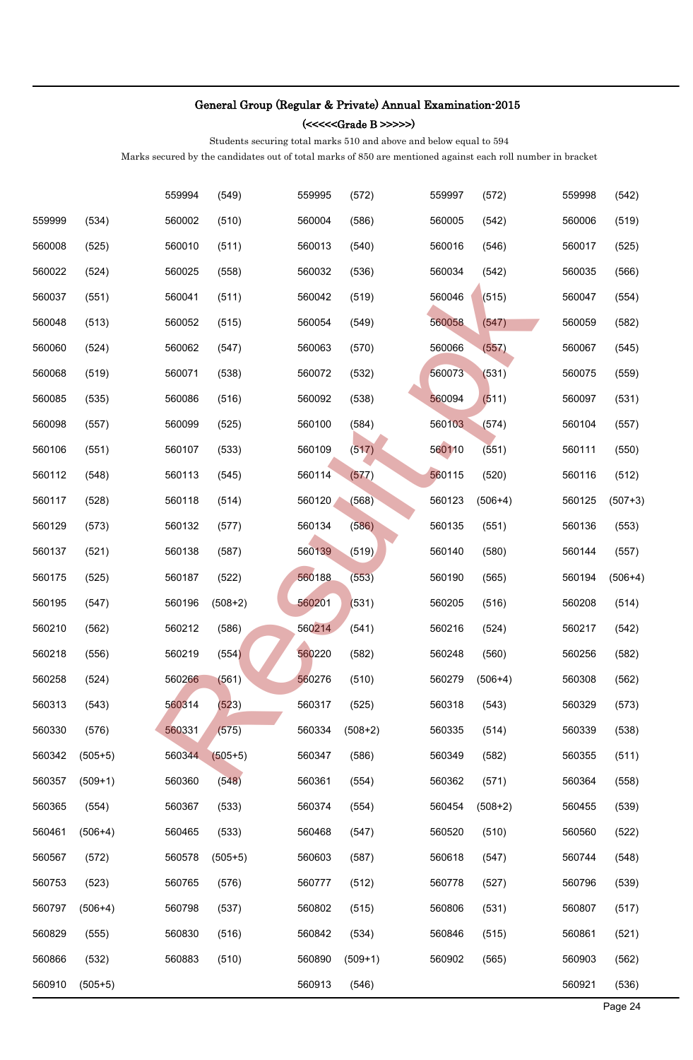## General Group (Regular & Private) Annual Examination-2015

### (<<<<<Grade B >>>>>)

Students securing total marks 510 and above and below equal to 594

Marks secured by the candidates out of total marks of 850 are mentioned against each roll number in bracket

| | | | | | | | | | |
|---|---|---|---|---|---|---|---|---|---|
| | | 559994 | (549) | 559995 | (572) | 559997 | (572) | 559998 | (542) |
| 559999 | (534) | 560002 | (510) | 560004 | (586) | 560005 | (542) | 560006 | (519) |
| 560008 | (525) | 560010 | (511) | 560013 | (540) | 560016 | (546) | 560017 | (525) |
| 560022 | (524) | 560025 | (558) | 560032 | (536) | 560034 | (542) | 560035 | (566) |
| 560037 | (551) | 560041 | (511) | 560042 | (519) | 560046 | (515) | 560047 | (554) |
| 560048 | (513) | 560052 | (515) | 560054 | (549) | 560058 | (547) | 560059 | (582) |
| 560060 | (524) | 560062 | (547) | 560063 | (570) | 560066 | (557) | 560067 | (545) |
| 560068 | (519) | 560071 | (538) | 560072 | (532) | 560073 | (531) | 560075 | (559) |
| 560085 | (535) | 560086 | (516) | 560092 | (538) | 560094 | (511) | 560097 | (531) |
| 560098 | (557) | 560099 | (525) | 560100 | (584) | 560103 | (574) | 560104 | (557) |
| 560106 | (551) | 560107 | (533) | 560109 | (517) | 560110 | (551) | 560111 | (550) |
| 560112 | (548) | 560113 | (545) | 560114 | (577) | 560115 | (520) | 560116 | (512) |
| 560117 | (528) | 560118 | (514) | 560120 | (568) | 560123 | (506+4) | 560125 | (507+3) |
| 560129 | (573) | 560132 | (577) | 560134 | (586) | 560135 | (551) | 560136 | (553) |
| 560137 | (521) | 560138 | (587) | 560139 | (519) | 560140 | (580) | 560144 | (557) |
| 560175 | (525) | 560187 | (522) | 560188 | (553) | 560190 | (565) | 560194 | (506+4) |
| 560195 | (547) | 560196 | (508+2) | 560201 | (531) | 560205 | (516) | 560208 | (514) |
| 560210 | (562) | 560212 | (586) | 560214 | (541) | 560216 | (524) | 560217 | (542) |
| 560218 | (556) | 560219 | (554) | 560220 | (582) | 560248 | (560) | 560256 | (582) |
| 560258 | (524) | 560266 | (561) | 560276 | (510) | 560279 | (506+4) | 560308 | (562) |
| 560313 | (543) | 560314 | (523) | 560317 | (525) | 560318 | (543) | 560329 | (573) |
| 560330 | (576) | 560331 | (575) | 560334 | (508+2) | 560335 | (514) | 560339 | (538) |
| 560342 | (505+5) | 560344 | (505+5) | 560347 | (586) | 560349 | (582) | 560355 | (511) |
| 560357 | (509+1) | 560360 | (548) | 560361 | (554) | 560362 | (571) | 560364 | (558) |
| 560365 | (554) | 560367 | (533) | 560374 | (554) | 560454 | (508+2) | 560455 | (539) |
| 560461 | (506+4) | 560465 | (533) | 560468 | (547) | 560520 | (510) | 560560 | (522) |
| 560567 | (572) | 560578 | (505+5) | 560603 | (587) | 560618 | (547) | 560744 | (548) |
| 560753 | (523) | 560765 | (576) | 560777 | (512) | 560778 | (527) | 560796 | (539) |
| 560797 | (506+4) | 560798 | (537) | 560802 | (515) | 560806 | (531) | 560807 | (517) |
| 560829 | (555) | 560830 | (516) | 560842 | (534) | 560846 | (515) | 560861 | (521) |
| 560866 | (532) | 560883 | (510) | 560890 | (509+1) | 560902 | (565) | 560903 | (562) |
| 560910 | (505+5) | | | 560913 | (546) | | | 560921 | (536) |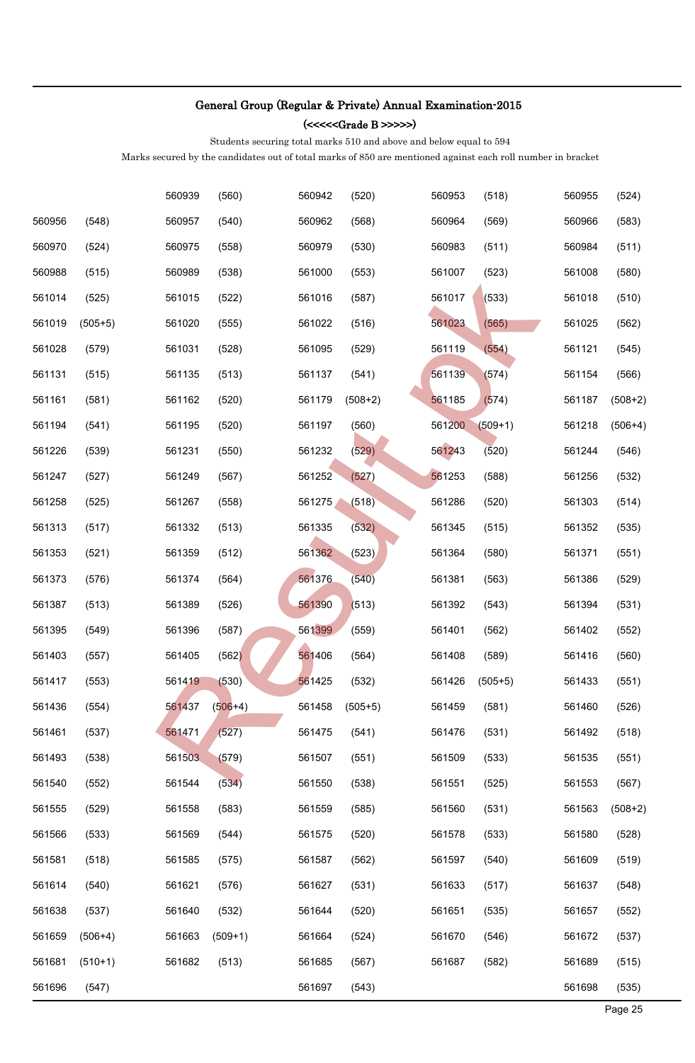**General Group (Regular & Private) Annual Examination-2015**

**(<<<<<Grade B >>>>>)**

Students securing total marks 510 and above and below equal to 594

Marks secured by the candidates out of total marks of 850 are mentioned against each roll number in bracket

| | | | | | | | | | |
|---|---|---|---|---|---|---|---|---|---|
| | | 560939 | (560) | 560942 | (520) | 560953 | (518) | 560955 | (524) |
| 560956 | (548) | 560957 | (540) | 560962 | (568) | 560964 | (569) | 560966 | (583) |
| 560970 | (524) | 560975 | (558) | 560979 | (530) | 560983 | (511) | 560984 | (511) |
| 560988 | (515) | 560989 | (538) | 561000 | (553) | 561007 | (523) | 561008 | (580) |
| 561014 | (525) | 561015 | (522) | 561016 | (587) | 561017 | (533) | 561018 | (510) |
| 561019 | (505+5) | 561020 | (555) | 561022 | (516) | 561023 | (565) | 561025 | (562) |
| 561028 | (579) | 561031 | (528) | 561095 | (529) | 561119 | (554) | 561121 | (545) |
| 561131 | (515) | 561135 | (513) | 561137 | (541) | 561139 | (574) | 561154 | (566) |
| 561161 | (581) | 561162 | (520) | 561179 | (508+2) | 561185 | (574) | 561187 | (508+2) |
| 561194 | (541) | 561195 | (520) | 561197 | (560) | 561200 | (509+1) | 561218 | (506+4) |
| 561226 | (539) | 561231 | (550) | 561232 | (529) | 561243 | (520) | 561244 | (546) |
| 561247 | (527) | 561249 | (567) | 561252 | (527) | 561253 | (588) | 561256 | (532) |
| 561258 | (525) | 561267 | (558) | 561275 | (518) | 561286 | (520) | 561303 | (514) |
| 561313 | (517) | 561332 | (513) | 561335 | (532) | 561345 | (515) | 561352 | (535) |
| 561353 | (521) | 561359 | (512) | 561362 | (523) | 561364 | (580) | 561371 | (551) |
| 561373 | (576) | 561374 | (564) | 561376 | (540) | 561381 | (563) | 561386 | (529) |
| 561387 | (513) | 561389 | (526) | 561390 | (513) | 561392 | (543) | 561394 | (531) |
| 561395 | (549) | 561396 | (587) | 561399 | (559) | 561401 | (562) | 561402 | (552) |
| 561403 | (557) | 561405 | (562) | 561406 | (564) | 561408 | (589) | 561416 | (560) |
| 561417 | (553) | 561419 | (530) | 561425 | (532) | 561426 | (505+5) | 561433 | (551) |
| 561436 | (554) | 561437 | (506+4) | 561458 | (505+5) | 561459 | (581) | 561460 | (526) |
| 561461 | (537) | 561471 | (527) | 561475 | (541) | 561476 | (531) | 561492 | (518) |
| 561493 | (538) | 561503 | (579) | 561507 | (551) | 561509 | (533) | 561535 | (551) |
| 561540 | (552) | 561544 | (534) | 561550 | (538) | 561551 | (525) | 561553 | (567) |
| 561555 | (529) | 561558 | (583) | 561559 | (585) | 561560 | (531) | 561563 | (508+2) |
| 561566 | (533) | 561569 | (544) | 561575 | (520) | 561578 | (533) | 561580 | (528) |
| 561581 | (518) | 561585 | (575) | 561587 | (562) | 561597 | (540) | 561609 | (519) |
| 561614 | (540) | 561621 | (576) | 561627 | (531) | 561633 | (517) | 561637 | (548) |
| 561638 | (537) | 561640 | (532) | 561644 | (520) | 561651 | (535) | 561657 | (552) |
| 561659 | (506+4) | 561663 | (509+1) | 561664 | (524) | 561670 | (546) | 561672 | (537) |
| 561681 | (510+1) | 561682 | (513) | 561685 | (567) | 561687 | (582) | 561689 | (515) |
| 561696 | (547) | | | 561697 | (543) | | | 561698 | (535) |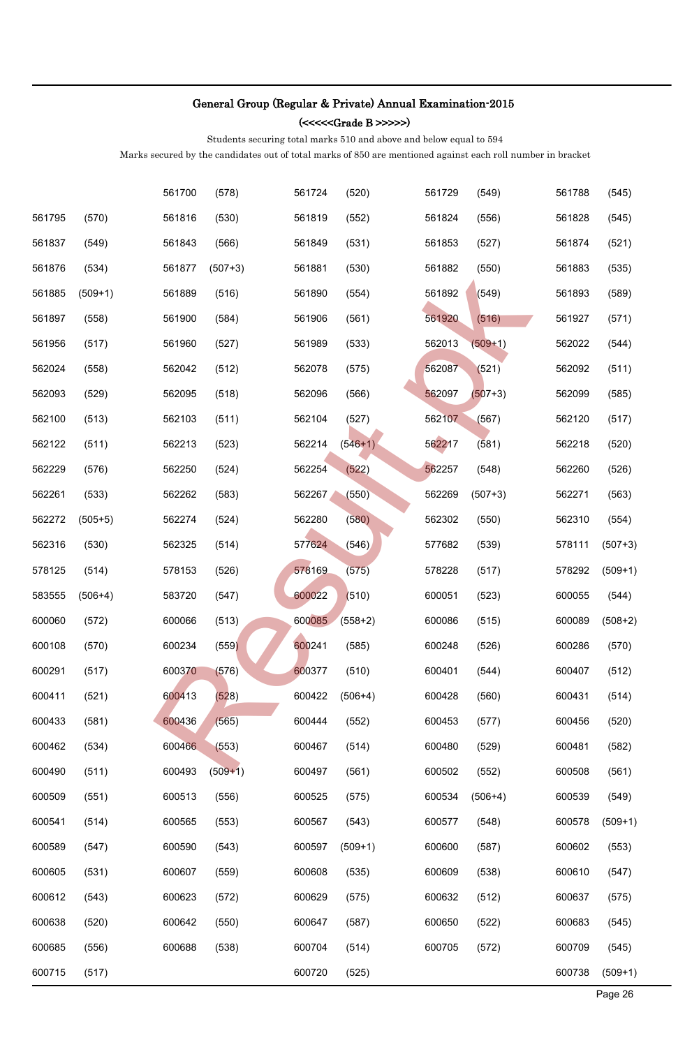## General Group (Regular & Private) Annual Examination-2015

### (<<<<<Grade B >>>>>)

Students securing total marks 510 and above and below equal to 594

Marks secured by the candidates out of total marks of 850 are mentioned against each roll number in bracket

| | | | | | | | | | |
|---|---|---|---|---|---|---|---|---|---|
| | | 561700 | (578) | 561724 | (520) | 561729 | (549) | 561788 | (545) |
| 561795 | (570) | 561816 | (530) | 561819 | (552) | 561824 | (556) | 561828 | (545) |
| 561837 | (549) | 561843 | (566) | 561849 | (531) | 561853 | (527) | 561874 | (521) |
| 561876 | (534) | 561877 | (507+3) | 561881 | (530) | 561882 | (550) | 561883 | (535) |
| 561885 | (509+1) | 561889 | (516) | 561890 | (554) | 561892 | (549) | 561893 | (589) |
| 561897 | (558) | 561900 | (584) | 561906 | (561) | 561920 | (516) | 561927 | (571) |
| 561956 | (517) | 561960 | (527) | 561989 | (533) | 562013 | (509+1) | 562022 | (544) |
| 562024 | (558) | 562042 | (512) | 562078 | (575) | 562087 | (521) | 562092 | (511) |
| 562093 | (529) | 562095 | (518) | 562096 | (566) | 562097 | (507+3) | 562099 | (585) |
| 562100 | (513) | 562103 | (511) | 562104 | (527) | 562107 | (567) | 562120 | (517) |
| 562122 | (511) | 562213 | (523) | 562214 | (546+1) | 562217 | (581) | 562218 | (520) |
| 562229 | (576) | 562250 | (524) | 562254 | (522) | 562257 | (548) | 562260 | (526) |
| 562261 | (533) | 562262 | (583) | 562267 | (550) | 562269 | (507+3) | 562271 | (563) |
| 562272 | (505+5) | 562274 | (524) | 562280 | (580) | 562302 | (550) | 562310 | (554) |
| 562316 | (530) | 562325 | (514) | 577624 | (546) | 577682 | (539) | 578111 | (507+3) |
| 578125 | (514) | 578153 | (526) | 578169 | (575) | 578228 | (517) | 578292 | (509+1) |
| 583555 | (506+4) | 583720 | (547) | 600022 | (510) | 600051 | (523) | 600055 | (544) |
| 600060 | (572) | 600066 | (513) | 600085 | (558+2) | 600086 | (515) | 600089 | (508+2) |
| 600108 | (570) | 600234 | (559) | 600241 | (585) | 600248 | (526) | 600286 | (570) |
| 600291 | (517) | 600370 | (576) | 600377 | (510) | 600401 | (544) | 600407 | (512) |
| 600411 | (521) | 600413 | (528) | 600422 | (506+4) | 600428 | (560) | 600431 | (514) |
| 600433 | (581) | 600436 | (565) | 600444 | (552) | 600453 | (577) | 600456 | (520) |
| 600462 | (534) | 600466 | (553) | 600467 | (514) | 600480 | (529) | 600481 | (582) |
| 600490 | (511) | 600493 | (509+1) | 600497 | (561) | 600502 | (552) | 600508 | (561) |
| 600509 | (551) | 600513 | (556) | 600525 | (575) | 600534 | (506+4) | 600539 | (549) |
| 600541 | (514) | 600565 | (553) | 600567 | (543) | 600577 | (548) | 600578 | (509+1) |
| 600589 | (547) | 600590 | (543) | 600597 | (509+1) | 600600 | (587) | 600602 | (553) |
| 600605 | (531) | 600607 | (559) | 600608 | (535) | 600609 | (538) | 600610 | (547) |
| 600612 | (543) | 600623 | (572) | 600629 | (575) | 600632 | (512) | 600637 | (575) |
| 600638 | (520) | 600642 | (550) | 600647 | (587) | 600650 | (522) | 600683 | (545) |
| 600685 | (556) | 600688 | (538) | 600704 | (514) | 600705 | (572) | 600709 | (545) |
| 600715 | (517) | | | 600720 | (525) | | | 600738 | (509+1) |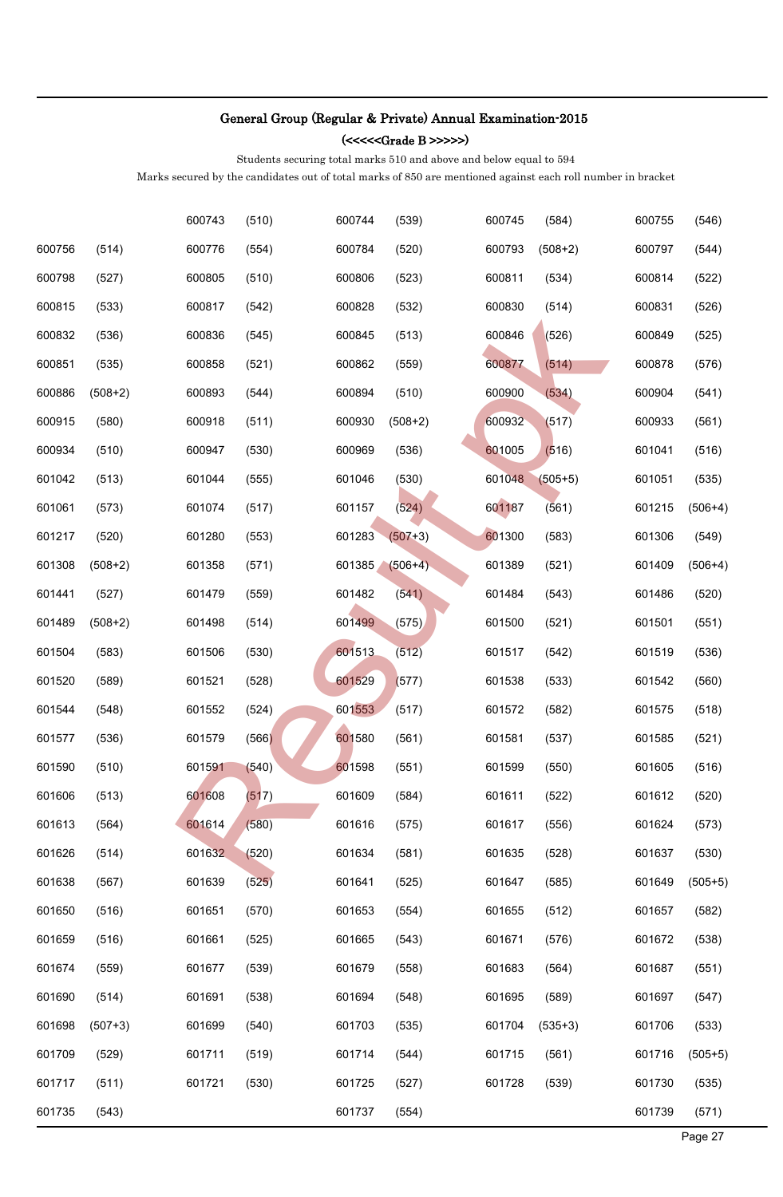## General Group (Regular & Private) Annual Examination-2015

### (<<<<<Grade B >>>>>)

Students securing total marks 510 and above and below equal to 594

Marks secured by the candidates out of total marks of 850 are mentioned against each roll number in bracket

| | | | | | | | | | |
|---|---|---|---|---|---|---|---|---|---|
| | | 600743 | (510) | 600744 | (539) | 600745 | (584) | 600755 | (546) |
| 600756 | (514) | 600776 | (554) | 600784 | (520) | 600793 | (508+2) | 600797 | (544) |
| 600798 | (527) | 600805 | (510) | 600806 | (523) | 600811 | (534) | 600814 | (522) |
| 600815 | (533) | 600817 | (542) | 600828 | (532) | 600830 | (514) | 600831 | (526) |
| 600832 | (536) | 600836 | (545) | 600845 | (513) | 600846 | (526) | 600849 | (525) |
| 600851 | (535) | 600858 | (521) | 600862 | (559) | 600877 | (514) | 600878 | (576) |
| 600886 | (508+2) | 600893 | (544) | 600894 | (510) | 600900 | (534) | 600904 | (541) |
| 600915 | (580) | 600918 | (511) | 600930 | (508+2) | 600932 | (517) | 600933 | (561) |
| 600934 | (510) | 600947 | (530) | 600969 | (536) | 601005 | (516) | 601041 | (516) |
| 601042 | (513) | 601044 | (555) | 601046 | (530) | 601048 | (505+5) | 601051 | (535) |
| 601061 | (573) | 601074 | (517) | 601157 | (524) | 601187 | (561) | 601215 | (506+4) |
| 601217 | (520) | 601280 | (553) | 601283 | (507+3) | 601300 | (583) | 601306 | (549) |
| 601308 | (508+2) | 601358 | (571) | 601385 | (506+4) | 601389 | (521) | 601409 | (506+4) |
| 601441 | (527) | 601479 | (559) | 601482 | (541) | 601484 | (543) | 601486 | (520) |
| 601489 | (508+2) | 601498 | (514) | 601499 | (575) | 601500 | (521) | 601501 | (551) |
| 601504 | (583) | 601506 | (530) | 601513 | (512) | 601517 | (542) | 601519 | (536) |
| 601520 | (589) | 601521 | (528) | 601529 | (577) | 601538 | (533) | 601542 | (560) |
| 601544 | (548) | 601552 | (524) | 601553 | (517) | 601572 | (582) | 601575 | (518) |
| 601577 | (536) | 601579 | (566) | 601580 | (561) | 601581 | (537) | 601585 | (521) |
| 601590 | (510) | 601591 | (540) | 601598 | (551) | 601599 | (550) | 601605 | (516) |
| 601606 | (513) | 601608 | (517) | 601609 | (584) | 601611 | (522) | 601612 | (520) |
| 601613 | (564) | 601614 | (580) | 601616 | (575) | 601617 | (556) | 601624 | (573) |
| 601626 | (514) | 601632 | (520) | 601634 | (581) | 601635 | (528) | 601637 | (530) |
| 601638 | (567) | 601639 | (525) | 601641 | (525) | 601647 | (585) | 601649 | (505+5) |
| 601650 | (516) | 601651 | (570) | 601653 | (554) | 601655 | (512) | 601657 | (582) |
| 601659 | (516) | 601661 | (525) | 601665 | (543) | 601671 | (576) | 601672 | (538) |
| 601674 | (559) | 601677 | (539) | 601679 | (558) | 601683 | (564) | 601687 | (551) |
| 601690 | (514) | 601691 | (538) | 601694 | (548) | 601695 | (589) | 601697 | (547) |
| 601698 | (507+3) | 601699 | (540) | 601703 | (535) | 601704 | (535+3) | 601706 | (533) |
| 601709 | (529) | 601711 | (519) | 601714 | (544) | 601715 | (561) | 601716 | (505+5) |
| 601717 | (511) | 601721 | (530) | 601725 | (527) | 601728 | (539) | 601730 | (535) |
| 601735 | (543) | | | 601737 | (554) | | | 601739 | (571) |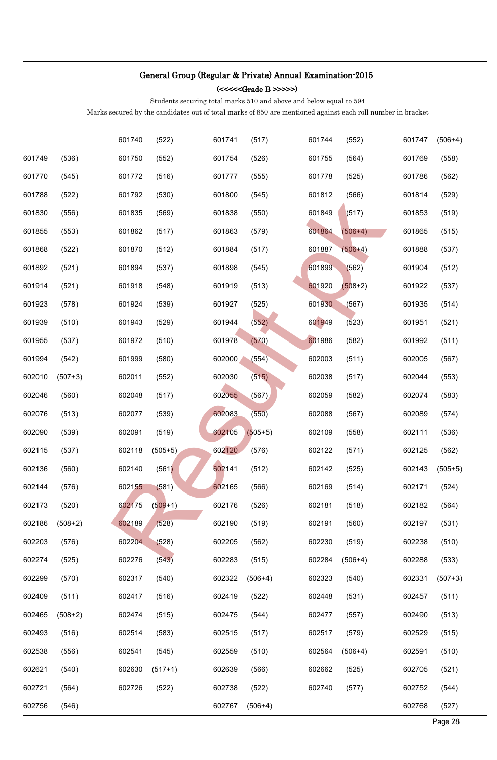## General Group (Regular & Private) Annual Examination-2015

### (<<<<<Grade B >>>>>)

Students securing total marks 510 and above and below equal to 594

Marks secured by the candidates out of total marks of 850 are mentioned against each roll number in bracket

| | | | | | | | | | |
|---|---|---|---|---|---|---|---|---|---|
| | | 601740 | (522) | 601741 | (517) | 601744 | (552) | 601747 | (506+4) |
| 601749 | (536) | 601750 | (552) | 601754 | (526) | 601755 | (564) | 601769 | (558) |
| 601770 | (545) | 601772 | (516) | 601777 | (555) | 601778 | (525) | 601786 | (562) |
| 601788 | (522) | 601792 | (530) | 601800 | (545) | 601812 | (566) | 601814 | (529) |
| 601830 | (556) | 601835 | (569) | 601838 | (550) | 601849 | (517) | 601853 | (519) |
| 601855 | (553) | 601862 | (517) | 601863 | (579) | 601864 | (506+4) | 601865 | (515) |
| 601868 | (522) | 601870 | (512) | 601884 | (517) | 601887 | (506+4) | 601888 | (537) |
| 601892 | (521) | 601894 | (537) | 601898 | (545) | 601899 | (562) | 601904 | (512) |
| 601914 | (521) | 601918 | (548) | 601919 | (513) | 601920 | (508+2) | 601922 | (537) |
| 601923 | (578) | 601924 | (539) | 601927 | (525) | 601930 | (567) | 601935 | (514) |
| 601939 | (510) | 601943 | (529) | 601944 | (552) | 601949 | (523) | 601951 | (521) |
| 601955 | (537) | 601972 | (510) | 601978 | (570) | 601986 | (582) | 601992 | (511) |
| 601994 | (542) | 601999 | (580) | 602000 | (554) | 602003 | (511) | 602005 | (567) |
| 602010 | (507+3) | 602011 | (552) | 602030 | (515) | 602038 | (517) | 602044 | (553) |
| 602046 | (560) | 602048 | (517) | 602055 | (567) | 602059 | (582) | 602074 | (583) |
| 602076 | (513) | 602077 | (539) | 602083 | (550) | 602088 | (567) | 602089 | (574) |
| 602090 | (539) | 602091 | (519) | 602105 | (505+5) | 602109 | (558) | 602111 | (536) |
| 602115 | (537) | 602118 | (505+5) | 602120 | (576) | 602122 | (571) | 602125 | (562) |
| 602136 | (560) | 602140 | (561) | 602141 | (512) | 602142 | (525) | 602143 | (505+5) |
| 602144 | (576) | 602155 | (581) | 602165 | (566) | 602169 | (514) | 602171 | (524) |
| 602173 | (520) | 602175 | (509+1) | 602176 | (526) | 602181 | (518) | 602182 | (564) |
| 602186 | (508+2) | 602189 | (528) | 602190 | (519) | 602191 | (560) | 602197 | (531) |
| 602203 | (576) | 602204 | (528) | 602205 | (562) | 602230 | (519) | 602238 | (510) |
| 602274 | (525) | 602276 | (543) | 602283 | (515) | 602284 | (506+4) | 602288 | (533) |
| 602299 | (570) | 602317 | (540) | 602322 | (506+4) | 602323 | (540) | 602331 | (507+3) |
| 602409 | (511) | 602417 | (516) | 602419 | (522) | 602448 | (531) | 602457 | (511) |
| 602465 | (508+2) | 602474 | (515) | 602475 | (544) | 602477 | (557) | 602490 | (513) |
| 602493 | (516) | 602514 | (583) | 602515 | (517) | 602517 | (579) | 602529 | (515) |
| 602538 | (556) | 602541 | (545) | 602559 | (510) | 602564 | (506+4) | 602591 | (510) |
| 602621 | (540) | 602630 | (517+1) | 602639 | (566) | 602662 | (525) | 602705 | (521) |
| 602721 | (564) | 602726 | (522) | 602738 | (522) | 602740 | (577) | 602752 | (544) |
| 602756 | (546) | | | 602767 | (506+4) | | | 602768 | (527) |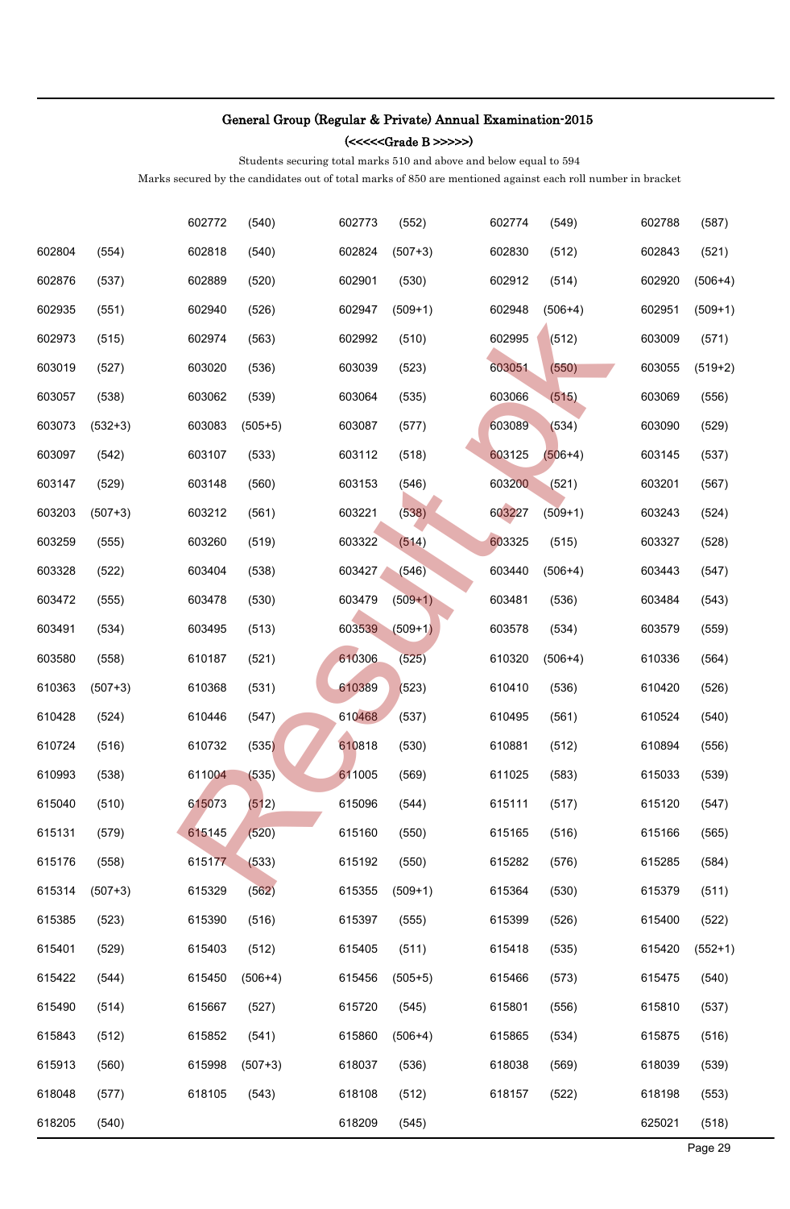## General Group (Regular & Private) Annual Examination-2015

### (<<<<<Grade B >>>>>)

Students securing total marks 510 and above and below equal to 594

Marks secured by the candidates out of total marks of 850 are mentioned against each roll number in bracket

| | | | | | | | | | |
|---|---|---|---|---|---|---|---|---|---|
| | | 602772 | (540) | 602773 | (552) | 602774 | (549) | 602788 | (587) |
| 602804 | (554) | 602818 | (540) | 602824 | (507+3) | 602830 | (512) | 602843 | (521) |
| 602876 | (537) | 602889 | (520) | 602901 | (530) | 602912 | (514) | 602920 | (506+4) |
| 602935 | (551) | 602940 | (526) | 602947 | (509+1) | 602948 | (506+4) | 602951 | (509+1) |
| 602973 | (515) | 602974 | (563) | 602992 | (510) | 602995 | (512) | 603009 | (571) |
| 603019 | (527) | 603020 | (536) | 603039 | (523) | 603051 | (550) | 603055 | (519+2) |
| 603057 | (538) | 603062 | (539) | 603064 | (535) | 603066 | (515) | 603069 | (556) |
| 603073 | (532+3) | 603083 | (505+5) | 603087 | (577) | 603089 | (534) | 603090 | (529) |
| 603097 | (542) | 603107 | (533) | 603112 | (518) | 603125 | (506+4) | 603145 | (537) |
| 603147 | (529) | 603148 | (560) | 603153 | (546) | 603200 | (521) | 603201 | (567) |
| 603203 | (507+3) | 603212 | (561) | 603221 | (538) | 603227 | (509+1) | 603243 | (524) |
| 603259 | (555) | 603260 | (519) | 603322 | (514) | 603325 | (515) | 603327 | (528) |
| 603328 | (522) | 603404 | (538) | 603427 | (546) | 603440 | (506+4) | 603443 | (547) |
| 603472 | (555) | 603478 | (530) | 603479 | (509+1) | 603481 | (536) | 603484 | (543) |
| 603491 | (534) | 603495 | (513) | 603539 | (509+1) | 603578 | (534) | 603579 | (559) |
| 603580 | (558) | 610187 | (521) | 610306 | (525) | 610320 | (506+4) | 610336 | (564) |
| 610363 | (507+3) | 610368 | (531) | 610389 | (523) | 610410 | (536) | 610420 | (526) |
| 610428 | (524) | 610446 | (547) | 610468 | (537) | 610495 | (561) | 610524 | (540) |
| 610724 | (516) | 610732 | (535) | 610818 | (530) | 610881 | (512) | 610894 | (556) |
| 610993 | (538) | 611004 | (535) | 611005 | (569) | 611025 | (583) | 615033 | (539) |
| 615040 | (510) | 615073 | (512) | 615096 | (544) | 615111 | (517) | 615120 | (547) |
| 615131 | (579) | 615145 | (520) | 615160 | (550) | 615165 | (516) | 615166 | (565) |
| 615176 | (558) | 615177 | (533) | 615192 | (550) | 615282 | (576) | 615285 | (584) |
| 615314 | (507+3) | 615329 | (562) | 615355 | (509+1) | 615364 | (530) | 615379 | (511) |
| 615385 | (523) | 615390 | (516) | 615397 | (555) | 615399 | (526) | 615400 | (522) |
| 615401 | (529) | 615403 | (512) | 615405 | (511) | 615418 | (535) | 615420 | (552+1) |
| 615422 | (544) | 615450 | (506+4) | 615456 | (505+5) | 615466 | (573) | 615475 | (540) |
| 615490 | (514) | 615667 | (527) | 615720 | (545) | 615801 | (556) | 615810 | (537) |
| 615843 | (512) | 615852 | (541) | 615860 | (506+4) | 615865 | (534) | 615875 | (516) |
| 615913 | (560) | 615998 | (507+3) | 618037 | (536) | 618038 | (569) | 618039 | (539) |
| 618048 | (577) | 618105 | (543) | 618108 | (512) | 618157 | (522) | 618198 | (553) |
| 618205 | (540) | | | 618209 | (545) | | | 625021 | (518) |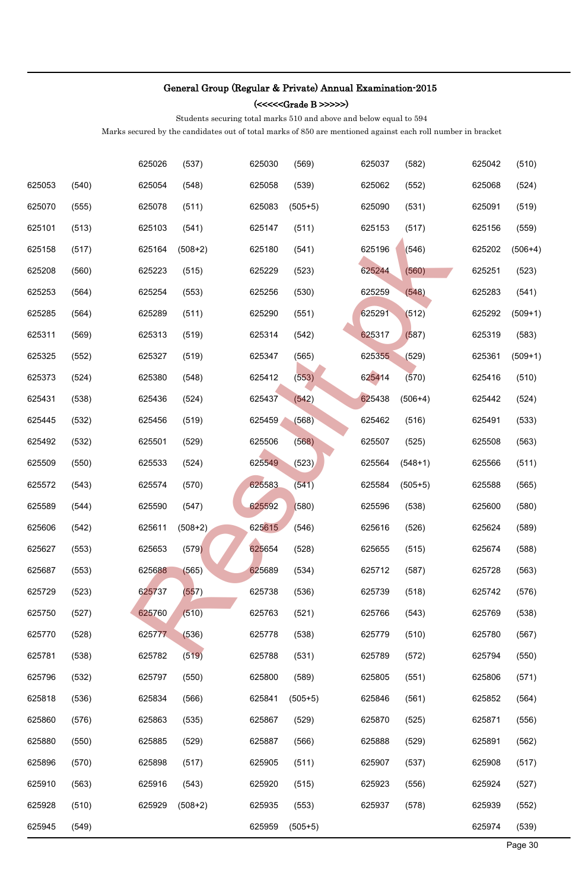## General Group (Regular & Private) Annual Examination-2015

### (<<<<<Grade B >>>>>)

Students securing total marks 510 and above and below equal to 594

Marks secured by the candidates out of total marks of 850 are mentioned against each roll number in bracket

| | | | | | | | | | |
|---|---|---|---|---|---|---|---|---|---|
| | | 625026 | (537) | 625030 | (569) | 625037 | (582) | 625042 | (510) |
| 625053 | (540) | 625054 | (548) | 625058 | (539) | 625062 | (552) | 625068 | (524) |
| 625070 | (555) | 625078 | (511) | 625083 | (505+5) | 625090 | (531) | 625091 | (519) |
| 625101 | (513) | 625103 | (541) | 625147 | (511) | 625153 | (517) | 625156 | (559) |
| 625158 | (517) | 625164 | (508+2) | 625180 | (541) | 625196 | (546) | 625202 | (506+4) |
| 625208 | (560) | 625223 | (515) | 625229 | (523) | 625244 | (560) | 625251 | (523) |
| 625253 | (564) | 625254 | (553) | 625256 | (530) | 625259 | (548) | 625283 | (541) |
| 625285 | (564) | 625289 | (511) | 625290 | (551) | 625291 | (512) | 625292 | (509+1) |
| 625311 | (569) | 625313 | (519) | 625314 | (542) | 625317 | (587) | 625319 | (583) |
| 625325 | (552) | 625327 | (519) | 625347 | (565) | 625355 | (529) | 625361 | (509+1) |
| 625373 | (524) | 625380 | (548) | 625412 | (553) | 625414 | (570) | 625416 | (510) |
| 625431 | (538) | 625436 | (524) | 625437 | (542) | 625438 | (506+4) | 625442 | (524) |
| 625445 | (532) | 625456 | (519) | 625459 | (568) | 625462 | (516) | 625491 | (533) |
| 625492 | (532) | 625501 | (529) | 625506 | (568) | 625507 | (525) | 625508 | (563) |
| 625509 | (550) | 625533 | (524) | 625549 | (523) | 625564 | (548+1) | 625566 | (511) |
| 625572 | (543) | 625574 | (570) | 625583 | (541) | 625584 | (505+5) | 625588 | (565) |
| 625589 | (544) | 625590 | (547) | 625592 | (580) | 625596 | (538) | 625600 | (580) |
| 625606 | (542) | 625611 | (508+2) | 625615 | (546) | 625616 | (526) | 625624 | (589) |
| 625627 | (553) | 625653 | (579) | 625654 | (528) | 625655 | (515) | 625674 | (588) |
| 625687 | (553) | 625688 | (565) | 625689 | (534) | 625712 | (587) | 625728 | (563) |
| 625729 | (523) | 625737 | (557) | 625738 | (536) | 625739 | (518) | 625742 | (576) |
| 625750 | (527) | 625760 | (510) | 625763 | (521) | 625766 | (543) | 625769 | (538) |
| 625770 | (528) | 625777 | (536) | 625778 | (538) | 625779 | (510) | 625780 | (567) |
| 625781 | (538) | 625782 | (519) | 625788 | (531) | 625789 | (572) | 625794 | (550) |
| 625796 | (532) | 625797 | (550) | 625800 | (589) | 625805 | (551) | 625806 | (571) |
| 625818 | (536) | 625834 | (566) | 625841 | (505+5) | 625846 | (561) | 625852 | (564) |
| 625860 | (576) | 625863 | (535) | 625867 | (529) | 625870 | (525) | 625871 | (556) |
| 625880 | (550) | 625885 | (529) | 625887 | (566) | 625888 | (529) | 625891 | (562) |
| 625896 | (570) | 625898 | (517) | 625905 | (511) | 625907 | (537) | 625908 | (517) |
| 625910 | (563) | 625916 | (543) | 625920 | (515) | 625923 | (556) | 625924 | (527) |
| 625928 | (510) | 625929 | (508+2) | 625935 | (553) | 625937 | (578) | 625939 | (552) |
| 625945 | (549) | | | 625959 | (505+5) | | | 625974 | (539) |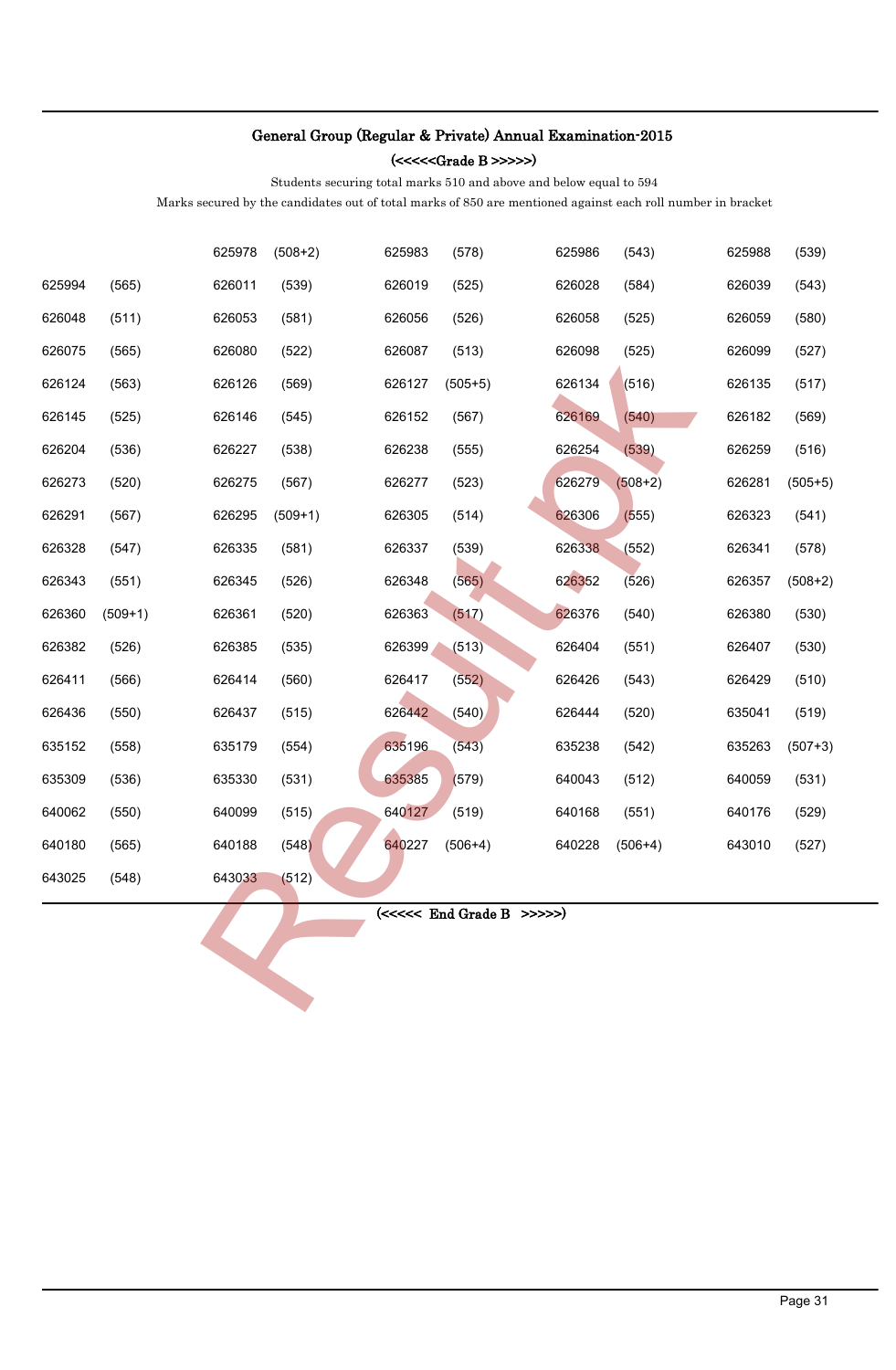## General Group (Regular & Private) Annual Examination-2015

### (<<<<<Grade B >>>>>)

Students securing total marks 510 and above and below equal to 594

Marks secured by the candidates out of total marks of 850 are mentioned against each roll number in bracket

| | | | | | | | | | |
|---|---|---|---|---|---|---|---|---|---|
| | | 625978 | (508+2) | 625983 | (578) | 625986 | (543) | 625988 | (539) |
| 625994 | (565) | 626011 | (539) | 626019 | (525) | 626028 | (584) | 626039 | (543) |
| 626048 | (511) | 626053 | (581) | 626056 | (526) | 626058 | (525) | 626059 | (580) |
| 626075 | (565) | 626080 | (522) | 626087 | (513) | 626098 | (525) | 626099 | (527) |
| 626124 | (563) | 626126 | (569) | 626127 | (505+5) | 626134 | (516) | 626135 | (517) |
| 626145 | (525) | 626146 | (545) | 626152 | (567) | 626169 | (540) | 626182 | (569) |
| 626204 | (536) | 626227 | (538) | 626238 | (555) | 626254 | (539) | 626259 | (516) |
| 626273 | (520) | 626275 | (567) | 626277 | (523) | 626279 | (508+2) | 626281 | (505+5) |
| 626291 | (567) | 626295 | (509+1) | 626305 | (514) | 626306 | (555) | 626323 | (541) |
| 626328 | (547) | 626335 | (581) | 626337 | (539) | 626338 | (552) | 626341 | (578) |
| 626343 | (551) | 626345 | (526) | 626348 | (565) | 626352 | (526) | 626357 | (508+2) |
| 626360 | (509+1) | 626361 | (520) | 626363 | (517) | 626376 | (540) | 626380 | (530) |
| 626382 | (526) | 626385 | (535) | 626399 | (513) | 626404 | (551) | 626407 | (530) |
| 626411 | (566) | 626414 | (560) | 626417 | (552) | 626426 | (543) | 626429 | (510) |
| 626436 | (550) | 626437 | (515) | 626442 | (540) | 626444 | (520) | 635041 | (519) |
| 635152 | (558) | 635179 | (554) | 635196 | (543) | 635238 | (542) | 635263 | (507+3) |
| 635309 | (536) | 635330 | (531) | 635385 | (579) | 640043 | (512) | 640059 | (531) |
| 640062 | (550) | 640099 | (515) | 640127 | (519) | 640168 | (551) | 640176 | (529) |
| 640180 | (565) | 640188 | (548) | 640227 | (506+4) | 640228 | (506+4) | 643010 | (527) |
| 643025 | (548) | 643033 | (512) | | | | | | |

(<<<<< End Grade B >>>>>)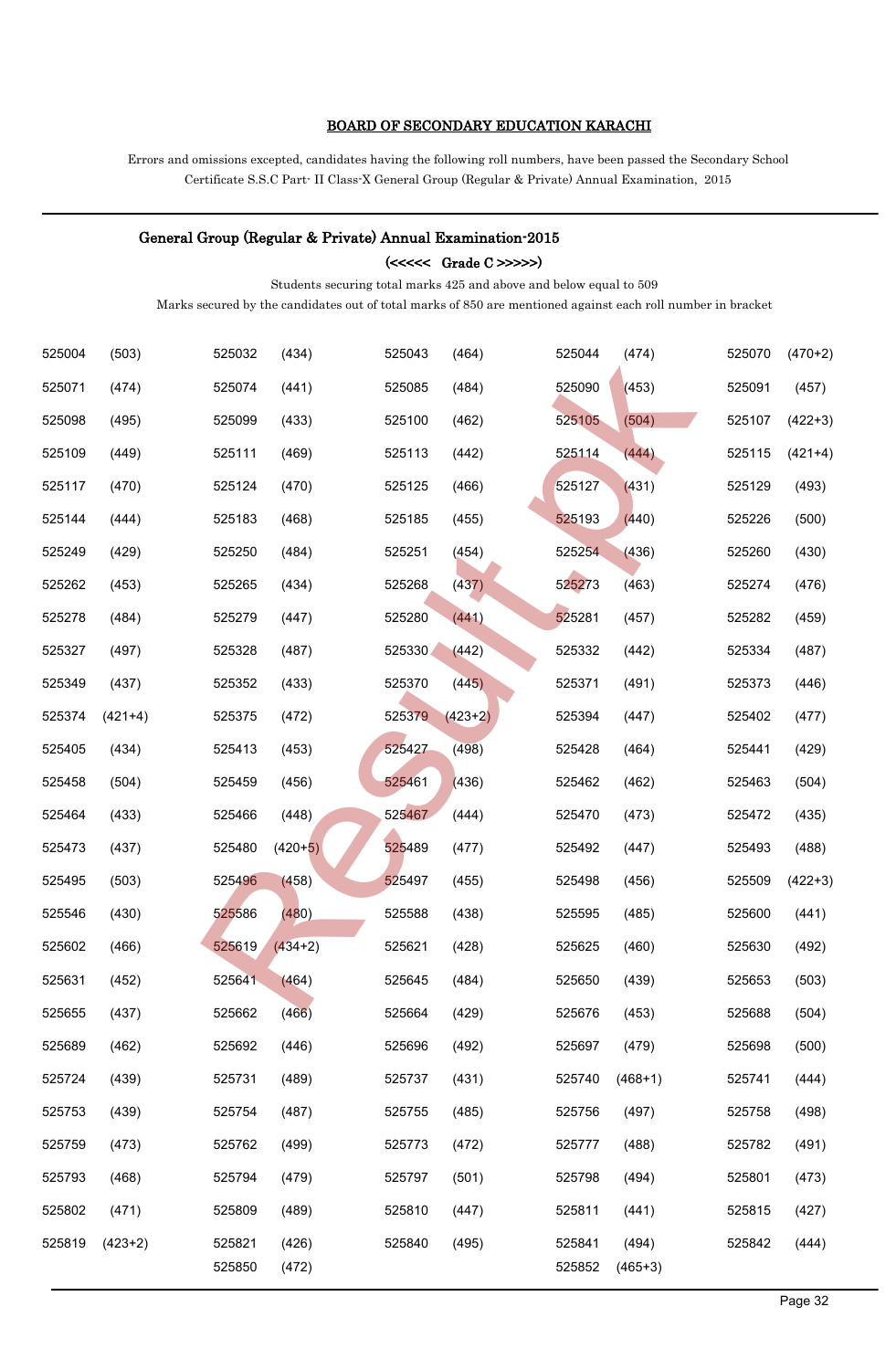**BOARD OF SECONDARY EDUCATION KARACHI**

Errors and omissions excepted, candidates having the following roll numbers, have been passed the Secondary School Certificate S.S.C Part- II Class-X General Group (Regular & Private) Annual Examination, 2015

## General Group (Regular & Private) Annual Examination-2015

**(<<<<< Grade C >>>>>)**

Students securing total marks 425 and above and below equal to 509

Marks secured by the candidates out of total marks of 850 are mentioned against each roll number in bracket

| | | | | | | | | | |
|---|---|---|---|---|---|---|---|---|---|
| 525004 | (503) | 525032 | (434) | 525043 | (464) | 525044 | (474) | 525070 | (470+2) |
| 525071 | (474) | 525074 | (441) | 525085 | (484) | 525090 | (453) | 525091 | (457) |
| 525098 | (495) | 525099 | (433) | 525100 | (462) | 525105 | (504) | 525107 | (422+3) |
| 525109 | (449) | 525111 | (469) | 525113 | (442) | 525114 | (444) | 525115 | (421+4) |
| 525117 | (470) | 525124 | (470) | 525125 | (466) | 525127 | (431) | 525129 | (493) |
| 525144 | (444) | 525183 | (468) | 525185 | (455) | 525193 | (440) | 525226 | (500) |
| 525249 | (429) | 525250 | (484) | 525251 | (454) | 525254 | (436) | 525260 | (430) |
| 525262 | (453) | 525265 | (434) | 525268 | (437) | 525273 | (463) | 525274 | (476) |
| 525278 | (484) | 525279 | (447) | 525280 | (441) | 525281 | (457) | 525282 | (459) |
| 525327 | (497) | 525328 | (487) | 525330 | (442) | 525332 | (442) | 525334 | (487) |
| 525349 | (437) | 525352 | (433) | 525370 | (445) | 525371 | (491) | 525373 | (446) |
| 525374 | (421+4) | 525375 | (472) | 525379 | (423+2) | 525394 | (447) | 525402 | (477) |
| 525405 | (434) | 525413 | (453) | 525427 | (498) | 525428 | (464) | 525441 | (429) |
| 525458 | (504) | 525459 | (456) | 525461 | (436) | 525462 | (462) | 525463 | (504) |
| 525464 | (433) | 525466 | (448) | 525467 | (444) | 525470 | (473) | 525472 | (435) |
| 525473 | (437) | 525480 | (420+5) | 525489 | (477) | 525492 | (447) | 525493 | (488) |
| 525495 | (503) | 525496 | (458) | 525497 | (455) | 525498 | (456) | 525509 | (422+3) |
| 525546 | (430) | 525586 | (480) | 525588 | (438) | 525595 | (485) | 525600 | (441) |
| 525602 | (466) | 525619 | (434+2) | 525621 | (428) | 525625 | (460) | 525630 | (492) |
| 525631 | (452) | 525641 | (464) | 525645 | (484) | 525650 | (439) | 525653 | (503) |
| 525655 | (437) | 525662 | (466) | 525664 | (429) | 525676 | (453) | 525688 | (504) |
| 525689 | (462) | 525692 | (446) | 525696 | (492) | 525697 | (479) | 525698 | (500) |
| 525724 | (439) | 525731 | (489) | 525737 | (431) | 525740 | (468+1) | 525741 | (444) |
| 525753 | (439) | 525754 | (487) | 525755 | (485) | 525756 | (497) | 525758 | (498) |
| 525759 | (473) | 525762 | (499) | 525773 | (472) | 525777 | (488) | 525782 | (491) |
| 525793 | (468) | 525794 | (479) | 525797 | (501) | 525798 | (494) | 525801 | (473) |
| 525802 | (471) | 525809 | (489) | 525810 | (447) | 525811 | (441) | 525815 | (427) |
| 525819 | (423+2) | 525821 | (426) | 525840 | (495) | 525841 | (494) | 525842 | (444) |
| | | 525850 | (472) | | | 525852 | (465+3) | | |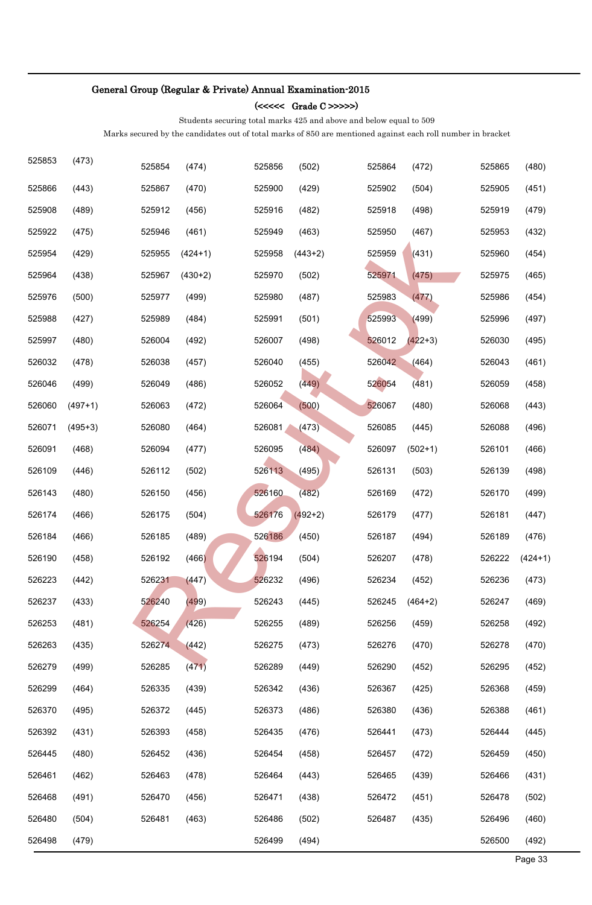## General Group (Regular & Private) Annual Examination-2015

### (<<<<< Grade C >>>>>)

Students securing total marks 425 and above and below equal to 509

Marks secured by the candidates out of total marks of 850 are mentioned against each roll number in bracket

| | | | | | | | | | |
|---|---|---|---|---|---|---|---|---|---|
| 525853 | (473) | 525854 | (474) | 525856 | (502) | 525864 | (472) | 525865 | (480) |
| 525866 | (443) | 525867 | (470) | 525900 | (429) | 525902 | (504) | 525905 | (451) |
| 525908 | (489) | 525912 | (456) | 525916 | (482) | 525918 | (498) | 525919 | (479) |
| 525922 | (475) | 525946 | (461) | 525949 | (463) | 525950 | (467) | 525953 | (432) |
| 525954 | (429) | 525955 | (424+1) | 525958 | (443+2) | 525959 | (431) | 525960 | (454) |
| 525964 | (438) | 525967 | (430+2) | 525970 | (502) | 525971 | (475) | 525975 | (465) |
| 525976 | (500) | 525977 | (499) | 525980 | (487) | 525983 | (477) | 525986 | (454) |
| 525988 | (427) | 525989 | (484) | 525991 | (501) | 525993 | (499) | 525996 | (497) |
| 525997 | (480) | 526004 | (492) | 526007 | (498) | 526012 | (422+3) | 526030 | (495) |
| 526032 | (478) | 526038 | (457) | 526040 | (455) | 526042 | (464) | 526043 | (461) |
| 526046 | (499) | 526049 | (486) | 526052 | (449) | 526054 | (481) | 526059 | (458) |
| 526060 | (497+1) | 526063 | (472) | 526064 | (500) | 526067 | (480) | 526068 | (443) |
| 526071 | (495+3) | 526080 | (464) | 526081 | (473) | 526085 | (445) | 526088 | (496) |
| 526091 | (468) | 526094 | (477) | 526095 | (484) | 526097 | (502+1) | 526101 | (466) |
| 526109 | (446) | 526112 | (502) | 526113 | (495) | 526131 | (503) | 526139 | (498) |
| 526143 | (480) | 526150 | (456) | 526160 | (482) | 526169 | (472) | 526170 | (499) |
| 526174 | (466) | 526175 | (504) | 526176 | (492+2) | 526179 | (477) | 526181 | (447) |
| 526184 | (466) | 526185 | (489) | 526186 | (450) | 526187 | (494) | 526189 | (476) |
| 526190 | (458) | 526192 | (466) | 526194 | (504) | 526207 | (478) | 526222 | (424+1) |
| 526223 | (442) | 526231 | (447) | 526232 | (496) | 526234 | (452) | 526236 | (473) |
| 526237 | (433) | 526240 | (499) | 526243 | (445) | 526245 | (464+2) | 526247 | (469) |
| 526253 | (481) | 526254 | (426) | 526255 | (489) | 526256 | (459) | 526258 | (492) |
| 526263 | (435) | 526274 | (442) | 526275 | (473) | 526276 | (470) | 526278 | (470) |
| 526279 | (499) | 526285 | (471) | 526289 | (449) | 526290 | (452) | 526295 | (452) |
| 526299 | (464) | 526335 | (439) | 526342 | (436) | 526367 | (425) | 526368 | (459) |
| 526370 | (495) | 526372 | (445) | 526373 | (486) | 526380 | (436) | 526388 | (461) |
| 526392 | (431) | 526393 | (458) | 526435 | (476) | 526441 | (473) | 526444 | (445) |
| 526445 | (480) | 526452 | (436) | 526454 | (458) | 526457 | (472) | 526459 | (450) |
| 526461 | (462) | 526463 | (478) | 526464 | (443) | 526465 | (439) | 526466 | (431) |
| 526468 | (491) | 526470 | (456) | 526471 | (438) | 526472 | (451) | 526478 | (502) |
| 526480 | (504) | 526481 | (463) | 526486 | (502) | 526487 | (435) | 526496 | (460) |
| 526498 | (479) | | | 526499 | (494) | | | 526500 | (492) |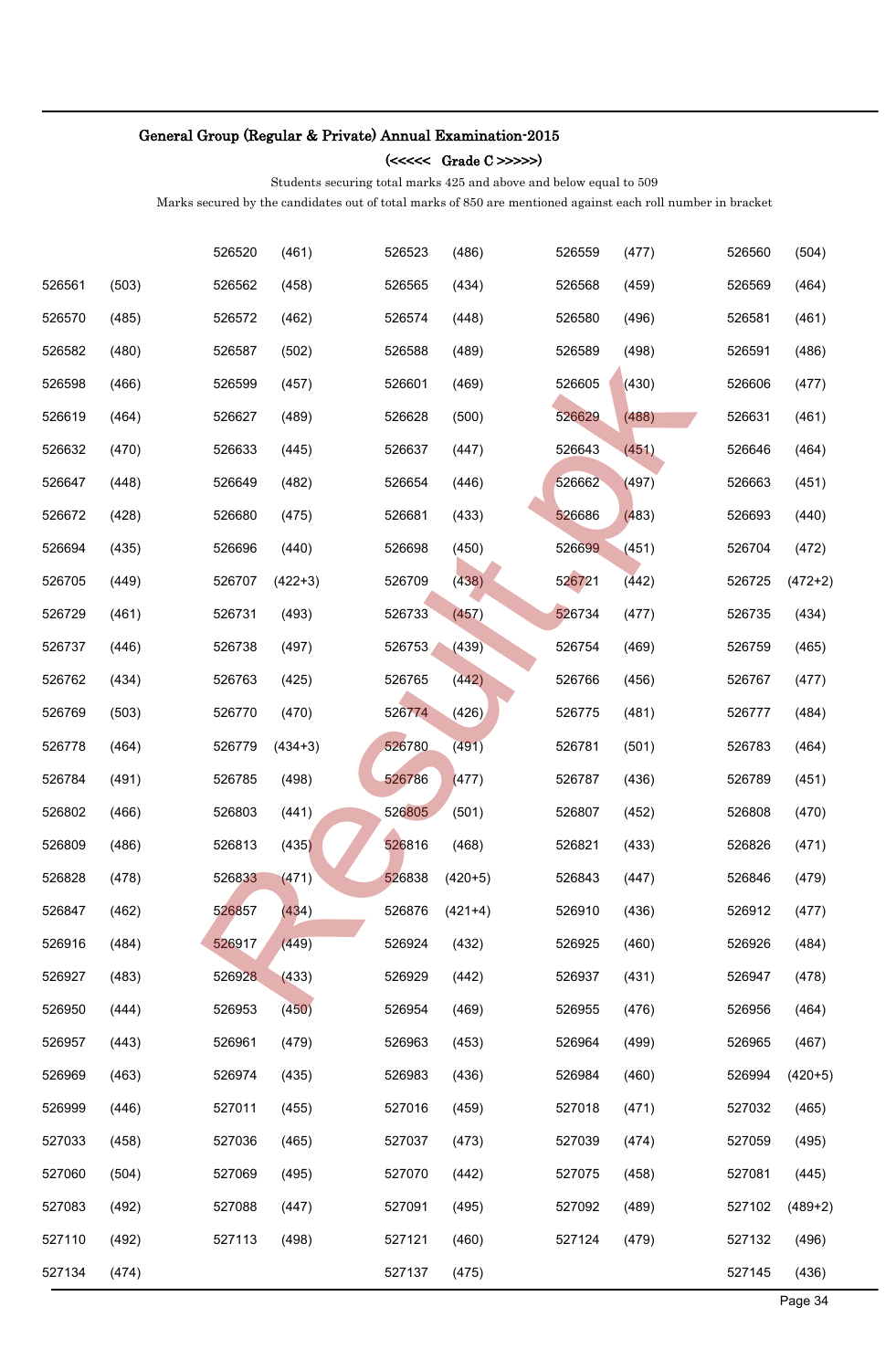**General Group (Regular & Private) Annual Examination-2015**

**(<<<<< Grade C >>>>>)**

Students securing total marks 425 and above and below equal to 509

Marks secured by the candidates out of total marks of 850 are mentioned against each roll number in bracket

| | | | | | | | | | |
|---|---|---|---|---|---|---|---|---|---|
| | | 526520 | (461) | 526523 | (486) | 526559 | (477) | 526560 | (504) |
| 526561 | (503) | 526562 | (458) | 526565 | (434) | 526568 | (459) | 526569 | (464) |
| 526570 | (485) | 526572 | (462) | 526574 | (448) | 526580 | (496) | 526581 | (461) |
| 526582 | (480) | 526587 | (502) | 526588 | (489) | 526589 | (498) | 526591 | (486) |
| 526598 | (466) | 526599 | (457) | 526601 | (469) | 526605 | (430) | 526606 | (477) |
| 526619 | (464) | 526627 | (489) | 526628 | (500) | 526629 | (488) | 526631 | (461) |
| 526632 | (470) | 526633 | (445) | 526637 | (447) | 526643 | (451) | 526646 | (464) |
| 526647 | (448) | 526649 | (482) | 526654 | (446) | 526662 | (497) | 526663 | (451) |
| 526672 | (428) | 526680 | (475) | 526681 | (433) | 526686 | (483) | 526693 | (440) |
| 526694 | (435) | 526696 | (440) | 526698 | (450) | 526699 | (451) | 526704 | (472) |
| 526705 | (449) | 526707 | (422+3) | 526709 | (438) | 526721 | (442) | 526725 | (472+2) |
| 526729 | (461) | 526731 | (493) | 526733 | (457) | 526734 | (477) | 526735 | (434) |
| 526737 | (446) | 526738 | (497) | 526753 | (439) | 526754 | (469) | 526759 | (465) |
| 526762 | (434) | 526763 | (425) | 526765 | (442) | 526766 | (456) | 526767 | (477) |
| 526769 | (503) | 526770 | (470) | 526774 | (426) | 526775 | (481) | 526777 | (484) |
| 526778 | (464) | 526779 | (434+3) | 526780 | (491) | 526781 | (501) | 526783 | (464) |
| 526784 | (491) | 526785 | (498) | 526786 | (477) | 526787 | (436) | 526789 | (451) |
| 526802 | (466) | 526803 | (441) | 526805 | (501) | 526807 | (452) | 526808 | (470) |
| 526809 | (486) | 526813 | (435) | 526816 | (468) | 526821 | (433) | 526826 | (471) |
| 526828 | (478) | 526833 | (471) | 526838 | (420+5) | 526843 | (447) | 526846 | (479) |
| 526847 | (462) | 526857 | (434) | 526876 | (421+4) | 526910 | (436) | 526912 | (477) |
| 526916 | (484) | 526917 | (449) | 526924 | (432) | 526925 | (460) | 526926 | (484) |
| 526927 | (483) | 526928 | (433) | 526929 | (442) | 526937 | (431) | 526947 | (478) |
| 526950 | (444) | 526953 | (450) | 526954 | (469) | 526955 | (476) | 526956 | (464) |
| 526957 | (443) | 526961 | (479) | 526963 | (453) | 526964 | (499) | 526965 | (467) |
| 526969 | (463) | 526974 | (435) | 526983 | (436) | 526984 | (460) | 526994 | (420+5) |
| 526999 | (446) | 527011 | (455) | 527016 | (459) | 527018 | (471) | 527032 | (465) |
| 527033 | (458) | 527036 | (465) | 527037 | (473) | 527039 | (474) | 527059 | (495) |
| 527060 | (504) | 527069 | (495) | 527070 | (442) | 527075 | (458) | 527081 | (445) |
| 527083 | (492) | 527088 | (447) | 527091 | (495) | 527092 | (489) | 527102 | (489+2) |
| 527110 | (492) | 527113 | (498) | 527121 | (460) | 527124 | (479) | 527132 | (496) |
| 527134 | (474) | | | 527137 | (475) | | | 527145 | (436) |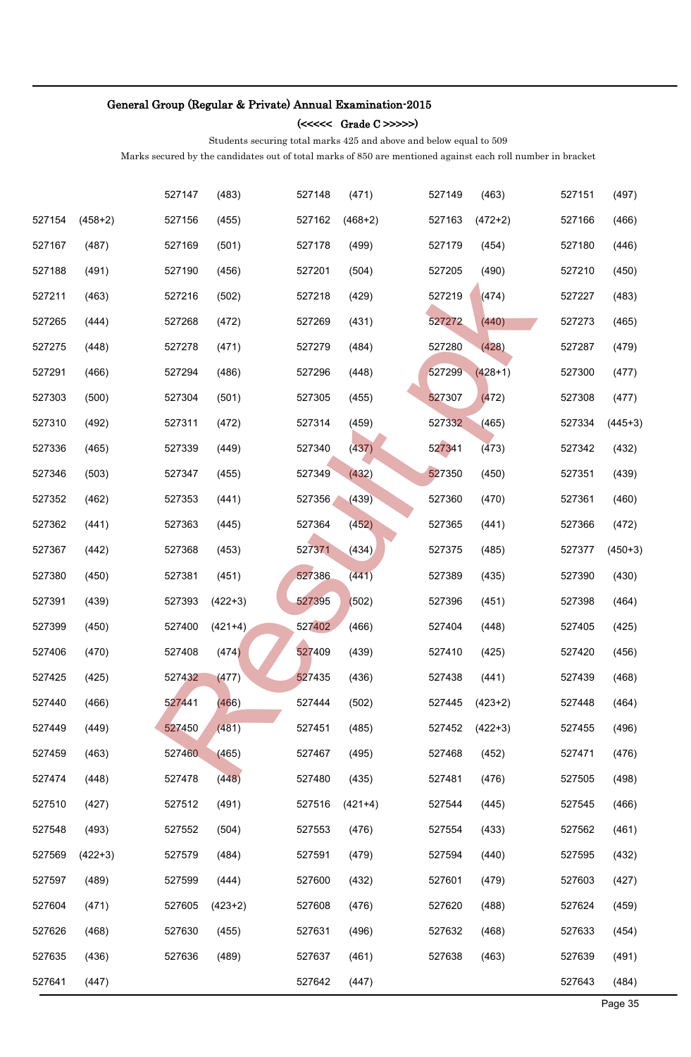## General Group (Regular & Private) Annual Examination-2015

### (<<<<< Grade C >>>>>)

Students securing total marks 425 and above and below equal to 509

Marks secured by the candidates out of total marks of 850 are mentioned against each roll number in bracket

| | | | | | | | | | |
|---|---|---|---|---|---|---|---|---|---|
| | | 527147 | (483) | 527148 | (471) | 527149 | (463) | 527151 | (497) |
| 527154 | (458+2) | 527156 | (455) | 527162 | (468+2) | 527163 | (472+2) | 527166 | (466) |
| 527167 | (487) | 527169 | (501) | 527178 | (499) | 527179 | (454) | 527180 | (446) |
| 527188 | (491) | 527190 | (456) | 527201 | (504) | 527205 | (490) | 527210 | (450) |
| 527211 | (463) | 527216 | (502) | 527218 | (429) | 527219 | (474) | 527227 | (483) |
| 527265 | (444) | 527268 | (472) | 527269 | (431) | 527272 | (440) | 527273 | (465) |
| 527275 | (448) | 527278 | (471) | 527279 | (484) | 527280 | (428) | 527287 | (479) |
| 527291 | (466) | 527294 | (486) | 527296 | (448) | 527299 | (428+1) | 527300 | (477) |
| 527303 | (500) | 527304 | (501) | 527305 | (455) | 527307 | (472) | 527308 | (477) |
| 527310 | (492) | 527311 | (472) | 527314 | (459) | 527332 | (465) | 527334 | (445+3) |
| 527336 | (465) | 527339 | (449) | 527340 | (437) | 527341 | (473) | 527342 | (432) |
| 527346 | (503) | 527347 | (455) | 527349 | (432) | 527350 | (450) | 527351 | (439) |
| 527352 | (462) | 527353 | (441) | 527356 | (439) | 527360 | (470) | 527361 | (460) |
| 527362 | (441) | 527363 | (445) | 527364 | (452) | 527365 | (441) | 527366 | (472) |
| 527367 | (442) | 527368 | (453) | 527371 | (434) | 527375 | (485) | 527377 | (450+3) |
| 527380 | (450) | 527381 | (451) | 527386 | (441) | 527389 | (435) | 527390 | (430) |
| 527391 | (439) | 527393 | (422+3) | 527395 | (502) | 527396 | (451) | 527398 | (464) |
| 527399 | (450) | 527400 | (421+4) | 527402 | (466) | 527404 | (448) | 527405 | (425) |
| 527406 | (470) | 527408 | (474) | 527409 | (439) | 527410 | (425) | 527420 | (456) |
| 527425 | (425) | 527432 | (477) | 527435 | (436) | 527438 | (441) | 527439 | (468) |
| 527440 | (466) | 527441 | (466) | 527444 | (502) | 527445 | (423+2) | 527448 | (464) |
| 527449 | (449) | 527450 | (481) | 527451 | (485) | 527452 | (422+3) | 527455 | (496) |
| 527459 | (463) | 527460 | (465) | 527467 | (495) | 527468 | (452) | 527471 | (476) |
| 527474 | (448) | 527478 | (448) | 527480 | (435) | 527481 | (476) | 527505 | (498) |
| 527510 | (427) | 527512 | (491) | 527516 | (421+4) | 527544 | (445) | 527545 | (466) |
| 527548 | (493) | 527552 | (504) | 527553 | (476) | 527554 | (433) | 527562 | (461) |
| 527569 | (422+3) | 527579 | (484) | 527591 | (479) | 527594 | (440) | 527595 | (432) |
| 527597 | (489) | 527599 | (444) | 527600 | (432) | 527601 | (479) | 527603 | (427) |
| 527604 | (471) | 527605 | (423+2) | 527608 | (476) | 527620 | (488) | 527624 | (459) |
| 527626 | (468) | 527630 | (455) | 527631 | (496) | 527632 | (468) | 527633 | (454) |
| 527635 | (436) | 527636 | (489) | 527637 | (461) | 527638 | (463) | 527639 | (491) |
| 527641 | (447) | | | 527642 | (447) | | | 527643 | (484) |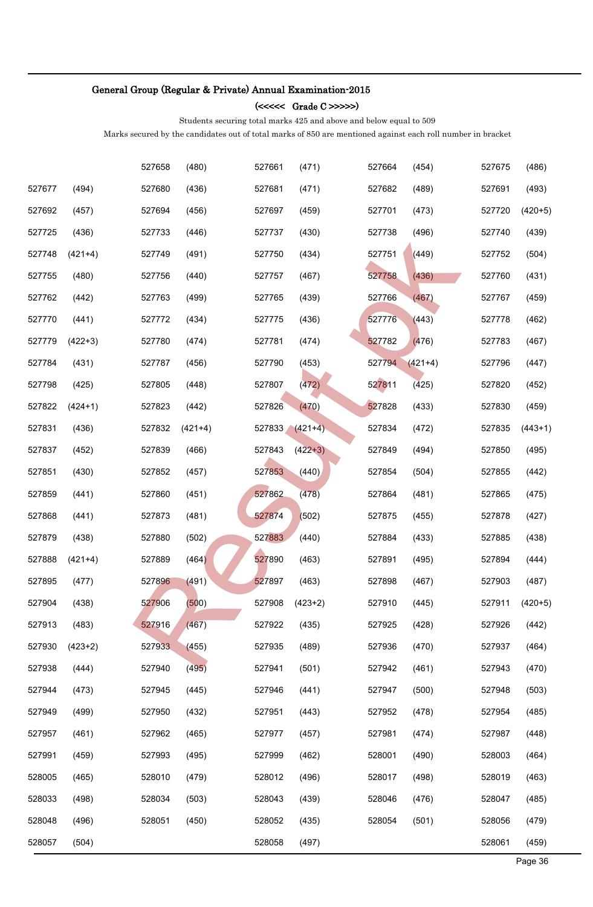## General Group (Regular & Private) Annual Examination-2015

(<<<<< Grade C >>>>>)

Students securing total marks 425 and above and below equal to 509

Marks secured by the candidates out of total marks of 850 are mentioned against each roll number in bracket

| | | | | | | | | | |
|---|---|---|---|---|---|---|---|---|---|
| | | 527658 | (480) | 527661 | (471) | 527664 | (454) | 527675 | (486) |
| 527677 | (494) | 527680 | (436) | 527681 | (471) | 527682 | (489) | 527691 | (493) |
| 527692 | (457) | 527694 | (456) | 527697 | (459) | 527701 | (473) | 527720 | (420+5) |
| 527725 | (436) | 527733 | (446) | 527737 | (430) | 527738 | (496) | 527740 | (439) |
| 527748 | (421+4) | 527749 | (491) | 527750 | (434) | 527751 | (449) | 527752 | (504) |
| 527755 | (480) | 527756 | (440) | 527757 | (467) | 527758 | (436) | 527760 | (431) |
| 527762 | (442) | 527763 | (499) | 527765 | (439) | 527766 | (467) | 527767 | (459) |
| 527770 | (441) | 527772 | (434) | 527775 | (436) | 527776 | (443) | 527778 | (462) |
| 527779 | (422+3) | 527780 | (474) | 527781 | (474) | 527782 | (476) | 527783 | (467) |
| 527784 | (431) | 527787 | (456) | 527790 | (453) | 527794 | (421+4) | 527796 | (447) |
| 527798 | (425) | 527805 | (448) | 527807 | (472) | 527811 | (425) | 527820 | (452) |
| 527822 | (424+1) | 527823 | (442) | 527826 | (470) | 527828 | (433) | 527830 | (459) |
| 527831 | (436) | 527832 | (421+4) | 527833 | (421+4) | 527834 | (472) | 527835 | (443+1) |
| 527837 | (452) | 527839 | (466) | 527843 | (422+3) | 527849 | (494) | 527850 | (495) |
| 527851 | (430) | 527852 | (457) | 527853 | (440) | 527854 | (504) | 527855 | (442) |
| 527859 | (441) | 527860 | (451) | 527862 | (478) | 527864 | (481) | 527865 | (475) |
| 527868 | (441) | 527873 | (481) | 527874 | (502) | 527875 | (455) | 527878 | (427) |
| 527879 | (438) | 527880 | (502) | 527883 | (440) | 527884 | (433) | 527885 | (438) |
| 527888 | (421+4) | 527889 | (464) | 527890 | (463) | 527891 | (495) | 527894 | (444) |
| 527895 | (477) | 527896 | (491) | 527897 | (463) | 527898 | (467) | 527903 | (487) |
| 527904 | (438) | 527906 | (500) | 527908 | (423+2) | 527910 | (445) | 527911 | (420+5) |
| 527913 | (483) | 527916 | (467) | 527922 | (435) | 527925 | (428) | 527926 | (442) |
| 527930 | (423+2) | 527933 | (455) | 527935 | (489) | 527936 | (470) | 527937 | (464) |
| 527938 | (444) | 527940 | (495) | 527941 | (501) | 527942 | (461) | 527943 | (470) |
| 527944 | (473) | 527945 | (445) | 527946 | (441) | 527947 | (500) | 527948 | (503) |
| 527949 | (499) | 527950 | (432) | 527951 | (443) | 527952 | (478) | 527954 | (485) |
| 527957 | (461) | 527962 | (465) | 527977 | (457) | 527981 | (474) | 527987 | (448) |
| 527991 | (459) | 527993 | (495) | 527999 | (462) | 528001 | (490) | 528003 | (464) |
| 528005 | (465) | 528010 | (479) | 528012 | (496) | 528017 | (498) | 528019 | (463) |
| 528033 | (498) | 528034 | (503) | 528043 | (439) | 528046 | (476) | 528047 | (485) |
| 528048 | (496) | 528051 | (450) | 528052 | (435) | 528054 | (501) | 528056 | (479) |
| 528057 | (504) | | | 528058 | (497) | | | 528061 | (459) |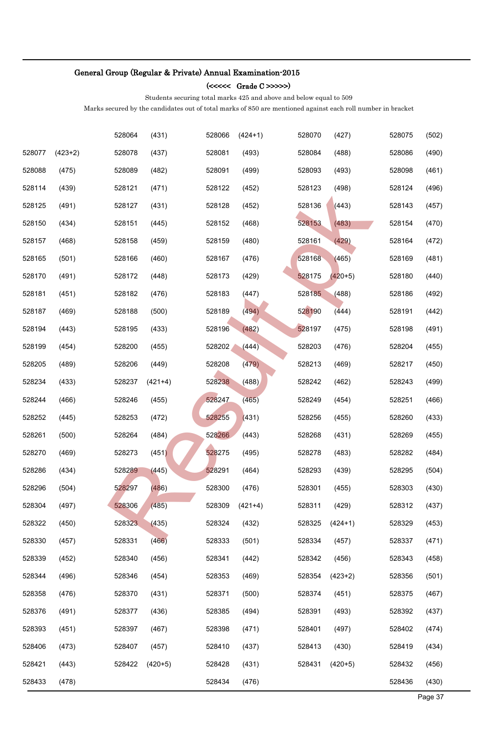## General Group (Regular & Private) Annual Examination-2015

### (<<<<< Grade C >>>>>)

Students securing total marks 425 and above and below equal to 509

Marks secured by the candidates out of total marks of 850 are mentioned against each roll number in bracket

| | | | | | | | | | |
|---|---|---|---|---|---|---|---|---|---|
| | | 528064 | (431) | 528066 | (424+1) | 528070 | (427) | 528075 | (502) |
| 528077 | (423+2) | 528078 | (437) | 528081 | (493) | 528084 | (488) | 528086 | (490) |
| 528088 | (475) | 528089 | (482) | 528091 | (499) | 528093 | (493) | 528098 | (461) |
| 528114 | (439) | 528121 | (471) | 528122 | (452) | 528123 | (498) | 528124 | (496) |
| 528125 | (491) | 528127 | (431) | 528128 | (452) | 528136 | (443) | 528143 | (457) |
| 528150 | (434) | 528151 | (445) | 528152 | (468) | 528153 | (483) | 528154 | (470) |
| 528157 | (468) | 528158 | (459) | 528159 | (480) | 528161 | (429) | 528164 | (472) |
| 528165 | (501) | 528166 | (460) | 528167 | (476) | 528168 | (465) | 528169 | (481) |
| 528170 | (491) | 528172 | (448) | 528173 | (429) | 528175 | (420+5) | 528180 | (440) |
| 528181 | (451) | 528182 | (476) | 528183 | (447) | 528185 | (488) | 528186 | (492) |
| 528187 | (469) | 528188 | (500) | 528189 | (494) | 528190 | (444) | 528191 | (442) |
| 528194 | (443) | 528195 | (433) | 528196 | (482) | 528197 | (475) | 528198 | (491) |
| 528199 | (454) | 528200 | (455) | 528202 | (444) | 528203 | (476) | 528204 | (455) |
| 528205 | (489) | 528206 | (449) | 528208 | (479) | 528213 | (469) | 528217 | (450) |
| 528234 | (433) | 528237 | (421+4) | 528238 | (488) | 528242 | (462) | 528243 | (499) |
| 528244 | (466) | 528246 | (455) | 528247 | (465) | 528249 | (454) | 528251 | (466) |
| 528252 | (445) | 528253 | (472) | 528255 | (431) | 528256 | (455) | 528260 | (433) |
| 528261 | (500) | 528264 | (484) | 528266 | (443) | 528268 | (431) | 528269 | (455) |
| 528270 | (469) | 528273 | (451) | 528275 | (495) | 528278 | (483) | 528282 | (484) |
| 528286 | (434) | 528289 | (445) | 528291 | (464) | 528293 | (439) | 528295 | (504) |
| 528296 | (504) | 528297 | (486) | 528300 | (476) | 528301 | (455) | 528303 | (430) |
| 528304 | (497) | 528306 | (485) | 528309 | (421+4) | 528311 | (429) | 528312 | (437) |
| 528322 | (450) | 528323 | (435) | 528324 | (432) | 528325 | (424+1) | 528329 | (453) |
| 528330 | (457) | 528331 | (466) | 528333 | (501) | 528334 | (457) | 528337 | (471) |
| 528339 | (452) | 528340 | (456) | 528341 | (442) | 528342 | (456) | 528343 | (458) |
| 528344 | (496) | 528346 | (454) | 528353 | (469) | 528354 | (423+2) | 528356 | (501) |
| 528358 | (476) | 528370 | (431) | 528371 | (500) | 528374 | (451) | 528375 | (467) |
| 528376 | (491) | 528377 | (436) | 528385 | (494) | 528391 | (493) | 528392 | (437) |
| 528393 | (451) | 528397 | (467) | 528398 | (471) | 528401 | (497) | 528402 | (474) |
| 528406 | (473) | 528407 | (457) | 528410 | (437) | 528413 | (430) | 528419 | (434) |
| 528421 | (443) | 528422 | (420+5) | 528428 | (431) | 528431 | (420+5) | 528432 | (456) |
| 528433 | (478) | | | 528434 | (476) | | | 528436 | (430) |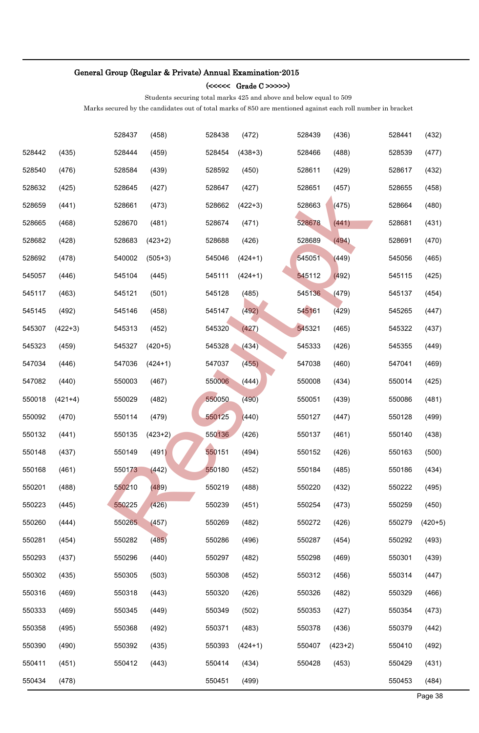**General Group (Regular & Private) Annual Examination-2015**

**(<<<<< Grade C >>>>>)**

Students securing total marks 425 and above and below equal to 509

Marks secured by the candidates out of total marks of 850 are mentioned against each roll number in bracket

| | | | | | | | | | |
|---|---|---|---|---|---|---|---|---|---|
| | | 528437 | (458) | 528438 | (472) | 528439 | (436) | 528441 | (432) |
| 528442 | (435) | 528444 | (459) | 528454 | (438+3) | 528466 | (488) | 528539 | (477) |
| 528540 | (476) | 528584 | (439) | 528592 | (450) | 528611 | (429) | 528617 | (432) |
| 528632 | (425) | 528645 | (427) | 528647 | (427) | 528651 | (457) | 528655 | (458) |
| 528659 | (441) | 528661 | (473) | 528662 | (422+3) | 528663 | (475) | 528664 | (480) |
| 528665 | (468) | 528670 | (481) | 528674 | (471) | 528678 | (441) | 528681 | (431) |
| 528682 | (428) | 528683 | (423+2) | 528688 | (426) | 528689 | (494) | 528691 | (470) |
| 528692 | (478) | 540002 | (505+3) | 545046 | (424+1) | 545051 | (449) | 545056 | (465) |
| 545057 | (446) | 545104 | (445) | 545111 | (424+1) | 545112 | (492) | 545115 | (425) |
| 545117 | (463) | 545121 | (501) | 545128 | (485) | 545136 | (479) | 545137 | (454) |
| 545145 | (492) | 545146 | (458) | 545147 | (492) | 545161 | (429) | 545265 | (447) |
| 545307 | (422+3) | 545313 | (452) | 545320 | (427) | 545321 | (465) | 545322 | (437) |
| 545323 | (459) | 545327 | (420+5) | 545328 | (434) | 545333 | (426) | 545355 | (449) |
| 547034 | (446) | 547036 | (424+1) | 547037 | (455) | 547038 | (460) | 547041 | (469) |
| 547082 | (440) | 550003 | (467) | 550006 | (444) | 550008 | (434) | 550014 | (425) |
| 550018 | (421+4) | 550029 | (482) | 550050 | (490) | 550051 | (439) | 550086 | (481) |
| 550092 | (470) | 550114 | (479) | 550125 | (440) | 550127 | (447) | 550128 | (499) |
| 550132 | (441) | 550135 | (423+2) | 550136 | (426) | 550137 | (461) | 550140 | (438) |
| 550148 | (437) | 550149 | (491) | 550151 | (494) | 550152 | (426) | 550163 | (500) |
| 550168 | (461) | 550173 | (442) | 550180 | (452) | 550184 | (485) | 550186 | (434) |
| 550201 | (488) | 550210 | (489) | 550219 | (488) | 550220 | (432) | 550222 | (495) |
| 550223 | (445) | 550225 | (426) | 550239 | (451) | 550254 | (473) | 550259 | (450) |
| 550260 | (444) | 550265 | (457) | 550269 | (482) | 550272 | (426) | 550279 | (420+5) |
| 550281 | (454) | 550282 | (485) | 550286 | (496) | 550287 | (454) | 550292 | (493) |
| 550293 | (437) | 550296 | (440) | 550297 | (482) | 550298 | (469) | 550301 | (439) |
| 550302 | (435) | 550305 | (503) | 550308 | (452) | 550312 | (456) | 550314 | (447) |
| 550316 | (469) | 550318 | (443) | 550320 | (426) | 550326 | (482) | 550329 | (466) |
| 550333 | (469) | 550345 | (449) | 550349 | (502) | 550353 | (427) | 550354 | (473) |
| 550358 | (495) | 550368 | (492) | 550371 | (483) | 550378 | (436) | 550379 | (442) |
| 550390 | (490) | 550392 | (435) | 550393 | (424+1) | 550407 | (423+2) | 550410 | (492) |
| 550411 | (451) | 550412 | (443) | 550414 | (434) | 550428 | (453) | 550429 | (431) |
| 550434 | (478) | | | 550451 | (499) | | | 550453 | (484) |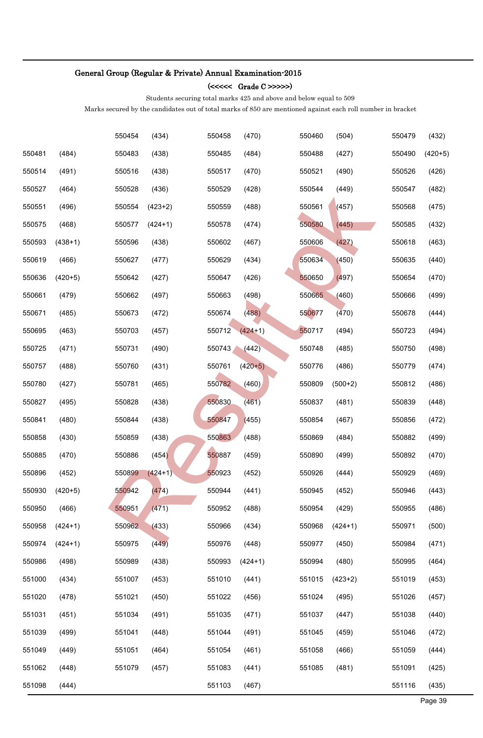## General Group (Regular & Private) Annual Examination-2015

### (<<<<< Grade C >>>>>)

Students securing total marks 425 and above and below equal to 509

Marks secured by the candidates out of total marks of 850 are mentioned against each roll number in bracket

| | | | | | | | | | |
|---|---|---|---|---|---|---|---|---|---|
| | | 550454 | (434) | 550458 | (470) | 550460 | (504) | 550479 | (432) |
| 550481 | (484) | 550483 | (438) | 550485 | (484) | 550488 | (427) | 550490 | (420+5) |
| 550514 | (491) | 550516 | (438) | 550517 | (470) | 550521 | (490) | 550526 | (426) |
| 550527 | (464) | 550528 | (436) | 550529 | (428) | 550544 | (449) | 550547 | (482) |
| 550551 | (496) | 550554 | (423+2) | 550559 | (488) | 550561 | (457) | 550568 | (475) |
| 550575 | (468) | 550577 | (424+1) | 550578 | (474) | 550580 | (445) | 550585 | (432) |
| 550593 | (438+1) | 550596 | (438) | 550602 | (467) | 550606 | (427) | 550618 | (463) |
| 550619 | (466) | 550627 | (477) | 550629 | (434) | 550634 | (450) | 550635 | (440) |
| 550636 | (420+5) | 550642 | (427) | 550647 | (426) | 550650 | (497) | 550654 | (470) |
| 550661 | (479) | 550662 | (497) | 550663 | (498) | 550665 | (460) | 550666 | (499) |
| 550671 | (485) | 550673 | (472) | 550674 | (488) | 550677 | (470) | 550678 | (444) |
| 550695 | (463) | 550703 | (457) | 550712 | (424+1) | 550717 | (494) | 550723 | (494) |
| 550725 | (471) | 550731 | (490) | 550743 | (442) | 550748 | (485) | 550750 | (498) |
| 550757 | (488) | 550760 | (431) | 550761 | (420+5) | 550776 | (486) | 550779 | (474) |
| 550780 | (427) | 550781 | (465) | 550782 | (460) | 550809 | (500+2) | 550812 | (486) |
| 550827 | (495) | 550828 | (438) | 550830 | (461) | 550837 | (481) | 550839 | (448) |
| 550841 | (480) | 550844 | (438) | 550847 | (455) | 550854 | (467) | 550856 | (472) |
| 550858 | (430) | 550859 | (438) | 550863 | (488) | 550869 | (484) | 550882 | (499) |
| 550885 | (470) | 550886 | (454) | 550887 | (459) | 550890 | (499) | 550892 | (470) |
| 550896 | (452) | 550899 | (424+1) | 550923 | (452) | 550926 | (444) | 550929 | (469) |
| 550930 | (420+5) | 550942 | (474) | 550944 | (441) | 550945 | (452) | 550946 | (443) |
| 550950 | (466) | 550951 | (471) | 550952 | (488) | 550954 | (429) | 550955 | (486) |
| 550958 | (424+1) | 550962 | (433) | 550966 | (434) | 550968 | (424+1) | 550971 | (500) |
| 550974 | (424+1) | 550975 | (449) | 550976 | (448) | 550977 | (450) | 550984 | (471) |
| 550986 | (498) | 550989 | (438) | 550993 | (424+1) | 550994 | (480) | 550995 | (464) |
| 551000 | (434) | 551007 | (453) | 551010 | (441) | 551015 | (423+2) | 551019 | (453) |
| 551020 | (478) | 551021 | (450) | 551022 | (456) | 551024 | (495) | 551026 | (457) |
| 551031 | (451) | 551034 | (491) | 551035 | (471) | 551037 | (447) | 551038 | (440) |
| 551039 | (499) | 551041 | (448) | 551044 | (491) | 551045 | (459) | 551046 | (472) |
| 551049 | (449) | 551051 | (464) | 551054 | (461) | 551058 | (466) | 551059 | (444) |
| 551062 | (448) | 551079 | (457) | 551083 | (441) | 551085 | (481) | 551091 | (425) |
| 551098 | (444) | | | 551103 | (467) | | | 551116 | (435) |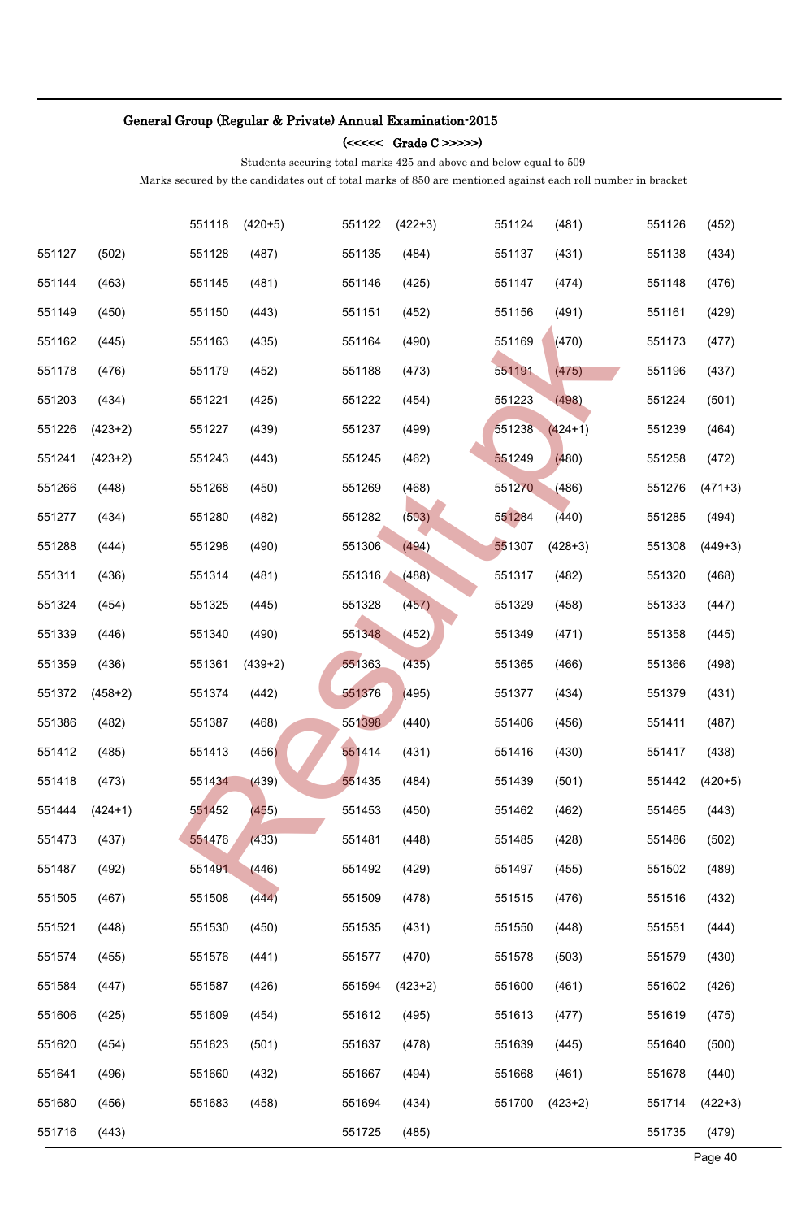## General Group (Regular & Private) Annual Examination-2015

### (<<<<< Grade C >>>>>)

Students securing total marks 425 and above and below equal to 509

Marks secured by the candidates out of total marks of 850 are mentioned against each roll number in bracket

| | | | | | | | | | |
|---|---|---|---|---|---|---|---|---|---|
| | | 551118 | (420+5) | 551122 | (422+3) | 551124 | (481) | 551126 | (452) |
| 551127 | (502) | 551128 | (487) | 551135 | (484) | 551137 | (431) | 551138 | (434) |
| 551144 | (463) | 551145 | (481) | 551146 | (425) | 551147 | (474) | 551148 | (476) |
| 551149 | (450) | 551150 | (443) | 551151 | (452) | 551156 | (491) | 551161 | (429) |
| 551162 | (445) | 551163 | (435) | 551164 | (490) | 551169 | (470) | 551173 | (477) |
| 551178 | (476) | 551179 | (452) | 551188 | (473) | 551191 | (475) | 551196 | (437) |
| 551203 | (434) | 551221 | (425) | 551222 | (454) | 551223 | (498) | 551224 | (501) |
| 551226 | (423+2) | 551227 | (439) | 551237 | (499) | 551238 | (424+1) | 551239 | (464) |
| 551241 | (423+2) | 551243 | (443) | 551245 | (462) | 551249 | (480) | 551258 | (472) |
| 551266 | (448) | 551268 | (450) | 551269 | (468) | 551270 | (486) | 551276 | (471+3) |
| 551277 | (434) | 551280 | (482) | 551282 | (503) | 551284 | (440) | 551285 | (494) |
| 551288 | (444) | 551298 | (490) | 551306 | (494) | 551307 | (428+3) | 551308 | (449+3) |
| 551311 | (436) | 551314 | (481) | 551316 | (488) | 551317 | (482) | 551320 | (468) |
| 551324 | (454) | 551325 | (445) | 551328 | (457) | 551329 | (458) | 551333 | (447) |
| 551339 | (446) | 551340 | (490) | 551348 | (452) | 551349 | (471) | 551358 | (445) |
| 551359 | (436) | 551361 | (439+2) | 551363 | (435) | 551365 | (466) | 551366 | (498) |
| 551372 | (458+2) | 551374 | (442) | 551376 | (495) | 551377 | (434) | 551379 | (431) |
| 551386 | (482) | 551387 | (468) | 551398 | (440) | 551406 | (456) | 551411 | (487) |
| 551412 | (485) | 551413 | (456) | 551414 | (431) | 551416 | (430) | 551417 | (438) |
| 551418 | (473) | 551434 | (439) | 551435 | (484) | 551439 | (501) | 551442 | (420+5) |
| 551444 | (424+1) | 551452 | (455) | 551453 | (450) | 551462 | (462) | 551465 | (443) |
| 551473 | (437) | 551476 | (433) | 551481 | (448) | 551485 | (428) | 551486 | (502) |
| 551487 | (492) | 551491 | (446) | 551492 | (429) | 551497 | (455) | 551502 | (489) |
| 551505 | (467) | 551508 | (444) | 551509 | (478) | 551515 | (476) | 551516 | (432) |
| 551521 | (448) | 551530 | (450) | 551535 | (431) | 551550 | (448) | 551551 | (444) |
| 551574 | (455) | 551576 | (441) | 551577 | (470) | 551578 | (503) | 551579 | (430) |
| 551584 | (447) | 551587 | (426) | 551594 | (423+2) | 551600 | (461) | 551602 | (426) |
| 551606 | (425) | 551609 | (454) | 551612 | (495) | 551613 | (477) | 551619 | (475) |
| 551620 | (454) | 551623 | (501) | 551637 | (478) | 551639 | (445) | 551640 | (500) |
| 551641 | (496) | 551660 | (432) | 551667 | (494) | 551668 | (461) | 551678 | (440) |
| 551680 | (456) | 551683 | (458) | 551694 | (434) | 551700 | (423+2) | 551714 | (422+3) |
| 551716 | (443) | | | 551725 | (485) | | | 551735 | (479) |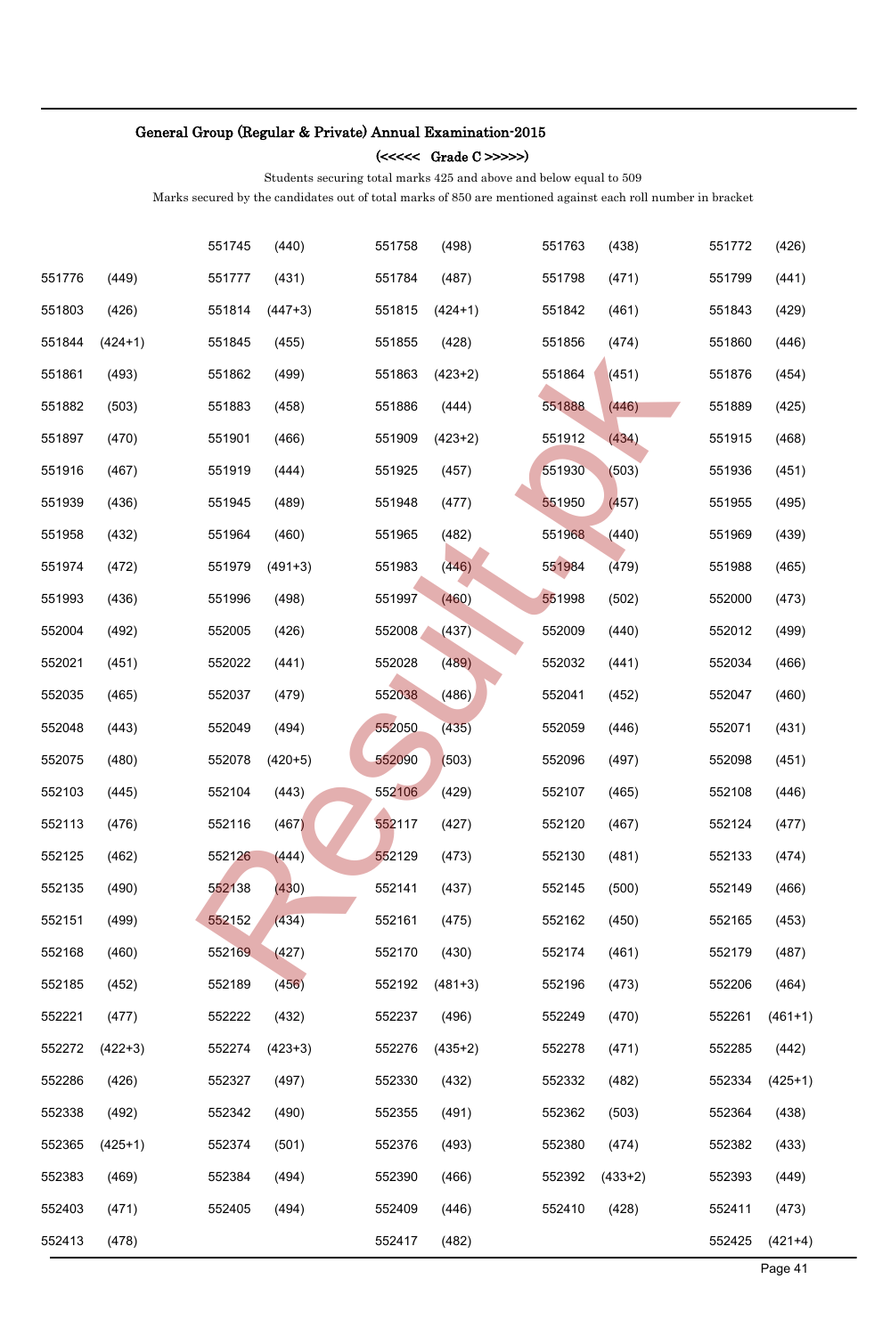## General Group (Regular & Private) Annual Examination-2015

### (<<<<< Grade C >>>>>)

Students securing total marks 425 and above and below equal to 509

Marks secured by the candidates out of total marks of 850 are mentioned against each roll number in bracket

| | | | | | | | | | |
|---|---|---|---|---|---|---|---|---|---|
| | | 551745 | (440) | 551758 | (498) | 551763 | (438) | 551772 | (426) |
| 551776 | (449) | 551777 | (431) | 551784 | (487) | 551798 | (471) | 551799 | (441) |
| 551803 | (426) | 551814 | (447+3) | 551815 | (424+1) | 551842 | (461) | 551843 | (429) |
| 551844 | (424+1) | 551845 | (455) | 551855 | (428) | 551856 | (474) | 551860 | (446) |
| 551861 | (493) | 551862 | (499) | 551863 | (423+2) | 551864 | (451) | 551876 | (454) |
| 551882 | (503) | 551883 | (458) | 551886 | (444) | 551888 | (446) | 551889 | (425) |
| 551897 | (470) | 551901 | (466) | 551909 | (423+2) | 551912 | (434) | 551915 | (468) |
| 551916 | (467) | 551919 | (444) | 551925 | (457) | 551930 | (503) | 551936 | (451) |
| 551939 | (436) | 551945 | (489) | 551948 | (477) | 551950 | (457) | 551955 | (495) |
| 551958 | (432) | 551964 | (460) | 551965 | (482) | 551968 | (440) | 551969 | (439) |
| 551974 | (472) | 551979 | (491+3) | 551983 | (446) | 551984 | (479) | 551988 | (465) |
| 551993 | (436) | 551996 | (498) | 551997 | (460) | 551998 | (502) | 552000 | (473) |
| 552004 | (492) | 552005 | (426) | 552008 | (437) | 552009 | (440) | 552012 | (499) |
| 552021 | (451) | 552022 | (441) | 552028 | (489) | 552032 | (441) | 552034 | (466) |
| 552035 | (465) | 552037 | (479) | 552038 | (486) | 552041 | (452) | 552047 | (460) |
| 552048 | (443) | 552049 | (494) | 552050 | (435) | 552059 | (446) | 552071 | (431) |
| 552075 | (480) | 552078 | (420+5) | 552090 | (503) | 552096 | (497) | 552098 | (451) |
| 552103 | (445) | 552104 | (443) | 552106 | (429) | 552107 | (465) | 552108 | (446) |
| 552113 | (476) | 552116 | (467) | 552117 | (427) | 552120 | (467) | 552124 | (477) |
| 552125 | (462) | 552126 | (444) | 552129 | (473) | 552130 | (481) | 552133 | (474) |
| 552135 | (490) | 552138 | (430) | 552141 | (437) | 552145 | (500) | 552149 | (466) |
| 552151 | (499) | 552152 | (434) | 552161 | (475) | 552162 | (450) | 552165 | (453) |
| 552168 | (460) | 552169 | (427) | 552170 | (430) | 552174 | (461) | 552179 | (487) |
| 552185 | (452) | 552189 | (456) | 552192 | (481+3) | 552196 | (473) | 552206 | (464) |
| 552221 | (477) | 552222 | (432) | 552237 | (496) | 552249 | (470) | 552261 | (461+1) |
| 552272 | (422+3) | 552274 | (423+3) | 552276 | (435+2) | 552278 | (471) | 552285 | (442) |
| 552286 | (426) | 552327 | (497) | 552330 | (432) | 552332 | (482) | 552334 | (425+1) |
| 552338 | (492) | 552342 | (490) | 552355 | (491) | 552362 | (503) | 552364 | (438) |
| 552365 | (425+1) | 552374 | (501) | 552376 | (493) | 552380 | (474) | 552382 | (433) |
| 552383 | (469) | 552384 | (494) | 552390 | (466) | 552392 | (433+2) | 552393 | (449) |
| 552403 | (471) | 552405 | (494) | 552409 | (446) | 552410 | (428) | 552411 | (473) |
| 552413 | (478) | | | 552417 | (482) | | | 552425 | (421+4) |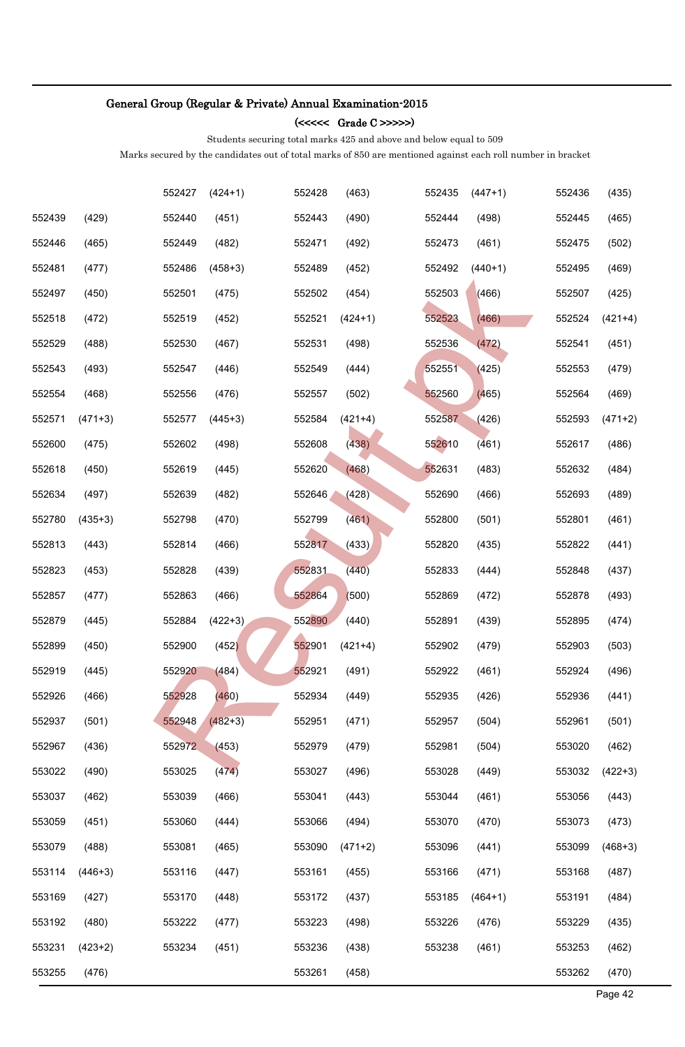**General Group (Regular & Private) Annual Examination-2015**

**(<<<<< Grade C >>>>>)**

Students securing total marks 425 and above and below equal to 509

Marks secured by the candidates out of total marks of 850 are mentioned against each roll number in bracket

| | | | | | | | | | |
|---|---|---|---|---|---|---|---|---|---|
| | | 552427 | (424+1) | 552428 | (463) | 552435 | (447+1) | 552436 | (435) |
| 552439 | (429) | 552440 | (451) | 552443 | (490) | 552444 | (498) | 552445 | (465) |
| 552446 | (465) | 552449 | (482) | 552471 | (492) | 552473 | (461) | 552475 | (502) |
| 552481 | (477) | 552486 | (458+3) | 552489 | (452) | 552492 | (440+1) | 552495 | (469) |
| 552497 | (450) | 552501 | (475) | 552502 | (454) | 552503 | (466) | 552507 | (425) |
| 552518 | (472) | 552519 | (452) | 552521 | (424+1) | 552523 | (466) | 552524 | (421+4) |
| 552529 | (488) | 552530 | (467) | 552531 | (498) | 552536 | (472) | 552541 | (451) |
| 552543 | (493) | 552547 | (446) | 552549 | (444) | 552551 | (425) | 552553 | (479) |
| 552554 | (468) | 552556 | (476) | 552557 | (502) | 552560 | (465) | 552564 | (469) |
| 552571 | (471+3) | 552577 | (445+3) | 552584 | (421+4) | 552587 | (426) | 552593 | (471+2) |
| 552600 | (475) | 552602 | (498) | 552608 | (438) | 552610 | (461) | 552617 | (486) |
| 552618 | (450) | 552619 | (445) | 552620 | (468) | 552631 | (483) | 552632 | (484) |
| 552634 | (497) | 552639 | (482) | 552646 | (428) | 552690 | (466) | 552693 | (489) |
| 552780 | (435+3) | 552798 | (470) | 552799 | (461) | 552800 | (501) | 552801 | (461) |
| 552813 | (443) | 552814 | (466) | 552817 | (433) | 552820 | (435) | 552822 | (441) |
| 552823 | (453) | 552828 | (439) | 552831 | (440) | 552833 | (444) | 552848 | (437) |
| 552857 | (477) | 552863 | (466) | 552864 | (500) | 552869 | (472) | 552878 | (493) |
| 552879 | (445) | 552884 | (422+3) | 552890 | (440) | 552891 | (439) | 552895 | (474) |
| 552899 | (450) | 552900 | (452) | 552901 | (421+4) | 552902 | (479) | 552903 | (503) |
| 552919 | (445) | 552920 | (484) | 552921 | (491) | 552922 | (461) | 552924 | (496) |
| 552926 | (466) | 552928 | (460) | 552934 | (449) | 552935 | (426) | 552936 | (441) |
| 552937 | (501) | 552948 | (482+3) | 552951 | (471) | 552957 | (504) | 552961 | (501) |
| 552967 | (436) | 552972 | (453) | 552979 | (479) | 552981 | (504) | 553020 | (462) |
| 553022 | (490) | 553025 | (474) | 553027 | (496) | 553028 | (449) | 553032 | (422+3) |
| 553037 | (462) | 553039 | (466) | 553041 | (443) | 553044 | (461) | 553056 | (443) |
| 553059 | (451) | 553060 | (444) | 553066 | (494) | 553070 | (470) | 553073 | (473) |
| 553079 | (488) | 553081 | (465) | 553090 | (471+2) | 553096 | (441) | 553099 | (468+3) |
| 553114 | (446+3) | 553116 | (447) | 553161 | (455) | 553166 | (471) | 553168 | (487) |
| 553169 | (427) | 553170 | (448) | 553172 | (437) | 553185 | (464+1) | 553191 | (484) |
| 553192 | (480) | 553222 | (477) | 553223 | (498) | 553226 | (476) | 553229 | (435) |
| 553231 | (423+2) | 553234 | (451) | 553236 | (438) | 553238 | (461) | 553253 | (462) |
| 553255 | (476) | | | 553261 | (458) | | | 553262 | (470) |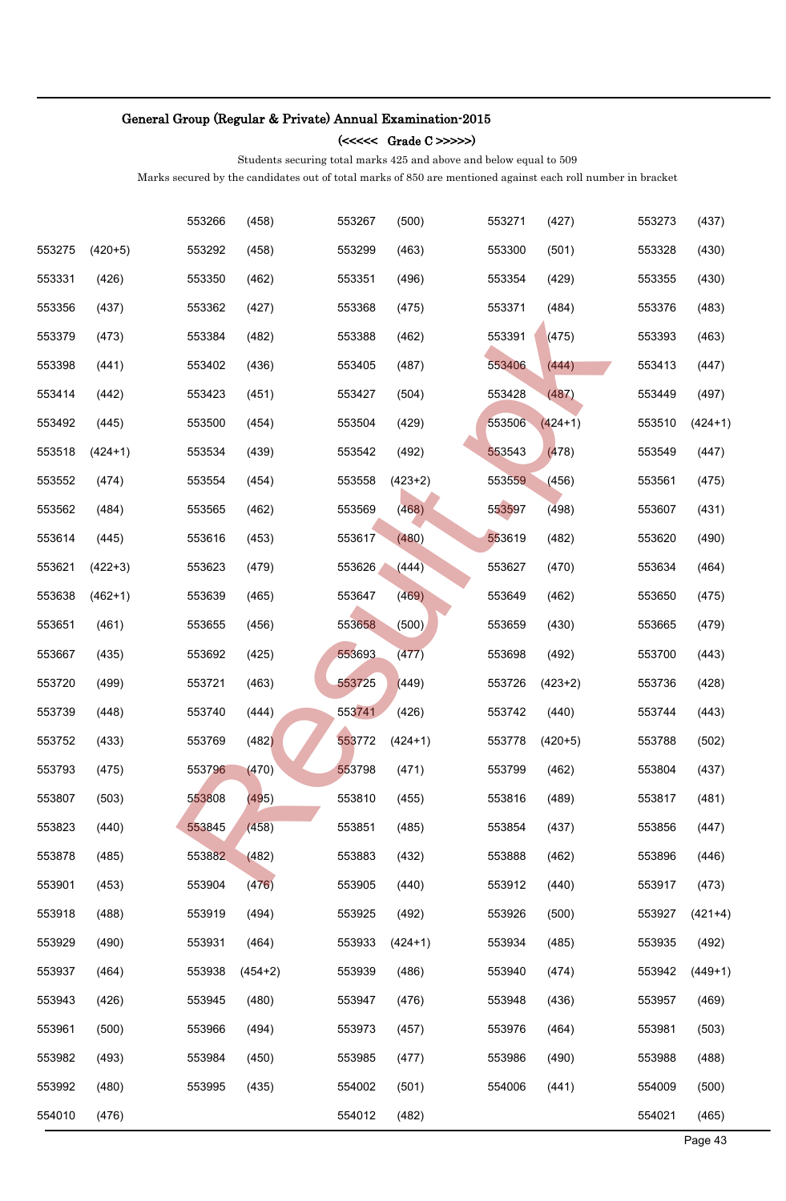**General Group (Regular & Private) Annual Examination-2015**

**(<<<<< Grade C >>>>>)**

Students securing total marks 425 and above and below equal to 509

Marks secured by the candidates out of total marks of 850 are mentioned against each roll number in bracket

| | | | | | | | | | |
|---|---|---|---|---|---|---|---|---|---|
| | | 553266 | (458) | 553267 | (500) | 553271 | (427) | 553273 | (437) |
| 553275 | (420+5) | 553292 | (458) | 553299 | (463) | 553300 | (501) | 553328 | (430) |
| 553331 | (426) | 553350 | (462) | 553351 | (496) | 553354 | (429) | 553355 | (430) |
| 553356 | (437) | 553362 | (427) | 553368 | (475) | 553371 | (484) | 553376 | (483) |
| 553379 | (473) | 553384 | (482) | 553388 | (462) | 553391 | (475) | 553393 | (463) |
| 553398 | (441) | 553402 | (436) | 553405 | (487) | 553406 | (444) | 553413 | (447) |
| 553414 | (442) | 553423 | (451) | 553427 | (504) | 553428 | (487) | 553449 | (497) |
| 553492 | (445) | 553500 | (454) | 553504 | (429) | 553506 | (424+1) | 553510 | (424+1) |
| 553518 | (424+1) | 553534 | (439) | 553542 | (492) | 553543 | (478) | 553549 | (447) |
| 553552 | (474) | 553554 | (454) | 553558 | (423+2) | 553559 | (456) | 553561 | (475) |
| 553562 | (484) | 553565 | (462) | 553569 | (468) | 553597 | (498) | 553607 | (431) |
| 553614 | (445) | 553616 | (453) | 553617 | (480) | 553619 | (482) | 553620 | (490) |
| 553621 | (422+3) | 553623 | (479) | 553626 | (444) | 553627 | (470) | 553634 | (464) |
| 553638 | (462+1) | 553639 | (465) | 553647 | (469) | 553649 | (462) | 553650 | (475) |
| 553651 | (461) | 553655 | (456) | 553658 | (500) | 553659 | (430) | 553665 | (479) |
| 553667 | (435) | 553692 | (425) | 553693 | (477) | 553698 | (492) | 553700 | (443) |
| 553720 | (499) | 553721 | (463) | 553725 | (449) | 553726 | (423+2) | 553736 | (428) |
| 553739 | (448) | 553740 | (444) | 553741 | (426) | 553742 | (440) | 553744 | (443) |
| 553752 | (433) | 553769 | (482) | 553772 | (424+1) | 553778 | (420+5) | 553788 | (502) |
| 553793 | (475) | 553796 | (470) | 553798 | (471) | 553799 | (462) | 553804 | (437) |
| 553807 | (503) | 553808 | (495) | 553810 | (455) | 553816 | (489) | 553817 | (481) |
| 553823 | (440) | 553845 | (458) | 553851 | (485) | 553854 | (437) | 553856 | (447) |
| 553878 | (485) | 553882 | (482) | 553883 | (432) | 553888 | (462) | 553896 | (446) |
| 553901 | (453) | 553904 | (476) | 553905 | (440) | 553912 | (440) | 553917 | (473) |
| 553918 | (488) | 553919 | (494) | 553925 | (492) | 553926 | (500) | 553927 | (421+4) |
| 553929 | (490) | 553931 | (464) | 553933 | (424+1) | 553934 | (485) | 553935 | (492) |
| 553937 | (464) | 553938 | (454+2) | 553939 | (486) | 553940 | (474) | 553942 | (449+1) |
| 553943 | (426) | 553945 | (480) | 553947 | (476) | 553948 | (436) | 553957 | (469) |
| 553961 | (500) | 553966 | (494) | 553973 | (457) | 553976 | (464) | 553981 | (503) |
| 553982 | (493) | 553984 | (450) | 553985 | (477) | 553986 | (490) | 553988 | (488) |
| 553992 | (480) | 553995 | (435) | 554002 | (501) | 554006 | (441) | 554009 | (500) |
| 554010 | (476) | | | 554012 | (482) | | | 554021 | (465) |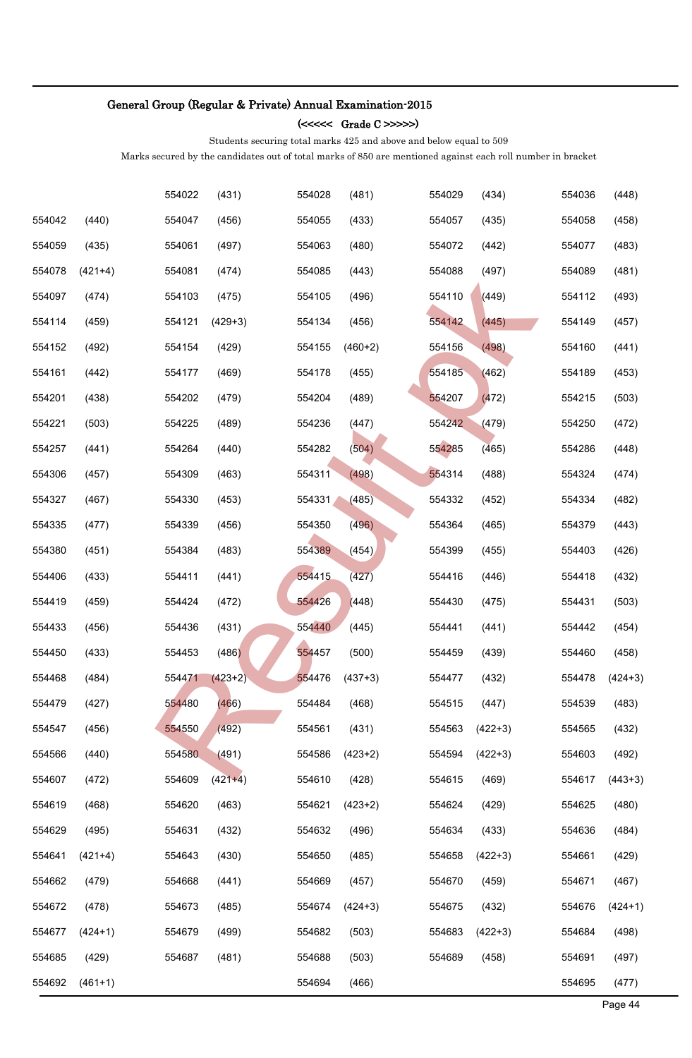## General Group (Regular & Private) Annual Examination-2015

### (<<<<< Grade C >>>>>)

Students securing total marks 425 and above and below equal to 509

Marks secured by the candidates out of total marks of 850 are mentioned against each roll number in bracket

| | | | | | | | | | |
|---|---|---|---|---|---|---|---|---|---|
| | | 554022 | (431) | 554028 | (481) | 554029 | (434) | 554036 | (448) |
| 554042 | (440) | 554047 | (456) | 554055 | (433) | 554057 | (435) | 554058 | (458) |
| 554059 | (435) | 554061 | (497) | 554063 | (480) | 554072 | (442) | 554077 | (483) |
| 554078 | (421+4) | 554081 | (474) | 554085 | (443) | 554088 | (497) | 554089 | (481) |
| 554097 | (474) | 554103 | (475) | 554105 | (496) | 554110 | (449) | 554112 | (493) |
| 554114 | (459) | 554121 | (429+3) | 554134 | (456) | 554142 | (445) | 554149 | (457) |
| 554152 | (492) | 554154 | (429) | 554155 | (460+2) | 554156 | (498) | 554160 | (441) |
| 554161 | (442) | 554177 | (469) | 554178 | (455) | 554185 | (462) | 554189 | (453) |
| 554201 | (438) | 554202 | (479) | 554204 | (489) | 554207 | (472) | 554215 | (503) |
| 554221 | (503) | 554225 | (489) | 554236 | (447) | 554242 | (479) | 554250 | (472) |
| 554257 | (441) | 554264 | (440) | 554282 | (504) | 554285 | (465) | 554286 | (448) |
| 554306 | (457) | 554309 | (463) | 554311 | (498) | 554314 | (488) | 554324 | (474) |
| 554327 | (467) | 554330 | (453) | 554331 | (485) | 554332 | (452) | 554334 | (482) |
| 554335 | (477) | 554339 | (456) | 554350 | (496) | 554364 | (465) | 554379 | (443) |
| 554380 | (451) | 554384 | (483) | 554389 | (454) | 554399 | (455) | 554403 | (426) |
| 554406 | (433) | 554411 | (441) | 554415 | (427) | 554416 | (446) | 554418 | (432) |
| 554419 | (459) | 554424 | (472) | 554426 | (448) | 554430 | (475) | 554431 | (503) |
| 554433 | (456) | 554436 | (431) | 554440 | (445) | 554441 | (441) | 554442 | (454) |
| 554450 | (433) | 554453 | (486) | 554457 | (500) | 554459 | (439) | 554460 | (458) |
| 554468 | (484) | 554471 | (423+2) | 554476 | (437+3) | 554477 | (432) | 554478 | (424+3) |
| 554479 | (427) | 554480 | (466) | 554484 | (468) | 554515 | (447) | 554539 | (483) |
| 554547 | (456) | 554550 | (492) | 554561 | (431) | 554563 | (422+3) | 554565 | (432) |
| 554566 | (440) | 554580 | (491) | 554586 | (423+2) | 554594 | (422+3) | 554603 | (492) |
| 554607 | (472) | 554609 | (421+4) | 554610 | (428) | 554615 | (469) | 554617 | (443+3) |
| 554619 | (468) | 554620 | (463) | 554621 | (423+2) | 554624 | (429) | 554625 | (480) |
| 554629 | (495) | 554631 | (432) | 554632 | (496) | 554634 | (433) | 554636 | (484) |
| 554641 | (421+4) | 554643 | (430) | 554650 | (485) | 554658 | (422+3) | 554661 | (429) |
| 554662 | (479) | 554668 | (441) | 554669 | (457) | 554670 | (459) | 554671 | (467) |
| 554672 | (478) | 554673 | (485) | 554674 | (424+3) | 554675 | (432) | 554676 | (424+1) |
| 554677 | (424+1) | 554679 | (499) | 554682 | (503) | 554683 | (422+3) | 554684 | (498) |
| 554685 | (429) | 554687 | (481) | 554688 | (503) | 554689 | (458) | 554691 | (497) |
| 554692 | (461+1) | | | 554694 | (466) | | | 554695 | (477) |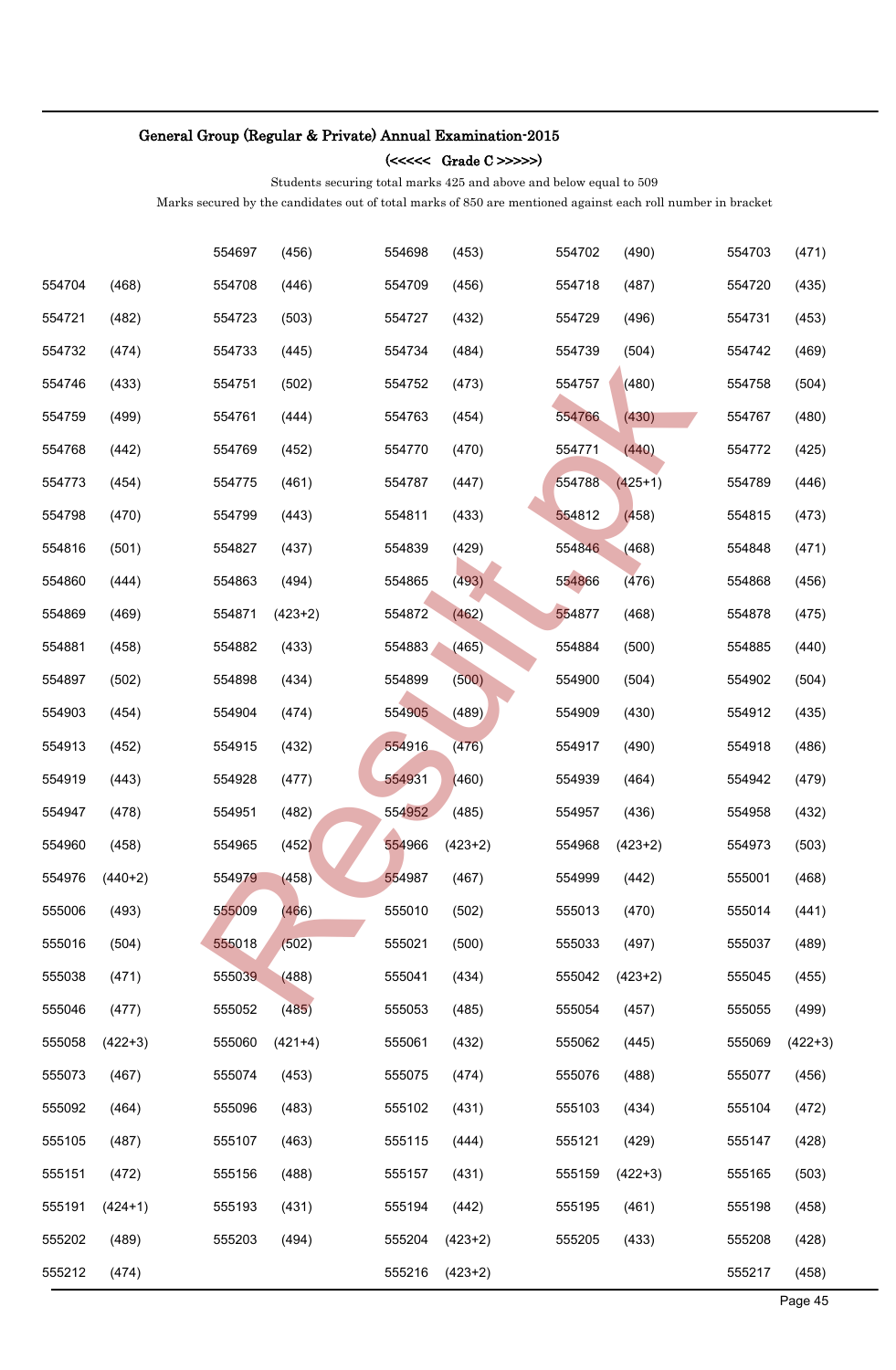**General Group (Regular & Private) Annual Examination-2015**

**(<<<<< Grade C >>>>>)**

Students securing total marks 425 and above and below equal to 509

Marks secured by the candidates out of total marks of 850 are mentioned against each roll number in bracket

| | | | | | | | | | |
|---|---|---|---|---|---|---|---|---|---|
| | | 554697 | (456) | 554698 | (453) | 554702 | (490) | 554703 | (471) |
| 554704 | (468) | 554708 | (446) | 554709 | (456) | 554718 | (487) | 554720 | (435) |
| 554721 | (482) | 554723 | (503) | 554727 | (432) | 554729 | (496) | 554731 | (453) |
| 554732 | (474) | 554733 | (445) | 554734 | (484) | 554739 | (504) | 554742 | (469) |
| 554746 | (433) | 554751 | (502) | 554752 | (473) | 554757 | (480) | 554758 | (504) |
| 554759 | (499) | 554761 | (444) | 554763 | (454) | 554766 | (430) | 554767 | (480) |
| 554768 | (442) | 554769 | (452) | 554770 | (470) | 554771 | (440) | 554772 | (425) |
| 554773 | (454) | 554775 | (461) | 554787 | (447) | 554788 | (425+1) | 554789 | (446) |
| 554798 | (470) | 554799 | (443) | 554811 | (433) | 554812 | (458) | 554815 | (473) |
| 554816 | (501) | 554827 | (437) | 554839 | (429) | 554846 | (468) | 554848 | (471) |
| 554860 | (444) | 554863 | (494) | 554865 | (493) | 554866 | (476) | 554868 | (456) |
| 554869 | (469) | 554871 | (423+2) | 554872 | (462) | 554877 | (468) | 554878 | (475) |
| 554881 | (458) | 554882 | (433) | 554883 | (465) | 554884 | (500) | 554885 | (440) |
| 554897 | (502) | 554898 | (434) | 554899 | (500) | 554900 | (504) | 554902 | (504) |
| 554903 | (454) | 554904 | (474) | 554905 | (489) | 554909 | (430) | 554912 | (435) |
| 554913 | (452) | 554915 | (432) | 554916 | (476) | 554917 | (490) | 554918 | (486) |
| 554919 | (443) | 554928 | (477) | 554931 | (460) | 554939 | (464) | 554942 | (479) |
| 554947 | (478) | 554951 | (482) | 554952 | (485) | 554957 | (436) | 554958 | (432) |
| 554960 | (458) | 554965 | (452) | 554966 | (423+2) | 554968 | (423+2) | 554973 | (503) |
| 554976 | (440+2) | 554979 | (458) | 554987 | (467) | 554999 | (442) | 555001 | (468) |
| 555006 | (493) | 555009 | (466) | 555010 | (502) | 555013 | (470) | 555014 | (441) |
| 555016 | (504) | 555018 | (502) | 555021 | (500) | 555033 | (497) | 555037 | (489) |
| 555038 | (471) | 555039 | (488) | 555041 | (434) | 555042 | (423+2) | 555045 | (455) |
| 555046 | (477) | 555052 | (485) | 555053 | (485) | 555054 | (457) | 555055 | (499) |
| 555058 | (422+3) | 555060 | (421+4) | 555061 | (432) | 555062 | (445) | 555069 | (422+3) |
| 555073 | (467) | 555074 | (453) | 555075 | (474) | 555076 | (488) | 555077 | (456) |
| 555092 | (464) | 555096 | (483) | 555102 | (431) | 555103 | (434) | 555104 | (472) |
| 555105 | (487) | 555107 | (463) | 555115 | (444) | 555121 | (429) | 555147 | (428) |
| 555151 | (472) | 555156 | (488) | 555157 | (431) | 555159 | (422+3) | 555165 | (503) |
| 555191 | (424+1) | 555193 | (431) | 555194 | (442) | 555195 | (461) | 555198 | (458) |
| 555202 | (489) | 555203 | (494) | 555204 | (423+2) | 555205 | (433) | 555208 | (428) |
| 555212 | (474) | | | 555216 | (423+2) | | | 555217 | (458) |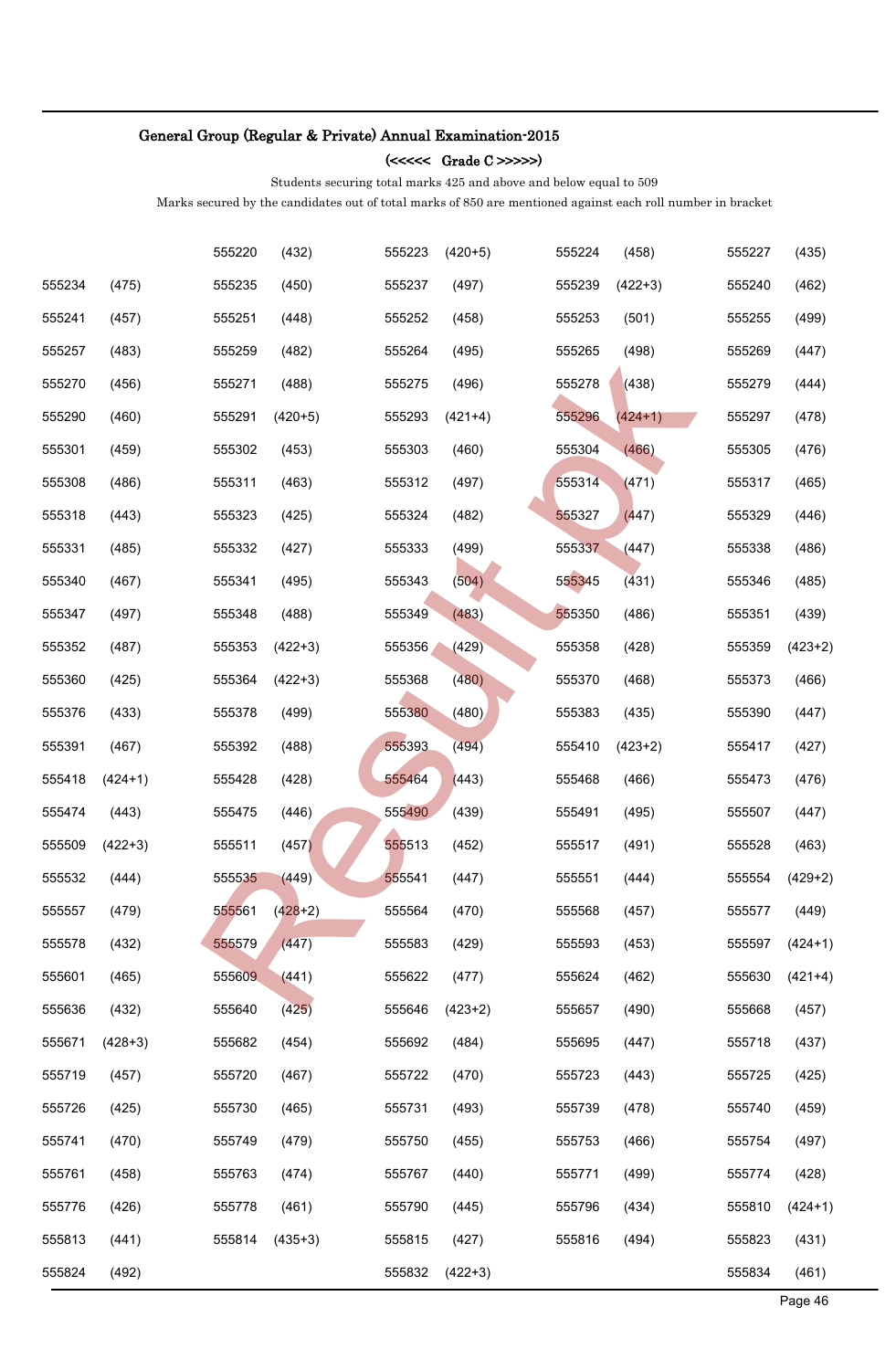## General Group (Regular & Private) Annual Examination-2015

### (<<<<< Grade C >>>>>)

Students securing total marks 425 and above and below equal to 509

Marks secured by the candidates out of total marks of 850 are mentioned against each roll number in bracket

| | | | | | | | | | |
|---|---|---|---|---|---|---|---|---|---|
| | | 555220 | (432) | 555223 | (420+5) | 555224 | (458) | 555227 | (435) |
| 555234 | (475) | 555235 | (450) | 555237 | (497) | 555239 | (422+3) | 555240 | (462) |
| 555241 | (457) | 555251 | (448) | 555252 | (458) | 555253 | (501) | 555255 | (499) |
| 555257 | (483) | 555259 | (482) | 555264 | (495) | 555265 | (498) | 555269 | (447) |
| 555270 | (456) | 555271 | (488) | 555275 | (496) | 555278 | (438) | 555279 | (444) |
| 555290 | (460) | 555291 | (420+5) | 555293 | (421+4) | 555296 | (424+1) | 555297 | (478) |
| 555301 | (459) | 555302 | (453) | 555303 | (460) | 555304 | (466) | 555305 | (476) |
| 555308 | (486) | 555311 | (463) | 555312 | (497) | 555314 | (471) | 555317 | (465) |
| 555318 | (443) | 555323 | (425) | 555324 | (482) | 555327 | (447) | 555329 | (446) |
| 555331 | (485) | 555332 | (427) | 555333 | (499) | 555337 | (447) | 555338 | (486) |
| 555340 | (467) | 555341 | (495) | 555343 | (504) | 555345 | (431) | 555346 | (485) |
| 555347 | (497) | 555348 | (488) | 555349 | (483) | 555350 | (486) | 555351 | (439) |
| 555352 | (487) | 555353 | (422+3) | 555356 | (429) | 555358 | (428) | 555359 | (423+2) |
| 555360 | (425) | 555364 | (422+3) | 555368 | (480) | 555370 | (468) | 555373 | (466) |
| 555376 | (433) | 555378 | (499) | 555380 | (480) | 555383 | (435) | 555390 | (447) |
| 555391 | (467) | 555392 | (488) | 555393 | (494) | 555410 | (423+2) | 555417 | (427) |
| 555418 | (424+1) | 555428 | (428) | 555464 | (443) | 555468 | (466) | 555473 | (476) |
| 555474 | (443) | 555475 | (446) | 555490 | (439) | 555491 | (495) | 555507 | (447) |
| 555509 | (422+3) | 555511 | (457) | 555513 | (452) | 555517 | (491) | 555528 | (463) |
| 555532 | (444) | 555535 | (449) | 555541 | (447) | 555551 | (444) | 555554 | (429+2) |
| 555557 | (479) | 555561 | (428+2) | 555564 | (470) | 555568 | (457) | 555577 | (449) |
| 555578 | (432) | 555579 | (447) | 555583 | (429) | 555593 | (453) | 555597 | (424+1) |
| 555601 | (465) | 555609 | (441) | 555622 | (477) | 555624 | (462) | 555630 | (421+4) |
| 555636 | (432) | 555640 | (425) | 555646 | (423+2) | 555657 | (490) | 555668 | (457) |
| 555671 | (428+3) | 555682 | (454) | 555692 | (484) | 555695 | (447) | 555718 | (437) |
| 555719 | (457) | 555720 | (467) | 555722 | (470) | 555723 | (443) | 555725 | (425) |
| 555726 | (425) | 555730 | (465) | 555731 | (493) | 555739 | (478) | 555740 | (459) |
| 555741 | (470) | 555749 | (479) | 555750 | (455) | 555753 | (466) | 555754 | (497) |
| 555761 | (458) | 555763 | (474) | 555767 | (440) | 555771 | (499) | 555774 | (428) |
| 555776 | (426) | 555778 | (461) | 555790 | (445) | 555796 | (434) | 555810 | (424+1) |
| 555813 | (441) | 555814 | (435+3) | 555815 | (427) | 555816 | (494) | 555823 | (431) |
| 555824 | (492) | | | 555832 | (422+3) | | | 555834 | (461) |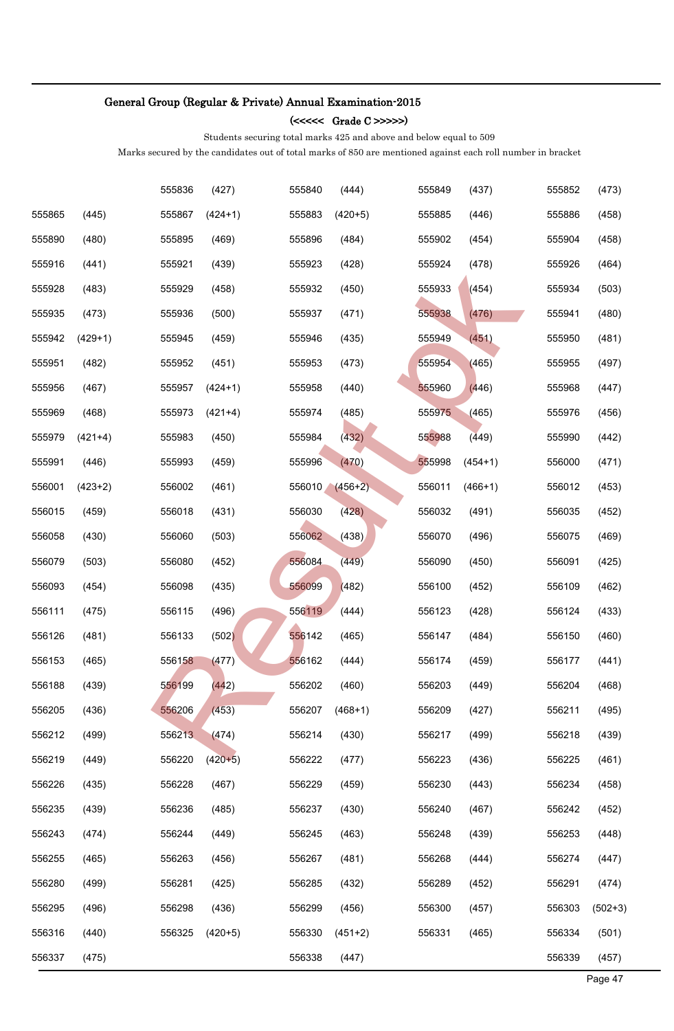**General Group (Regular & Private) Annual Examination-2015**

**(<<<<< Grade C >>>>>)**

Students securing total marks 425 and above and below equal to 509

Marks secured by the candidates out of total marks of 850 are mentioned against each roll number in bracket

| | | | | | | | | | |
|---|---|---|---|---|---|---|---|---|---|
| | | 555836 | (427) | 555840 | (444) | 555849 | (437) | 555852 | (473) |
| 555865 | (445) | 555867 | (424+1) | 555883 | (420+5) | 555885 | (446) | 555886 | (458) |
| 555890 | (480) | 555895 | (469) | 555896 | (484) | 555902 | (454) | 555904 | (458) |
| 555916 | (441) | 555921 | (439) | 555923 | (428) | 555924 | (478) | 555926 | (464) |
| 555928 | (483) | 555929 | (458) | 555932 | (450) | 555933 | (454) | 555934 | (503) |
| 555935 | (473) | 555936 | (500) | 555937 | (471) | 555938 | (476) | 555941 | (480) |
| 555942 | (429+1) | 555945 | (459) | 555946 | (435) | 555949 | (451) | 555950 | (481) |
| 555951 | (482) | 555952 | (451) | 555953 | (473) | 555954 | (465) | 555955 | (497) |
| 555956 | (467) | 555957 | (424+1) | 555958 | (440) | 555960 | (446) | 555968 | (447) |
| 555969 | (468) | 555973 | (421+4) | 555974 | (485) | 555975 | (465) | 555976 | (456) |
| 555979 | (421+4) | 555983 | (450) | 555984 | (432) | 555988 | (449) | 555990 | (442) |
| 555991 | (446) | 555993 | (459) | 555996 | (470) | 555998 | (454+1) | 556000 | (471) |
| 556001 | (423+2) | 556002 | (461) | 556010 | (456+2) | 556011 | (466+1) | 556012 | (453) |
| 556015 | (459) | 556018 | (431) | 556030 | (428) | 556032 | (491) | 556035 | (452) |
| 556058 | (430) | 556060 | (503) | 556062 | (438) | 556070 | (496) | 556075 | (469) |
| 556079 | (503) | 556080 | (452) | 556084 | (449) | 556090 | (450) | 556091 | (425) |
| 556093 | (454) | 556098 | (435) | 556099 | (482) | 556100 | (452) | 556109 | (462) |
| 556111 | (475) | 556115 | (496) | 556119 | (444) | 556123 | (428) | 556124 | (433) |
| 556126 | (481) | 556133 | (502) | 556142 | (465) | 556147 | (484) | 556150 | (460) |
| 556153 | (465) | 556158 | (477) | 556162 | (444) | 556174 | (459) | 556177 | (441) |
| 556188 | (439) | 556199 | (442) | 556202 | (460) | 556203 | (449) | 556204 | (468) |
| 556205 | (436) | 556206 | (453) | 556207 | (468+1) | 556209 | (427) | 556211 | (495) |
| 556212 | (499) | 556213 | (474) | 556214 | (430) | 556217 | (499) | 556218 | (439) |
| 556219 | (449) | 556220 | (420+5) | 556222 | (477) | 556223 | (436) | 556225 | (461) |
| 556226 | (435) | 556228 | (467) | 556229 | (459) | 556230 | (443) | 556234 | (458) |
| 556235 | (439) | 556236 | (485) | 556237 | (430) | 556240 | (467) | 556242 | (452) |
| 556243 | (474) | 556244 | (449) | 556245 | (463) | 556248 | (439) | 556253 | (448) |
| 556255 | (465) | 556263 | (456) | 556267 | (481) | 556268 | (444) | 556274 | (447) |
| 556280 | (499) | 556281 | (425) | 556285 | (432) | 556289 | (452) | 556291 | (474) |
| 556295 | (496) | 556298 | (436) | 556299 | (456) | 556300 | (457) | 556303 | (502+3) |
| 556316 | (440) | 556325 | (420+5) | 556330 | (451+2) | 556331 | (465) | 556334 | (501) |
| 556337 | (475) | | | 556338 | (447) | | | 556339 | (457) |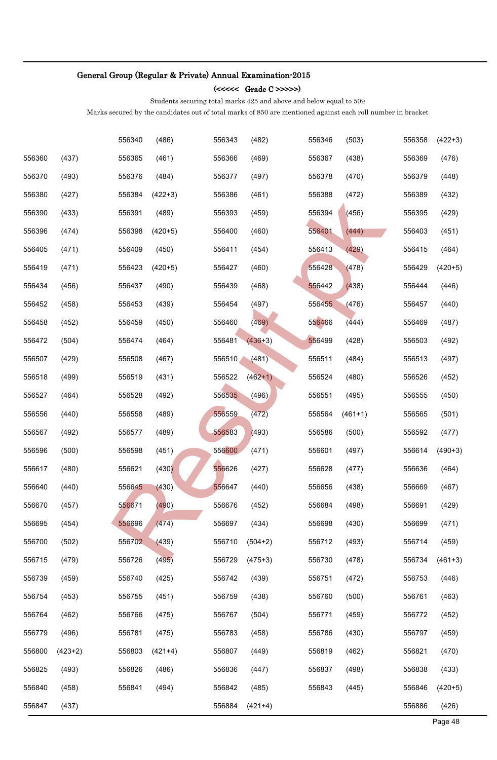**General Group (Regular & Private) Annual Examination-2015**

**(<<<<< Grade C >>>>>)**

Students securing total marks 425 and above and below equal to 509

Marks secured by the candidates out of total marks of 850 are mentioned against each roll number in bracket

| | | | | | | | | | |
|---|---|---|---|---|---|---|---|---|---|
| | | 556340 | (486) | 556343 | (482) | 556346 | (503) | 556358 | (422+3) |
| 556360 | (437) | 556365 | (461) | 556366 | (469) | 556367 | (438) | 556369 | (476) |
| 556370 | (493) | 556376 | (484) | 556377 | (497) | 556378 | (470) | 556379 | (448) |
| 556380 | (427) | 556384 | (422+3) | 556386 | (461) | 556388 | (472) | 556389 | (432) |
| 556390 | (433) | 556391 | (489) | 556393 | (459) | 556394 | (456) | 556395 | (429) |
| 556396 | (474) | 556398 | (420+5) | 556400 | (460) | 556401 | (444) | 556403 | (451) |
| 556405 | (471) | 556409 | (450) | 556411 | (454) | 556413 | (429) | 556415 | (464) |
| 556419 | (471) | 556423 | (420+5) | 556427 | (460) | 556428 | (478) | 556429 | (420+5) |
| 556434 | (456) | 556437 | (490) | 556439 | (468) | 556442 | (438) | 556444 | (446) |
| 556452 | (458) | 556453 | (439) | 556454 | (497) | 556455 | (476) | 556457 | (440) |
| 556458 | (452) | 556459 | (450) | 556460 | (469) | 556466 | (444) | 556469 | (487) |
| 556472 | (504) | 556474 | (464) | 556481 | (436+3) | 556499 | (428) | 556503 | (492) |
| 556507 | (429) | 556508 | (467) | 556510 | (481) | 556511 | (484) | 556513 | (497) |
| 556518 | (499) | 556519 | (431) | 556522 | (462+1) | 556524 | (480) | 556526 | (452) |
| 556527 | (464) | 556528 | (492) | 556535 | (496) | 556551 | (495) | 556555 | (450) |
| 556556 | (440) | 556558 | (489) | 556559 | (472) | 556564 | (461+1) | 556565 | (501) |
| 556567 | (492) | 556577 | (489) | 556583 | (493) | 556586 | (500) | 556592 | (477) |
| 556596 | (500) | 556598 | (451) | 556600 | (471) | 556601 | (497) | 556614 | (490+3) |
| 556617 | (480) | 556621 | (430) | 556626 | (427) | 556628 | (477) | 556636 | (464) |
| 556640 | (440) | 556645 | (430) | 556647 | (440) | 556656 | (438) | 556669 | (467) |
| 556670 | (457) | 556671 | (490) | 556676 | (452) | 556684 | (498) | 556691 | (429) |
| 556695 | (454) | 556696 | (474) | 556697 | (434) | 556698 | (430) | 556699 | (471) |
| 556700 | (502) | 556702 | (439) | 556710 | (504+2) | 556712 | (493) | 556714 | (459) |
| 556715 | (479) | 556726 | (495) | 556729 | (475+3) | 556730 | (478) | 556734 | (461+3) |
| 556739 | (459) | 556740 | (425) | 556742 | (439) | 556751 | (472) | 556753 | (446) |
| 556754 | (453) | 556755 | (451) | 556759 | (438) | 556760 | (500) | 556761 | (463) |
| 556764 | (462) | 556766 | (475) | 556767 | (504) | 556771 | (459) | 556772 | (452) |
| 556779 | (496) | 556781 | (475) | 556783 | (458) | 556786 | (430) | 556797 | (459) |
| 556800 | (423+2) | 556803 | (421+4) | 556807 | (449) | 556819 | (462) | 556821 | (470) |
| 556825 | (493) | 556826 | (486) | 556836 | (447) | 556837 | (498) | 556838 | (433) |
| 556840 | (458) | 556841 | (494) | 556842 | (485) | 556843 | (445) | 556846 | (420+5) |
| 556847 | (437) | | | 556884 | (421+4) | | | 556886 | (426) |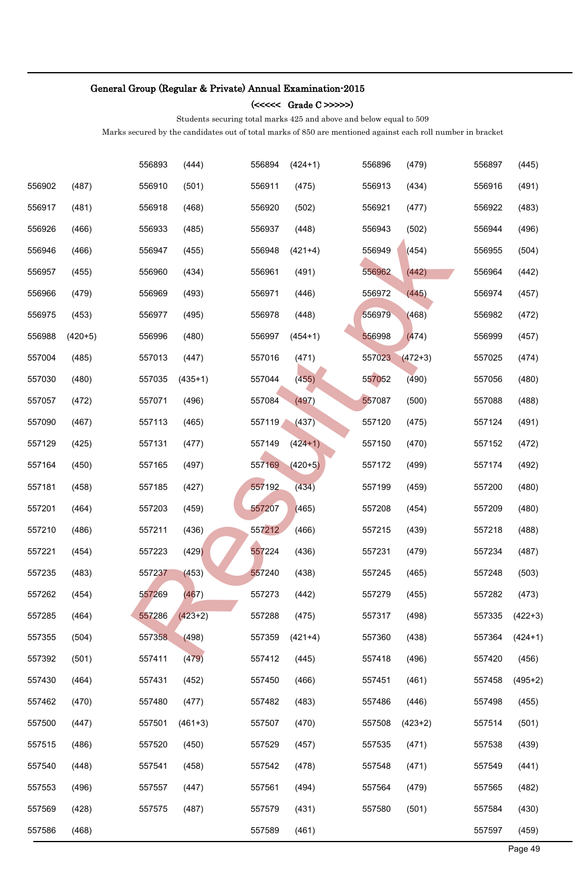**General Group (Regular & Private) Annual Examination-2015**

**(<<<<< Grade C >>>>>)**

Students securing total marks 425 and above and below equal to 509

Marks secured by the candidates out of total marks of 850 are mentioned against each roll number in bracket

| | | | | | | | | | |
|---|---|---|---|---|---|---|---|---|---|
| | | 556893 | (444) | 556894 | (424+1) | 556896 | (479) | 556897 | (445) |
| 556902 | (487) | 556910 | (501) | 556911 | (475) | 556913 | (434) | 556916 | (491) |
| 556917 | (481) | 556918 | (468) | 556920 | (502) | 556921 | (477) | 556922 | (483) |
| 556926 | (466) | 556933 | (485) | 556937 | (448) | 556943 | (502) | 556944 | (496) |
| 556946 | (466) | 556947 | (455) | 556948 | (421+4) | 556949 | (454) | 556955 | (504) |
| 556957 | (455) | 556960 | (434) | 556961 | (491) | 556962 | (442) | 556964 | (442) |
| 556966 | (479) | 556969 | (493) | 556971 | (446) | 556972 | (445) | 556974 | (457) |
| 556975 | (453) | 556977 | (495) | 556978 | (448) | 556979 | (468) | 556982 | (472) |
| 556988 | (420+5) | 556996 | (480) | 556997 | (454+1) | 556998 | (474) | 556999 | (457) |
| 557004 | (485) | 557013 | (447) | 557016 | (471) | 557023 | (472+3) | 557025 | (474) |
| 557030 | (480) | 557035 | (435+1) | 557044 | (455) | 557052 | (490) | 557056 | (480) |
| 557057 | (472) | 557071 | (496) | 557084 | (497) | 557087 | (500) | 557088 | (488) |
| 557090 | (467) | 557113 | (465) | 557119 | (437) | 557120 | (475) | 557124 | (491) |
| 557129 | (425) | 557131 | (477) | 557149 | (424+1) | 557150 | (470) | 557152 | (472) |
| 557164 | (450) | 557165 | (497) | 557169 | (420+5) | 557172 | (499) | 557174 | (492) |
| 557181 | (458) | 557185 | (427) | 557192 | (434) | 557199 | (459) | 557200 | (480) |
| 557201 | (464) | 557203 | (459) | 557207 | (465) | 557208 | (454) | 557209 | (480) |
| 557210 | (486) | 557211 | (436) | 557212 | (466) | 557215 | (439) | 557218 | (488) |
| 557221 | (454) | 557223 | (429) | 557224 | (436) | 557231 | (479) | 557234 | (487) |
| 557235 | (483) | 557237 | (453) | 557240 | (438) | 557245 | (465) | 557248 | (503) |
| 557262 | (454) | 557269 | (467) | 557273 | (442) | 557279 | (455) | 557282 | (473) |
| 557285 | (464) | 557286 | (423+2) | 557288 | (475) | 557317 | (498) | 557335 | (422+3) |
| 557355 | (504) | 557358 | (498) | 557359 | (421+4) | 557360 | (438) | 557364 | (424+1) |
| 557392 | (501) | 557411 | (479) | 557412 | (445) | 557418 | (496) | 557420 | (456) |
| 557430 | (464) | 557431 | (452) | 557450 | (466) | 557451 | (461) | 557458 | (495+2) |
| 557462 | (470) | 557480 | (477) | 557482 | (483) | 557486 | (446) | 557498 | (455) |
| 557500 | (447) | 557501 | (461+3) | 557507 | (470) | 557508 | (423+2) | 557514 | (501) |
| 557515 | (486) | 557520 | (450) | 557529 | (457) | 557535 | (471) | 557538 | (439) |
| 557540 | (448) | 557541 | (458) | 557542 | (478) | 557548 | (471) | 557549 | (441) |
| 557553 | (496) | 557557 | (447) | 557561 | (494) | 557564 | (479) | 557565 | (482) |
| 557569 | (428) | 557575 | (487) | 557579 | (431) | 557580 | (501) | 557584 | (430) |
| 557586 | (468) | | | 557589 | (461) | | | 557597 | (459) |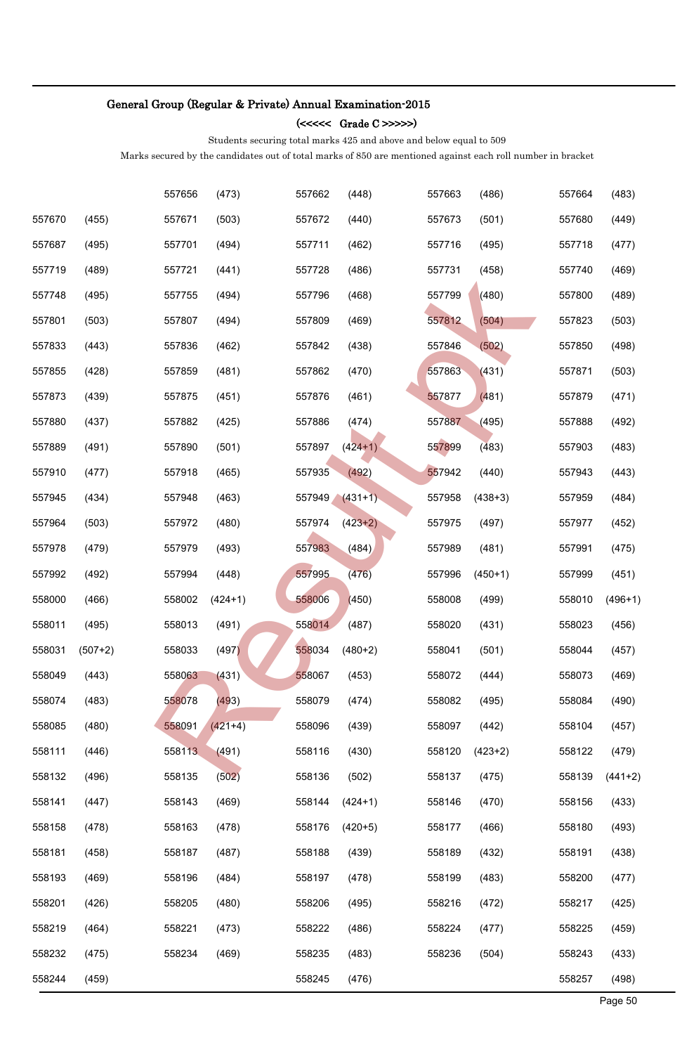## General Group (Regular & Private) Annual Examination-2015

### (<<<<< Grade C >>>>>)

Students securing total marks 425 and above and below equal to 509

Marks secured by the candidates out of total marks of 850 are mentioned against each roll number in bracket

| | | | | | | | | | |
|---|---|---|---|---|---|---|---|---|---|
| | | 557656 | (473) | 557662 | (448) | 557663 | (486) | 557664 | (483) |
| 557670 | (455) | 557671 | (503) | 557672 | (440) | 557673 | (501) | 557680 | (449) |
| 557687 | (495) | 557701 | (494) | 557711 | (462) | 557716 | (495) | 557718 | (477) |
| 557719 | (489) | 557721 | (441) | 557728 | (486) | 557731 | (458) | 557740 | (469) |
| 557748 | (495) | 557755 | (494) | 557796 | (468) | 557799 | (480) | 557800 | (489) |
| 557801 | (503) | 557807 | (494) | 557809 | (469) | 557812 | (504) | 557823 | (503) |
| 557833 | (443) | 557836 | (462) | 557842 | (438) | 557846 | (502) | 557850 | (498) |
| 557855 | (428) | 557859 | (481) | 557862 | (470) | 557863 | (431) | 557871 | (503) |
| 557873 | (439) | 557875 | (451) | 557876 | (461) | 557877 | (481) | 557879 | (471) |
| 557880 | (437) | 557882 | (425) | 557886 | (474) | 557887 | (495) | 557888 | (492) |
| 557889 | (491) | 557890 | (501) | 557897 | (424+1) | 557899 | (483) | 557903 | (483) |
| 557910 | (477) | 557918 | (465) | 557935 | (492) | 557942 | (440) | 557943 | (443) |
| 557945 | (434) | 557948 | (463) | 557949 | (431+1) | 557958 | (438+3) | 557959 | (484) |
| 557964 | (503) | 557972 | (480) | 557974 | (423+2) | 557975 | (497) | 557977 | (452) |
| 557978 | (479) | 557979 | (493) | 557983 | (484) | 557989 | (481) | 557991 | (475) |
| 557992 | (492) | 557994 | (448) | 557995 | (476) | 557996 | (450+1) | 557999 | (451) |
| 558000 | (466) | 558002 | (424+1) | 558006 | (450) | 558008 | (499) | 558010 | (496+1) |
| 558011 | (495) | 558013 | (491) | 558014 | (487) | 558020 | (431) | 558023 | (456) |
| 558031 | (507+2) | 558033 | (497) | 558034 | (480+2) | 558041 | (501) | 558044 | (457) |
| 558049 | (443) | 558063 | (431) | 558067 | (453) | 558072 | (444) | 558073 | (469) |
| 558074 | (483) | 558078 | (493) | 558079 | (474) | 558082 | (495) | 558084 | (490) |
| 558085 | (480) | 558091 | (421+4) | 558096 | (439) | 558097 | (442) | 558104 | (457) |
| 558111 | (446) | 558113 | (491) | 558116 | (430) | 558120 | (423+2) | 558122 | (479) |
| 558132 | (496) | 558135 | (502) | 558136 | (502) | 558137 | (475) | 558139 | (441+2) |
| 558141 | (447) | 558143 | (469) | 558144 | (424+1) | 558146 | (470) | 558156 | (433) |
| 558158 | (478) | 558163 | (478) | 558176 | (420+5) | 558177 | (466) | 558180 | (493) |
| 558181 | (458) | 558187 | (487) | 558188 | (439) | 558189 | (432) | 558191 | (438) |
| 558193 | (469) | 558196 | (484) | 558197 | (478) | 558199 | (483) | 558200 | (477) |
| 558201 | (426) | 558205 | (480) | 558206 | (495) | 558216 | (472) | 558217 | (425) |
| 558219 | (464) | 558221 | (473) | 558222 | (486) | 558224 | (477) | 558225 | (459) |
| 558232 | (475) | 558234 | (469) | 558235 | (483) | 558236 | (504) | 558243 | (433) |
| 558244 | (459) | | | 558245 | (476) | | | 558257 | (498) |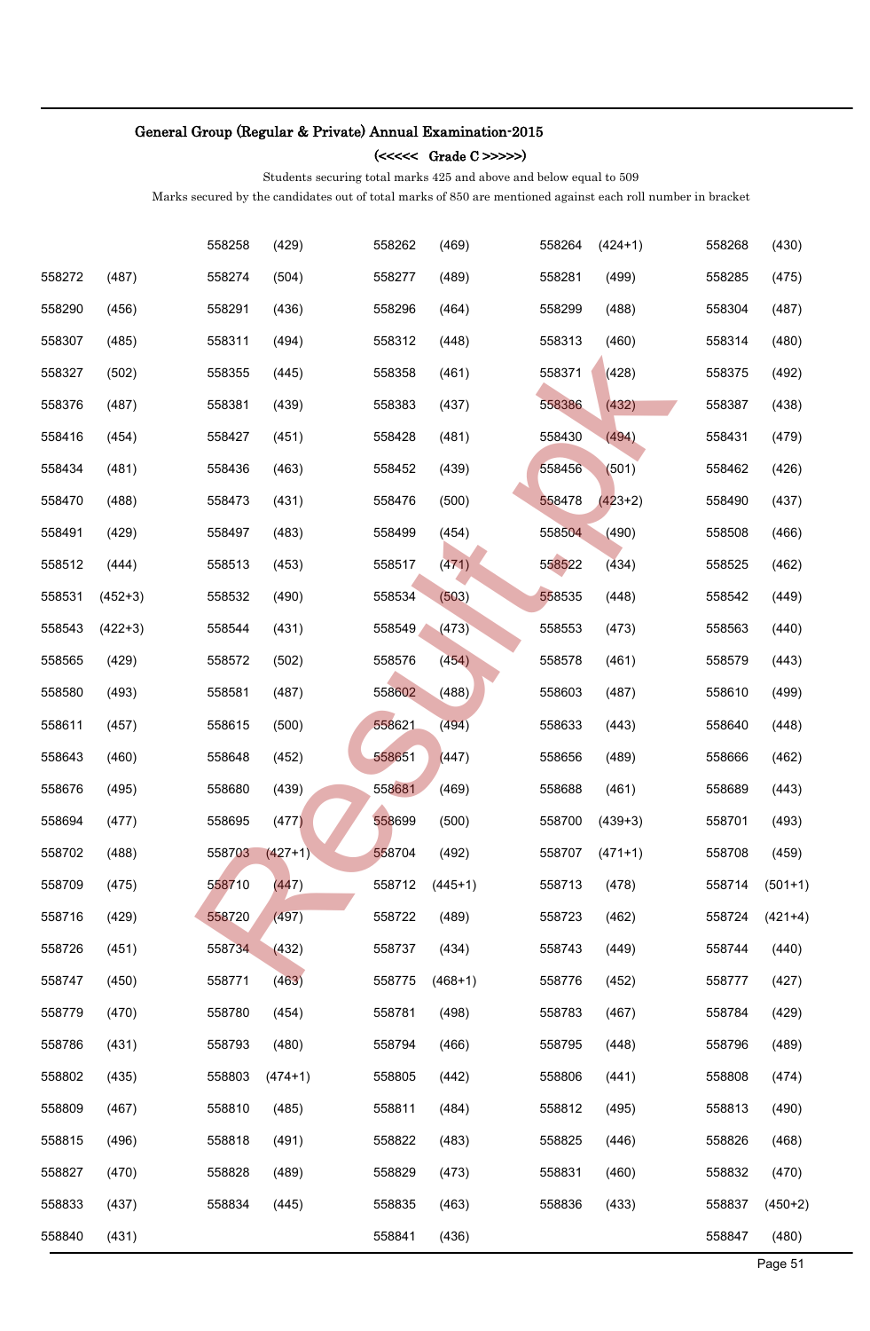## General Group (Regular & Private) Annual Examination-2015

### (<<<<< Grade C >>>>>)

Students securing total marks 425 and above and below equal to 509

Marks secured by the candidates out of total marks of 850 are mentioned against each roll number in bracket

| | | | | | | | | | |
|---|---|---|---|---|---|---|---|---|---|
| | | 558258 | (429) | 558262 | (469) | 558264 | (424+1) | 558268 | (430) |
| 558272 | (487) | 558274 | (504) | 558277 | (489) | 558281 | (499) | 558285 | (475) |
| 558290 | (456) | 558291 | (436) | 558296 | (464) | 558299 | (488) | 558304 | (487) |
| 558307 | (485) | 558311 | (494) | 558312 | (448) | 558313 | (460) | 558314 | (480) |
| 558327 | (502) | 558355 | (445) | 558358 | (461) | 558371 | (428) | 558375 | (492) |
| 558376 | (487) | 558381 | (439) | 558383 | (437) | 558386 | (432) | 558387 | (438) |
| 558416 | (454) | 558427 | (451) | 558428 | (481) | 558430 | (494) | 558431 | (479) |
| 558434 | (481) | 558436 | (463) | 558452 | (439) | 558456 | (501) | 558462 | (426) |
| 558470 | (488) | 558473 | (431) | 558476 | (500) | 558478 | (423+2) | 558490 | (437) |
| 558491 | (429) | 558497 | (483) | 558499 | (454) | 558504 | (490) | 558508 | (466) |
| 558512 | (444) | 558513 | (453) | 558517 | (471) | 558522 | (434) | 558525 | (462) |
| 558531 | (452+3) | 558532 | (490) | 558534 | (503) | 558535 | (448) | 558542 | (449) |
| 558543 | (422+3) | 558544 | (431) | 558549 | (473) | 558553 | (473) | 558563 | (440) |
| 558565 | (429) | 558572 | (502) | 558576 | (454) | 558578 | (461) | 558579 | (443) |
| 558580 | (493) | 558581 | (487) | 558602 | (488) | 558603 | (487) | 558610 | (499) |
| 558611 | (457) | 558615 | (500) | 558621 | (494) | 558633 | (443) | 558640 | (448) |
| 558643 | (460) | 558648 | (452) | 558651 | (447) | 558656 | (489) | 558666 | (462) |
| 558676 | (495) | 558680 | (439) | 558681 | (469) | 558688 | (461) | 558689 | (443) |
| 558694 | (477) | 558695 | (477) | 558699 | (500) | 558700 | (439+3) | 558701 | (493) |
| 558702 | (488) | 558703 | (427+1) | 558704 | (492) | 558707 | (471+1) | 558708 | (459) |
| 558709 | (475) | 558710 | (447) | 558712 | (445+1) | 558713 | (478) | 558714 | (501+1) |
| 558716 | (429) | 558720 | (497) | 558722 | (489) | 558723 | (462) | 558724 | (421+4) |
| 558726 | (451) | 558734 | (432) | 558737 | (434) | 558743 | (449) | 558744 | (440) |
| 558747 | (450) | 558771 | (463) | 558775 | (468+1) | 558776 | (452) | 558777 | (427) |
| 558779 | (470) | 558780 | (454) | 558781 | (498) | 558783 | (467) | 558784 | (429) |
| 558786 | (431) | 558793 | (480) | 558794 | (466) | 558795 | (448) | 558796 | (489) |
| 558802 | (435) | 558803 | (474+1) | 558805 | (442) | 558806 | (441) | 558808 | (474) |
| 558809 | (467) | 558810 | (485) | 558811 | (484) | 558812 | (495) | 558813 | (490) |
| 558815 | (496) | 558818 | (491) | 558822 | (483) | 558825 | (446) | 558826 | (468) |
| 558827 | (470) | 558828 | (489) | 558829 | (473) | 558831 | (460) | 558832 | (470) |
| 558833 | (437) | 558834 | (445) | 558835 | (463) | 558836 | (433) | 558837 | (450+2) |
| 558840 | (431) | | | 558841 | (436) | | | 558847 | (480) |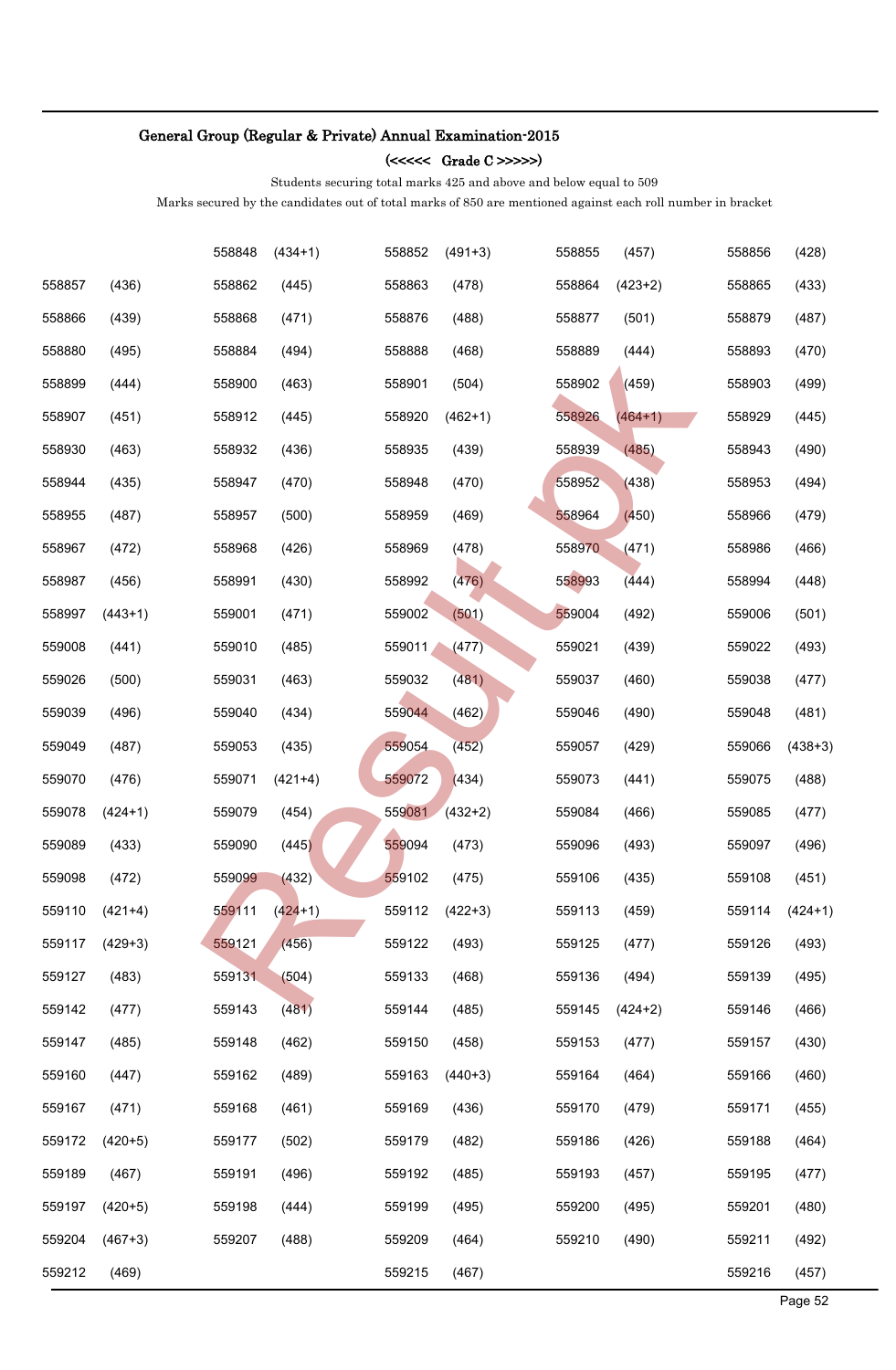### General Group (Regular & Private) Annual Examination-2015

**(<<<<< Grade C >>>>>)**

Students securing total marks 425 and above and below equal to 509

Marks secured by the candidates out of total marks of 850 are mentioned against each roll number in bracket

| | | | | | | | | | |
|---|---|---|---|---|---|---|---|---|---|
| | | 558848 | (434+1) | 558852 | (491+3) | 558855 | (457) | 558856 | (428) |
| 558857 | (436) | 558862 | (445) | 558863 | (478) | 558864 | (423+2) | 558865 | (433) |
| 558866 | (439) | 558868 | (471) | 558876 | (488) | 558877 | (501) | 558879 | (487) |
| 558880 | (495) | 558884 | (494) | 558888 | (468) | 558889 | (444) | 558893 | (470) |
| 558899 | (444) | 558900 | (463) | 558901 | (504) | 558902 | (459) | 558903 | (499) |
| 558907 | (451) | 558912 | (445) | 558920 | (462+1) | 558926 | (464+1) | 558929 | (445) |
| 558930 | (463) | 558932 | (436) | 558935 | (439) | 558939 | (485) | 558943 | (490) |
| 558944 | (435) | 558947 | (470) | 558948 | (470) | 558952 | (438) | 558953 | (494) |
| 558955 | (487) | 558957 | (500) | 558959 | (469) | 558964 | (450) | 558966 | (479) |
| 558967 | (472) | 558968 | (426) | 558969 | (478) | 558970 | (471) | 558986 | (466) |
| 558987 | (456) | 558991 | (430) | 558992 | (476) | 558993 | (444) | 558994 | (448) |
| 558997 | (443+1) | 559001 | (471) | 559002 | (501) | 559004 | (492) | 559006 | (501) |
| 559008 | (441) | 559010 | (485) | 559011 | (477) | 559021 | (439) | 559022 | (493) |
| 559026 | (500) | 559031 | (463) | 559032 | (481) | 559037 | (460) | 559038 | (477) |
| 559039 | (496) | 559040 | (434) | 559044 | (462) | 559046 | (490) | 559048 | (481) |
| 559049 | (487) | 559053 | (435) | 559054 | (452) | 559057 | (429) | 559066 | (438+3) |
| 559070 | (476) | 559071 | (421+4) | 559072 | (434) | 559073 | (441) | 559075 | (488) |
| 559078 | (424+1) | 559079 | (454) | 559081 | (432+2) | 559084 | (466) | 559085 | (477) |
| 559089 | (433) | 559090 | (445) | 559094 | (473) | 559096 | (493) | 559097 | (496) |
| 559098 | (472) | 559099 | (432) | 559102 | (475) | 559106 | (435) | 559108 | (451) |
| 559110 | (421+4) | 559111 | (424+1) | 559112 | (422+3) | 559113 | (459) | 559114 | (424+1) |
| 559117 | (429+3) | 559121 | (456) | 559122 | (493) | 559125 | (477) | 559126 | (493) |
| 559127 | (483) | 559131 | (504) | 559133 | (468) | 559136 | (494) | 559139 | (495) |
| 559142 | (477) | 559143 | (481) | 559144 | (485) | 559145 | (424+2) | 559146 | (466) |
| 559147 | (485) | 559148 | (462) | 559150 | (458) | 559153 | (477) | 559157 | (430) |
| 559160 | (447) | 559162 | (489) | 559163 | (440+3) | 559164 | (464) | 559166 | (460) |
| 559167 | (471) | 559168 | (461) | 559169 | (436) | 559170 | (479) | 559171 | (455) |
| 559172 | (420+5) | 559177 | (502) | 559179 | (482) | 559186 | (426) | 559188 | (464) |
| 559189 | (467) | 559191 | (496) | 559192 | (485) | 559193 | (457) | 559195 | (477) |
| 559197 | (420+5) | 559198 | (444) | 559199 | (495) | 559200 | (495) | 559201 | (480) |
| 559204 | (467+3) | 559207 | (488) | 559209 | (464) | 559210 | (490) | 559211 | (492) |
| 559212 | (469) | | | 559215 | (467) | | | 559216 | (457) |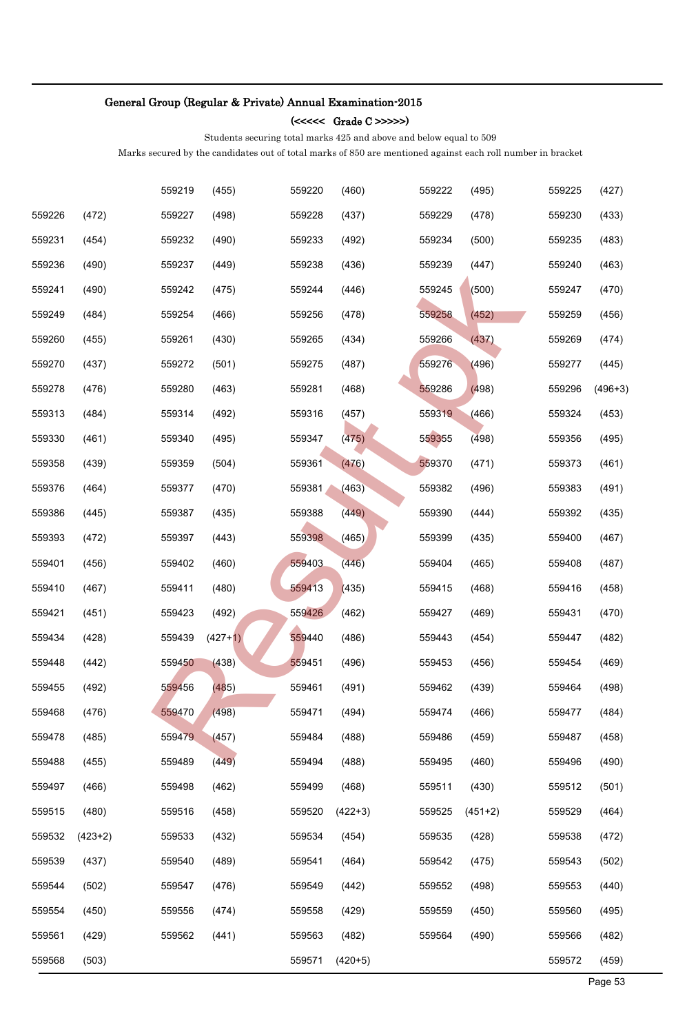**General Group (Regular & Private) Annual Examination-2015**

**(<<<<< Grade C >>>>>)**

Students securing total marks 425 and above and below equal to 509

Marks secured by the candidates out of total marks of 850 are mentioned against each roll number in bracket

| | | | | | | | | | |
|---|---|---|---|---|---|---|---|---|---|
| | | 559219 | (455) | 559220 | (460) | 559222 | (495) | 559225 | (427) |
| 559226 | (472) | 559227 | (498) | 559228 | (437) | 559229 | (478) | 559230 | (433) |
| 559231 | (454) | 559232 | (490) | 559233 | (492) | 559234 | (500) | 559235 | (483) |
| 559236 | (490) | 559237 | (449) | 559238 | (436) | 559239 | (447) | 559240 | (463) |
| 559241 | (490) | 559242 | (475) | 559244 | (446) | 559245 | (500) | 559247 | (470) |
| 559249 | (484) | 559254 | (466) | 559256 | (478) | 559258 | (452) | 559259 | (456) |
| 559260 | (455) | 559261 | (430) | 559265 | (434) | 559266 | (437) | 559269 | (474) |
| 559270 | (437) | 559272 | (501) | 559275 | (487) | 559276 | (496) | 559277 | (445) |
| 559278 | (476) | 559280 | (463) | 559281 | (468) | 559286 | (498) | 559296 | (496+3) |
| 559313 | (484) | 559314 | (492) | 559316 | (457) | 559319 | (466) | 559324 | (453) |
| 559330 | (461) | 559340 | (495) | 559347 | (475) | 559355 | (498) | 559356 | (495) |
| 559358 | (439) | 559359 | (504) | 559361 | (476) | 559370 | (471) | 559373 | (461) |
| 559376 | (464) | 559377 | (470) | 559381 | (463) | 559382 | (496) | 559383 | (491) |
| 559386 | (445) | 559387 | (435) | 559388 | (449) | 559390 | (444) | 559392 | (435) |
| 559393 | (472) | 559397 | (443) | 559398 | (465) | 559399 | (435) | 559400 | (467) |
| 559401 | (456) | 559402 | (460) | 559403 | (446) | 559404 | (465) | 559408 | (487) |
| 559410 | (467) | 559411 | (480) | 559413 | (435) | 559415 | (468) | 559416 | (458) |
| 559421 | (451) | 559423 | (492) | 559426 | (462) | 559427 | (469) | 559431 | (470) |
| 559434 | (428) | 559439 | (427+1) | 559440 | (486) | 559443 | (454) | 559447 | (482) |
| 559448 | (442) | 559450 | (438) | 559451 | (496) | 559453 | (456) | 559454 | (469) |
| 559455 | (492) | 559456 | (485) | 559461 | (491) | 559462 | (439) | 559464 | (498) |
| 559468 | (476) | 559470 | (498) | 559471 | (494) | 559474 | (466) | 559477 | (484) |
| 559478 | (485) | 559479 | (457) | 559484 | (488) | 559486 | (459) | 559487 | (458) |
| 559488 | (455) | 559489 | (449) | 559494 | (488) | 559495 | (460) | 559496 | (490) |
| 559497 | (466) | 559498 | (462) | 559499 | (468) | 559511 | (430) | 559512 | (501) |
| 559515 | (480) | 559516 | (458) | 559520 | (422+3) | 559525 | (451+2) | 559529 | (464) |
| 559532 | (423+2) | 559533 | (432) | 559534 | (454) | 559535 | (428) | 559538 | (472) |
| 559539 | (437) | 559540 | (489) | 559541 | (464) | 559542 | (475) | 559543 | (502) |
| 559544 | (502) | 559547 | (476) | 559549 | (442) | 559552 | (498) | 559553 | (440) |
| 559554 | (450) | 559556 | (474) | 559558 | (429) | 559559 | (450) | 559560 | (495) |
| 559561 | (429) | 559562 | (441) | 559563 | (482) | 559564 | (490) | 559566 | (482) |
| 559568 | (503) | | | 559571 | (420+5) | | | 559572 | (459) |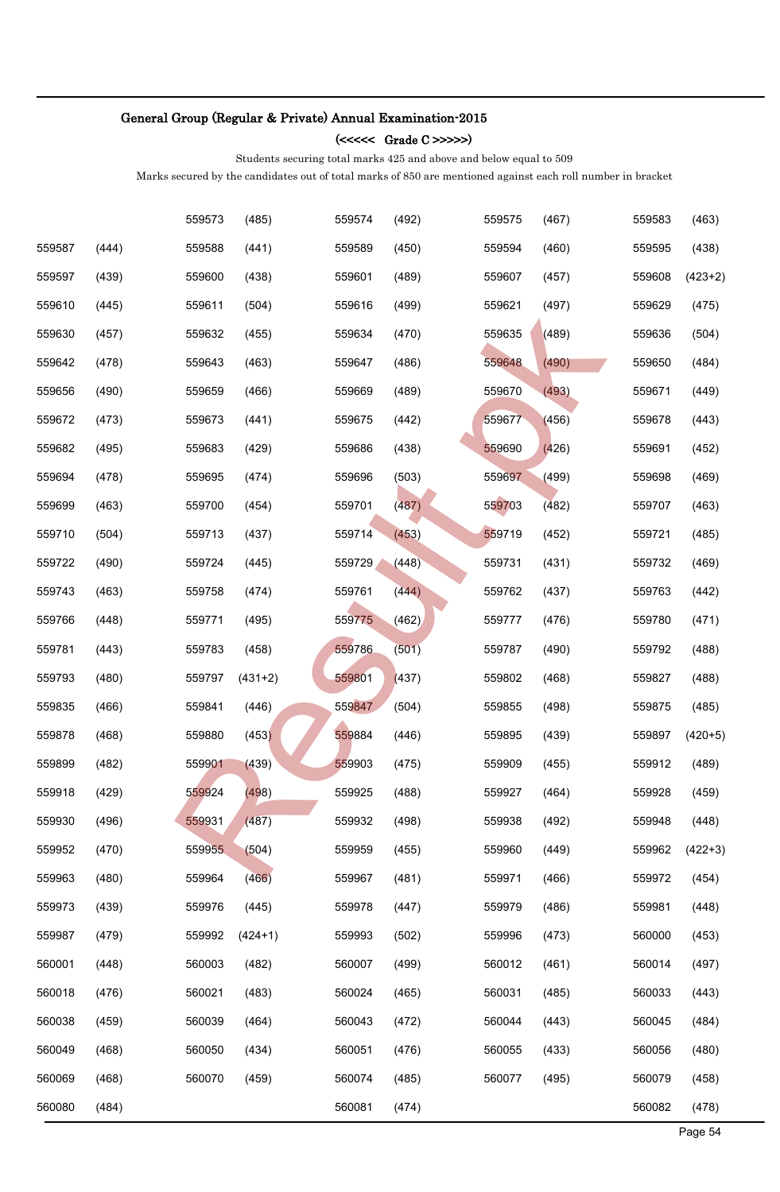**General Group (Regular & Private) Annual Examination-2015**

**(<<<<< Grade C >>>>>)**

Students securing total marks 425 and above and below equal to 509

Marks secured by the candidates out of total marks of 850 are mentioned against each roll number in bracket

| | | | | | | | | | |
|---|---|---|---|---|---|---|---|---|---|
| | | 559573 | (485) | 559574 | (492) | 559575 | (467) | 559583 | (463) |
| 559587 | (444) | 559588 | (441) | 559589 | (450) | 559594 | (460) | 559595 | (438) |
| 559597 | (439) | 559600 | (438) | 559601 | (489) | 559607 | (457) | 559608 | (423+2) |
| 559610 | (445) | 559611 | (504) | 559616 | (499) | 559621 | (497) | 559629 | (475) |
| 559630 | (457) | 559632 | (455) | 559634 | (470) | 559635 | (489) | 559636 | (504) |
| 559642 | (478) | 559643 | (463) | 559647 | (486) | 559648 | (490) | 559650 | (484) |
| 559656 | (490) | 559659 | (466) | 559669 | (489) | 559670 | (493) | 559671 | (449) |
| 559672 | (473) | 559673 | (441) | 559675 | (442) | 559677 | (456) | 559678 | (443) |
| 559682 | (495) | 559683 | (429) | 559686 | (438) | 559690 | (426) | 559691 | (452) |
| 559694 | (478) | 559695 | (474) | 559696 | (503) | 559697 | (499) | 559698 | (469) |
| 559699 | (463) | 559700 | (454) | 559701 | (487) | 559703 | (482) | 559707 | (463) |
| 559710 | (504) | 559713 | (437) | 559714 | (453) | 559719 | (452) | 559721 | (485) |
| 559722 | (490) | 559724 | (445) | 559729 | (448) | 559731 | (431) | 559732 | (469) |
| 559743 | (463) | 559758 | (474) | 559761 | (444) | 559762 | (437) | 559763 | (442) |
| 559766 | (448) | 559771 | (495) | 559775 | (462) | 559777 | (476) | 559780 | (471) |
| 559781 | (443) | 559783 | (458) | 559786 | (501) | 559787 | (490) | 559792 | (488) |
| 559793 | (480) | 559797 | (431+2) | 559801 | (437) | 559802 | (468) | 559827 | (488) |
| 559835 | (466) | 559841 | (446) | 559847 | (504) | 559855 | (498) | 559875 | (485) |
| 559878 | (468) | 559880 | (453) | 559884 | (446) | 559895 | (439) | 559897 | (420+5) |
| 559899 | (482) | 559901 | (439) | 559903 | (475) | 559909 | (455) | 559912 | (489) |
| 559918 | (429) | 559924 | (498) | 559925 | (488) | 559927 | (464) | 559928 | (459) |
| 559930 | (496) | 559931 | (487) | 559932 | (498) | 559938 | (492) | 559948 | (448) |
| 559952 | (470) | 559955 | (504) | 559959 | (455) | 559960 | (449) | 559962 | (422+3) |
| 559963 | (480) | 559964 | (466) | 559967 | (481) | 559971 | (466) | 559972 | (454) |
| 559973 | (439) | 559976 | (445) | 559978 | (447) | 559979 | (486) | 559981 | (448) |
| 559987 | (479) | 559992 | (424+1) | 559993 | (502) | 559996 | (473) | 560000 | (453) |
| 560001 | (448) | 560003 | (482) | 560007 | (499) | 560012 | (461) | 560014 | (497) |
| 560018 | (476) | 560021 | (483) | 560024 | (465) | 560031 | (485) | 560033 | (443) |
| 560038 | (459) | 560039 | (464) | 560043 | (472) | 560044 | (443) | 560045 | (484) |
| 560049 | (468) | 560050 | (434) | 560051 | (476) | 560055 | (433) | 560056 | (480) |
| 560069 | (468) | 560070 | (459) | 560074 | (485) | 560077 | (495) | 560079 | (458) |
| 560080 | (484) | | | 560081 | (474) | | | 560082 | (478) |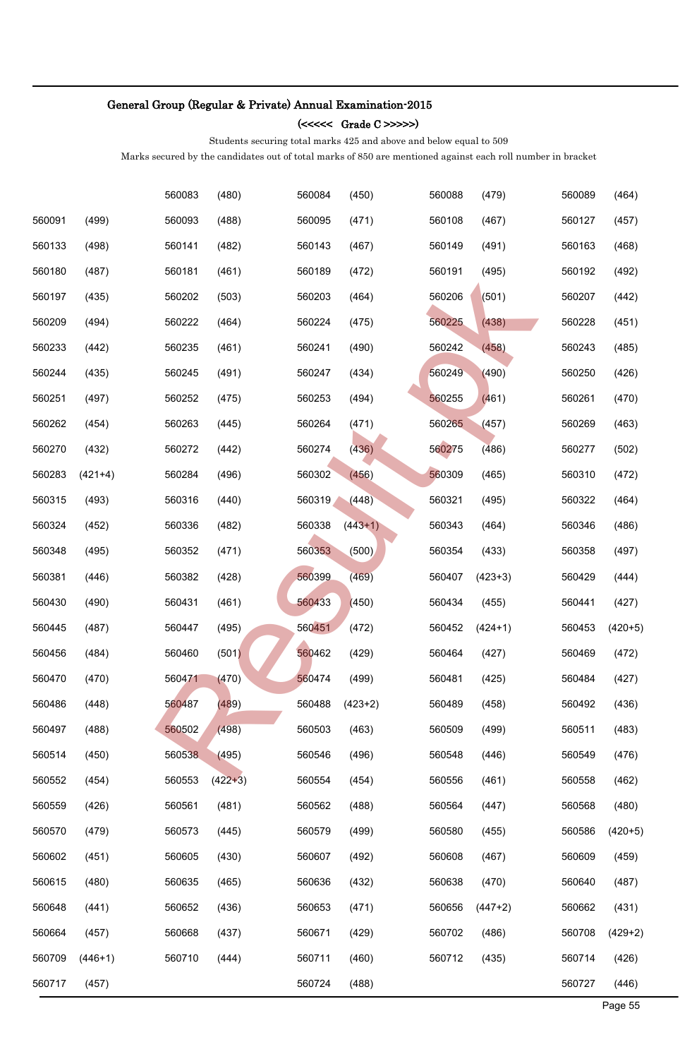## General Group (Regular & Private) Annual Examination-2015

### (<<<<< Grade C >>>>>)

Students securing total marks 425 and above and below equal to 509

Marks secured by the candidates out of total marks of 850 are mentioned against each roll number in bracket

| | | | | | | | | | |
|---|---|---|---|---|---|---|---|---|---|
| | | 560083 | (480) | 560084 | (450) | 560088 | (479) | 560089 | (464) |
| 560091 | (499) | 560093 | (488) | 560095 | (471) | 560108 | (467) | 560127 | (457) |
| 560133 | (498) | 560141 | (482) | 560143 | (467) | 560149 | (491) | 560163 | (468) |
| 560180 | (487) | 560181 | (461) | 560189 | (472) | 560191 | (495) | 560192 | (492) |
| 560197 | (435) | 560202 | (503) | 560203 | (464) | 560206 | (501) | 560207 | (442) |
| 560209 | (494) | 560222 | (464) | 560224 | (475) | 560225 | (438) | 560228 | (451) |
| 560233 | (442) | 560235 | (461) | 560241 | (490) | 560242 | (458) | 560243 | (485) |
| 560244 | (435) | 560245 | (491) | 560247 | (434) | 560249 | (490) | 560250 | (426) |
| 560251 | (497) | 560252 | (475) | 560253 | (494) | 560255 | (461) | 560261 | (470) |
| 560262 | (454) | 560263 | (445) | 560264 | (471) | 560265 | (457) | 560269 | (463) |
| 560270 | (432) | 560272 | (442) | 560274 | (436) | 560275 | (486) | 560277 | (502) |
| 560283 | (421+4) | 560284 | (496) | 560302 | (456) | 560309 | (465) | 560310 | (472) |
| 560315 | (493) | 560316 | (440) | 560319 | (448) | 560321 | (495) | 560322 | (464) |
| 560324 | (452) | 560336 | (482) | 560338 | (443+1) | 560343 | (464) | 560346 | (486) |
| 560348 | (495) | 560352 | (471) | 560353 | (500) | 560354 | (433) | 560358 | (497) |
| 560381 | (446) | 560382 | (428) | 560399 | (469) | 560407 | (423+3) | 560429 | (444) |
| 560430 | (490) | 560431 | (461) | 560433 | (450) | 560434 | (455) | 560441 | (427) |
| 560445 | (487) | 560447 | (495) | 560451 | (472) | 560452 | (424+1) | 560453 | (420+5) |
| 560456 | (484) | 560460 | (501) | 560462 | (429) | 560464 | (427) | 560469 | (472) |
| 560470 | (470) | 560471 | (470) | 560474 | (499) | 560481 | (425) | 560484 | (427) |
| 560486 | (448) | 560487 | (489) | 560488 | (423+2) | 560489 | (458) | 560492 | (436) |
| 560497 | (488) | 560502 | (498) | 560503 | (463) | 560509 | (499) | 560511 | (483) |
| 560514 | (450) | 560538 | (495) | 560546 | (496) | 560548 | (446) | 560549 | (476) |
| 560552 | (454) | 560553 | (422+3) | 560554 | (454) | 560556 | (461) | 560558 | (462) |
| 560559 | (426) | 560561 | (481) | 560562 | (488) | 560564 | (447) | 560568 | (480) |
| 560570 | (479) | 560573 | (445) | 560579 | (499) | 560580 | (455) | 560586 | (420+5) |
| 560602 | (451) | 560605 | (430) | 560607 | (492) | 560608 | (467) | 560609 | (459) |
| 560615 | (480) | 560635 | (465) | 560636 | (432) | 560638 | (470) | 560640 | (487) |
| 560648 | (441) | 560652 | (436) | 560653 | (471) | 560656 | (447+2) | 560662 | (431) |
| 560664 | (457) | 560668 | (437) | 560671 | (429) | 560702 | (486) | 560708 | (429+2) |
| 560709 | (446+1) | 560710 | (444) | 560711 | (460) | 560712 | (435) | 560714 | (426) |
| 560717 | (457) | | | 560724 | (488) | | | 560727 | (446) |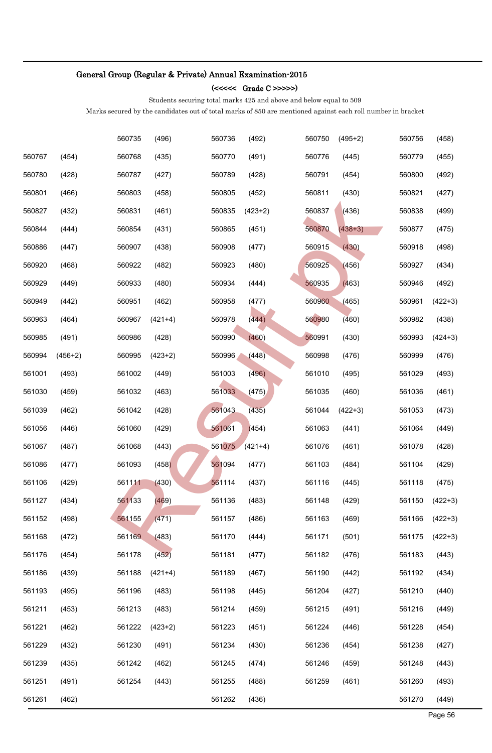## General Group (Regular & Private) Annual Examination-2015

### (<<<<< Grade C >>>>>)

Students securing total marks 425 and above and below equal to 509

Marks secured by the candidates out of total marks of 850 are mentioned against each roll number in bracket

| | | | | | | | | | |
|---|---|---|---|---|---|---|---|---|---|
| | | 560735 | (496) | 560736 | (492) | 560750 | (495+2) | 560756 | (458) |
| 560767 | (454) | 560768 | (435) | 560770 | (491) | 560776 | (445) | 560779 | (455) |
| 560780 | (428) | 560787 | (427) | 560789 | (428) | 560791 | (454) | 560800 | (492) |
| 560801 | (466) | 560803 | (458) | 560805 | (452) | 560811 | (430) | 560821 | (427) |
| 560827 | (432) | 560831 | (461) | 560835 | (423+2) | 560837 | (436) | 560838 | (499) |
| 560844 | (444) | 560854 | (431) | 560865 | (451) | 560870 | (438+3) | 560877 | (475) |
| 560886 | (447) | 560907 | (438) | 560908 | (477) | 560915 | (430) | 560918 | (498) |
| 560920 | (468) | 560922 | (482) | 560923 | (480) | 560925 | (456) | 560927 | (434) |
| 560929 | (449) | 560933 | (480) | 560934 | (444) | 560935 | (463) | 560946 | (492) |
| 560949 | (442) | 560951 | (462) | 560958 | (477) | 560960 | (465) | 560961 | (422+3) |
| 560963 | (464) | 560967 | (421+4) | 560978 | (444) | 560980 | (460) | 560982 | (438) |
| 560985 | (491) | 560986 | (428) | 560990 | (460) | 560991 | (430) | 560993 | (424+3) |
| 560994 | (456+2) | 560995 | (423+2) | 560996 | (448) | 560998 | (476) | 560999 | (476) |
| 561001 | (493) | 561002 | (449) | 561003 | (496) | 561010 | (495) | 561029 | (493) |
| 561030 | (459) | 561032 | (463) | 561033 | (475) | 561035 | (460) | 561036 | (461) |
| 561039 | (462) | 561042 | (428) | 561043 | (435) | 561044 | (422+3) | 561053 | (473) |
| 561056 | (446) | 561060 | (429) | 561061 | (454) | 561063 | (441) | 561064 | (449) |
| 561067 | (487) | 561068 | (443) | 561075 | (421+4) | 561076 | (461) | 561078 | (428) |
| 561086 | (477) | 561093 | (458) | 561094 | (477) | 561103 | (484) | 561104 | (429) |
| 561106 | (429) | 561111 | (430) | 561114 | (437) | 561116 | (445) | 561118 | (475) |
| 561127 | (434) | 561133 | (469) | 561136 | (483) | 561148 | (429) | 561150 | (422+3) |
| 561152 | (498) | 561155 | (471) | 561157 | (486) | 561163 | (469) | 561166 | (422+3) |
| 561168 | (472) | 561169 | (483) | 561170 | (444) | 561171 | (501) | 561175 | (422+3) |
| 561176 | (454) | 561178 | (452) | 561181 | (477) | 561182 | (476) | 561183 | (443) |
| 561186 | (439) | 561188 | (421+4) | 561189 | (467) | 561190 | (442) | 561192 | (434) |
| 561193 | (495) | 561196 | (483) | 561198 | (445) | 561204 | (427) | 561210 | (440) |
| 561211 | (453) | 561213 | (483) | 561214 | (459) | 561215 | (491) | 561216 | (449) |
| 561221 | (462) | 561222 | (423+2) | 561223 | (451) | 561224 | (446) | 561228 | (454) |
| 561229 | (432) | 561230 | (491) | 561234 | (430) | 561236 | (454) | 561238 | (427) |
| 561239 | (435) | 561242 | (462) | 561245 | (474) | 561246 | (459) | 561248 | (443) |
| 561251 | (491) | 561254 | (443) | 561255 | (488) | 561259 | (461) | 561260 | (493) |
| 561261 | (462) | | | 561262 | (436) | | | 561270 | (449) |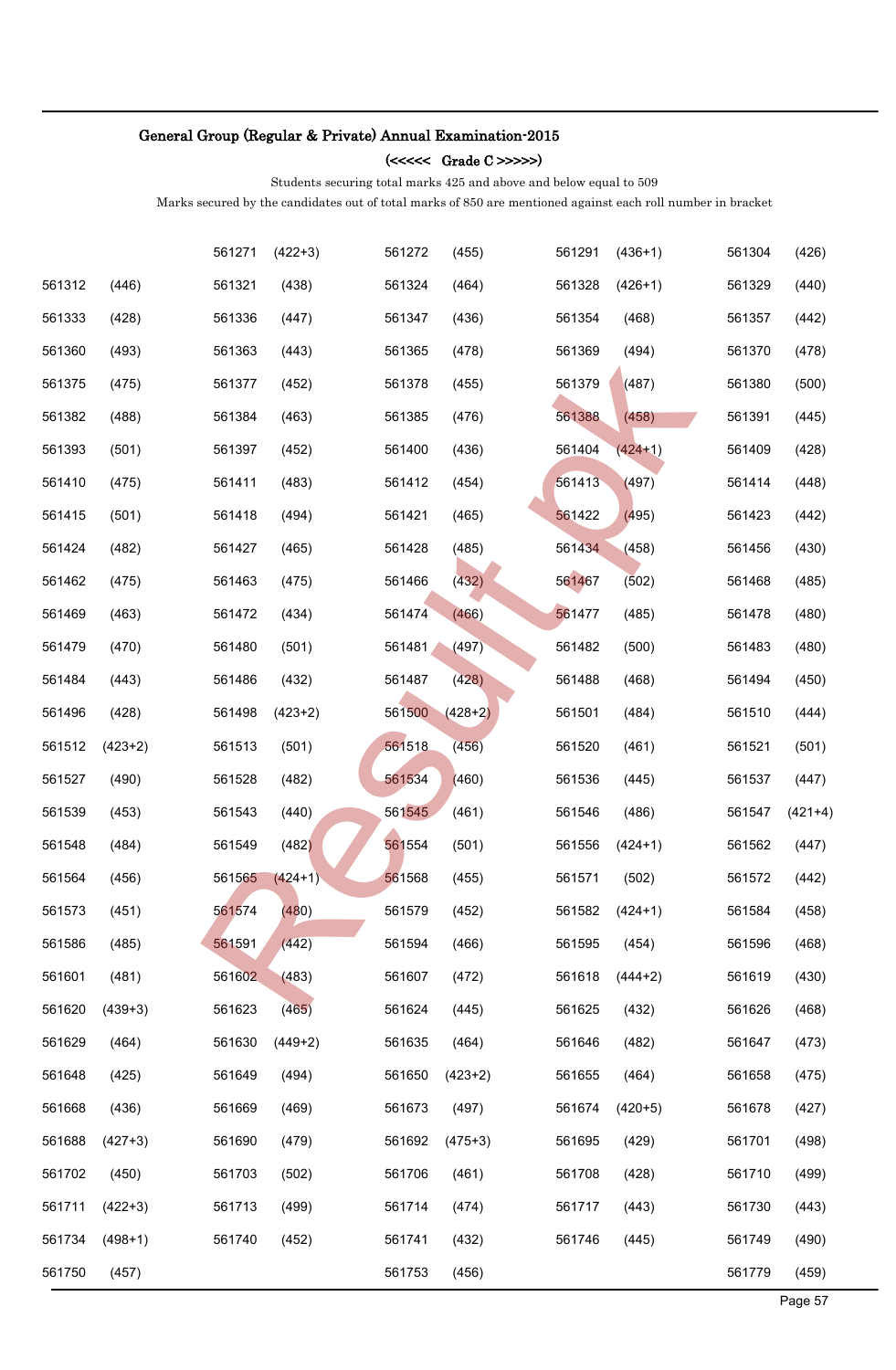**General Group (Regular & Private) Annual Examination-2015**

**(<<<<< Grade C >>>>>)**

Students securing total marks 425 and above and below equal to 509

Marks secured by the candidates out of total marks of 850 are mentioned against each roll number in bracket

| | | | | | | | | | |
|---|---|---|---|---|---|---|---|---|---|
| | | 561271 | (422+3) | 561272 | (455) | 561291 | (436+1) | 561304 | (426) |
| 561312 | (446) | 561321 | (438) | 561324 | (464) | 561328 | (426+1) | 561329 | (440) |
| 561333 | (428) | 561336 | (447) | 561347 | (436) | 561354 | (468) | 561357 | (442) |
| 561360 | (493) | 561363 | (443) | 561365 | (478) | 561369 | (494) | 561370 | (478) |
| 561375 | (475) | 561377 | (452) | 561378 | (455) | 561379 | (487) | 561380 | (500) |
| 561382 | (488) | 561384 | (463) | 561385 | (476) | 561388 | (458) | 561391 | (445) |
| 561393 | (501) | 561397 | (452) | 561400 | (436) | 561404 | (424+1) | 561409 | (428) |
| 561410 | (475) | 561411 | (483) | 561412 | (454) | 561413 | (497) | 561414 | (448) |
| 561415 | (501) | 561418 | (494) | 561421 | (465) | 561422 | (495) | 561423 | (442) |
| 561424 | (482) | 561427 | (465) | 561428 | (485) | 561434 | (458) | 561456 | (430) |
| 561462 | (475) | 561463 | (475) | 561466 | (432) | 561467 | (502) | 561468 | (485) |
| 561469 | (463) | 561472 | (434) | 561474 | (466) | 561477 | (485) | 561478 | (480) |
| 561479 | (470) | 561480 | (501) | 561481 | (497) | 561482 | (500) | 561483 | (480) |
| 561484 | (443) | 561486 | (432) | 561487 | (428) | 561488 | (468) | 561494 | (450) |
| 561496 | (428) | 561498 | (423+2) | 561500 | (428+2) | 561501 | (484) | 561510 | (444) |
| 561512 | (423+2) | 561513 | (501) | 561518 | (456) | 561520 | (461) | 561521 | (501) |
| 561527 | (490) | 561528 | (482) | 561534 | (460) | 561536 | (445) | 561537 | (447) |
| 561539 | (453) | 561543 | (440) | 561545 | (461) | 561546 | (486) | 561547 | (421+4) |
| 561548 | (484) | 561549 | (482) | 561554 | (501) | 561556 | (424+1) | 561562 | (447) |
| 561564 | (456) | 561565 | (424+1) | 561568 | (455) | 561571 | (502) | 561572 | (442) |
| 561573 | (451) | 561574 | (480) | 561579 | (452) | 561582 | (424+1) | 561584 | (458) |
| 561586 | (485) | 561591 | (442) | 561594 | (466) | 561595 | (454) | 561596 | (468) |
| 561601 | (481) | 561602 | (483) | 561607 | (472) | 561618 | (444+2) | 561619 | (430) |
| 561620 | (439+3) | 561623 | (465) | 561624 | (445) | 561625 | (432) | 561626 | (468) |
| 561629 | (464) | 561630 | (449+2) | 561635 | (464) | 561646 | (482) | 561647 | (473) |
| 561648 | (425) | 561649 | (494) | 561650 | (423+2) | 561655 | (464) | 561658 | (475) |
| 561668 | (436) | 561669 | (469) | 561673 | (497) | 561674 | (420+5) | 561678 | (427) |
| 561688 | (427+3) | 561690 | (479) | 561692 | (475+3) | 561695 | (429) | 561701 | (498) |
| 561702 | (450) | 561703 | (502) | 561706 | (461) | 561708 | (428) | 561710 | (499) |
| 561711 | (422+3) | 561713 | (499) | 561714 | (474) | 561717 | (443) | 561730 | (443) |
| 561734 | (498+1) | 561740 | (452) | 561741 | (432) | 561746 | (445) | 561749 | (490) |
| 561750 | (457) | | | 561753 | (456) | | | 561779 | (459) |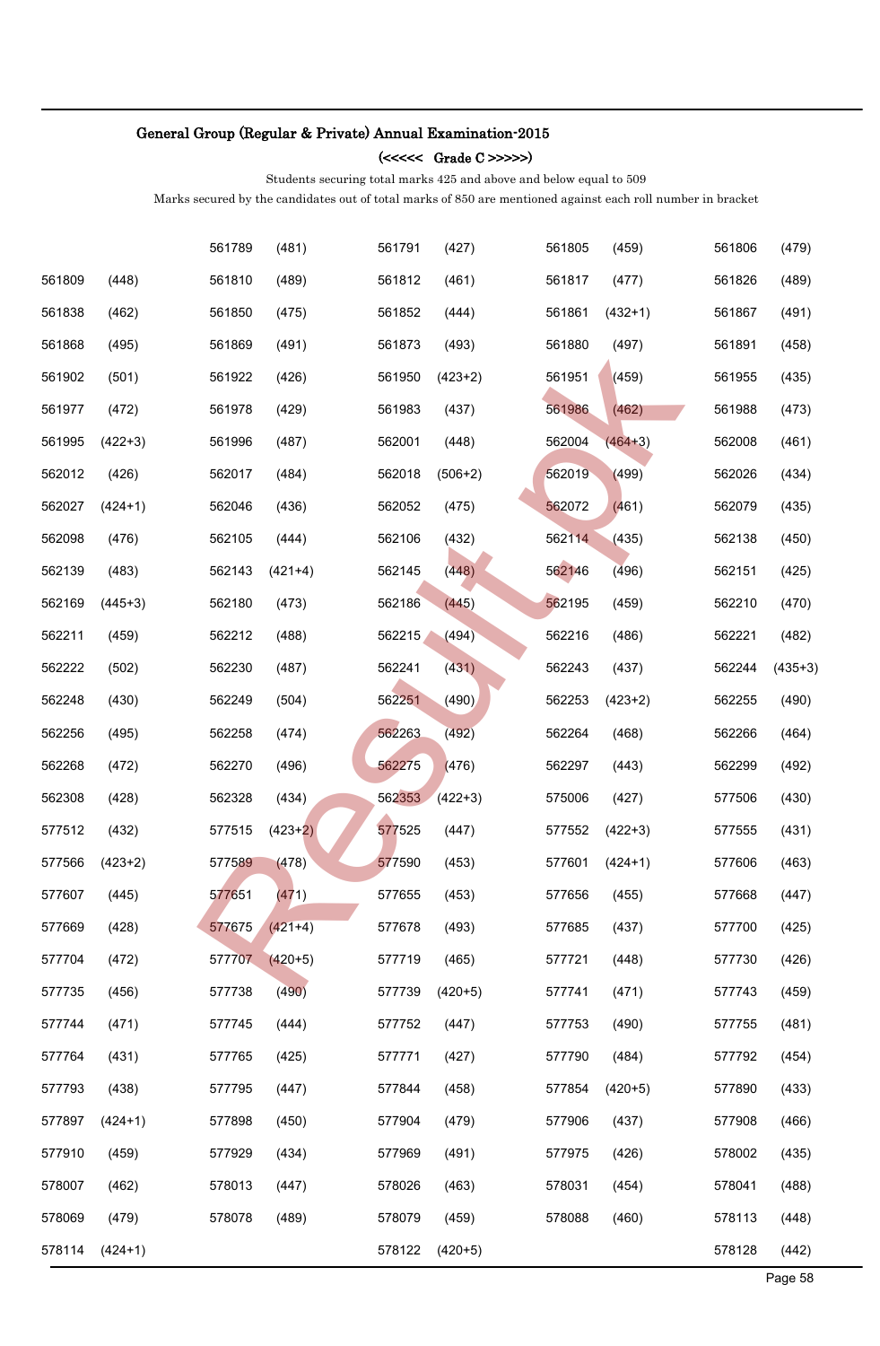## General Group (Regular & Private) Annual Examination-2015

### (<<<<< Grade C >>>>>)

Students securing total marks 425 and above and below equal to 509

Marks secured by the candidates out of total marks of 850 are mentioned against each roll number in bracket

| | | | | | | | | | |
|---|---|---|---|---|---|---|---|---|---|
| | | 561789 | (481) | 561791 | (427) | 561805 | (459) | 561806 | (479) |
| 561809 | (448) | 561810 | (489) | 561812 | (461) | 561817 | (477) | 561826 | (489) |
| 561838 | (462) | 561850 | (475) | 561852 | (444) | 561861 | (432+1) | 561867 | (491) |
| 561868 | (495) | 561869 | (491) | 561873 | (493) | 561880 | (497) | 561891 | (458) |
| 561902 | (501) | 561922 | (426) | 561950 | (423+2) | 561951 | (459) | 561955 | (435) |
| 561977 | (472) | 561978 | (429) | 561983 | (437) | 561986 | (462) | 561988 | (473) |
| 561995 | (422+3) | 561996 | (487) | 562001 | (448) | 562004 | (464+3) | 562008 | (461) |
| 562012 | (426) | 562017 | (484) | 562018 | (506+2) | 562019 | (499) | 562026 | (434) |
| 562027 | (424+1) | 562046 | (436) | 562052 | (475) | 562072 | (461) | 562079 | (435) |
| 562098 | (476) | 562105 | (444) | 562106 | (432) | 562114 | (435) | 562138 | (450) |
| 562139 | (483) | 562143 | (421+4) | 562145 | (448) | 562146 | (496) | 562151 | (425) |
| 562169 | (445+3) | 562180 | (473) | 562186 | (445) | 562195 | (459) | 562210 | (470) |
| 562211 | (459) | 562212 | (488) | 562215 | (494) | 562216 | (486) | 562221 | (482) |
| 562222 | (502) | 562230 | (487) | 562241 | (431) | 562243 | (437) | 562244 | (435+3) |
| 562248 | (430) | 562249 | (504) | 562251 | (490) | 562253 | (423+2) | 562255 | (490) |
| 562256 | (495) | 562258 | (474) | 562263 | (492) | 562264 | (468) | 562266 | (464) |
| 562268 | (472) | 562270 | (496) | 562275 | (476) | 562297 | (443) | 562299 | (492) |
| 562308 | (428) | 562328 | (434) | 562353 | (422+3) | 575006 | (427) | 577506 | (430) |
| 577512 | (432) | 577515 | (423+2) | 577525 | (447) | 577552 | (422+3) | 577555 | (431) |
| 577566 | (423+2) | 577589 | (478) | 577590 | (453) | 577601 | (424+1) | 577606 | (463) |
| 577607 | (445) | 577651 | (471) | 577655 | (453) | 577656 | (455) | 577668 | (447) |
| 577669 | (428) | 577675 | (421+4) | 577678 | (493) | 577685 | (437) | 577700 | (425) |
| 577704 | (472) | 577707 | (420+5) | 577719 | (465) | 577721 | (448) | 577730 | (426) |
| 577735 | (456) | 577738 | (490) | 577739 | (420+5) | 577741 | (471) | 577743 | (459) |
| 577744 | (471) | 577745 | (444) | 577752 | (447) | 577753 | (490) | 577755 | (481) |
| 577764 | (431) | 577765 | (425) | 577771 | (427) | 577790 | (484) | 577792 | (454) |
| 577793 | (438) | 577795 | (447) | 577844 | (458) | 577854 | (420+5) | 577890 | (433) |
| 577897 | (424+1) | 577898 | (450) | 577904 | (479) | 577906 | (437) | 577908 | (466) |
| 577910 | (459) | 577929 | (434) | 577969 | (491) | 577975 | (426) | 578002 | (435) |
| 578007 | (462) | 578013 | (447) | 578026 | (463) | 578031 | (454) | 578041 | (488) |
| 578069 | (479) | 578078 | (489) | 578079 | (459) | 578088 | (460) | 578113 | (448) |
| 578114 | (424+1) | | | 578122 | (420+5) | | | 578128 | (442) |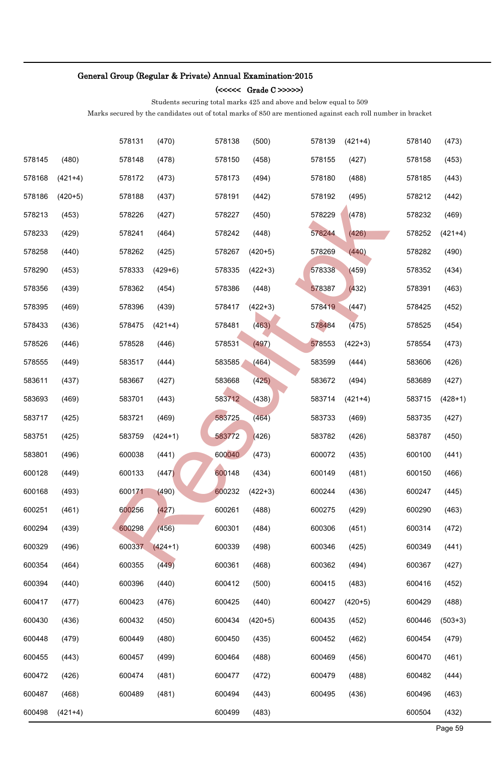## General Group (Regular & Private) Annual Examination-2015

### (<<<<< Grade C >>>>>)

Students securing total marks 425 and above and below equal to 509

Marks secured by the candidates out of total marks of 850 are mentioned against each roll number in bracket

| | | | | | | | | | |
|---|---|---|---|---|---|---|---|---|---|
| | | 578131 | (470) | 578138 | (500) | 578139 | (421+4) | 578140 | (473) |
| 578145 | (480) | 578148 | (478) | 578150 | (458) | 578155 | (427) | 578158 | (453) |
| 578168 | (421+4) | 578172 | (473) | 578173 | (494) | 578180 | (488) | 578185 | (443) |
| 578186 | (420+5) | 578188 | (437) | 578191 | (442) | 578192 | (495) | 578212 | (442) |
| 578213 | (453) | 578226 | (427) | 578227 | (450) | 578229 | (478) | 578232 | (469) |
| 578233 | (429) | 578241 | (464) | 578242 | (448) | 578244 | (426) | 578252 | (421+4) |
| 578258 | (440) | 578262 | (425) | 578267 | (420+5) | 578269 | (440) | 578282 | (490) |
| 578290 | (453) | 578333 | (429+6) | 578335 | (422+3) | 578338 | (459) | 578352 | (434) |
| 578356 | (439) | 578362 | (454) | 578386 | (448) | 578387 | (432) | 578391 | (463) |
| 578395 | (469) | 578396 | (439) | 578417 | (422+3) | 578419 | (447) | 578425 | (452) |
| 578433 | (436) | 578475 | (421+4) | 578481 | (463) | 578484 | (475) | 578525 | (454) |
| 578526 | (446) | 578528 | (446) | 578531 | (497) | 578553 | (422+3) | 578554 | (473) |
| 578555 | (449) | 583517 | (444) | 583585 | (464) | 583599 | (444) | 583606 | (426) |
| 583611 | (437) | 583667 | (427) | 583668 | (425) | 583672 | (494) | 583689 | (427) |
| 583693 | (469) | 583701 | (443) | 583712 | (438) | 583714 | (421+4) | 583715 | (428+1) |
| 583717 | (425) | 583721 | (469) | 583725 | (464) | 583733 | (469) | 583735 | (427) |
| 583751 | (425) | 583759 | (424+1) | 583772 | (426) | 583782 | (426) | 583787 | (450) |
| 583801 | (496) | 600038 | (441) | 600040 | (473) | 600072 | (435) | 600100 | (441) |
| 600128 | (449) | 600133 | (447) | 600148 | (434) | 600149 | (481) | 600150 | (466) |
| 600168 | (493) | 600171 | (490) | 600232 | (422+3) | 600244 | (436) | 600247 | (445) |
| 600251 | (461) | 600256 | (427) | 600261 | (488) | 600275 | (429) | 600290 | (463) |
| 600294 | (439) | 600298 | (456) | 600301 | (484) | 600306 | (451) | 600314 | (472) |
| 600329 | (496) | 600337 | (424+1) | 600339 | (498) | 600346 | (425) | 600349 | (441) |
| 600354 | (464) | 600355 | (449) | 600361 | (468) | 600362 | (494) | 600367 | (427) |
| 600394 | (440) | 600396 | (440) | 600412 | (500) | 600415 | (483) | 600416 | (452) |
| 600417 | (477) | 600423 | (476) | 600425 | (440) | 600427 | (420+5) | 600429 | (488) |
| 600430 | (436) | 600432 | (450) | 600434 | (420+5) | 600435 | (452) | 600446 | (503+3) |
| 600448 | (479) | 600449 | (480) | 600450 | (435) | 600452 | (462) | 600454 | (479) |
| 600455 | (443) | 600457 | (499) | 600464 | (488) | 600469 | (456) | 600470 | (461) |
| 600472 | (426) | 600474 | (481) | 600477 | (472) | 600479 | (488) | 600482 | (444) |
| 600487 | (468) | 600489 | (481) | 600494 | (443) | 600495 | (436) | 600496 | (463) |
| 600498 | (421+4) | | | 600499 | (483) | | | 600504 | (432) |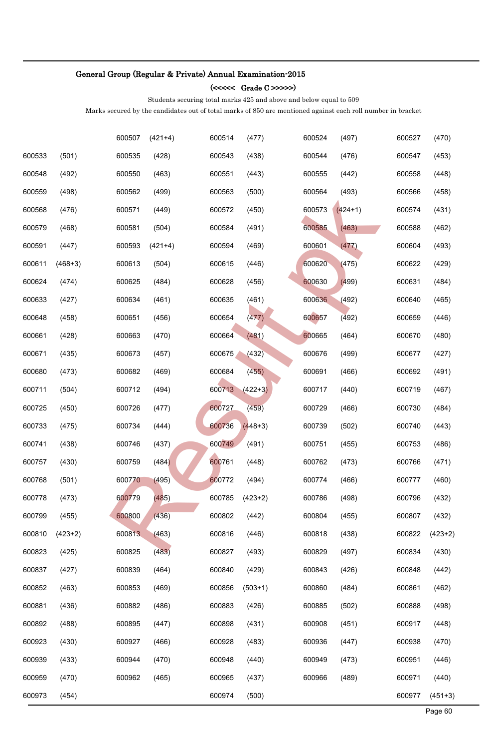## General Group (Regular & Private) Annual Examination-2015

### (<<<<< Grade C >>>>>)

Students securing total marks 425 and above and below equal to 509

Marks secured by the candidates out of total marks of 850 are mentioned against each roll number in bracket

| | | | | | | | | | |
|---|---|---|---|---|---|---|---|---|---|
| | | 600507 | (421+4) | 600514 | (477) | 600524 | (497) | 600527 | (470) |
| 600533 | (501) | 600535 | (428) | 600543 | (438) | 600544 | (476) | 600547 | (453) |
| 600548 | (492) | 600550 | (463) | 600551 | (443) | 600555 | (442) | 600558 | (448) |
| 600559 | (498) | 600562 | (499) | 600563 | (500) | 600564 | (493) | 600566 | (458) |
| 600568 | (476) | 600571 | (449) | 600572 | (450) | 600573 | (424+1) | 600574 | (431) |
| 600579 | (468) | 600581 | (504) | 600584 | (491) | 600585 | (463) | 600588 | (462) |
| 600591 | (447) | 600593 | (421+4) | 600594 | (469) | 600601 | (477) | 600604 | (493) |
| 600611 | (468+3) | 600613 | (504) | 600615 | (446) | 600620 | (475) | 600622 | (429) |
| 600624 | (474) | 600625 | (484) | 600628 | (456) | 600630 | (499) | 600631 | (484) |
| 600633 | (427) | 600634 | (461) | 600635 | (461) | 600636 | (492) | 600640 | (465) |
| 600648 | (458) | 600651 | (456) | 600654 | (477) | 600657 | (492) | 600659 | (446) |
| 600661 | (428) | 600663 | (470) | 600664 | (481) | 600665 | (464) | 600670 | (480) |
| 600671 | (435) | 600673 | (457) | 600675 | (432) | 600676 | (499) | 600677 | (427) |
| 600680 | (473) | 600682 | (469) | 600684 | (455) | 600691 | (466) | 600692 | (491) |
| 600711 | (504) | 600712 | (494) | 600713 | (422+3) | 600717 | (440) | 600719 | (467) |
| 600725 | (450) | 600726 | (477) | 600727 | (459) | 600729 | (466) | 600730 | (484) |
| 600733 | (475) | 600734 | (444) | 600736 | (448+3) | 600739 | (502) | 600740 | (443) |
| 600741 | (438) | 600746 | (437) | 600749 | (491) | 600751 | (455) | 600753 | (486) |
| 600757 | (430) | 600759 | (484) | 600761 | (448) | 600762 | (473) | 600766 | (471) |
| 600768 | (501) | 600770 | (495) | 600772 | (494) | 600774 | (466) | 600777 | (460) |
| 600778 | (473) | 600779 | (485) | 600785 | (423+2) | 600786 | (498) | 600796 | (432) |
| 600799 | (455) | 600800 | (436) | 600802 | (442) | 600804 | (455) | 600807 | (432) |
| 600810 | (423+2) | 600813 | (463) | 600816 | (446) | 600818 | (438) | 600822 | (423+2) |
| 600823 | (425) | 600825 | (483) | 600827 | (493) | 600829 | (497) | 600834 | (430) |
| 600837 | (427) | 600839 | (464) | 600840 | (429) | 600843 | (426) | 600848 | (442) |
| 600852 | (463) | 600853 | (469) | 600856 | (503+1) | 600860 | (484) | 600861 | (462) |
| 600881 | (436) | 600882 | (486) | 600883 | (426) | 600885 | (502) | 600888 | (498) |
| 600892 | (488) | 600895 | (447) | 600898 | (431) | 600908 | (451) | 600917 | (448) |
| 600923 | (430) | 600927 | (466) | 600928 | (483) | 600936 | (447) | 600938 | (470) |
| 600939 | (433) | 600944 | (470) | 600948 | (440) | 600949 | (473) | 600951 | (446) |
| 600959 | (470) | 600962 | (465) | 600965 | (437) | 600966 | (489) | 600971 | (440) |
| 600973 | (454) | | | 600974 | (500) | | | 600977 | (451+3) |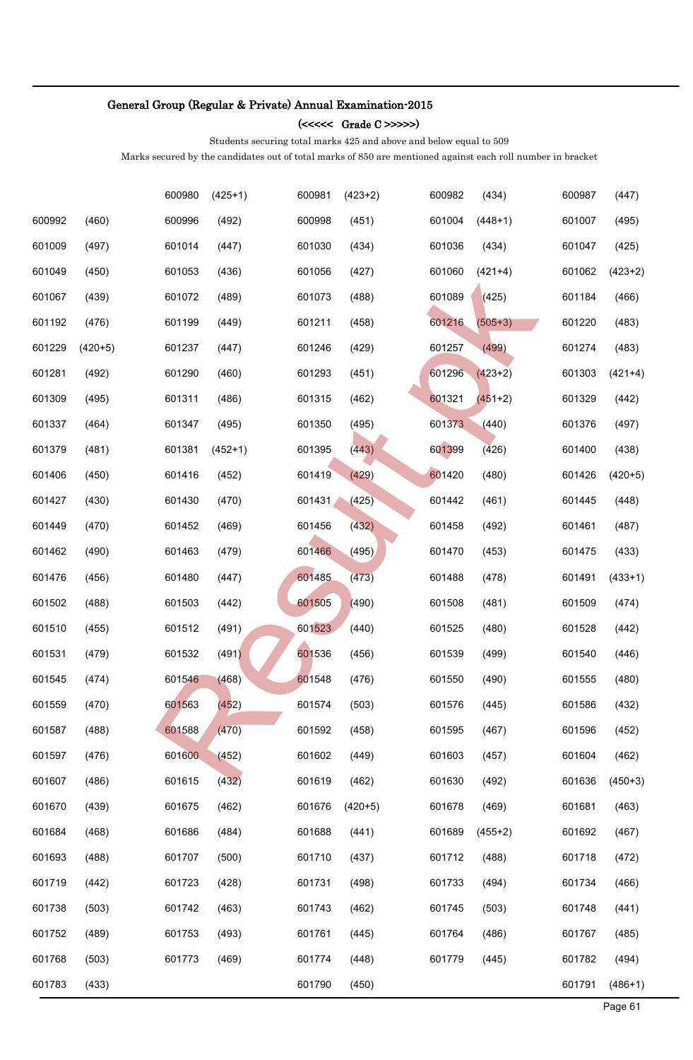## General Group (Regular & Private) Annual Examination-2015

### (<<<<< Grade C >>>>>)

Students securing total marks 425 and above and below equal to 509

Marks secured by the candidates out of total marks of 850 are mentioned against each roll number in bracket

| | | | | | | | | | |
|---|---|---|---|---|---|---|---|---|---|
| | | 600980 | (425+1) | 600981 | (423+2) | 600982 | (434) | 600987 | (447) |
| 600992 | (460) | 600996 | (492) | 600998 | (451) | 601004 | (448+1) | 601007 | (495) |
| 601009 | (497) | 601014 | (447) | 601030 | (434) | 601036 | (434) | 601047 | (425) |
| 601049 | (450) | 601053 | (436) | 601056 | (427) | 601060 | (421+4) | 601062 | (423+2) |
| 601067 | (439) | 601072 | (489) | 601073 | (488) | 601089 | (425) | 601184 | (466) |
| 601192 | (476) | 601199 | (449) | 601211 | (458) | 601216 | (505+3) | 601220 | (483) |
| 601229 | (420+5) | 601237 | (447) | 601246 | (429) | 601257 | (499) | 601274 | (483) |
| 601281 | (492) | 601290 | (460) | 601293 | (451) | 601296 | (423+2) | 601303 | (421+4) |
| 601309 | (495) | 601311 | (486) | 601315 | (462) | 601321 | (451+2) | 601329 | (442) |
| 601337 | (464) | 601347 | (495) | 601350 | (495) | 601373 | (440) | 601376 | (497) |
| 601379 | (481) | 601381 | (452+1) | 601395 | (443) | 601399 | (426) | 601400 | (438) |
| 601406 | (450) | 601416 | (452) | 601419 | (429) | 601420 | (480) | 601426 | (420+5) |
| 601427 | (430) | 601430 | (470) | 601431 | (425) | 601442 | (461) | 601445 | (448) |
| 601449 | (470) | 601452 | (469) | 601456 | (432) | 601458 | (492) | 601461 | (487) |
| 601462 | (490) | 601463 | (479) | 601466 | (495) | 601470 | (453) | 601475 | (433) |
| 601476 | (456) | 601480 | (447) | 601485 | (473) | 601488 | (478) | 601491 | (433+1) |
| 601502 | (488) | 601503 | (442) | 601505 | (490) | 601508 | (481) | 601509 | (474) |
| 601510 | (455) | 601512 | (491) | 601523 | (440) | 601525 | (480) | 601528 | (442) |
| 601531 | (479) | 601532 | (491) | 601536 | (456) | 601539 | (499) | 601540 | (446) |
| 601545 | (474) | 601546 | (468) | 601548 | (476) | 601550 | (490) | 601555 | (480) |
| 601559 | (470) | 601563 | (452) | 601574 | (503) | 601576 | (445) | 601586 | (432) |
| 601587 | (488) | 601588 | (470) | 601592 | (458) | 601595 | (467) | 601596 | (452) |
| 601597 | (476) | 601600 | (452) | 601602 | (449) | 601603 | (457) | 601604 | (462) |
| 601607 | (486) | 601615 | (432) | 601619 | (462) | 601630 | (492) | 601636 | (450+3) |
| 601670 | (439) | 601675 | (462) | 601676 | (420+5) | 601678 | (469) | 601681 | (463) |
| 601684 | (468) | 601686 | (484) | 601688 | (441) | 601689 | (455+2) | 601692 | (467) |
| 601693 | (488) | 601707 | (500) | 601710 | (437) | 601712 | (488) | 601718 | (472) |
| 601719 | (442) | 601723 | (428) | 601731 | (498) | 601733 | (494) | 601734 | (466) |
| 601738 | (503) | 601742 | (463) | 601743 | (462) | 601745 | (503) | 601748 | (441) |
| 601752 | (489) | 601753 | (493) | 601761 | (445) | 601764 | (486) | 601767 | (485) |
| 601768 | (503) | 601773 | (469) | 601774 | (448) | 601779 | (445) | 601782 | (494) |
| 601783 | (433) | | | 601790 | (450) | | | 601791 | (486+1) |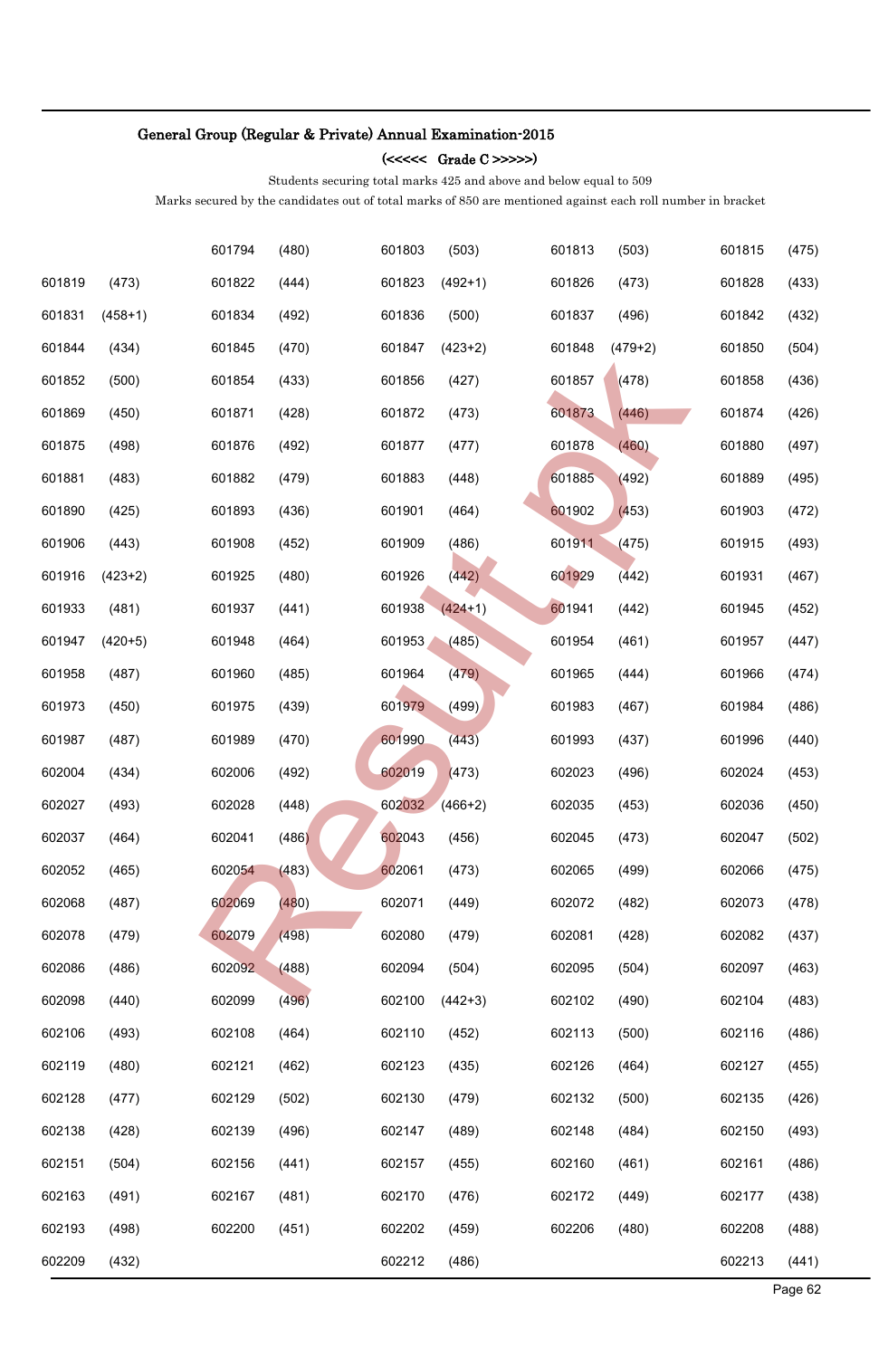**General Group (Regular & Private) Annual Examination-2015**

**(<<<<<  Grade C >>>>>)**

Students securing total marks 425 and above and below equal to 509

Marks secured by the candidates out of total marks of 850 are mentioned against each roll number in bracket

| | | | | | | | | | |
|---|---|---|---|---|---|---|---|---|---|
| | | 601794 | (480) | 601803 | (503) | 601813 | (503) | 601815 | (475) |
| 601819 | (473) | 601822 | (444) | 601823 | (492+1) | 601826 | (473) | 601828 | (433) |
| 601831 | (458+1) | 601834 | (492) | 601836 | (500) | 601837 | (496) | 601842 | (432) |
| 601844 | (434) | 601845 | (470) | 601847 | (423+2) | 601848 | (479+2) | 601850 | (504) |
| 601852 | (500) | 601854 | (433) | 601856 | (427) | 601857 | (478) | 601858 | (436) |
| 601869 | (450) | 601871 | (428) | 601872 | (473) | 601873 | (446) | 601874 | (426) |
| 601875 | (498) | 601876 | (492) | 601877 | (477) | 601878 | (460) | 601880 | (497) |
| 601881 | (483) | 601882 | (479) | 601883 | (448) | 601885 | (492) | 601889 | (495) |
| 601890 | (425) | 601893 | (436) | 601901 | (464) | 601902 | (453) | 601903 | (472) |
| 601906 | (443) | 601908 | (452) | 601909 | (486) | 601911 | (475) | 601915 | (493) |
| 601916 | (423+2) | 601925 | (480) | 601926 | (442) | 601929 | (442) | 601931 | (467) |
| 601933 | (481) | 601937 | (441) | 601938 | (424+1) | 601941 | (442) | 601945 | (452) |
| 601947 | (420+5) | 601948 | (464) | 601953 | (485) | 601954 | (461) | 601957 | (447) |
| 601958 | (487) | 601960 | (485) | 601964 | (479) | 601965 | (444) | 601966 | (474) |
| 601973 | (450) | 601975 | (439) | 601979 | (499) | 601983 | (467) | 601984 | (486) |
| 601987 | (487) | 601989 | (470) | 601990 | (443) | 601993 | (437) | 601996 | (440) |
| 602004 | (434) | 602006 | (492) | 602019 | (473) | 602023 | (496) | 602024 | (453) |
| 602027 | (493) | 602028 | (448) | 602032 | (466+2) | 602035 | (453) | 602036 | (450) |
| 602037 | (464) | 602041 | (486) | 602043 | (456) | 602045 | (473) | 602047 | (502) |
| 602052 | (465) | 602054 | (483) | 602061 | (473) | 602065 | (499) | 602066 | (475) |
| 602068 | (487) | 602069 | (480) | 602071 | (449) | 602072 | (482) | 602073 | (478) |
| 602078 | (479) | 602079 | (498) | 602080 | (479) | 602081 | (428) | 602082 | (437) |
| 602086 | (486) | 602092 | (488) | 602094 | (504) | 602095 | (504) | 602097 | (463) |
| 602098 | (440) | 602099 | (496) | 602100 | (442+3) | 602102 | (490) | 602104 | (483) |
| 602106 | (493) | 602108 | (464) | 602110 | (452) | 602113 | (500) | 602116 | (486) |
| 602119 | (480) | 602121 | (462) | 602123 | (435) | 602126 | (464) | 602127 | (455) |
| 602128 | (477) | 602129 | (502) | 602130 | (479) | 602132 | (500) | 602135 | (426) |
| 602138 | (428) | 602139 | (496) | 602147 | (489) | 602148 | (484) | 602150 | (493) |
| 602151 | (504) | 602156 | (441) | 602157 | (455) | 602160 | (461) | 602161 | (486) |
| 602163 | (491) | 602167 | (481) | 602170 | (476) | 602172 | (449) | 602177 | (438) |
| 602193 | (498) | 602200 | (451) | 602202 | (459) | 602206 | (480) | 602208 | (488) |
| 602209 | (432) | | | 602212 | (486) | | | 602213 | (441) |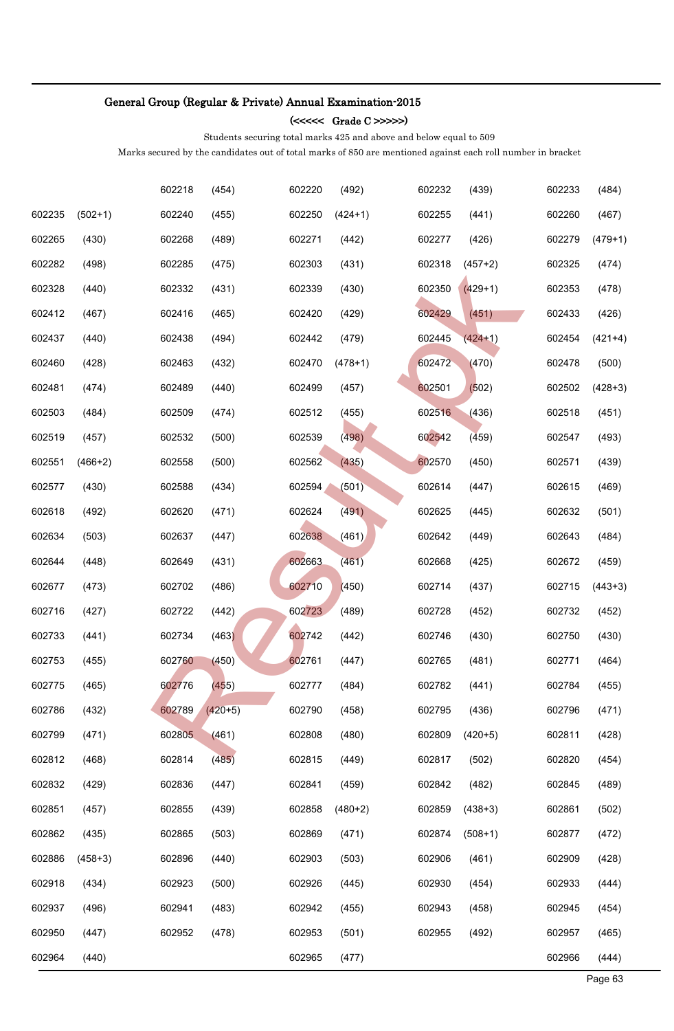**General Group (Regular & Private) Annual Examination-2015**

**(<<<<< Grade C >>>>>)**

Students securing total marks 425 and above and below equal to 509

Marks secured by the candidates out of total marks of 850 are mentioned against each roll number in bracket

| | | | | | | | | | |
|---|---|---|---|---|---|---|---|---|---|
| | | 602218 | (454) | 602220 | (492) | 602232 | (439) | 602233 | (484) |
| 602235 | (502+1) | 602240 | (455) | 602250 | (424+1) | 602255 | (441) | 602260 | (467) |
| 602265 | (430) | 602268 | (489) | 602271 | (442) | 602277 | (426) | 602279 | (479+1) |
| 602282 | (498) | 602285 | (475) | 602303 | (431) | 602318 | (457+2) | 602325 | (474) |
| 602328 | (440) | 602332 | (431) | 602339 | (430) | 602350 | (429+1) | 602353 | (478) |
| 602412 | (467) | 602416 | (465) | 602420 | (429) | 602429 | (451) | 602433 | (426) |
| 602437 | (440) | 602438 | (494) | 602442 | (479) | 602445 | (424+1) | 602454 | (421+4) |
| 602460 | (428) | 602463 | (432) | 602470 | (478+1) | 602472 | (470) | 602478 | (500) |
| 602481 | (474) | 602489 | (440) | 602499 | (457) | 602501 | (502) | 602502 | (428+3) |
| 602503 | (484) | 602509 | (474) | 602512 | (455) | 602516 | (436) | 602518 | (451) |
| 602519 | (457) | 602532 | (500) | 602539 | (498) | 602542 | (459) | 602547 | (493) |
| 602551 | (466+2) | 602558 | (500) | 602562 | (435) | 602570 | (450) | 602571 | (439) |
| 602577 | (430) | 602588 | (434) | 602594 | (501) | 602614 | (447) | 602615 | (469) |
| 602618 | (492) | 602620 | (471) | 602624 | (491) | 602625 | (445) | 602632 | (501) |
| 602634 | (503) | 602637 | (447) | 602638 | (461) | 602642 | (449) | 602643 | (484) |
| 602644 | (448) | 602649 | (431) | 602663 | (461) | 602668 | (425) | 602672 | (459) |
| 602677 | (473) | 602702 | (486) | 602710 | (450) | 602714 | (437) | 602715 | (443+3) |
| 602716 | (427) | 602722 | (442) | 602723 | (489) | 602728 | (452) | 602732 | (452) |
| 602733 | (441) | 602734 | (463) | 602742 | (442) | 602746 | (430) | 602750 | (430) |
| 602753 | (455) | 602760 | (450) | 602761 | (447) | 602765 | (481) | 602771 | (464) |
| 602775 | (465) | 602776 | (455) | 602777 | (484) | 602782 | (441) | 602784 | (455) |
| 602786 | (432) | 602789 | (420+5) | 602790 | (458) | 602795 | (436) | 602796 | (471) |
| 602799 | (471) | 602805 | (461) | 602808 | (480) | 602809 | (420+5) | 602811 | (428) |
| 602812 | (468) | 602814 | (485) | 602815 | (449) | 602817 | (502) | 602820 | (454) |
| 602832 | (429) | 602836 | (447) | 602841 | (459) | 602842 | (482) | 602845 | (489) |
| 602851 | (457) | 602855 | (439) | 602858 | (480+2) | 602859 | (438+3) | 602861 | (502) |
| 602862 | (435) | 602865 | (503) | 602869 | (471) | 602874 | (508+1) | 602877 | (472) |
| 602886 | (458+3) | 602896 | (440) | 602903 | (503) | 602906 | (461) | 602909 | (428) |
| 602918 | (434) | 602923 | (500) | 602926 | (445) | 602930 | (454) | 602933 | (444) |
| 602937 | (496) | 602941 | (483) | 602942 | (455) | 602943 | (458) | 602945 | (454) |
| 602950 | (447) | 602952 | (478) | 602953 | (501) | 602955 | (492) | 602957 | (465) |
| 602964 | (440) | | | 602965 | (477) | | | 602966 | (444) |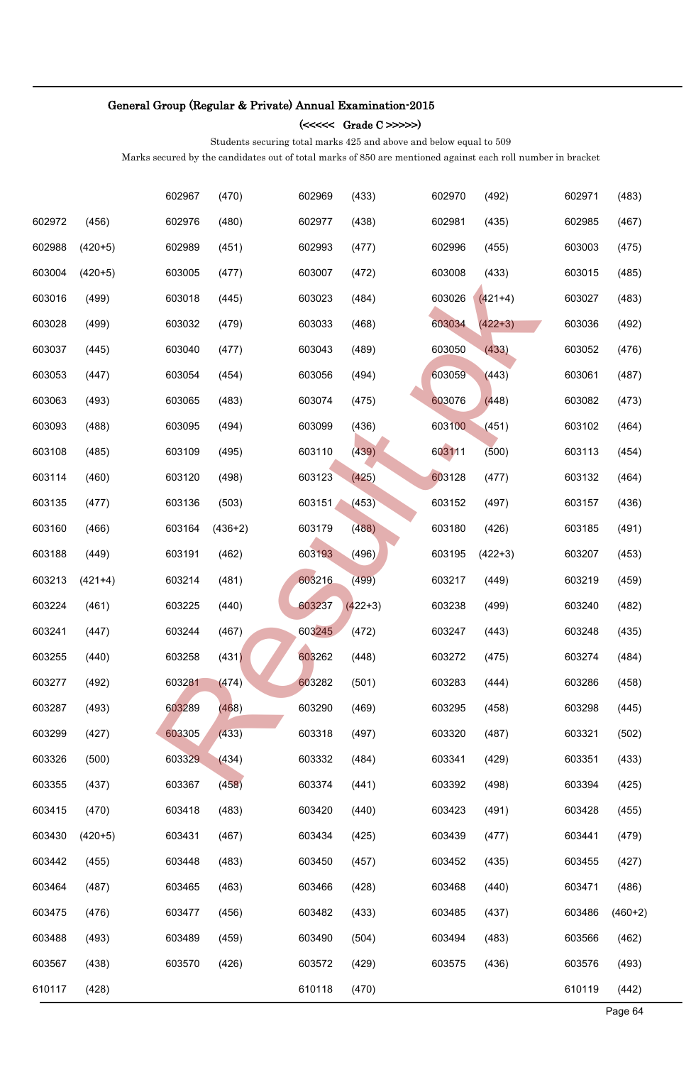## General Group (Regular & Private) Annual Examination-2015

### (<<<<< Grade C >>>>>)

Students securing total marks 425 and above and below equal to 509

Marks secured by the candidates out of total marks of 850 are mentioned against each roll number in bracket

| | | | | | | | | | |
|---|---|---|---|---|---|---|---|---|---|
| | | 602967 | (470) | 602969 | (433) | 602970 | (492) | 602971 | (483) |
| 602972 | (456) | 602976 | (480) | 602977 | (438) | 602981 | (435) | 602985 | (467) |
| 602988 | (420+5) | 602989 | (451) | 602993 | (477) | 602996 | (455) | 603003 | (475) |
| 603004 | (420+5) | 603005 | (477) | 603007 | (472) | 603008 | (433) | 603015 | (485) |
| 603016 | (499) | 603018 | (445) | 603023 | (484) | 603026 | (421+4) | 603027 | (483) |
| 603028 | (499) | 603032 | (479) | 603033 | (468) | 603034 | (422+3) | 603036 | (492) |
| 603037 | (445) | 603040 | (477) | 603043 | (489) | 603050 | (433) | 603052 | (476) |
| 603053 | (447) | 603054 | (454) | 603056 | (494) | 603059 | (443) | 603061 | (487) |
| 603063 | (493) | 603065 | (483) | 603074 | (475) | 603076 | (448) | 603082 | (473) |
| 603093 | (488) | 603095 | (494) | 603099 | (436) | 603100 | (451) | 603102 | (464) |
| 603108 | (485) | 603109 | (495) | 603110 | (439) | 603111 | (500) | 603113 | (454) |
| 603114 | (460) | 603120 | (498) | 603123 | (425) | 603128 | (477) | 603132 | (464) |
| 603135 | (477) | 603136 | (503) | 603151 | (453) | 603152 | (497) | 603157 | (436) |
| 603160 | (466) | 603164 | (436+2) | 603179 | (488) | 603180 | (426) | 603185 | (491) |
| 603188 | (449) | 603191 | (462) | 603193 | (496) | 603195 | (422+3) | 603207 | (453) |
| 603213 | (421+4) | 603214 | (481) | 603216 | (499) | 603217 | (449) | 603219 | (459) |
| 603224 | (461) | 603225 | (440) | 603237 | (422+3) | 603238 | (499) | 603240 | (482) |
| 603241 | (447) | 603244 | (467) | 603245 | (472) | 603247 | (443) | 603248 | (435) |
| 603255 | (440) | 603258 | (431) | 603262 | (448) | 603272 | (475) | 603274 | (484) |
| 603277 | (492) | 603281 | (474) | 603282 | (501) | 603283 | (444) | 603286 | (458) |
| 603287 | (493) | 603289 | (468) | 603290 | (469) | 603295 | (458) | 603298 | (445) |
| 603299 | (427) | 603305 | (433) | 603318 | (497) | 603320 | (487) | 603321 | (502) |
| 603326 | (500) | 603329 | (434) | 603332 | (484) | 603341 | (429) | 603351 | (433) |
| 603355 | (437) | 603367 | (458) | 603374 | (441) | 603392 | (498) | 603394 | (425) |
| 603415 | (470) | 603418 | (483) | 603420 | (440) | 603423 | (491) | 603428 | (455) |
| 603430 | (420+5) | 603431 | (467) | 603434 | (425) | 603439 | (477) | 603441 | (479) |
| 603442 | (455) | 603448 | (483) | 603450 | (457) | 603452 | (435) | 603455 | (427) |
| 603464 | (487) | 603465 | (463) | 603466 | (428) | 603468 | (440) | 603471 | (486) |
| 603475 | (476) | 603477 | (456) | 603482 | (433) | 603485 | (437) | 603486 | (460+2) |
| 603488 | (493) | 603489 | (459) | 603490 | (504) | 603494 | (483) | 603566 | (462) |
| 603567 | (438) | 603570 | (426) | 603572 | (429) | 603575 | (436) | 603576 | (493) |
| 610117 | (428) | | | 610118 | (470) | | | 610119 | (442) |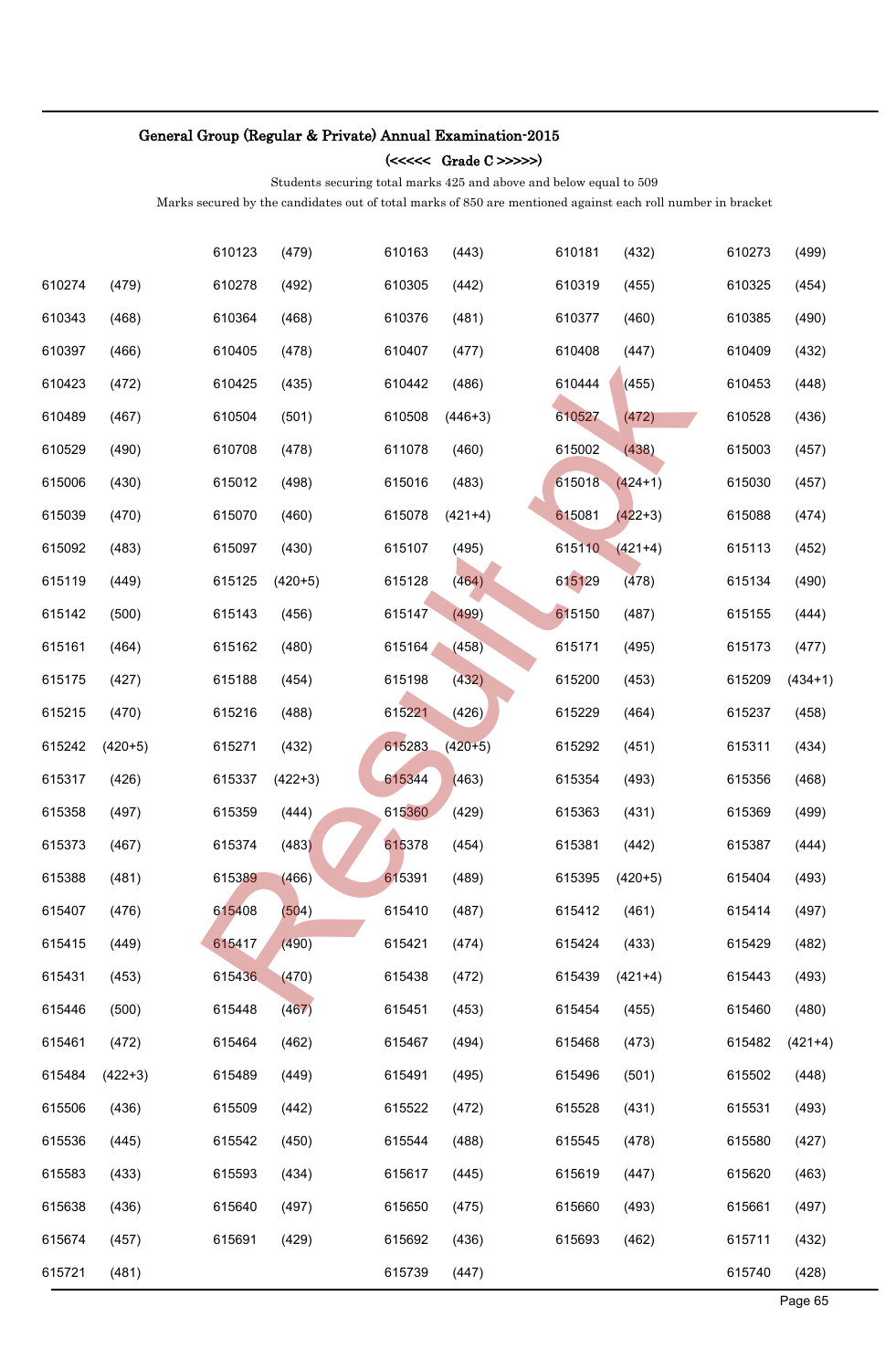## General Group (Regular & Private) Annual Examination-2015

### (<<<<< Grade C >>>>>)

Students securing total marks 425 and above and below equal to 509

Marks secured by the candidates out of total marks of 850 are mentioned against each roll number in bracket

| | | | | | | | | | |
|---|---|---|---|---|---|---|---|---|---|
| | | 610123 | (479) | 610163 | (443) | 610181 | (432) | 610273 | (499) |
| 610274 | (479) | 610278 | (492) | 610305 | (442) | 610319 | (455) | 610325 | (454) |
| 610343 | (468) | 610364 | (468) | 610376 | (481) | 610377 | (460) | 610385 | (490) |
| 610397 | (466) | 610405 | (478) | 610407 | (477) | 610408 | (447) | 610409 | (432) |
| 610423 | (472) | 610425 | (435) | 610442 | (486) | 610444 | (455) | 610453 | (448) |
| 610489 | (467) | 610504 | (501) | 610508 | (446+3) | 610527 | (472) | 610528 | (436) |
| 610529 | (490) | 610708 | (478) | 611078 | (460) | 615002 | (438) | 615003 | (457) |
| 615006 | (430) | 615012 | (498) | 615016 | (483) | 615018 | (424+1) | 615030 | (457) |
| 615039 | (470) | 615070 | (460) | 615078 | (421+4) | 615081 | (422+3) | 615088 | (474) |
| 615092 | (483) | 615097 | (430) | 615107 | (495) | 615110 | (421+4) | 615113 | (452) |
| 615119 | (449) | 615125 | (420+5) | 615128 | (464) | 615129 | (478) | 615134 | (490) |
| 615142 | (500) | 615143 | (456) | 615147 | (499) | 615150 | (487) | 615155 | (444) |
| 615161 | (464) | 615162 | (480) | 615164 | (458) | 615171 | (495) | 615173 | (477) |
| 615175 | (427) | 615188 | (454) | 615198 | (432) | 615200 | (453) | 615209 | (434+1) |
| 615215 | (470) | 615216 | (488) | 615221 | (426) | 615229 | (464) | 615237 | (458) |
| 615242 | (420+5) | 615271 | (432) | 615283 | (420+5) | 615292 | (451) | 615311 | (434) |
| 615317 | (426) | 615337 | (422+3) | 615344 | (463) | 615354 | (493) | 615356 | (468) |
| 615358 | (497) | 615359 | (444) | 615360 | (429) | 615363 | (431) | 615369 | (499) |
| 615373 | (467) | 615374 | (483) | 615378 | (454) | 615381 | (442) | 615387 | (444) |
| 615388 | (481) | 615389 | (466) | 615391 | (489) | 615395 | (420+5) | 615404 | (493) |
| 615407 | (476) | 615408 | (504) | 615410 | (487) | 615412 | (461) | 615414 | (497) |
| 615415 | (449) | 615417 | (490) | 615421 | (474) | 615424 | (433) | 615429 | (482) |
| 615431 | (453) | 615436 | (470) | 615438 | (472) | 615439 | (421+4) | 615443 | (493) |
| 615446 | (500) | 615448 | (467) | 615451 | (453) | 615454 | (455) | 615460 | (480) |
| 615461 | (472) | 615464 | (462) | 615467 | (494) | 615468 | (473) | 615482 | (421+4) |
| 615484 | (422+3) | 615489 | (449) | 615491 | (495) | 615496 | (501) | 615502 | (448) |
| 615506 | (436) | 615509 | (442) | 615522 | (472) | 615528 | (431) | 615531 | (493) |
| 615536 | (445) | 615542 | (450) | 615544 | (488) | 615545 | (478) | 615580 | (427) |
| 615583 | (433) | 615593 | (434) | 615617 | (445) | 615619 | (447) | 615620 | (463) |
| 615638 | (436) | 615640 | (497) | 615650 | (475) | 615660 | (493) | 615661 | (497) |
| 615674 | (457) | 615691 | (429) | 615692 | (436) | 615693 | (462) | 615711 | (432) |
| 615721 | (481) | | | 615739 | (447) | | | 615740 | (428) |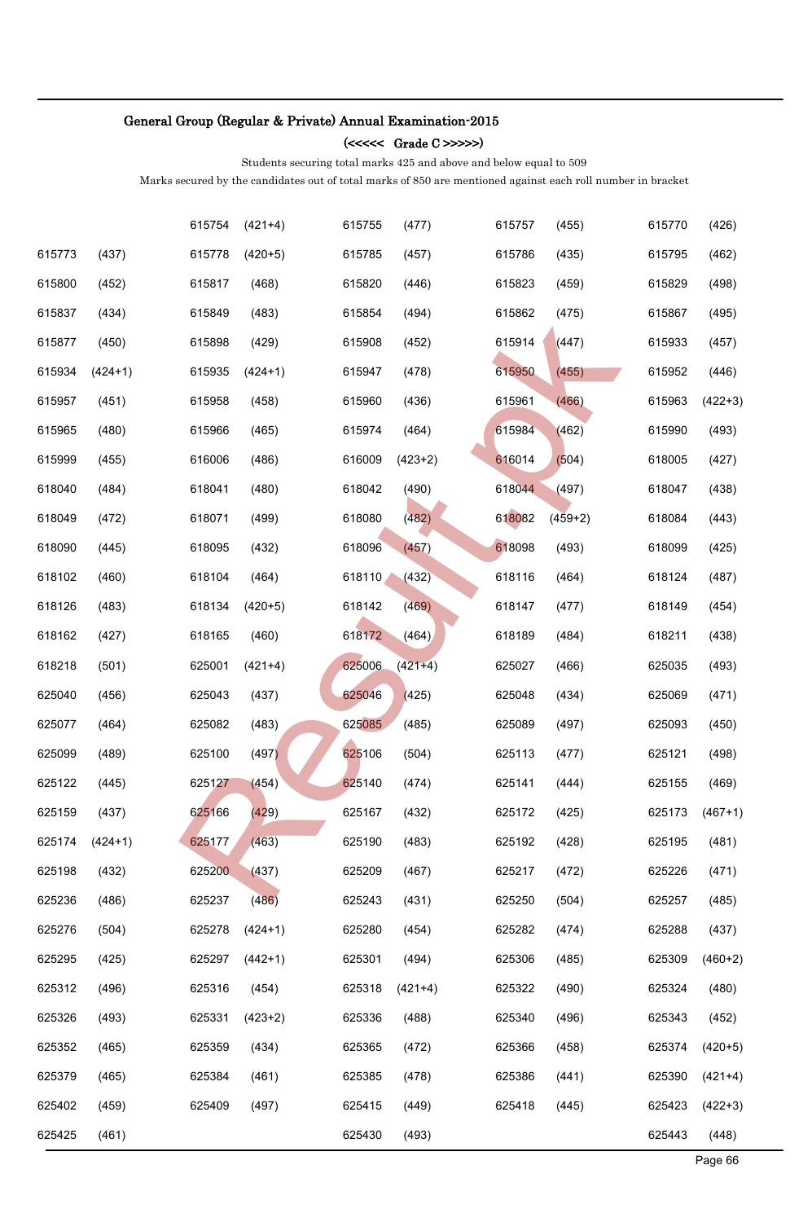## General Group (Regular & Private) Annual Examination-2015

### (<<<<< Grade C >>>>>)

Students securing total marks 425 and above and below equal to 509

Marks secured by the candidates out of total marks of 850 are mentioned against each roll number in bracket

| | | | | | | | | | |
|---|---|---|---|---|---|---|---|---|---|
| | | 615754 | (421+4) | 615755 | (477) | 615757 | (455) | 615770 | (426) |
| 615773 | (437) | 615778 | (420+5) | 615785 | (457) | 615786 | (435) | 615795 | (462) |
| 615800 | (452) | 615817 | (468) | 615820 | (446) | 615823 | (459) | 615829 | (498) |
| 615837 | (434) | 615849 | (483) | 615854 | (494) | 615862 | (475) | 615867 | (495) |
| 615877 | (450) | 615898 | (429) | 615908 | (452) | 615914 | (447) | 615933 | (457) |
| 615934 | (424+1) | 615935 | (424+1) | 615947 | (478) | 615950 | (455) | 615952 | (446) |
| 615957 | (451) | 615958 | (458) | 615960 | (436) | 615961 | (466) | 615963 | (422+3) |
| 615965 | (480) | 615966 | (465) | 615974 | (464) | 615984 | (462) | 615990 | (493) |
| 615999 | (455) | 616006 | (486) | 616009 | (423+2) | 616014 | (504) | 618005 | (427) |
| 618040 | (484) | 618041 | (480) | 618042 | (490) | 618044 | (497) | 618047 | (438) |
| 618049 | (472) | 618071 | (499) | 618080 | (482) | 618082 | (459+2) | 618084 | (443) |
| 618090 | (445) | 618095 | (432) | 618096 | (457) | 618098 | (493) | 618099 | (425) |
| 618102 | (460) | 618104 | (464) | 618110 | (432) | 618116 | (464) | 618124 | (487) |
| 618126 | (483) | 618134 | (420+5) | 618142 | (469) | 618147 | (477) | 618149 | (454) |
| 618162 | (427) | 618165 | (460) | 618172 | (464) | 618189 | (484) | 618211 | (438) |
| 618218 | (501) | 625001 | (421+4) | 625006 | (421+4) | 625027 | (466) | 625035 | (493) |
| 625040 | (456) | 625043 | (437) | 625046 | (425) | 625048 | (434) | 625069 | (471) |
| 625077 | (464) | 625082 | (483) | 625085 | (485) | 625089 | (497) | 625093 | (450) |
| 625099 | (489) | 625100 | (497) | 625106 | (504) | 625113 | (477) | 625121 | (498) |
| 625122 | (445) | 625127 | (454) | 625140 | (474) | 625141 | (444) | 625155 | (469) |
| 625159 | (437) | 625166 | (429) | 625167 | (432) | 625172 | (425) | 625173 | (467+1) |
| 625174 | (424+1) | 625177 | (463) | 625190 | (483) | 625192 | (428) | 625195 | (481) |
| 625198 | (432) | 625200 | (437) | 625209 | (467) | 625217 | (472) | 625226 | (471) |
| 625236 | (486) | 625237 | (486) | 625243 | (431) | 625250 | (504) | 625257 | (485) |
| 625276 | (504) | 625278 | (424+1) | 625280 | (454) | 625282 | (474) | 625288 | (437) |
| 625295 | (425) | 625297 | (442+1) | 625301 | (494) | 625306 | (485) | 625309 | (460+2) |
| 625312 | (496) | 625316 | (454) | 625318 | (421+4) | 625322 | (490) | 625324 | (480) |
| 625326 | (493) | 625331 | (423+2) | 625336 | (488) | 625340 | (496) | 625343 | (452) |
| 625352 | (465) | 625359 | (434) | 625365 | (472) | 625366 | (458) | 625374 | (420+5) |
| 625379 | (465) | 625384 | (461) | 625385 | (478) | 625386 | (441) | 625390 | (421+4) |
| 625402 | (459) | 625409 | (497) | 625415 | (449) | 625418 | (445) | 625423 | (422+3) |
| 625425 | (461) | | | 625430 | (493) | | | 625443 | (448) |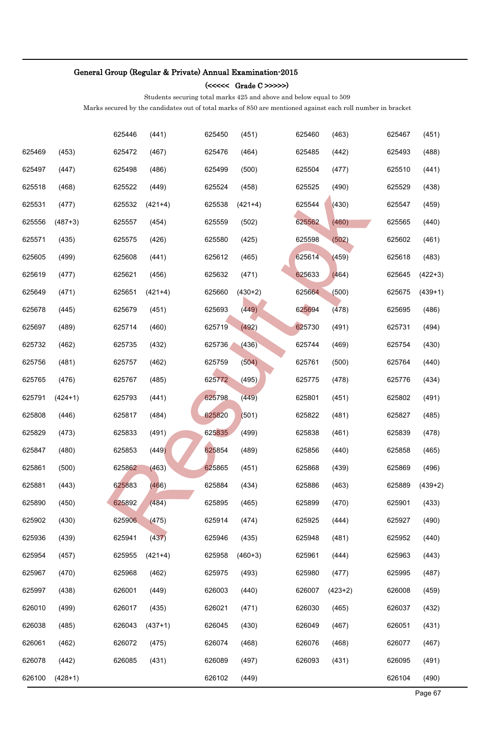## General Group (Regular & Private) Annual Examination-2015

### (<<<<< Grade C >>>>>)

Students securing total marks 425 and above and below equal to 509

Marks secured by the candidates out of total marks of 850 are mentioned against each roll number in bracket

| | | | | | | | | | |
|---|---|---|---|---|---|---|---|---|---|
| | | 625446 | (441) | 625450 | (451) | 625460 | (463) | 625467 | (451) |
| 625469 | (453) | 625472 | (467) | 625476 | (464) | 625485 | (442) | 625493 | (488) |
| 625497 | (447) | 625498 | (486) | 625499 | (500) | 625504 | (477) | 625510 | (441) |
| 625518 | (468) | 625522 | (449) | 625524 | (458) | 625525 | (490) | 625529 | (438) |
| 625531 | (477) | 625532 | (421+4) | 625538 | (421+4) | 625544 | (430) | 625547 | (459) |
| 625556 | (487+3) | 625557 | (454) | 625559 | (502) | 625562 | (460) | 625565 | (440) |
| 625571 | (435) | 625575 | (426) | 625580 | (425) | 625598 | (502) | 625602 | (461) |
| 625605 | (499) | 625608 | (441) | 625612 | (465) | 625614 | (459) | 625618 | (483) |
| 625619 | (477) | 625621 | (456) | 625632 | (471) | 625633 | (464) | 625645 | (422+3) |
| 625649 | (471) | 625651 | (421+4) | 625660 | (430+2) | 625664 | (500) | 625675 | (439+1) |
| 625678 | (445) | 625679 | (451) | 625693 | (449) | 625694 | (478) | 625695 | (486) |
| 625697 | (489) | 625714 | (460) | 625719 | (492) | 625730 | (491) | 625731 | (494) |
| 625732 | (462) | 625735 | (432) | 625736 | (436) | 625744 | (469) | 625754 | (430) |
| 625756 | (481) | 625757 | (462) | 625759 | (504) | 625761 | (500) | 625764 | (440) |
| 625765 | (476) | 625767 | (485) | 625772 | (495) | 625775 | (478) | 625776 | (434) |
| 625791 | (424+1) | 625793 | (441) | 625798 | (449) | 625801 | (451) | 625802 | (491) |
| 625808 | (446) | 625817 | (484) | 625820 | (501) | 625822 | (481) | 625827 | (485) |
| 625829 | (473) | 625833 | (491) | 625835 | (499) | 625838 | (461) | 625839 | (478) |
| 625847 | (480) | 625853 | (449) | 625854 | (489) | 625856 | (440) | 625858 | (465) |
| 625861 | (500) | 625862 | (463) | 625865 | (451) | 625868 | (439) | 625869 | (496) |
| 625881 | (443) | 625883 | (466) | 625884 | (434) | 625886 | (463) | 625889 | (439+2) |
| 625890 | (450) | 625892 | (484) | 625895 | (465) | 625899 | (470) | 625901 | (433) |
| 625902 | (430) | 625906 | (475) | 625914 | (474) | 625925 | (444) | 625927 | (490) |
| 625936 | (439) | 625941 | (437) | 625946 | (435) | 625948 | (481) | 625952 | (440) |
| 625954 | (457) | 625955 | (421+4) | 625958 | (460+3) | 625961 | (444) | 625963 | (443) |
| 625967 | (470) | 625968 | (462) | 625975 | (493) | 625980 | (477) | 625995 | (487) |
| 625997 | (438) | 626001 | (449) | 626003 | (440) | 626007 | (423+2) | 626008 | (459) |
| 626010 | (499) | 626017 | (435) | 626021 | (471) | 626030 | (465) | 626037 | (432) |
| 626038 | (485) | 626043 | (437+1) | 626045 | (430) | 626049 | (467) | 626051 | (431) |
| 626061 | (462) | 626072 | (475) | 626074 | (468) | 626076 | (468) | 626077 | (467) |
| 626078 | (442) | 626085 | (431) | 626089 | (497) | 626093 | (431) | 626095 | (491) |
| 626100 | (428+1) | | | 626102 | (449) | | | 626104 | (490) |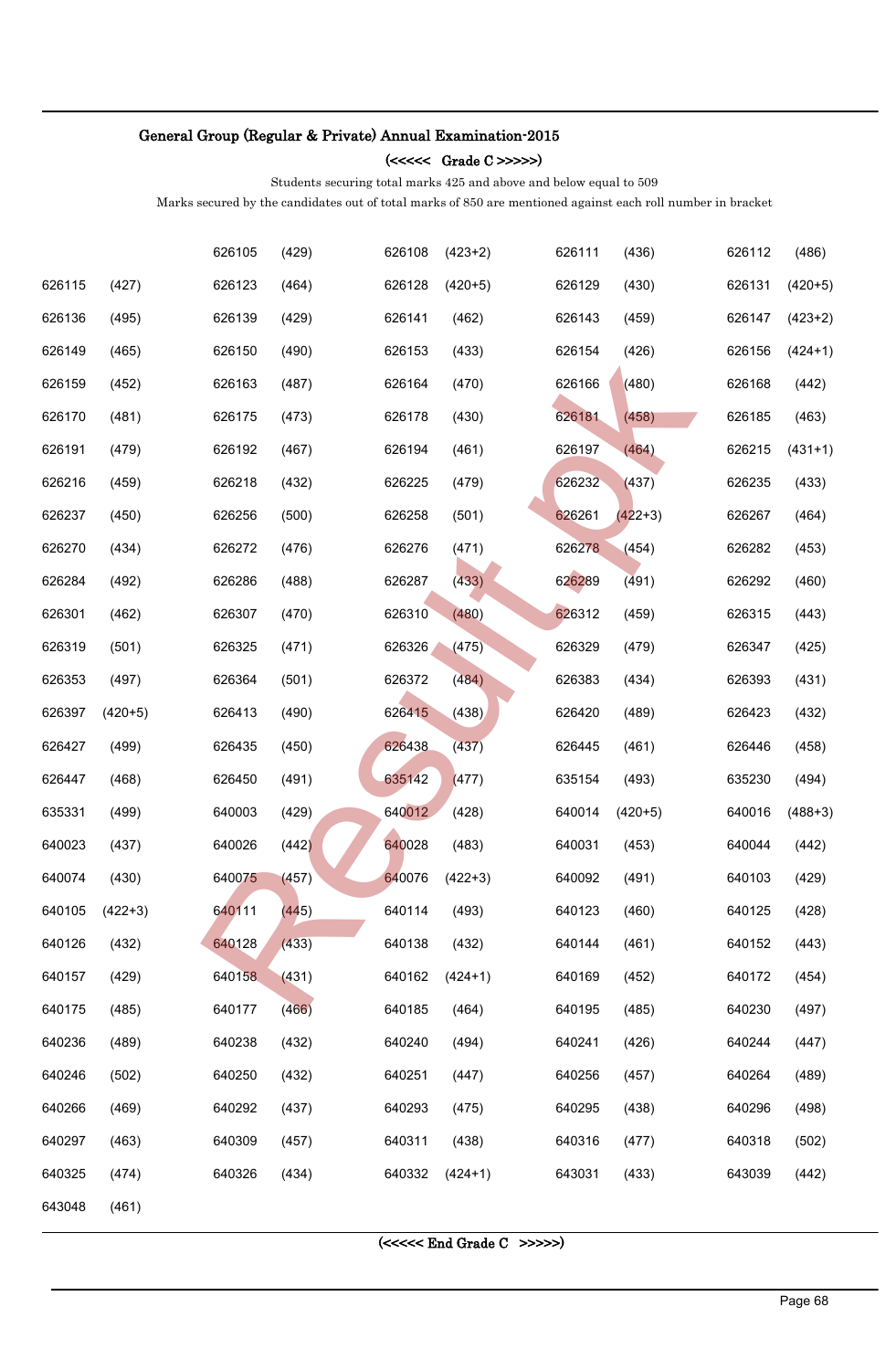General Group (Regular & Private) Annual Examination-2015

(<<<<< Grade C >>>>>)

Students securing total marks 425 and above and below equal to 509

Marks secured by the candidates out of total marks of 850 are mentioned against each roll number in bracket

| | | | | | | | | | |
|---|---|---|---|---|---|---|---|---|---|
| | | 626105 | (429) | 626108 | (423+2) | 626111 | (436) | 626112 | (486) |
| 626115 | (427) | 626123 | (464) | 626128 | (420+5) | 626129 | (430) | 626131 | (420+5) |
| 626136 | (495) | 626139 | (429) | 626141 | (462) | 626143 | (459) | 626147 | (423+2) |
| 626149 | (465) | 626150 | (490) | 626153 | (433) | 626154 | (426) | 626156 | (424+1) |
| 626159 | (452) | 626163 | (487) | 626164 | (470) | 626166 | (480) | 626168 | (442) |
| 626170 | (481) | 626175 | (473) | 626178 | (430) | 626181 | (458) | 626185 | (463) |
| 626191 | (479) | 626192 | (467) | 626194 | (461) | 626197 | (464) | 626215 | (431+1) |
| 626216 | (459) | 626218 | (432) | 626225 | (479) | 626232 | (437) | 626235 | (433) |
| 626237 | (450) | 626256 | (500) | 626258 | (501) | 626261 | (422+3) | 626267 | (464) |
| 626270 | (434) | 626272 | (476) | 626276 | (471) | 626278 | (454) | 626282 | (453) |
| 626284 | (492) | 626286 | (488) | 626287 | (433) | 626289 | (491) | 626292 | (460) |
| 626301 | (462) | 626307 | (470) | 626310 | (480) | 626312 | (459) | 626315 | (443) |
| 626319 | (501) | 626325 | (471) | 626326 | (475) | 626329 | (479) | 626347 | (425) |
| 626353 | (497) | 626364 | (501) | 626372 | (484) | 626383 | (434) | 626393 | (431) |
| 626397 | (420+5) | 626413 | (490) | 626415 | (438) | 626420 | (489) | 626423 | (432) |
| 626427 | (499) | 626435 | (450) | 626438 | (437) | 626445 | (461) | 626446 | (458) |
| 626447 | (468) | 626450 | (491) | 635142 | (477) | 635154 | (493) | 635230 | (494) |
| 635331 | (499) | 640003 | (429) | 640012 | (428) | 640014 | (420+5) | 640016 | (488+3) |
| 640023 | (437) | 640026 | (442) | 640028 | (483) | 640031 | (453) | 640044 | (442) |
| 640074 | (430) | 640075 | (457) | 640076 | (422+3) | 640092 | (491) | 640103 | (429) |
| 640105 | (422+3) | 640111 | (445) | 640114 | (493) | 640123 | (460) | 640125 | (428) |
| 640126 | (432) | 640128 | (433) | 640138 | (432) | 640144 | (461) | 640152 | (443) |
| 640157 | (429) | 640158 | (431) | 640162 | (424+1) | 640169 | (452) | 640172 | (454) |
| 640175 | (485) | 640177 | (466) | 640185 | (464) | 640195 | (485) | 640230 | (497) |
| 640236 | (489) | 640238 | (432) | 640240 | (494) | 640241 | (426) | 640244 | (447) |
| 640246 | (502) | 640250 | (432) | 640251 | (447) | 640256 | (457) | 640264 | (489) |
| 640266 | (469) | 640292 | (437) | 640293 | (475) | 640295 | (438) | 640296 | (498) |
| 640297 | (463) | 640309 | (457) | 640311 | (438) | 640316 | (477) | 640318 | (502) |
| 640325 | (474) | 640326 | (434) | 640332 | (424+1) | 643031 | (433) | 643039 | (442) |
| 643048 | (461) | | | | | | | | |

(<<<<< End Grade C >>>>>)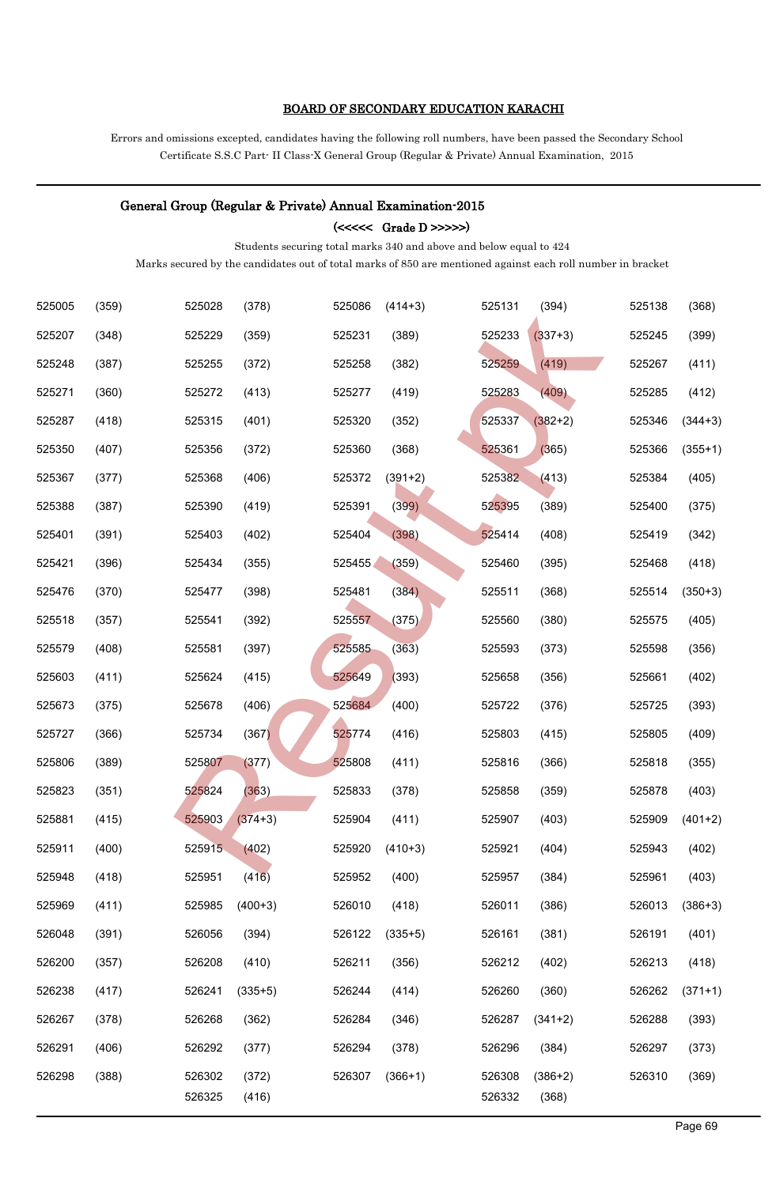BOARD OF SECONDARY EDUCATION KARACHI

Errors and omissions excepted, candidates having the following roll numbers, have been passed the Secondary School Certificate S.S.C Part- II Class-X General Group (Regular & Private) Annual Examination, 2015

## General Group (Regular & Private) Annual Examination-2015

### (<<<<< Grade D >>>>>)

Students securing total marks 340 and above and below equal to 424

Marks secured by the candidates out of total marks of 850 are mentioned against each roll number in bracket

| | | | | | | | | | |
|---|---|---|---|---|---|---|---|---|---|
| 525005 | (359) | 525028 | (378) | 525086 | (414+3) | 525131 | (394) | 525138 | (368) |
| 525207 | (348) | 525229 | (359) | 525231 | (389) | 525233 | (337+3) | 525245 | (399) |
| 525248 | (387) | 525255 | (372) | 525258 | (382) | 525259 | (419) | 525267 | (411) |
| 525271 | (360) | 525272 | (413) | 525277 | (419) | 525283 | (409) | 525285 | (412) |
| 525287 | (418) | 525315 | (401) | 525320 | (352) | 525337 | (382+2) | 525346 | (344+3) |
| 525350 | (407) | 525356 | (372) | 525360 | (368) | 525361 | (365) | 525366 | (355+1) |
| 525367 | (377) | 525368 | (406) | 525372 | (391+2) | 525382 | (413) | 525384 | (405) |
| 525388 | (387) | 525390 | (419) | 525391 | (399) | 525395 | (389) | 525400 | (375) |
| 525401 | (391) | 525403 | (402) | 525404 | (398) | 525414 | (408) | 525419 | (342) |
| 525421 | (396) | 525434 | (355) | 525455 | (359) | 525460 | (395) | 525468 | (418) |
| 525476 | (370) | 525477 | (398) | 525481 | (384) | 525511 | (368) | 525514 | (350+3) |
| 525518 | (357) | 525541 | (392) | 525557 | (375) | 525560 | (380) | 525575 | (405) |
| 525579 | (408) | 525581 | (397) | 525585 | (363) | 525593 | (373) | 525598 | (356) |
| 525603 | (411) | 525624 | (415) | 525649 | (393) | 525658 | (356) | 525661 | (402) |
| 525673 | (375) | 525678 | (406) | 525684 | (400) | 525722 | (376) | 525725 | (393) |
| 525727 | (366) | 525734 | (367) | 525774 | (416) | 525803 | (415) | 525805 | (409) |
| 525806 | (389) | 525807 | (377) | 525808 | (411) | 525816 | (366) | 525818 | (355) |
| 525823 | (351) | 525824 | (363) | 525833 | (378) | 525858 | (359) | 525878 | (403) |
| 525881 | (415) | 525903 | (374+3) | 525904 | (411) | 525907 | (403) | 525909 | (401+2) |
| 525911 | (400) | 525915 | (402) | 525920 | (410+3) | 525921 | (404) | 525943 | (402) |
| 525948 | (418) | 525951 | (416) | 525952 | (400) | 525957 | (384) | 525961 | (403) |
| 525969 | (411) | 525985 | (400+3) | 526010 | (418) | 526011 | (386) | 526013 | (386+3) |
| 526048 | (391) | 526056 | (394) | 526122 | (335+5) | 526161 | (381) | 526191 | (401) |
| 526200 | (357) | 526208 | (410) | 526211 | (356) | 526212 | (402) | 526213 | (418) |
| 526238 | (417) | 526241 | (335+5) | 526244 | (414) | 526260 | (360) | 526262 | (371+1) |
| 526267 | (378) | 526268 | (362) | 526284 | (346) | 526287 | (341+2) | 526288 | (393) |
| 526291 | (406) | 526292 | (377) | 526294 | (378) | 526296 | (384) | 526297 | (373) |
| 526298 | (388) | 526302 | (372) | 526307 | (366+1) | 526308 | (386+2) | 526310 | (369) |
| | | 526325 | (416) | | | 526332 | (368) | | |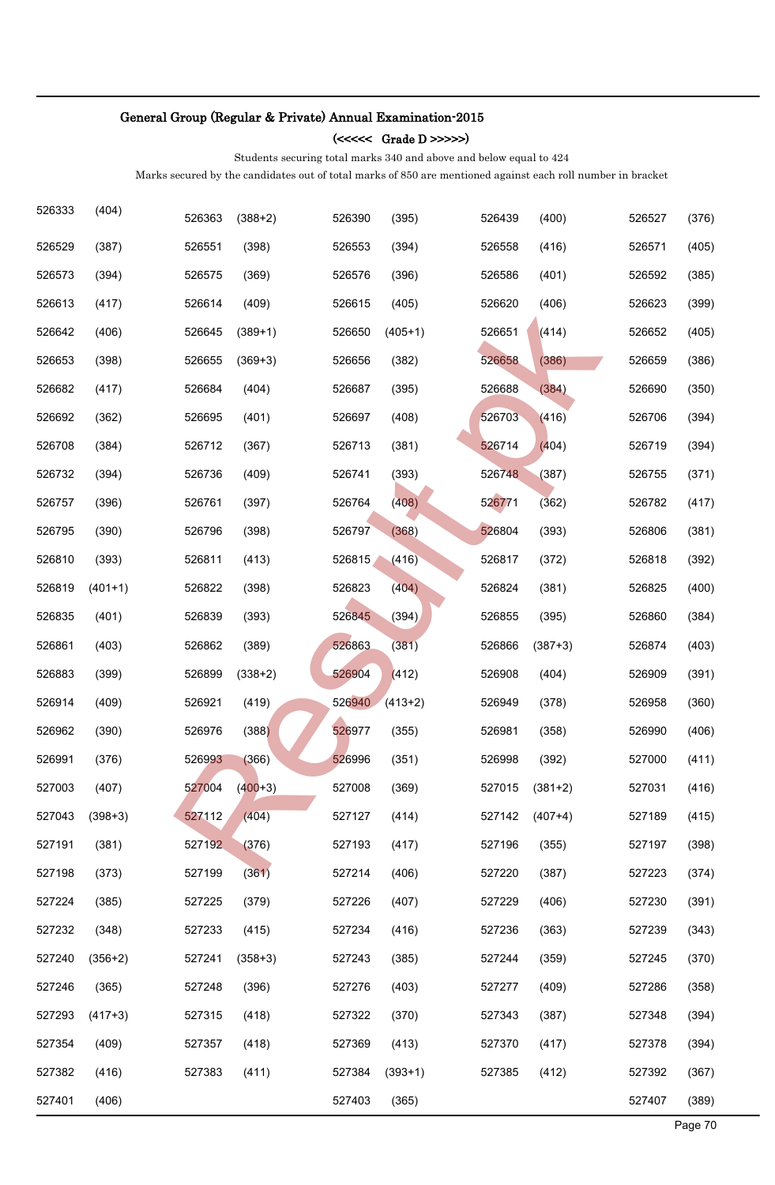**General Group (Regular & Private) Annual Examination-2015**

**(<<<<< Grade D >>>>>)**

Students securing total marks 340 and above and below equal to 424

Marks secured by the candidates out of total marks of 850 are mentioned against each roll number in bracket

| | | | | | | | | | |
|---|---|---|---|---|---|---|---|---|---|
| 526333 | (404) | 526363 | (388+2) | 526390 | (395) | 526439 | (400) | 526527 | (376) |
| 526529 | (387) | 526551 | (398) | 526553 | (394) | 526558 | (416) | 526571 | (405) |
| 526573 | (394) | 526575 | (369) | 526576 | (396) | 526586 | (401) | 526592 | (385) |
| 526613 | (417) | 526614 | (409) | 526615 | (405) | 526620 | (406) | 526623 | (399) |
| 526642 | (406) | 526645 | (389+1) | 526650 | (405+1) | 526651 | (414) | 526652 | (405) |
| 526653 | (398) | 526655 | (369+3) | 526656 | (382) | 526658 | (386) | 526659 | (386) |
| 526682 | (417) | 526684 | (404) | 526687 | (395) | 526688 | (384) | 526690 | (350) |
| 526692 | (362) | 526695 | (401) | 526697 | (408) | 526703 | (416) | 526706 | (394) |
| 526708 | (384) | 526712 | (367) | 526713 | (381) | 526714 | (404) | 526719 | (394) |
| 526732 | (394) | 526736 | (409) | 526741 | (393) | 526748 | (387) | 526755 | (371) |
| 526757 | (396) | 526761 | (397) | 526764 | (408) | 526771 | (362) | 526782 | (417) |
| 526795 | (390) | 526796 | (398) | 526797 | (368) | 526804 | (393) | 526806 | (381) |
| 526810 | (393) | 526811 | (413) | 526815 | (416) | 526817 | (372) | 526818 | (392) |
| 526819 | (401+1) | 526822 | (398) | 526823 | (404) | 526824 | (381) | 526825 | (400) |
| 526835 | (401) | 526839 | (393) | 526845 | (394) | 526855 | (395) | 526860 | (384) |
| 526861 | (403) | 526862 | (389) | 526863 | (381) | 526866 | (387+3) | 526874 | (403) |
| 526883 | (399) | 526899 | (338+2) | 526904 | (412) | 526908 | (404) | 526909 | (391) |
| 526914 | (409) | 526921 | (419) | 526940 | (413+2) | 526949 | (378) | 526958 | (360) |
| 526962 | (390) | 526976 | (388) | 526977 | (355) | 526981 | (358) | 526990 | (406) |
| 526991 | (376) | 526993 | (366) | 526996 | (351) | 526998 | (392) | 527000 | (411) |
| 527003 | (407) | 527004 | (400+3) | 527008 | (369) | 527015 | (381+2) | 527031 | (416) |
| 527043 | (398+3) | 527112 | (404) | 527127 | (414) | 527142 | (407+4) | 527189 | (415) |
| 527191 | (381) | 527192 | (376) | 527193 | (417) | 527196 | (355) | 527197 | (398) |
| 527198 | (373) | 527199 | (361) | 527214 | (406) | 527220 | (387) | 527223 | (374) |
| 527224 | (385) | 527225 | (379) | 527226 | (407) | 527229 | (406) | 527230 | (391) |
| 527232 | (348) | 527233 | (415) | 527234 | (416) | 527236 | (363) | 527239 | (343) |
| 527240 | (356+2) | 527241 | (358+3) | 527243 | (385) | 527244 | (359) | 527245 | (370) |
| 527246 | (365) | 527248 | (396) | 527276 | (403) | 527277 | (409) | 527286 | (358) |
| 527293 | (417+3) | 527315 | (418) | 527322 | (370) | 527343 | (387) | 527348 | (394) |
| 527354 | (409) | 527357 | (418) | 527369 | (413) | 527370 | (417) | 527378 | (394) |
| 527382 | (416) | 527383 | (411) | 527384 | (393+1) | 527385 | (412) | 527392 | (367) |
| 527401 | (406) | | | 527403 | (365) | | | 527407 | (389) |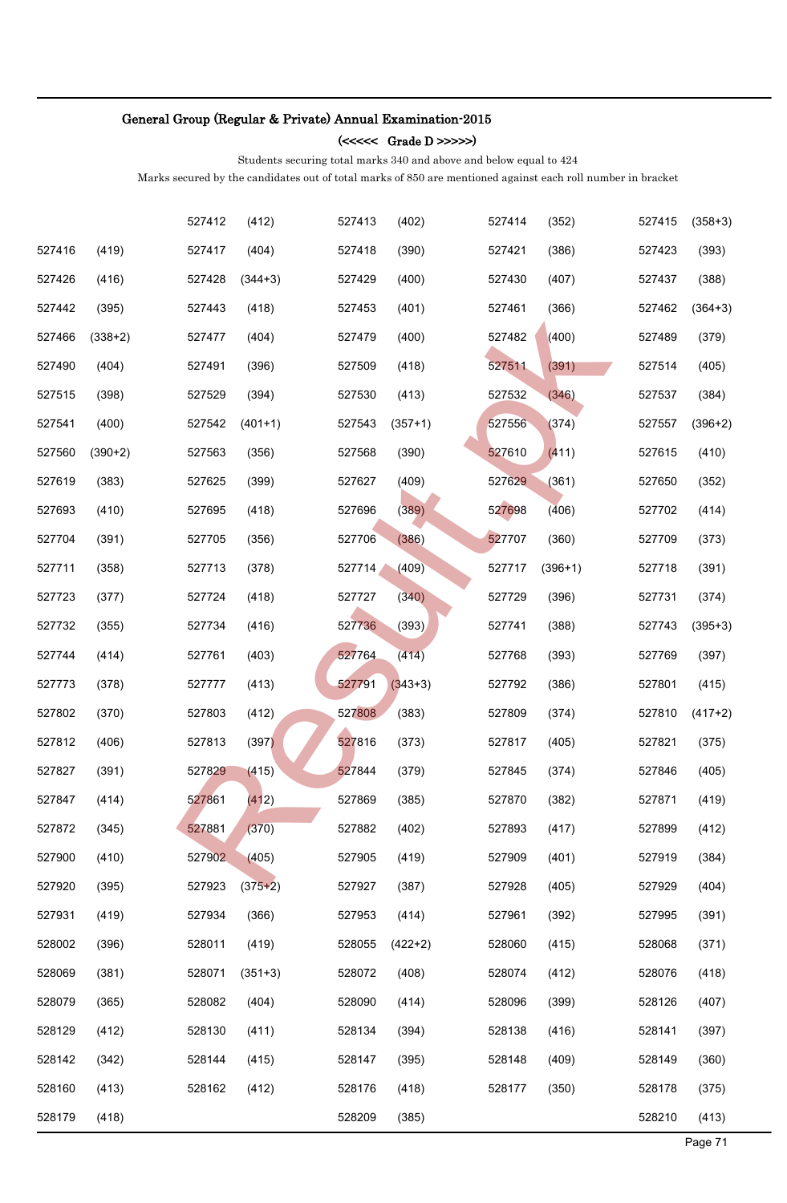**General Group (Regular & Private) Annual Examination-2015**

**(<<<<< Grade D >>>>>)**

Students securing total marks 340 and above and below equal to 424

Marks secured by the candidates out of total marks of 850 are mentioned against each roll number in bracket

| | | | | | | | | | |
|---|---|---|---|---|---|---|---|---|---|
| | | 527412 | (412) | 527413 | (402) | 527414 | (352) | 527415 | (358+3) |
| 527416 | (419) | 527417 | (404) | 527418 | (390) | 527421 | (386) | 527423 | (393) |
| 527426 | (416) | 527428 | (344+3) | 527429 | (400) | 527430 | (407) | 527437 | (388) |
| 527442 | (395) | 527443 | (418) | 527453 | (401) | 527461 | (366) | 527462 | (364+3) |
| 527466 | (338+2) | 527477 | (404) | 527479 | (400) | 527482 | (400) | 527489 | (379) |
| 527490 | (404) | 527491 | (396) | 527509 | (418) | 527511 | (391) | 527514 | (405) |
| 527515 | (398) | 527529 | (394) | 527530 | (413) | 527532 | (346) | 527537 | (384) |
| 527541 | (400) | 527542 | (401+1) | 527543 | (357+1) | 527556 | (374) | 527557 | (396+2) |
| 527560 | (390+2) | 527563 | (356) | 527568 | (390) | 527610 | (411) | 527615 | (410) |
| 527619 | (383) | 527625 | (399) | 527627 | (409) | 527629 | (361) | 527650 | (352) |
| 527693 | (410) | 527695 | (418) | 527696 | (389) | 527698 | (406) | 527702 | (414) |
| 527704 | (391) | 527705 | (356) | 527706 | (386) | 527707 | (360) | 527709 | (373) |
| 527711 | (358) | 527713 | (378) | 527714 | (409) | 527717 | (396+1) | 527718 | (391) |
| 527723 | (377) | 527724 | (418) | 527727 | (340) | 527729 | (396) | 527731 | (374) |
| 527732 | (355) | 527734 | (416) | 527736 | (393) | 527741 | (388) | 527743 | (395+3) |
| 527744 | (414) | 527761 | (403) | 527764 | (414) | 527768 | (393) | 527769 | (397) |
| 527773 | (378) | 527777 | (413) | 527791 | (343+3) | 527792 | (386) | 527801 | (415) |
| 527802 | (370) | 527803 | (412) | 527808 | (383) | 527809 | (374) | 527810 | (417+2) |
| 527812 | (406) | 527813 | (397) | 527816 | (373) | 527817 | (405) | 527821 | (375) |
| 527827 | (391) | 527829 | (415) | 527844 | (379) | 527845 | (374) | 527846 | (405) |
| 527847 | (414) | 527861 | (412) | 527869 | (385) | 527870 | (382) | 527871 | (419) |
| 527872 | (345) | 527881 | (370) | 527882 | (402) | 527893 | (417) | 527899 | (412) |
| 527900 | (410) | 527902 | (405) | 527905 | (419) | 527909 | (401) | 527919 | (384) |
| 527920 | (395) | 527923 | (375+2) | 527927 | (387) | 527928 | (405) | 527929 | (404) |
| 527931 | (419) | 527934 | (366) | 527953 | (414) | 527961 | (392) | 527995 | (391) |
| 528002 | (396) | 528011 | (419) | 528055 | (422+2) | 528060 | (415) | 528068 | (371) |
| 528069 | (381) | 528071 | (351+3) | 528072 | (408) | 528074 | (412) | 528076 | (418) |
| 528079 | (365) | 528082 | (404) | 528090 | (414) | 528096 | (399) | 528126 | (407) |
| 528129 | (412) | 528130 | (411) | 528134 | (394) | 528138 | (416) | 528141 | (397) |
| 528142 | (342) | 528144 | (415) | 528147 | (395) | 528148 | (409) | 528149 | (360) |
| 528160 | (413) | 528162 | (412) | 528176 | (418) | 528177 | (350) | 528178 | (375) |
| 528179 | (418) | | | 528209 | (385) | | | 528210 | (413) |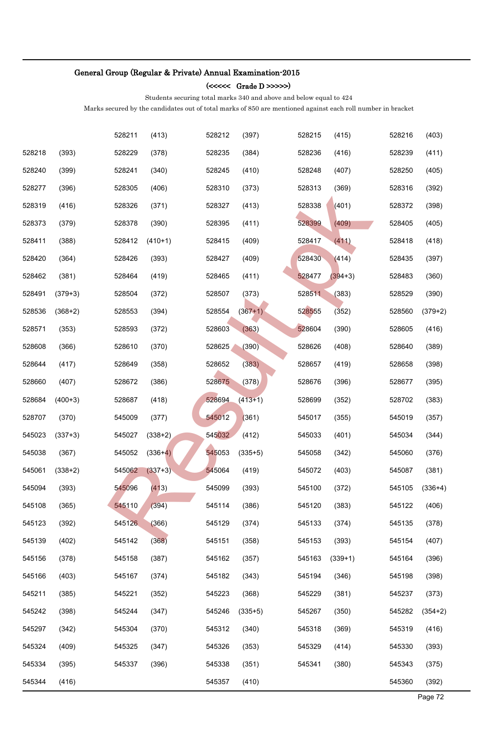## General Group (Regular & Private) Annual Examination-2015

**(<<<<< Grade D >>>>>)**

Students securing total marks 340 and above and below equal to 424

Marks secured by the candidates out of total marks of 850 are mentioned against each roll number in bracket

| | | | | | | | | | |
|---|---|---|---|---|---|---|---|---|---|
| | | 528211 | (413) | 528212 | (397) | 528215 | (415) | 528216 | (403) |
| 528218 | (393) | 528229 | (378) | 528235 | (384) | 528236 | (416) | 528239 | (411) |
| 528240 | (399) | 528241 | (340) | 528245 | (410) | 528248 | (407) | 528250 | (405) |
| 528277 | (396) | 528305 | (406) | 528310 | (373) | 528313 | (369) | 528316 | (392) |
| 528319 | (416) | 528326 | (371) | 528327 | (413) | 528338 | (401) | 528372 | (398) |
| 528373 | (379) | 528378 | (390) | 528395 | (411) | 528399 | (409) | 528405 | (405) |
| 528411 | (388) | 528412 | (410+1) | 528415 | (409) | 528417 | (411) | 528418 | (418) |
| 528420 | (364) | 528426 | (393) | 528427 | (409) | 528430 | (414) | 528435 | (397) |
| 528462 | (381) | 528464 | (419) | 528465 | (411) | 528477 | (394+3) | 528483 | (360) |
| 528491 | (379+3) | 528504 | (372) | 528507 | (373) | 528511 | (383) | 528529 | (390) |
| 528536 | (368+2) | 528553 | (394) | 528554 | (367+1) | 528555 | (352) | 528560 | (379+2) |
| 528571 | (353) | 528593 | (372) | 528603 | (363) | 528604 | (390) | 528605 | (416) |
| 528608 | (366) | 528610 | (370) | 528625 | (390) | 528626 | (408) | 528640 | (389) |
| 528644 | (417) | 528649 | (358) | 528652 | (383) | 528657 | (419) | 528658 | (398) |
| 528660 | (407) | 528672 | (386) | 528675 | (378) | 528676 | (396) | 528677 | (395) |
| 528684 | (400+3) | 528687 | (418) | 528694 | (413+1) | 528699 | (352) | 528702 | (383) |
| 528707 | (370) | 545009 | (377) | 545012 | (361) | 545017 | (355) | 545019 | (357) |
| 545023 | (337+3) | 545027 | (338+2) | 545032 | (412) | 545033 | (401) | 545034 | (344) |
| 545038 | (367) | 545052 | (336+4) | 545053 | (335+5) | 545058 | (342) | 545060 | (376) |
| 545061 | (338+2) | 545062 | (337+3) | 545064 | (419) | 545072 | (403) | 545087 | (381) |
| 545094 | (393) | 545096 | (413) | 545099 | (393) | 545100 | (372) | 545105 | (336+4) |
| 545108 | (365) | 545110 | (394) | 545114 | (386) | 545120 | (383) | 545122 | (406) |
| 545123 | (392) | 545126 | (366) | 545129 | (374) | 545133 | (374) | 545135 | (378) |
| 545139 | (402) | 545142 | (368) | 545151 | (358) | 545153 | (393) | 545154 | (407) |
| 545156 | (378) | 545158 | (387) | 545162 | (357) | 545163 | (339+1) | 545164 | (396) |
| 545166 | (403) | 545167 | (374) | 545182 | (343) | 545194 | (346) | 545198 | (398) |
| 545211 | (385) | 545221 | (352) | 545223 | (368) | 545229 | (381) | 545237 | (373) |
| 545242 | (398) | 545244 | (347) | 545246 | (335+5) | 545267 | (350) | 545282 | (354+2) |
| 545297 | (342) | 545304 | (370) | 545312 | (340) | 545318 | (369) | 545319 | (416) |
| 545324 | (409) | 545325 | (347) | 545326 | (353) | 545329 | (414) | 545330 | (393) |
| 545334 | (395) | 545337 | (396) | 545338 | (351) | 545341 | (380) | 545343 | (375) |
| 545344 | (416) | | | 545357 | (410) | | | 545360 | (392) |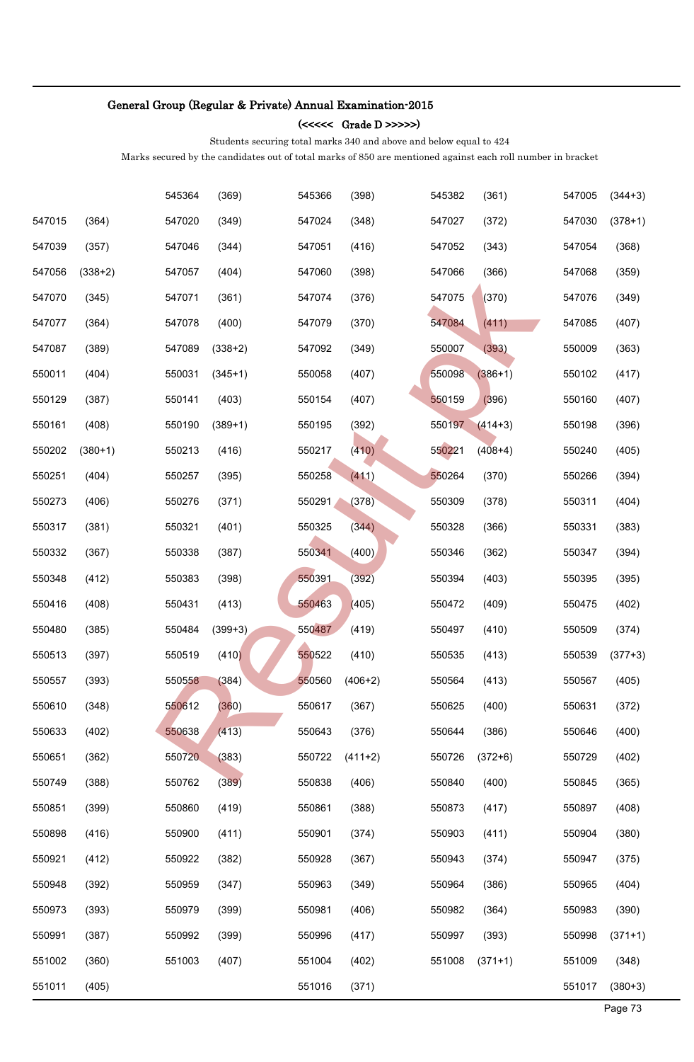## General Group (Regular & Private) Annual Examination-2015

### (<<<<< Grade D >>>>>)

Students securing total marks 340 and above and below equal to 424

Marks secured by the candidates out of total marks of 850 are mentioned against each roll number in bracket

| | | | | | | | | | |
|---|---|---|---|---|---|---|---|---|---|
| | | 545364 | (369) | 545366 | (398) | 545382 | (361) | 547005 | (344+3) |
| 547015 | (364) | 547020 | (349) | 547024 | (348) | 547027 | (372) | 547030 | (378+1) |
| 547039 | (357) | 547046 | (344) | 547051 | (416) | 547052 | (343) | 547054 | (368) |
| 547056 | (338+2) | 547057 | (404) | 547060 | (398) | 547066 | (366) | 547068 | (359) |
| 547070 | (345) | 547071 | (361) | 547074 | (376) | 547075 | (370) | 547076 | (349) |
| 547077 | (364) | 547078 | (400) | 547079 | (370) | 547084 | (411) | 547085 | (407) |
| 547087 | (389) | 547089 | (338+2) | 547092 | (349) | 550007 | (393) | 550009 | (363) |
| 550011 | (404) | 550031 | (345+1) | 550058 | (407) | 550098 | (386+1) | 550102 | (417) |
| 550129 | (387) | 550141 | (403) | 550154 | (407) | 550159 | (396) | 550160 | (407) |
| 550161 | (408) | 550190 | (389+1) | 550195 | (392) | 550197 | (414+3) | 550198 | (396) |
| 550202 | (380+1) | 550213 | (416) | 550217 | (410) | 550221 | (408+4) | 550240 | (405) |
| 550251 | (404) | 550257 | (395) | 550258 | (411) | 550264 | (370) | 550266 | (394) |
| 550273 | (406) | 550276 | (371) | 550291 | (378) | 550309 | (378) | 550311 | (404) |
| 550317 | (381) | 550321 | (401) | 550325 | (344) | 550328 | (366) | 550331 | (383) |
| 550332 | (367) | 550338 | (387) | 550341 | (400) | 550346 | (362) | 550347 | (394) |
| 550348 | (412) | 550383 | (398) | 550391 | (392) | 550394 | (403) | 550395 | (395) |
| 550416 | (408) | 550431 | (413) | 550463 | (405) | 550472 | (409) | 550475 | (402) |
| 550480 | (385) | 550484 | (399+3) | 550487 | (419) | 550497 | (410) | 550509 | (374) |
| 550513 | (397) | 550519 | (410) | 550522 | (410) | 550535 | (413) | 550539 | (377+3) |
| 550557 | (393) | 550558 | (384) | 550560 | (406+2) | 550564 | (413) | 550567 | (405) |
| 550610 | (348) | 550612 | (360) | 550617 | (367) | 550625 | (400) | 550631 | (372) |
| 550633 | (402) | 550638 | (413) | 550643 | (376) | 550644 | (386) | 550646 | (400) |
| 550651 | (362) | 550720 | (383) | 550722 | (411+2) | 550726 | (372+6) | 550729 | (402) |
| 550749 | (388) | 550762 | (389) | 550838 | (406) | 550840 | (400) | 550845 | (365) |
| 550851 | (399) | 550860 | (419) | 550861 | (388) | 550873 | (417) | 550897 | (408) |
| 550898 | (416) | 550900 | (411) | 550901 | (374) | 550903 | (411) | 550904 | (380) |
| 550921 | (412) | 550922 | (382) | 550928 | (367) | 550943 | (374) | 550947 | (375) |
| 550948 | (392) | 550959 | (347) | 550963 | (349) | 550964 | (386) | 550965 | (404) |
| 550973 | (393) | 550979 | (399) | 550981 | (406) | 550982 | (364) | 550983 | (390) |
| 550991 | (387) | 550992 | (399) | 550996 | (417) | 550997 | (393) | 550998 | (371+1) |
| 551002 | (360) | 551003 | (407) | 551004 | (402) | 551008 | (371+1) | 551009 | (348) |
| 551011 | (405) | | | 551016 | (371) | | | 551017 | (380+3) |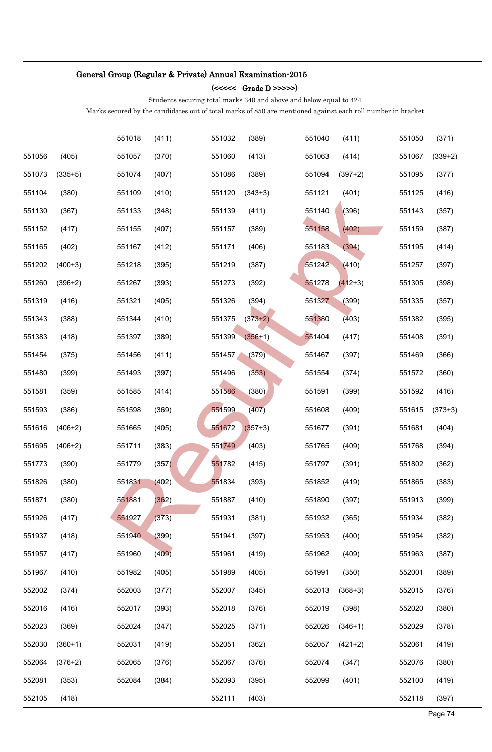**General Group (Regular & Private) Annual Examination-2015**

**(<<<<< Grade D >>>>>)**

Students securing total marks 340 and above and below equal to 424

Marks secured by the candidates out of total marks of 850 are mentioned against each roll number in bracket

| | | | | | | | | | |
|---|---|---|---|---|---|---|---|---|---|
| | | 551018 | (411) | 551032 | (389) | 551040 | (411) | 551050 | (371) |
| 551056 | (405) | 551057 | (370) | 551060 | (413) | 551063 | (414) | 551067 | (339+2) |
| 551073 | (335+5) | 551074 | (407) | 551086 | (389) | 551094 | (397+2) | 551095 | (377) |
| 551104 | (380) | 551109 | (410) | 551120 | (343+3) | 551121 | (401) | 551125 | (416) |
| 551130 | (367) | 551133 | (348) | 551139 | (411) | 551140 | (396) | 551143 | (357) |
| 551152 | (417) | 551155 | (407) | 551157 | (389) | 551158 | (402) | 551159 | (387) |
| 551165 | (402) | 551167 | (412) | 551171 | (406) | 551183 | (394) | 551195 | (414) |
| 551202 | (400+3) | 551218 | (395) | 551219 | (387) | 551242 | (410) | 551257 | (397) |
| 551260 | (396+2) | 551267 | (393) | 551273 | (392) | 551278 | (412+3) | 551305 | (398) |
| 551319 | (416) | 551321 | (405) | 551326 | (394) | 551327 | (399) | 551335 | (357) |
| 551343 | (388) | 551344 | (410) | 551375 | (373+2) | 551380 | (403) | 551382 | (395) |
| 551383 | (418) | 551397 | (389) | 551399 | (356+1) | 551404 | (417) | 551408 | (391) |
| 551454 | (375) | 551456 | (411) | 551457 | (379) | 551467 | (397) | 551469 | (366) |
| 551480 | (399) | 551493 | (397) | 551496 | (353) | 551554 | (374) | 551572 | (360) |
| 551581 | (359) | 551585 | (414) | 551586 | (380) | 551591 | (399) | 551592 | (416) |
| 551593 | (386) | 551598 | (369) | 551599 | (407) | 551608 | (409) | 551615 | (373+3) |
| 551616 | (406+2) | 551665 | (405) | 551672 | (357+3) | 551677 | (391) | 551681 | (404) |
| 551695 | (406+2) | 551711 | (383) | 551749 | (403) | 551765 | (409) | 551768 | (394) |
| 551773 | (390) | 551779 | (357) | 551782 | (415) | 551797 | (391) | 551802 | (362) |
| 551826 | (380) | 551831 | (402) | 551834 | (393) | 551852 | (419) | 551865 | (383) |
| 551871 | (380) | 551881 | (362) | 551887 | (410) | 551890 | (397) | 551913 | (399) |
| 551926 | (417) | 551927 | (373) | 551931 | (381) | 551932 | (365) | 551934 | (382) |
| 551937 | (418) | 551940 | (399) | 551941 | (397) | 551953 | (400) | 551954 | (382) |
| 551957 | (417) | 551960 | (409) | 551961 | (419) | 551962 | (409) | 551963 | (387) |
| 551967 | (410) | 551982 | (405) | 551989 | (405) | 551991 | (350) | 552001 | (389) |
| 552002 | (374) | 552003 | (377) | 552007 | (345) | 552013 | (368+3) | 552015 | (376) |
| 552016 | (416) | 552017 | (393) | 552018 | (376) | 552019 | (398) | 552020 | (380) |
| 552023 | (369) | 552024 | (347) | 552025 | (371) | 552026 | (346+1) | 552029 | (378) |
| 552030 | (360+1) | 552031 | (419) | 552051 | (362) | 552057 | (421+2) | 552061 | (419) |
| 552064 | (376+2) | 552065 | (376) | 552067 | (376) | 552074 | (347) | 552076 | (380) |
| 552081 | (353) | 552084 | (384) | 552093 | (395) | 552099 | (401) | 552100 | (419) |
| 552105 | (418) | | | 552111 | (403) | | | 552118 | (397) |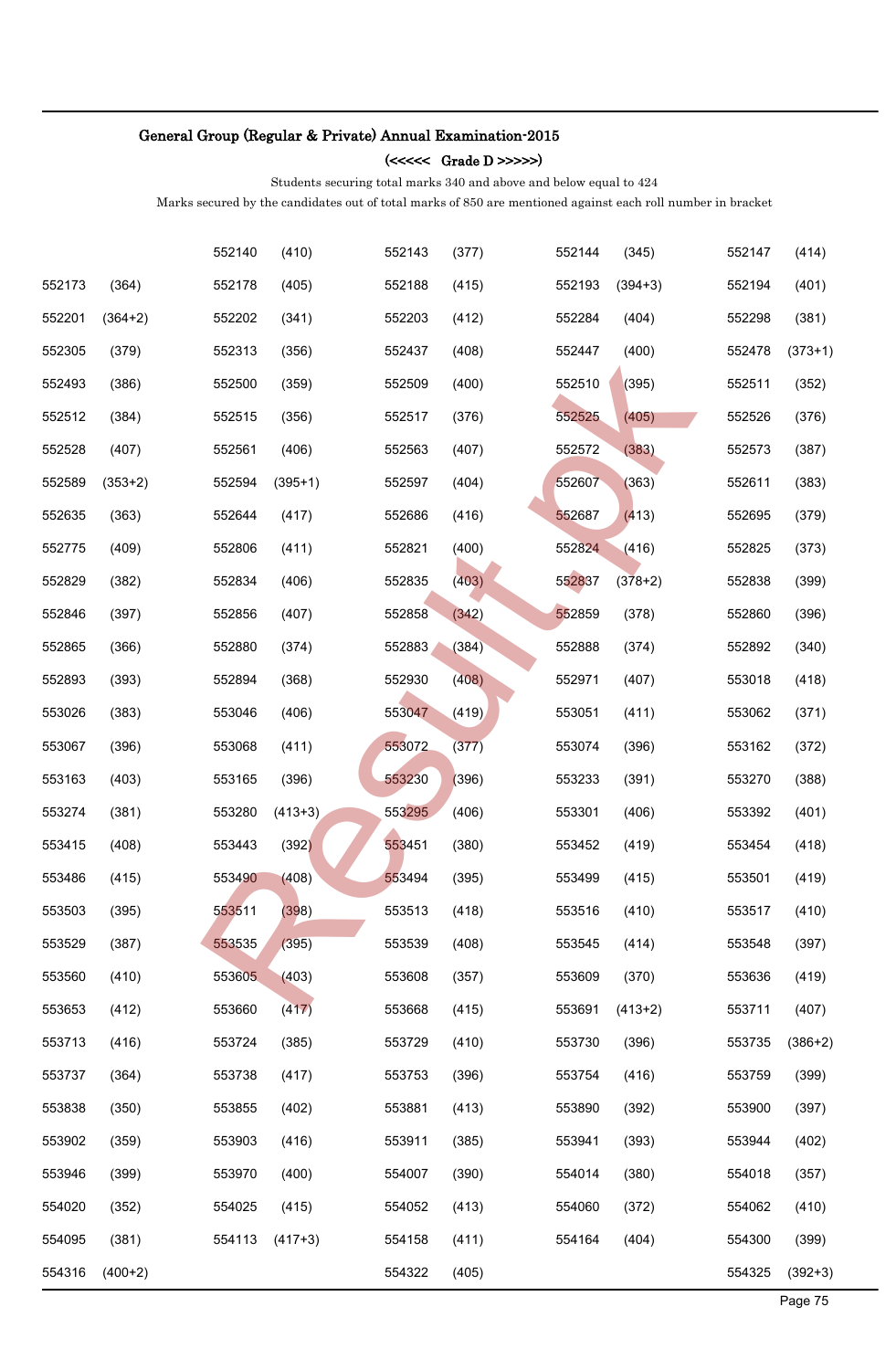## General Group (Regular & Private) Annual Examination-2015

### (<<<<< Grade D >>>>>)

Students securing total marks 340 and above and below equal to 424

Marks secured by the candidates out of total marks of 850 are mentioned against each roll number in bracket

| | | | | | | | | | |
|---|---|---|---|---|---|---|---|---|---|
| | | 552140 | (410) | 552143 | (377) | 552144 | (345) | 552147 | (414) |
| 552173 | (364) | 552178 | (405) | 552188 | (415) | 552193 | (394+3) | 552194 | (401) |
| 552201 | (364+2) | 552202 | (341) | 552203 | (412) | 552284 | (404) | 552298 | (381) |
| 552305 | (379) | 552313 | (356) | 552437 | (408) | 552447 | (400) | 552478 | (373+1) |
| 552493 | (386) | 552500 | (359) | 552509 | (400) | 552510 | (395) | 552511 | (352) |
| 552512 | (384) | 552515 | (356) | 552517 | (376) | 552525 | (405) | 552526 | (376) |
| 552528 | (407) | 552561 | (406) | 552563 | (407) | 552572 | (383) | 552573 | (387) |
| 552589 | (353+2) | 552594 | (395+1) | 552597 | (404) | 552607 | (363) | 552611 | (383) |
| 552635 | (363) | 552644 | (417) | 552686 | (416) | 552687 | (413) | 552695 | (379) |
| 552775 | (409) | 552806 | (411) | 552821 | (400) | 552824 | (416) | 552825 | (373) |
| 552829 | (382) | 552834 | (406) | 552835 | (403) | 552837 | (378+2) | 552838 | (399) |
| 552846 | (397) | 552856 | (407) | 552858 | (342) | 552859 | (378) | 552860 | (396) |
| 552865 | (366) | 552880 | (374) | 552883 | (384) | 552888 | (374) | 552892 | (340) |
| 552893 | (393) | 552894 | (368) | 552930 | (408) | 552971 | (407) | 553018 | (418) |
| 553026 | (383) | 553046 | (406) | 553047 | (419) | 553051 | (411) | 553062 | (371) |
| 553067 | (396) | 553068 | (411) | 553072 | (377) | 553074 | (396) | 553162 | (372) |
| 553163 | (403) | 553165 | (396) | 553230 | (396) | 553233 | (391) | 553270 | (388) |
| 553274 | (381) | 553280 | (413+3) | 553295 | (406) | 553301 | (406) | 553392 | (401) |
| 553415 | (408) | 553443 | (392) | 553451 | (380) | 553452 | (419) | 553454 | (418) |
| 553486 | (415) | 553490 | (408) | 553494 | (395) | 553499 | (415) | 553501 | (419) |
| 553503 | (395) | 553511 | (398) | 553513 | (418) | 553516 | (410) | 553517 | (410) |
| 553529 | (387) | 553535 | (395) | 553539 | (408) | 553545 | (414) | 553548 | (397) |
| 553560 | (410) | 553605 | (403) | 553608 | (357) | 553609 | (370) | 553636 | (419) |
| 553653 | (412) | 553660 | (417) | 553668 | (415) | 553691 | (413+2) | 553711 | (407) |
| 553713 | (416) | 553724 | (385) | 553729 | (410) | 553730 | (396) | 553735 | (386+2) |
| 553737 | (364) | 553738 | (417) | 553753 | (396) | 553754 | (416) | 553759 | (399) |
| 553838 | (350) | 553855 | (402) | 553881 | (413) | 553890 | (392) | 553900 | (397) |
| 553902 | (359) | 553903 | (416) | 553911 | (385) | 553941 | (393) | 553944 | (402) |
| 553946 | (399) | 553970 | (400) | 554007 | (390) | 554014 | (380) | 554018 | (357) |
| 554020 | (352) | 554025 | (415) | 554052 | (413) | 554060 | (372) | 554062 | (410) |
| 554095 | (381) | 554113 | (417+3) | 554158 | (411) | 554164 | (404) | 554300 | (399) |
| 554316 | (400+2) | | | 554322 | (405) | | | 554325 | (392+3) |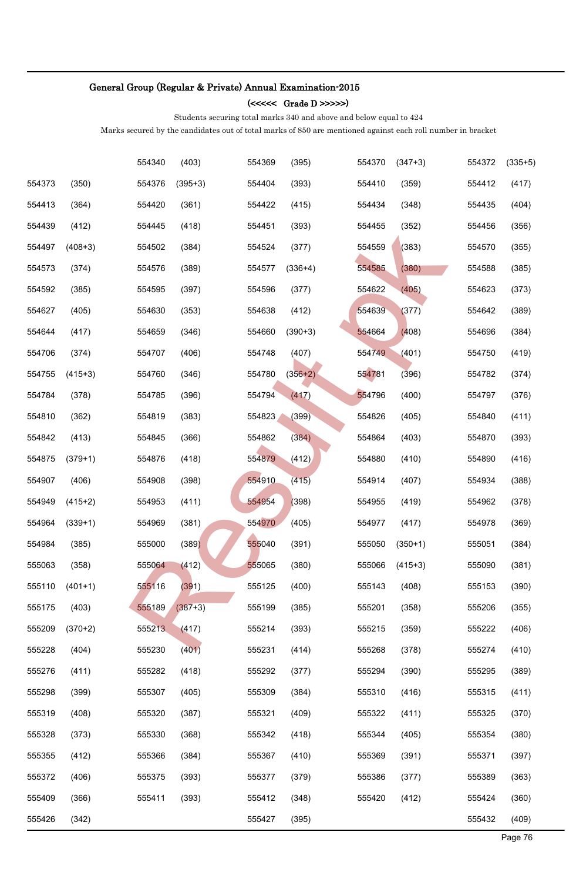## General Group (Regular & Private) Annual Examination-2015

### (<<<<< Grade D >>>>>)

Students securing total marks 340 and above and below equal to 424

Marks secured by the candidates out of total marks of 850 are mentioned against each roll number in bracket

| | | | | | | | | | |
|---|---|---|---|---|---|---|---|---|---|
| | | 554340 | (403) | 554369 | (395) | 554370 | (347+3) | 554372 | (335+5) |
| 554373 | (350) | 554376 | (395+3) | 554404 | (393) | 554410 | (359) | 554412 | (417) |
| 554413 | (364) | 554420 | (361) | 554422 | (415) | 554434 | (348) | 554435 | (404) |
| 554439 | (412) | 554445 | (418) | 554451 | (393) | 554455 | (352) | 554456 | (356) |
| 554497 | (408+3) | 554502 | (384) | 554524 | (377) | 554559 | (383) | 554570 | (355) |
| 554573 | (374) | 554576 | (389) | 554577 | (336+4) | 554585 | (380) | 554588 | (385) |
| 554592 | (385) | 554595 | (397) | 554596 | (377) | 554622 | (405) | 554623 | (373) |
| 554627 | (405) | 554630 | (353) | 554638 | (412) | 554639 | (377) | 554642 | (389) |
| 554644 | (417) | 554659 | (346) | 554660 | (390+3) | 554664 | (408) | 554696 | (384) |
| 554706 | (374) | 554707 | (406) | 554748 | (407) | 554749 | (401) | 554750 | (419) |
| 554755 | (415+3) | 554760 | (346) | 554780 | (356+2) | 554781 | (396) | 554782 | (374) |
| 554784 | (378) | 554785 | (396) | 554794 | (417) | 554796 | (400) | 554797 | (376) |
| 554810 | (362) | 554819 | (383) | 554823 | (399) | 554826 | (405) | 554840 | (411) |
| 554842 | (413) | 554845 | (366) | 554862 | (384) | 554864 | (403) | 554870 | (393) |
| 554875 | (379+1) | 554876 | (418) | 554879 | (412) | 554880 | (410) | 554890 | (416) |
| 554907 | (406) | 554908 | (398) | 554910 | (415) | 554914 | (407) | 554934 | (388) |
| 554949 | (415+2) | 554953 | (411) | 554954 | (398) | 554955 | (419) | 554962 | (378) |
| 554964 | (339+1) | 554969 | (381) | 554970 | (405) | 554977 | (417) | 554978 | (369) |
| 554984 | (385) | 555000 | (389) | 555040 | (391) | 555050 | (350+1) | 555051 | (384) |
| 555063 | (358) | 555064 | (412) | 555065 | (380) | 555066 | (415+3) | 555090 | (381) |
| 555110 | (401+1) | 555116 | (391) | 555125 | (400) | 555143 | (408) | 555153 | (390) |
| 555175 | (403) | 555189 | (387+3) | 555199 | (385) | 555201 | (358) | 555206 | (355) |
| 555209 | (370+2) | 555213 | (417) | 555214 | (393) | 555215 | (359) | 555222 | (406) |
| 555228 | (404) | 555230 | (401) | 555231 | (414) | 555268 | (378) | 555274 | (410) |
| 555276 | (411) | 555282 | (418) | 555292 | (377) | 555294 | (390) | 555295 | (389) |
| 555298 | (399) | 555307 | (405) | 555309 | (384) | 555310 | (416) | 555315 | (411) |
| 555319 | (408) | 555320 | (387) | 555321 | (409) | 555322 | (411) | 555325 | (370) |
| 555328 | (373) | 555330 | (368) | 555342 | (418) | 555344 | (405) | 555354 | (380) |
| 555355 | (412) | 555366 | (384) | 555367 | (410) | 555369 | (391) | 555371 | (397) |
| 555372 | (406) | 555375 | (393) | 555377 | (379) | 555386 | (377) | 555389 | (363) |
| 555409 | (366) | 555411 | (393) | 555412 | (348) | 555420 | (412) | 555424 | (360) |
| 555426 | (342) | | | 555427 | (395) | | | 555432 | (409) |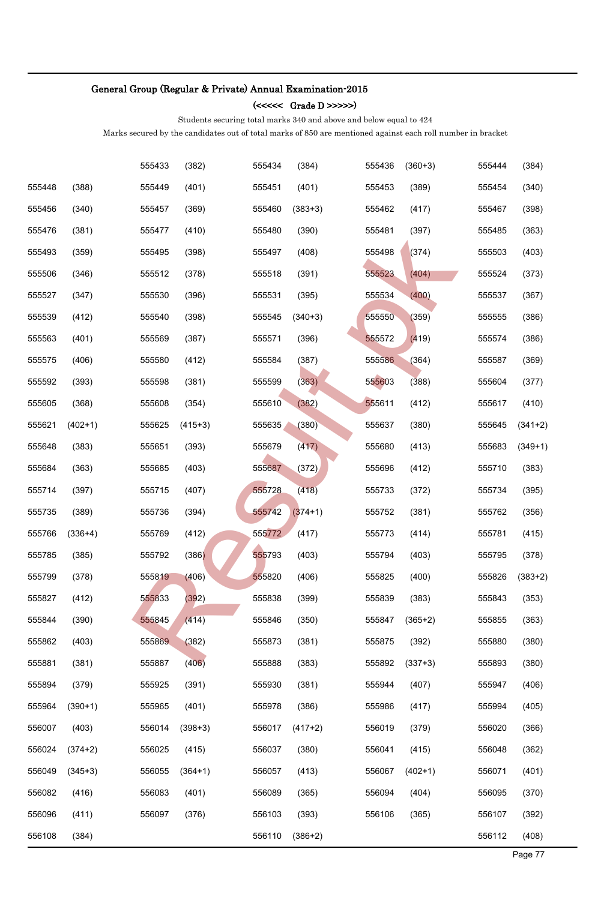## General Group (Regular & Private) Annual Examination-2015

### (<<<<< Grade D >>>>>)

Students securing total marks 340 and above and below equal to 424

Marks secured by the candidates out of total marks of 850 are mentioned against each roll number in bracket

| | | | | | | | | | |
|---|---|---|---|---|---|---|---|---|---|
| | | 555433 | (382) | 555434 | (384) | 555436 | (360+3) | 555444 | (384) |
| 555448 | (388) | 555449 | (401) | 555451 | (401) | 555453 | (389) | 555454 | (340) |
| 555456 | (340) | 555457 | (369) | 555460 | (383+3) | 555462 | (417) | 555467 | (398) |
| 555476 | (381) | 555477 | (410) | 555480 | (390) | 555481 | (397) | 555485 | (363) |
| 555493 | (359) | 555495 | (398) | 555497 | (408) | 555498 | (374) | 555503 | (403) |
| 555506 | (346) | 555512 | (378) | 555518 | (391) | 555523 | (404) | 555524 | (373) |
| 555527 | (347) | 555530 | (396) | 555531 | (395) | 555534 | (400) | 555537 | (367) |
| 555539 | (412) | 555540 | (398) | 555545 | (340+3) | 555550 | (359) | 555555 | (386) |
| 555563 | (401) | 555569 | (387) | 555571 | (396) | 555572 | (419) | 555574 | (386) |
| 555575 | (406) | 555580 | (412) | 555584 | (387) | 555586 | (364) | 555587 | (369) |
| 555592 | (393) | 555598 | (381) | 555599 | (363) | 555603 | (388) | 555604 | (377) |
| 555605 | (368) | 555608 | (354) | 555610 | (382) | 555611 | (412) | 555617 | (410) |
| 555621 | (402+1) | 555625 | (415+3) | 555635 | (380) | 555637 | (380) | 555645 | (341+2) |
| 555648 | (383) | 555651 | (393) | 555679 | (417) | 555680 | (413) | 555683 | (349+1) |
| 555684 | (363) | 555685 | (403) | 555687 | (372) | 555696 | (412) | 555710 | (383) |
| 555714 | (397) | 555715 | (407) | 555728 | (418) | 555733 | (372) | 555734 | (395) |
| 555735 | (389) | 555736 | (394) | 555742 | (374+1) | 555752 | (381) | 555762 | (356) |
| 555766 | (336+4) | 555769 | (412) | 555772 | (417) | 555773 | (414) | 555781 | (415) |
| 555785 | (385) | 555792 | (386) | 555793 | (403) | 555794 | (403) | 555795 | (378) |
| 555799 | (378) | 555819 | (406) | 555820 | (406) | 555825 | (400) | 555826 | (383+2) |
| 555827 | (412) | 555833 | (392) | 555838 | (399) | 555839 | (383) | 555843 | (353) |
| 555844 | (390) | 555845 | (414) | 555846 | (350) | 555847 | (365+2) | 555855 | (363) |
| 555862 | (403) | 555869 | (382) | 555873 | (381) | 555875 | (392) | 555880 | (380) |
| 555881 | (381) | 555887 | (406) | 555888 | (383) | 555892 | (337+3) | 555893 | (380) |
| 555894 | (379) | 555925 | (391) | 555930 | (381) | 555944 | (407) | 555947 | (406) |
| 555964 | (390+1) | 555965 | (401) | 555978 | (386) | 555986 | (417) | 555994 | (405) |
| 556007 | (403) | 556014 | (398+3) | 556017 | (417+2) | 556019 | (379) | 556020 | (366) |
| 556024 | (374+2) | 556025 | (415) | 556037 | (380) | 556041 | (415) | 556048 | (362) |
| 556049 | (345+3) | 556055 | (364+1) | 556057 | (413) | 556067 | (402+1) | 556071 | (401) |
| 556082 | (416) | 556083 | (401) | 556089 | (365) | 556094 | (404) | 556095 | (370) |
| 556096 | (411) | 556097 | (376) | 556103 | (393) | 556106 | (365) | 556107 | (392) |
| 556108 | (384) | | | 556110 | (386+2) | | | 556112 | (408) |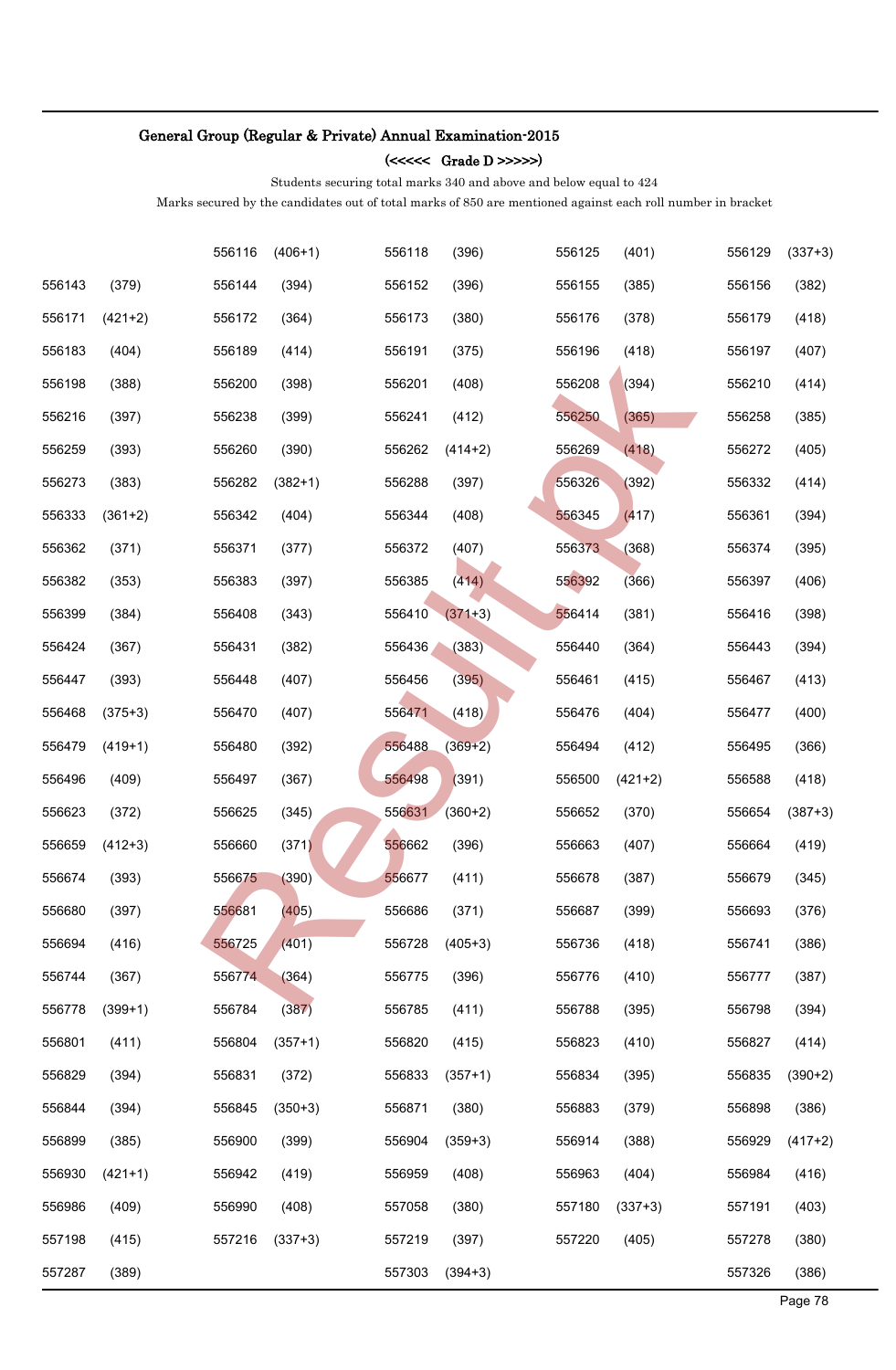**General Group (Regular & Private) Annual Examination-2015**

**(<<<<< Grade D >>>>>)**

Students securing total marks 340 and above and below equal to 424

Marks secured by the candidates out of total marks of 850 are mentioned against each roll number in bracket

| | | | | | | | | | |
|---|---|---|---|---|---|---|---|---|---|
| | | 556116 | (406+1) | 556118 | (396) | 556125 | (401) | 556129 | (337+3) |
| 556143 | (379) | 556144 | (394) | 556152 | (396) | 556155 | (385) | 556156 | (382) |
| 556171 | (421+2) | 556172 | (364) | 556173 | (380) | 556176 | (378) | 556179 | (418) |
| 556183 | (404) | 556189 | (414) | 556191 | (375) | 556196 | (418) | 556197 | (407) |
| 556198 | (388) | 556200 | (398) | 556201 | (408) | 556208 | (394) | 556210 | (414) |
| 556216 | (397) | 556238 | (399) | 556241 | (412) | 556250 | (365) | 556258 | (385) |
| 556259 | (393) | 556260 | (390) | 556262 | (414+2) | 556269 | (418) | 556272 | (405) |
| 556273 | (383) | 556282 | (382+1) | 556288 | (397) | 556326 | (392) | 556332 | (414) |
| 556333 | (361+2) | 556342 | (404) | 556344 | (408) | 556345 | (417) | 556361 | (394) |
| 556362 | (371) | 556371 | (377) | 556372 | (407) | 556373 | (368) | 556374 | (395) |
| 556382 | (353) | 556383 | (397) | 556385 | (414) | 556392 | (366) | 556397 | (406) |
| 556399 | (384) | 556408 | (343) | 556410 | (371+3) | 556414 | (381) | 556416 | (398) |
| 556424 | (367) | 556431 | (382) | 556436 | (383) | 556440 | (364) | 556443 | (394) |
| 556447 | (393) | 556448 | (407) | 556456 | (395) | 556461 | (415) | 556467 | (413) |
| 556468 | (375+3) | 556470 | (407) | 556471 | (418) | 556476 | (404) | 556477 | (400) |
| 556479 | (419+1) | 556480 | (392) | 556488 | (369+2) | 556494 | (412) | 556495 | (366) |
| 556496 | (409) | 556497 | (367) | 556498 | (391) | 556500 | (421+2) | 556588 | (418) |
| 556623 | (372) | 556625 | (345) | 556631 | (360+2) | 556652 | (370) | 556654 | (387+3) |
| 556659 | (412+3) | 556660 | (371) | 556662 | (396) | 556663 | (407) | 556664 | (419) |
| 556674 | (393) | 556675 | (390) | 556677 | (411) | 556678 | (387) | 556679 | (345) |
| 556680 | (397) | 556681 | (405) | 556686 | (371) | 556687 | (399) | 556693 | (376) |
| 556694 | (416) | 556725 | (401) | 556728 | (405+3) | 556736 | (418) | 556741 | (386) |
| 556744 | (367) | 556774 | (364) | 556775 | (396) | 556776 | (410) | 556777 | (387) |
| 556778 | (399+1) | 556784 | (387) | 556785 | (411) | 556788 | (395) | 556798 | (394) |
| 556801 | (411) | 556804 | (357+1) | 556820 | (415) | 556823 | (410) | 556827 | (414) |
| 556829 | (394) | 556831 | (372) | 556833 | (357+1) | 556834 | (395) | 556835 | (390+2) |
| 556844 | (394) | 556845 | (350+3) | 556871 | (380) | 556883 | (379) | 556898 | (386) |
| 556899 | (385) | 556900 | (399) | 556904 | (359+3) | 556914 | (388) | 556929 | (417+2) |
| 556930 | (421+1) | 556942 | (419) | 556959 | (408) | 556963 | (404) | 556984 | (416) |
| 556986 | (409) | 556990 | (408) | 557058 | (380) | 557180 | (337+3) | 557191 | (403) |
| 557198 | (415) | 557216 | (337+3) | 557219 | (397) | 557220 | (405) | 557278 | (380) |
| 557287 | (389) | | | 557303 | (394+3) | | | 557326 | (386) |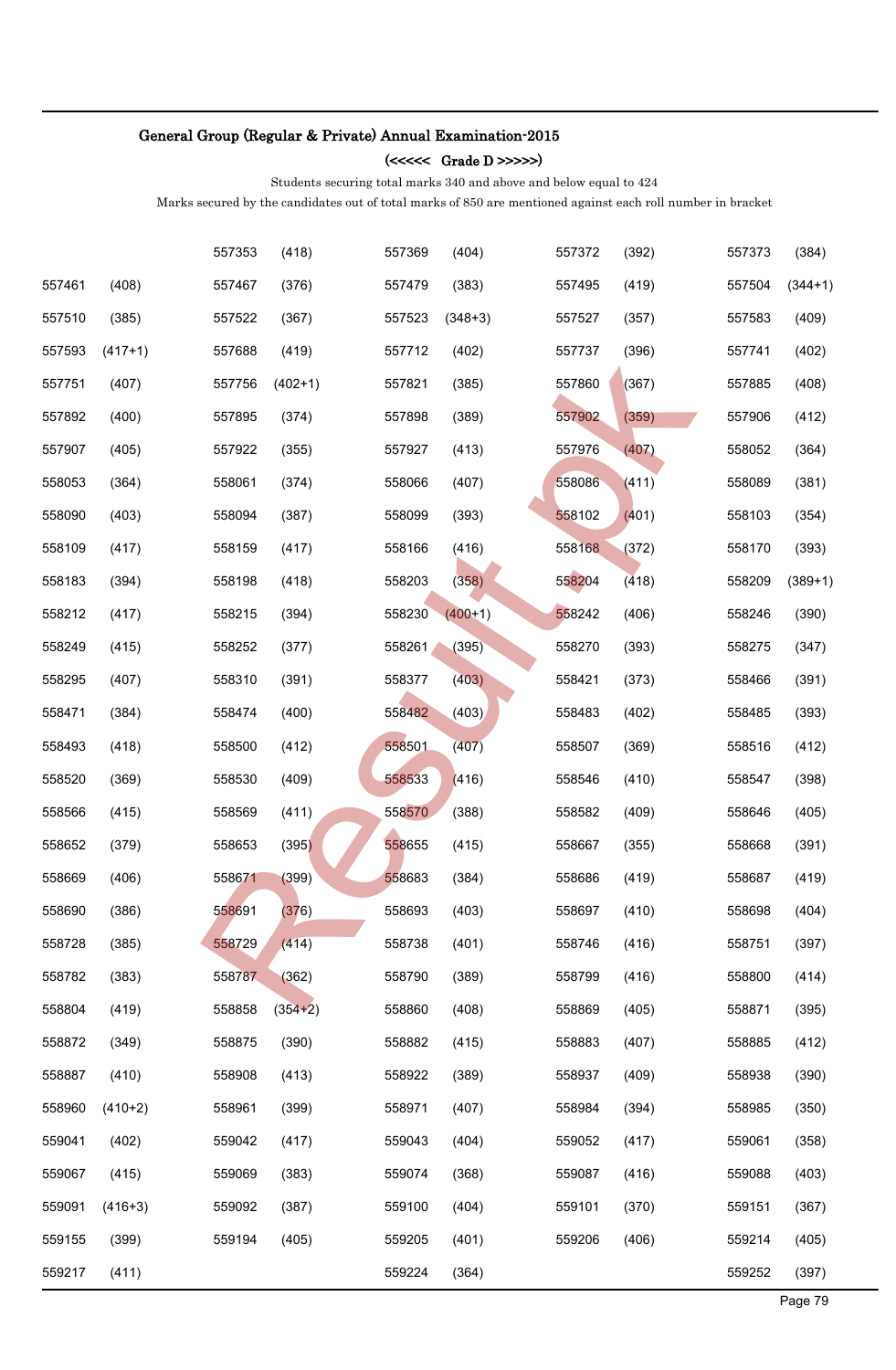**General Group (Regular & Private) Annual Examination-2015**

**(<<<<< Grade D >>>>>)**

Students securing total marks 340 and above and below equal to 424

Marks secured by the candidates out of total marks of 850 are mentioned against each roll number in bracket

| | | | | | | | | | |
|---|---|---|---|---|---|---|---|---|---|
| | | 557353 | (418) | 557369 | (404) | 557372 | (392) | 557373 | (384) |
| 557461 | (408) | 557467 | (376) | 557479 | (383) | 557495 | (419) | 557504 | (344+1) |
| 557510 | (385) | 557522 | (367) | 557523 | (348+3) | 557527 | (357) | 557583 | (409) |
| 557593 | (417+1) | 557688 | (419) | 557712 | (402) | 557737 | (396) | 557741 | (402) |
| 557751 | (407) | 557756 | (402+1) | 557821 | (385) | 557860 | (367) | 557885 | (408) |
| 557892 | (400) | 557895 | (374) | 557898 | (389) | 557902 | (359) | 557906 | (412) |
| 557907 | (405) | 557922 | (355) | 557927 | (413) | 557976 | (407) | 558052 | (364) |
| 558053 | (364) | 558061 | (374) | 558066 | (407) | 558086 | (411) | 558089 | (381) |
| 558090 | (403) | 558094 | (387) | 558099 | (393) | 558102 | (401) | 558103 | (354) |
| 558109 | (417) | 558159 | (417) | 558166 | (416) | 558168 | (372) | 558170 | (393) |
| 558183 | (394) | 558198 | (418) | 558203 | (358) | 558204 | (418) | 558209 | (389+1) |
| 558212 | (417) | 558215 | (394) | 558230 | (400+1) | 558242 | (406) | 558246 | (390) |
| 558249 | (415) | 558252 | (377) | 558261 | (395) | 558270 | (393) | 558275 | (347) |
| 558295 | (407) | 558310 | (391) | 558377 | (403) | 558421 | (373) | 558466 | (391) |
| 558471 | (384) | 558474 | (400) | 558482 | (403) | 558483 | (402) | 558485 | (393) |
| 558493 | (418) | 558500 | (412) | 558501 | (407) | 558507 | (369) | 558516 | (412) |
| 558520 | (369) | 558530 | (409) | 558533 | (416) | 558546 | (410) | 558547 | (398) |
| 558566 | (415) | 558569 | (411) | 558570 | (388) | 558582 | (409) | 558646 | (405) |
| 558652 | (379) | 558653 | (395) | 558655 | (415) | 558667 | (355) | 558668 | (391) |
| 558669 | (406) | 558671 | (399) | 558683 | (384) | 558686 | (419) | 558687 | (419) |
| 558690 | (386) | 558691 | (376) | 558693 | (403) | 558697 | (410) | 558698 | (404) |
| 558728 | (385) | 558729 | (414) | 558738 | (401) | 558746 | (416) | 558751 | (397) |
| 558782 | (383) | 558787 | (362) | 558790 | (389) | 558799 | (416) | 558800 | (414) |
| 558804 | (419) | 558858 | (354+2) | 558860 | (408) | 558869 | (405) | 558871 | (395) |
| 558872 | (349) | 558875 | (390) | 558882 | (415) | 558883 | (407) | 558885 | (412) |
| 558887 | (410) | 558908 | (413) | 558922 | (389) | 558937 | (409) | 558938 | (390) |
| 558960 | (410+2) | 558961 | (399) | 558971 | (407) | 558984 | (394) | 558985 | (350) |
| 559041 | (402) | 559042 | (417) | 559043 | (404) | 559052 | (417) | 559061 | (358) |
| 559067 | (415) | 559069 | (383) | 559074 | (368) | 559087 | (416) | 559088 | (403) |
| 559091 | (416+3) | 559092 | (387) | 559100 | (404) | 559101 | (370) | 559151 | (367) |
| 559155 | (399) | 559194 | (405) | 559205 | (401) | 559206 | (406) | 559214 | (405) |
| 559217 | (411) | | | 559224 | (364) | | | 559252 | (397) |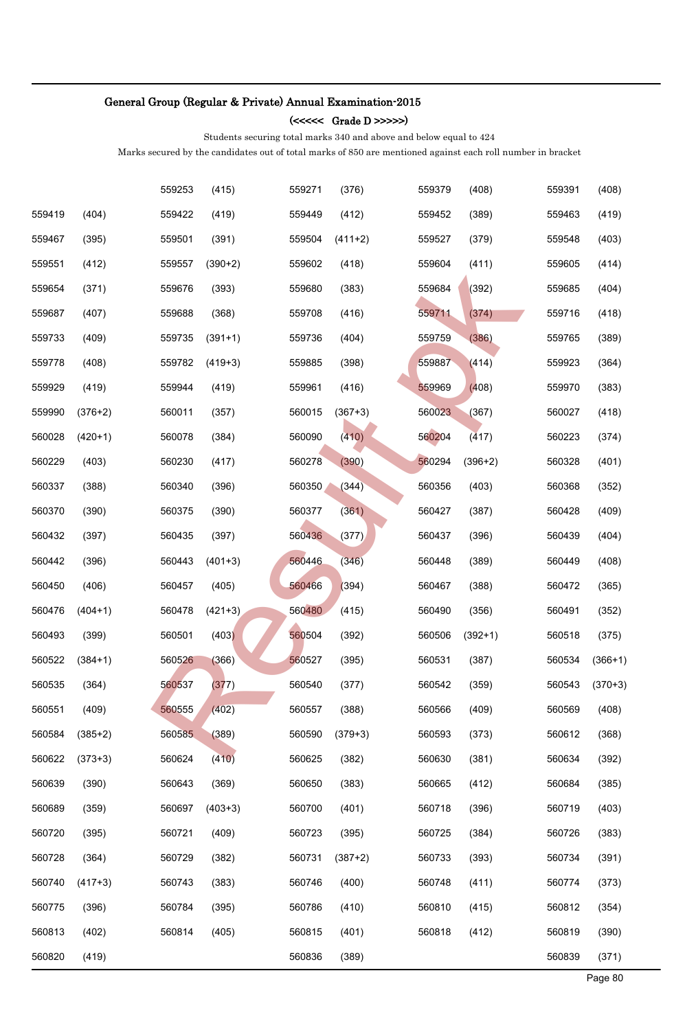## General Group (Regular & Private) Annual Examination-2015

### (<<<<< Grade D >>>>>)

Students securing total marks 340 and above and below equal to 424

Marks secured by the candidates out of total marks of 850 are mentioned against each roll number in bracket

| | | | | | | | | | |
|---|---|---|---|---|---|---|---|---|---|
| | | 559253 | (415) | 559271 | (376) | 559379 | (408) | 559391 | (408) |
| 559419 | (404) | 559422 | (419) | 559449 | (412) | 559452 | (389) | 559463 | (419) |
| 559467 | (395) | 559501 | (391) | 559504 | (411+2) | 559527 | (379) | 559548 | (403) |
| 559551 | (412) | 559557 | (390+2) | 559602 | (418) | 559604 | (411) | 559605 | (414) |
| 559654 | (371) | 559676 | (393) | 559680 | (383) | 559684 | (392) | 559685 | (404) |
| 559687 | (407) | 559688 | (368) | 559708 | (416) | 559711 | (374) | 559716 | (418) |
| 559733 | (409) | 559735 | (391+1) | 559736 | (404) | 559759 | (386) | 559765 | (389) |
| 559778 | (408) | 559782 | (419+3) | 559885 | (398) | 559887 | (414) | 559923 | (364) |
| 559929 | (419) | 559944 | (419) | 559961 | (416) | 559969 | (408) | 559970 | (383) |
| 559990 | (376+2) | 560011 | (357) | 560015 | (367+3) | 560023 | (367) | 560027 | (418) |
| 560028 | (420+1) | 560078 | (384) | 560090 | (410) | 560204 | (417) | 560223 | (374) |
| 560229 | (403) | 560230 | (417) | 560278 | (390) | 560294 | (396+2) | 560328 | (401) |
| 560337 | (388) | 560340 | (396) | 560350 | (344) | 560356 | (403) | 560368 | (352) |
| 560370 | (390) | 560375 | (390) | 560377 | (361) | 560427 | (387) | 560428 | (409) |
| 560432 | (397) | 560435 | (397) | 560436 | (377) | 560437 | (396) | 560439 | (404) |
| 560442 | (396) | 560443 | (401+3) | 560446 | (346) | 560448 | (389) | 560449 | (408) |
| 560450 | (406) | 560457 | (405) | 560466 | (394) | 560467 | (388) | 560472 | (365) |
| 560476 | (404+1) | 560478 | (421+3) | 560480 | (415) | 560490 | (356) | 560491 | (352) |
| 560493 | (399) | 560501 | (403) | 560504 | (392) | 560506 | (392+1) | 560518 | (375) |
| 560522 | (384+1) | 560526 | (366) | 560527 | (395) | 560531 | (387) | 560534 | (366+1) |
| 560535 | (364) | 560537 | (377) | 560540 | (377) | 560542 | (359) | 560543 | (370+3) |
| 560551 | (409) | 560555 | (402) | 560557 | (388) | 560566 | (409) | 560569 | (408) |
| 560584 | (385+2) | 560585 | (389) | 560590 | (379+3) | 560593 | (373) | 560612 | (368) |
| 560622 | (373+3) | 560624 | (410) | 560625 | (382) | 560630 | (381) | 560634 | (392) |
| 560639 | (390) | 560643 | (369) | 560650 | (383) | 560665 | (412) | 560684 | (385) |
| 560689 | (359) | 560697 | (403+3) | 560700 | (401) | 560718 | (396) | 560719 | (403) |
| 560720 | (395) | 560721 | (409) | 560723 | (395) | 560725 | (384) | 560726 | (383) |
| 560728 | (364) | 560729 | (382) | 560731 | (387+2) | 560733 | (393) | 560734 | (391) |
| 560740 | (417+3) | 560743 | (383) | 560746 | (400) | 560748 | (411) | 560774 | (373) |
| 560775 | (396) | 560784 | (395) | 560786 | (410) | 560810 | (415) | 560812 | (354) |
| 560813 | (402) | 560814 | (405) | 560815 | (401) | 560818 | (412) | 560819 | (390) |
| 560820 | (419) | | | 560836 | (389) | | | 560839 | (371) |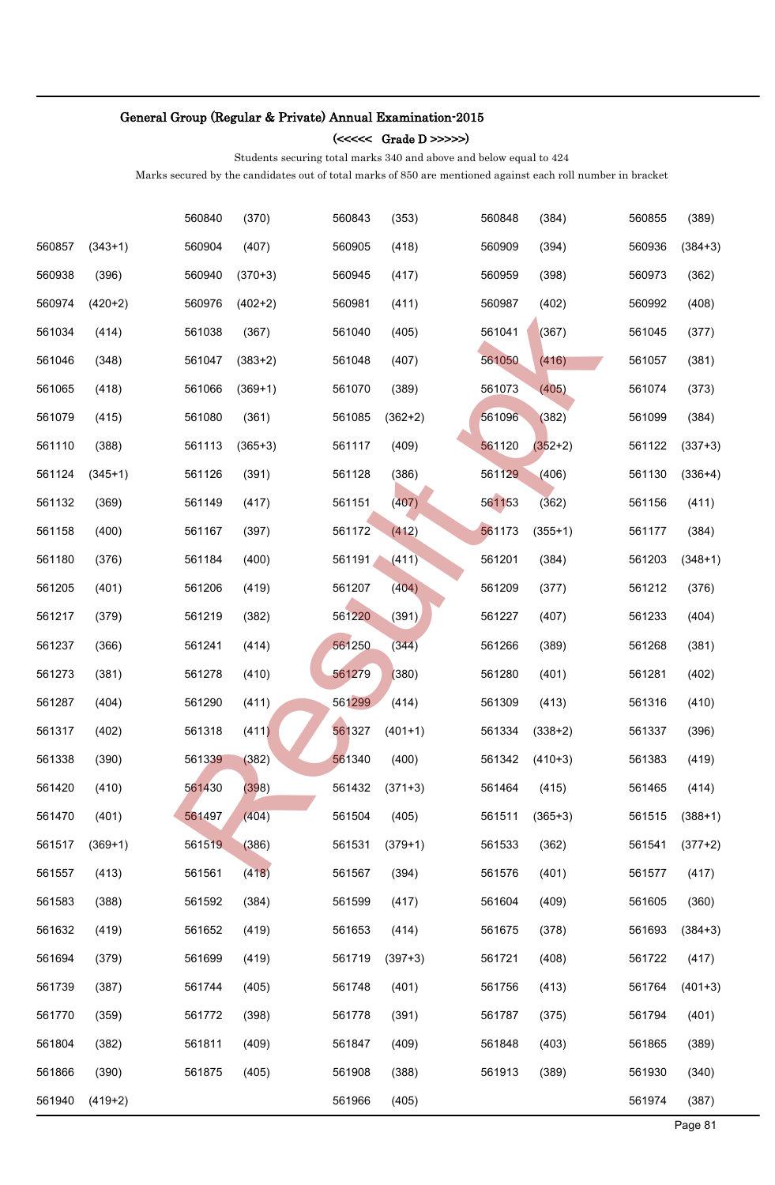## General Group (Regular & Private) Annual Examination-2015

### (<<<<< Grade D >>>>>)

Students securing total marks 340 and above and below equal to 424

Marks secured by the candidates out of total marks of 850 are mentioned against each roll number in bracket

| | | | | | | | | | |
|---|---|---|---|---|---|---|---|---|---|
| | | 560840 | (370) | 560843 | (353) | 560848 | (384) | 560855 | (389) |
| 560857 | (343+1) | 560904 | (407) | 560905 | (418) | 560909 | (394) | 560936 | (384+3) |
| 560938 | (396) | 560940 | (370+3) | 560945 | (417) | 560959 | (398) | 560973 | (362) |
| 560974 | (420+2) | 560976 | (402+2) | 560981 | (411) | 560987 | (402) | 560992 | (408) |
| 561034 | (414) | 561038 | (367) | 561040 | (405) | 561041 | (367) | 561045 | (377) |
| 561046 | (348) | 561047 | (383+2) | 561048 | (407) | 561050 | (416) | 561057 | (381) |
| 561065 | (418) | 561066 | (369+1) | 561070 | (389) | 561073 | (405) | 561074 | (373) |
| 561079 | (415) | 561080 | (361) | 561085 | (362+2) | 561096 | (382) | 561099 | (384) |
| 561110 | (388) | 561113 | (365+3) | 561117 | (409) | 561120 | (352+2) | 561122 | (337+3) |
| 561124 | (345+1) | 561126 | (391) | 561128 | (386) | 561129 | (406) | 561130 | (336+4) |
| 561132 | (369) | 561149 | (417) | 561151 | (407) | 561153 | (362) | 561156 | (411) |
| 561158 | (400) | 561167 | (397) | 561172 | (412) | 561173 | (355+1) | 561177 | (384) |
| 561180 | (376) | 561184 | (400) | 561191 | (411) | 561201 | (384) | 561203 | (348+1) |
| 561205 | (401) | 561206 | (419) | 561207 | (404) | 561209 | (377) | 561212 | (376) |
| 561217 | (379) | 561219 | (382) | 561220 | (391) | 561227 | (407) | 561233 | (404) |
| 561237 | (366) | 561241 | (414) | 561250 | (344) | 561266 | (389) | 561268 | (381) |
| 561273 | (381) | 561278 | (410) | 561279 | (380) | 561280 | (401) | 561281 | (402) |
| 561287 | (404) | 561290 | (411) | 561299 | (414) | 561309 | (413) | 561316 | (410) |
| 561317 | (402) | 561318 | (411) | 561327 | (401+1) | 561334 | (338+2) | 561337 | (396) |
| 561338 | (390) | 561339 | (382) | 561340 | (400) | 561342 | (410+3) | 561383 | (419) |
| 561420 | (410) | 561430 | (398) | 561432 | (371+3) | 561464 | (415) | 561465 | (414) |
| 561470 | (401) | 561497 | (404) | 561504 | (405) | 561511 | (365+3) | 561515 | (388+1) |
| 561517 | (369+1) | 561519 | (386) | 561531 | (379+1) | 561533 | (362) | 561541 | (377+2) |
| 561557 | (413) | 561561 | (418) | 561567 | (394) | 561576 | (401) | 561577 | (417) |
| 561583 | (388) | 561592 | (384) | 561599 | (417) | 561604 | (409) | 561605 | (360) |
| 561632 | (419) | 561652 | (419) | 561653 | (414) | 561675 | (378) | 561693 | (384+3) |
| 561694 | (379) | 561699 | (419) | 561719 | (397+3) | 561721 | (408) | 561722 | (417) |
| 561739 | (387) | 561744 | (405) | 561748 | (401) | 561756 | (413) | 561764 | (401+3) |
| 561770 | (359) | 561772 | (398) | 561778 | (391) | 561787 | (375) | 561794 | (401) |
| 561804 | (382) | 561811 | (409) | 561847 | (409) | 561848 | (403) | 561865 | (389) |
| 561866 | (390) | 561875 | (405) | 561908 | (388) | 561913 | (389) | 561930 | (340) |
| 561940 | (419+2) | | | 561966 | (405) | | | 561974 | (387) |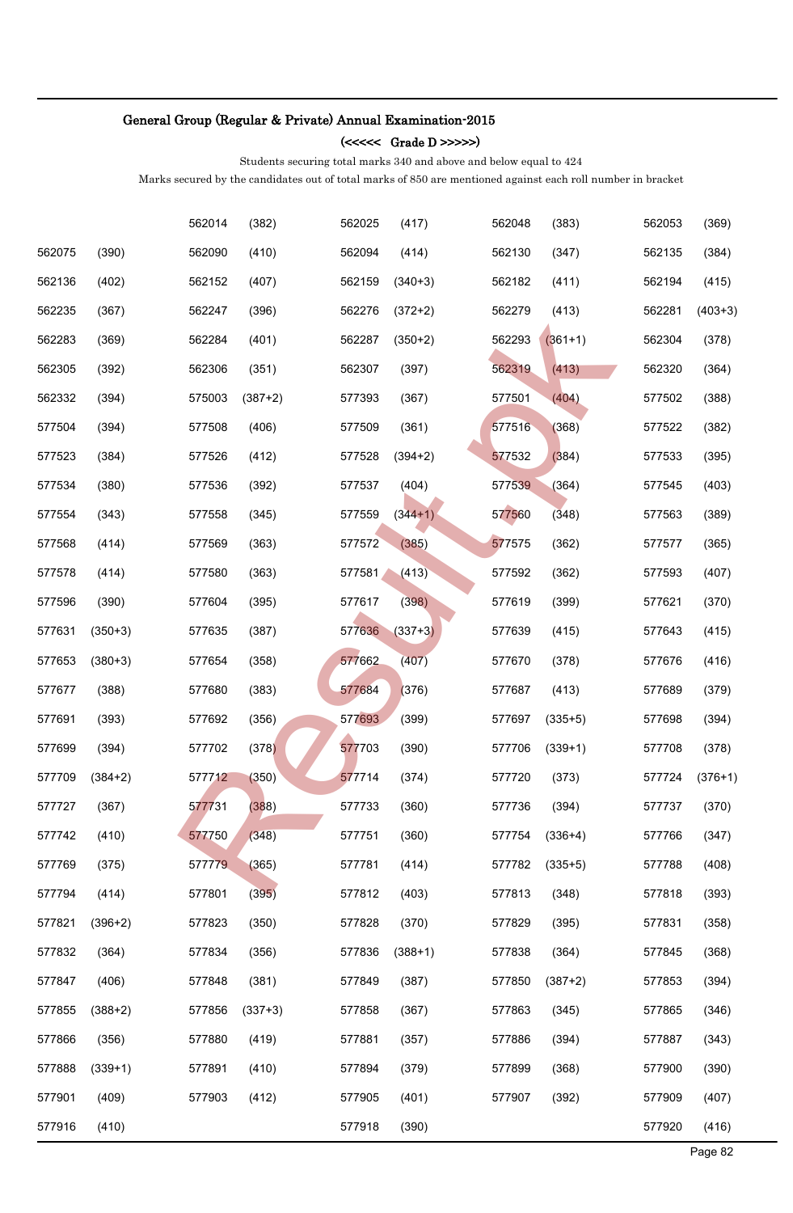**General Group (Regular & Private) Annual Examination-2015**

**(<<<<< Grade D >>>>>)**

Students securing total marks 340 and above and below equal to 424

Marks secured by the candidates out of total marks of 850 are mentioned against each roll number in bracket

| | | | | | | | | | |
|---|---|---|---|---|---|---|---|---|---|
| | | 562014 | (382) | 562025 | (417) | 562048 | (383) | 562053 | (369) |
| 562075 | (390) | 562090 | (410) | 562094 | (414) | 562130 | (347) | 562135 | (384) |
| 562136 | (402) | 562152 | (407) | 562159 | (340+3) | 562182 | (411) | 562194 | (415) |
| 562235 | (367) | 562247 | (396) | 562276 | (372+2) | 562279 | (413) | 562281 | (403+3) |
| 562283 | (369) | 562284 | (401) | 562287 | (350+2) | 562293 | (361+1) | 562304 | (378) |
| 562305 | (392) | 562306 | (351) | 562307 | (397) | 562319 | (413) | 562320 | (364) |
| 562332 | (394) | 575003 | (387+2) | 577393 | (367) | 577501 | (404) | 577502 | (388) |
| 577504 | (394) | 577508 | (406) | 577509 | (361) | 577516 | (368) | 577522 | (382) |
| 577523 | (384) | 577526 | (412) | 577528 | (394+2) | 577532 | (384) | 577533 | (395) |
| 577534 | (380) | 577536 | (392) | 577537 | (404) | 577539 | (364) | 577545 | (403) |
| 577554 | (343) | 577558 | (345) | 577559 | (344+1) | 577560 | (348) | 577563 | (389) |
| 577568 | (414) | 577569 | (363) | 577572 | (385) | 577575 | (362) | 577577 | (365) |
| 577578 | (414) | 577580 | (363) | 577581 | (413) | 577592 | (362) | 577593 | (407) |
| 577596 | (390) | 577604 | (395) | 577617 | (398) | 577619 | (399) | 577621 | (370) |
| 577631 | (350+3) | 577635 | (387) | 577636 | (337+3) | 577639 | (415) | 577643 | (415) |
| 577653 | (380+3) | 577654 | (358) | 577662 | (407) | 577670 | (378) | 577676 | (416) |
| 577677 | (388) | 577680 | (383) | 577684 | (376) | 577687 | (413) | 577689 | (379) |
| 577691 | (393) | 577692 | (356) | 577693 | (399) | 577697 | (335+5) | 577698 | (394) |
| 577699 | (394) | 577702 | (378) | 577703 | (390) | 577706 | (339+1) | 577708 | (378) |
| 577709 | (384+2) | 577712 | (350) | 577714 | (374) | 577720 | (373) | 577724 | (376+1) |
| 577727 | (367) | 577731 | (388) | 577733 | (360) | 577736 | (394) | 577737 | (370) |
| 577742 | (410) | 577750 | (348) | 577751 | (360) | 577754 | (336+4) | 577766 | (347) |
| 577769 | (375) | 577779 | (365) | 577781 | (414) | 577782 | (335+5) | 577788 | (408) |
| 577794 | (414) | 577801 | (395) | 577812 | (403) | 577813 | (348) | 577818 | (393) |
| 577821 | (396+2) | 577823 | (350) | 577828 | (370) | 577829 | (395) | 577831 | (358) |
| 577832 | (364) | 577834 | (356) | 577836 | (388+1) | 577838 | (364) | 577845 | (368) |
| 577847 | (406) | 577848 | (381) | 577849 | (387) | 577850 | (387+2) | 577853 | (394) |
| 577855 | (388+2) | 577856 | (337+3) | 577858 | (367) | 577863 | (345) | 577865 | (346) |
| 577866 | (356) | 577880 | (419) | 577881 | (357) | 577886 | (394) | 577887 | (343) |
| 577888 | (339+1) | 577891 | (410) | 577894 | (379) | 577899 | (368) | 577900 | (390) |
| 577901 | (409) | 577903 | (412) | 577905 | (401) | 577907 | (392) | 577909 | (407) |
| 577916 | (410) | | | 577918 | (390) | | | 577920 | (416) |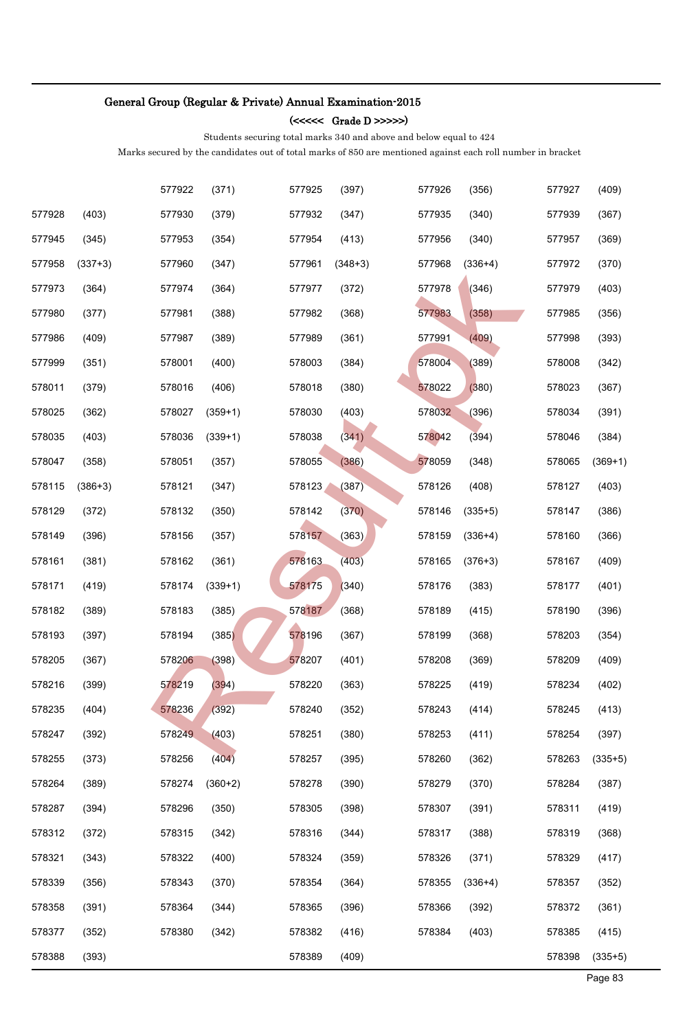## General Group (Regular & Private) Annual Examination-2015

### (<<<<< Grade D >>>>>)

Students securing total marks 340 and above and below equal to 424

Marks secured by the candidates out of total marks of 850 are mentioned against each roll number in bracket

| | | | | | | | | | |
|---|---|---|---|---|---|---|---|---|---|
| | | 577922 | (371) | 577925 | (397) | 577926 | (356) | 577927 | (409) |
| 577928 | (403) | 577930 | (379) | 577932 | (347) | 577935 | (340) | 577939 | (367) |
| 577945 | (345) | 577953 | (354) | 577954 | (413) | 577956 | (340) | 577957 | (369) |
| 577958 | (337+3) | 577960 | (347) | 577961 | (348+3) | 577968 | (336+4) | 577972 | (370) |
| 577973 | (364) | 577974 | (364) | 577977 | (372) | 577978 | (346) | 577979 | (403) |
| 577980 | (377) | 577981 | (388) | 577982 | (368) | 577983 | (358) | 577985 | (356) |
| 577986 | (409) | 577987 | (389) | 577989 | (361) | 577991 | (409) | 577998 | (393) |
| 577999 | (351) | 578001 | (400) | 578003 | (384) | 578004 | (389) | 578008 | (342) |
| 578011 | (379) | 578016 | (406) | 578018 | (380) | 578022 | (380) | 578023 | (367) |
| 578025 | (362) | 578027 | (359+1) | 578030 | (403) | 578032 | (396) | 578034 | (391) |
| 578035 | (403) | 578036 | (339+1) | 578038 | (341) | 578042 | (394) | 578046 | (384) |
| 578047 | (358) | 578051 | (357) | 578055 | (386) | 578059 | (348) | 578065 | (369+1) |
| 578115 | (386+3) | 578121 | (347) | 578123 | (387) | 578126 | (408) | 578127 | (403) |
| 578129 | (372) | 578132 | (350) | 578142 | (370) | 578146 | (335+5) | 578147 | (386) |
| 578149 | (396) | 578156 | (357) | 578157 | (363) | 578159 | (336+4) | 578160 | (366) |
| 578161 | (381) | 578162 | (361) | 578163 | (403) | 578165 | (376+3) | 578167 | (409) |
| 578171 | (419) | 578174 | (339+1) | 578175 | (340) | 578176 | (383) | 578177 | (401) |
| 578182 | (389) | 578183 | (385) | 578187 | (368) | 578189 | (415) | 578190 | (396) |
| 578193 | (397) | 578194 | (385) | 578196 | (367) | 578199 | (368) | 578203 | (354) |
| 578205 | (367) | 578206 | (398) | 578207 | (401) | 578208 | (369) | 578209 | (409) |
| 578216 | (399) | 578219 | (394) | 578220 | (363) | 578225 | (419) | 578234 | (402) |
| 578235 | (404) | 578236 | (392) | 578240 | (352) | 578243 | (414) | 578245 | (413) |
| 578247 | (392) | 578249 | (403) | 578251 | (380) | 578253 | (411) | 578254 | (397) |
| 578255 | (373) | 578256 | (404) | 578257 | (395) | 578260 | (362) | 578263 | (335+5) |
| 578264 | (389) | 578274 | (360+2) | 578278 | (390) | 578279 | (370) | 578284 | (387) |
| 578287 | (394) | 578296 | (350) | 578305 | (398) | 578307 | (391) | 578311 | (419) |
| 578312 | (372) | 578315 | (342) | 578316 | (344) | 578317 | (388) | 578319 | (368) |
| 578321 | (343) | 578322 | (400) | 578324 | (359) | 578326 | (371) | 578329 | (417) |
| 578339 | (356) | 578343 | (370) | 578354 | (364) | 578355 | (336+4) | 578357 | (352) |
| 578358 | (391) | 578364 | (344) | 578365 | (396) | 578366 | (392) | 578372 | (361) |
| 578377 | (352) | 578380 | (342) | 578382 | (416) | 578384 | (403) | 578385 | (415) |
| 578388 | (393) | | | 578389 | (409) | | | 578398 | (335+5) |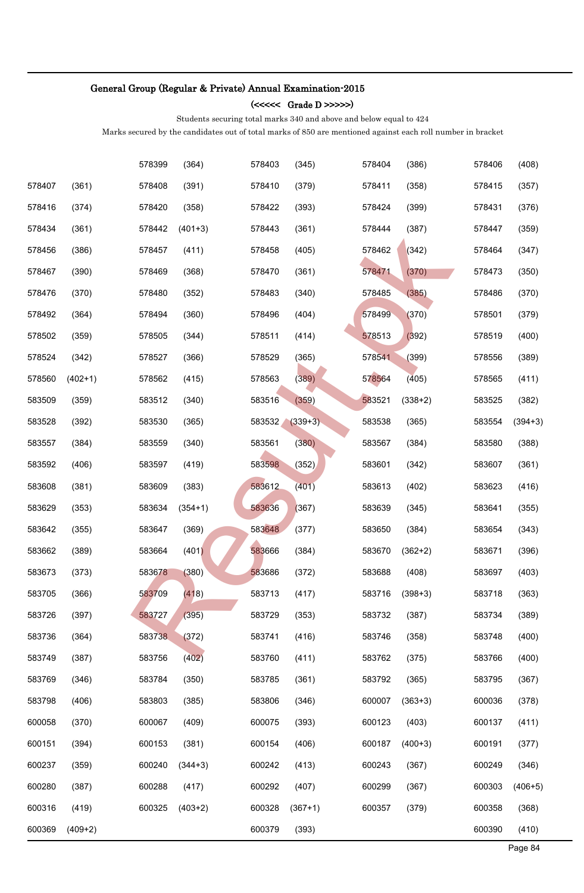**General Group (Regular & Private) Annual Examination-2015**

**(<<<<< Grade D >>>>>)**

Students securing total marks 340 and above and below equal to 424

Marks secured by the candidates out of total marks of 850 are mentioned against each roll number in bracket

| | | | | | | | | | |
|---|---|---|---|---|---|---|---|---|---|
| | | 578399 | (364) | 578403 | (345) | 578404 | (386) | 578406 | (408) |
| 578407 | (361) | 578408 | (391) | 578410 | (379) | 578411 | (358) | 578415 | (357) |
| 578416 | (374) | 578420 | (358) | 578422 | (393) | 578424 | (399) | 578431 | (376) |
| 578434 | (361) | 578442 | (401+3) | 578443 | (361) | 578444 | (387) | 578447 | (359) |
| 578456 | (386) | 578457 | (411) | 578458 | (405) | 578462 | (342) | 578464 | (347) |
| 578467 | (390) | 578469 | (368) | 578470 | (361) | 578471 | (370) | 578473 | (350) |
| 578476 | (370) | 578480 | (352) | 578483 | (340) | 578485 | (385) | 578486 | (370) |
| 578492 | (364) | 578494 | (360) | 578496 | (404) | 578499 | (370) | 578501 | (379) |
| 578502 | (359) | 578505 | (344) | 578511 | (414) | 578513 | (392) | 578519 | (400) |
| 578524 | (342) | 578527 | (366) | 578529 | (365) | 578541 | (399) | 578556 | (389) |
| 578560 | (402+1) | 578562 | (415) | 578563 | (389) | 578564 | (405) | 578565 | (411) |
| 583509 | (359) | 583512 | (340) | 583516 | (359) | 583521 | (338+2) | 583525 | (382) |
| 583528 | (392) | 583530 | (365) | 583532 | (339+3) | 583538 | (365) | 583554 | (394+3) |
| 583557 | (384) | 583559 | (340) | 583561 | (380) | 583567 | (384) | 583580 | (388) |
| 583592 | (406) | 583597 | (419) | 583598 | (352) | 583601 | (342) | 583607 | (361) |
| 583608 | (381) | 583609 | (383) | 583612 | (401) | 583613 | (402) | 583623 | (416) |
| 583629 | (353) | 583634 | (354+1) | 583636 | (367) | 583639 | (345) | 583641 | (355) |
| 583642 | (355) | 583647 | (369) | 583648 | (377) | 583650 | (384) | 583654 | (343) |
| 583662 | (389) | 583664 | (401) | 583666 | (384) | 583670 | (362+2) | 583671 | (396) |
| 583673 | (373) | 583678 | (380) | 583686 | (372) | 583688 | (408) | 583697 | (403) |
| 583705 | (366) | 583709 | (418) | 583713 | (417) | 583716 | (398+3) | 583718 | (363) |
| 583726 | (397) | 583727 | (395) | 583729 | (353) | 583732 | (387) | 583734 | (389) |
| 583736 | (364) | 583738 | (372) | 583741 | (416) | 583746 | (358) | 583748 | (400) |
| 583749 | (387) | 583756 | (402) | 583760 | (411) | 583762 | (375) | 583766 | (400) |
| 583769 | (346) | 583784 | (350) | 583785 | (361) | 583792 | (365) | 583795 | (367) |
| 583798 | (406) | 583803 | (385) | 583806 | (346) | 600007 | (363+3) | 600036 | (378) |
| 600058 | (370) | 600067 | (409) | 600075 | (393) | 600123 | (403) | 600137 | (411) |
| 600151 | (394) | 600153 | (381) | 600154 | (406) | 600187 | (400+3) | 600191 | (377) |
| 600237 | (359) | 600240 | (344+3) | 600242 | (413) | 600243 | (367) | 600249 | (346) |
| 600280 | (387) | 600288 | (417) | 600292 | (407) | 600299 | (367) | 600303 | (406+5) |
| 600316 | (419) | 600325 | (403+2) | 600328 | (367+1) | 600357 | (379) | 600358 | (368) |
| 600369 | (409+2) | | | 600379 | (393) | | | 600390 | (410) |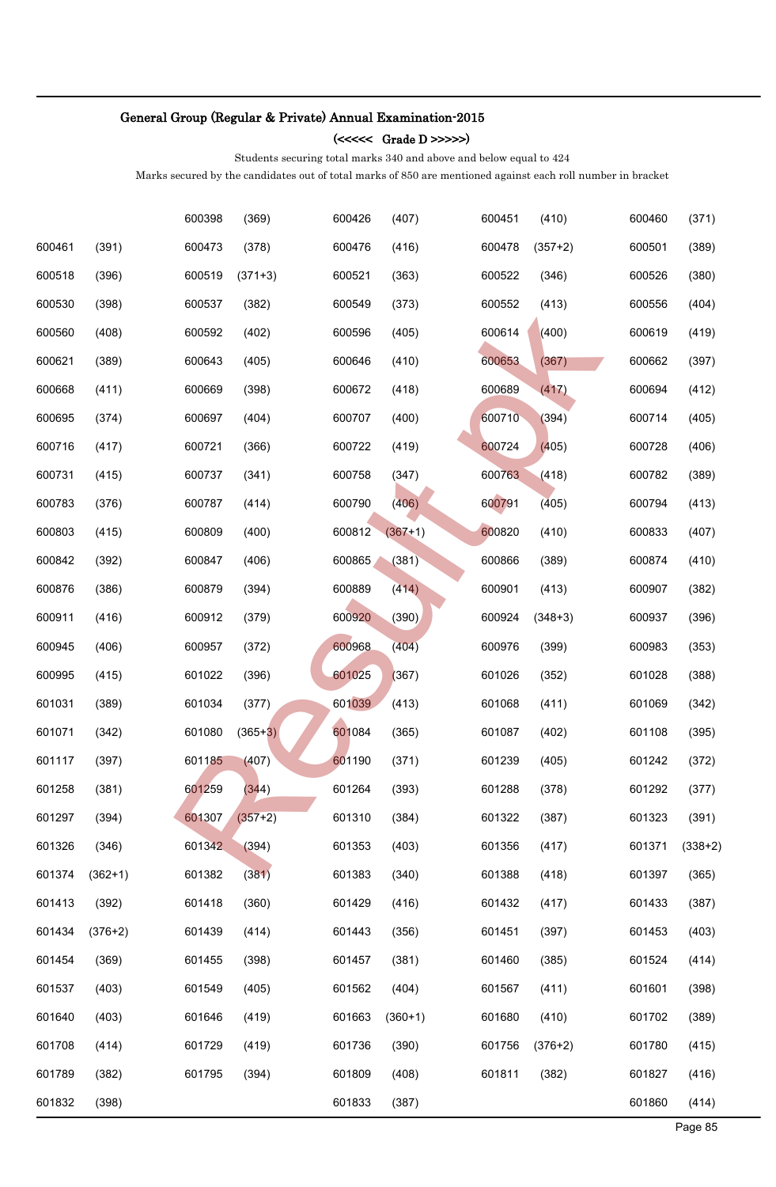**General Group (Regular & Private) Annual Examination-2015**

**(<<<<< Grade D >>>>>)**

Students securing total marks 340 and above and below equal to 424

Marks secured by the candidates out of total marks of 850 are mentioned against each roll number in bracket

| | | | | | | | | | |
|---|---|---|---|---|---|---|---|---|---|
| | | 600398 | (369) | 600426 | (407) | 600451 | (410) | 600460 | (371) |
| 600461 | (391) | 600473 | (378) | 600476 | (416) | 600478 | (357+2) | 600501 | (389) |
| 600518 | (396) | 600519 | (371+3) | 600521 | (363) | 600522 | (346) | 600526 | (380) |
| 600530 | (398) | 600537 | (382) | 600549 | (373) | 600552 | (413) | 600556 | (404) |
| 600560 | (408) | 600592 | (402) | 600596 | (405) | 600614 | (400) | 600619 | (419) |
| 600621 | (389) | 600643 | (405) | 600646 | (410) | 600653 | (367) | 600662 | (397) |
| 600668 | (411) | 600669 | (398) | 600672 | (418) | 600689 | (417) | 600694 | (412) |
| 600695 | (374) | 600697 | (404) | 600707 | (400) | 600710 | (394) | 600714 | (405) |
| 600716 | (417) | 600721 | (366) | 600722 | (419) | 600724 | (405) | 600728 | (406) |
| 600731 | (415) | 600737 | (341) | 600758 | (347) | 600763 | (418) | 600782 | (389) |
| 600783 | (376) | 600787 | (414) | 600790 | (406) | 600791 | (405) | 600794 | (413) |
| 600803 | (415) | 600809 | (400) | 600812 | (367+1) | 600820 | (410) | 600833 | (407) |
| 600842 | (392) | 600847 | (406) | 600865 | (381) | 600866 | (389) | 600874 | (410) |
| 600876 | (386) | 600879 | (394) | 600889 | (414) | 600901 | (413) | 600907 | (382) |
| 600911 | (416) | 600912 | (379) | 600920 | (390) | 600924 | (348+3) | 600937 | (396) |
| 600945 | (406) | 600957 | (372) | 600968 | (404) | 600976 | (399) | 600983 | (353) |
| 600995 | (415) | 601022 | (396) | 601025 | (367) | 601026 | (352) | 601028 | (388) |
| 601031 | (389) | 601034 | (377) | 601039 | (413) | 601068 | (411) | 601069 | (342) |
| 601071 | (342) | 601080 | (365+3) | 601084 | (365) | 601087 | (402) | 601108 | (395) |
| 601117 | (397) | 601185 | (407) | 601190 | (371) | 601239 | (405) | 601242 | (372) |
| 601258 | (381) | 601259 | (344) | 601264 | (393) | 601288 | (378) | 601292 | (377) |
| 601297 | (394) | 601307 | (357+2) | 601310 | (384) | 601322 | (387) | 601323 | (391) |
| 601326 | (346) | 601342 | (394) | 601353 | (403) | 601356 | (417) | 601371 | (338+2) |
| 601374 | (362+1) | 601382 | (381) | 601383 | (340) | 601388 | (418) | 601397 | (365) |
| 601413 | (392) | 601418 | (360) | 601429 | (416) | 601432 | (417) | 601433 | (387) |
| 601434 | (376+2) | 601439 | (414) | 601443 | (356) | 601451 | (397) | 601453 | (403) |
| 601454 | (369) | 601455 | (398) | 601457 | (381) | 601460 | (385) | 601524 | (414) |
| 601537 | (403) | 601549 | (405) | 601562 | (404) | 601567 | (411) | 601601 | (398) |
| 601640 | (403) | 601646 | (419) | 601663 | (360+1) | 601680 | (410) | 601702 | (389) |
| 601708 | (414) | 601729 | (419) | 601736 | (390) | 601756 | (376+2) | 601780 | (415) |
| 601789 | (382) | 601795 | (394) | 601809 | (408) | 601811 | (382) | 601827 | (416) |
| 601832 | (398) | | | 601833 | (387) | | | 601860 | (414) |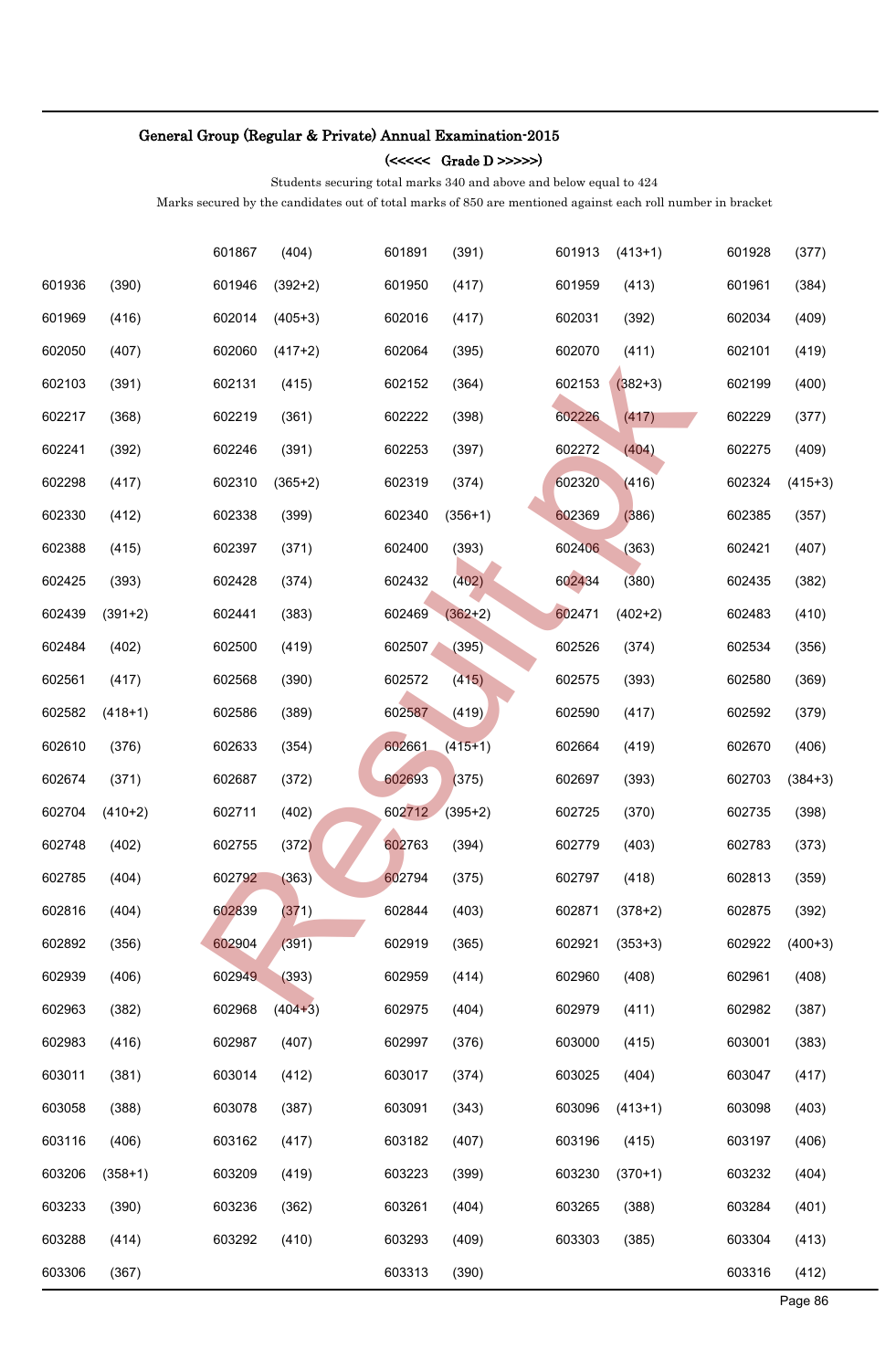## General Group (Regular & Private) Annual Examination-2015

### (<<<<< Grade D >>>>>)

Students securing total marks 340 and above and below equal to 424

Marks secured by the candidates out of total marks of 850 are mentioned against each roll number in bracket

| | | | | | | | | | |
|---|---|---|---|---|---|---|---|---|---|
| | | 601867 | (404) | 601891 | (391) | 601913 | (413+1) | 601928 | (377) |
| 601936 | (390) | 601946 | (392+2) | 601950 | (417) | 601959 | (413) | 601961 | (384) |
| 601969 | (416) | 602014 | (405+3) | 602016 | (417) | 602031 | (392) | 602034 | (409) |
| 602050 | (407) | 602060 | (417+2) | 602064 | (395) | 602070 | (411) | 602101 | (419) |
| 602103 | (391) | 602131 | (415) | 602152 | (364) | 602153 | (382+3) | 602199 | (400) |
| 602217 | (368) | 602219 | (361) | 602222 | (398) | 602226 | (417) | 602229 | (377) |
| 602241 | (392) | 602246 | (391) | 602253 | (397) | 602272 | (404) | 602275 | (409) |
| 602298 | (417) | 602310 | (365+2) | 602319 | (374) | 602320 | (416) | 602324 | (415+3) |
| 602330 | (412) | 602338 | (399) | 602340 | (356+1) | 602369 | (386) | 602385 | (357) |
| 602388 | (415) | 602397 | (371) | 602400 | (393) | 602406 | (363) | 602421 | (407) |
| 602425 | (393) | 602428 | (374) | 602432 | (402) | 602434 | (380) | 602435 | (382) |
| 602439 | (391+2) | 602441 | (383) | 602469 | (362+2) | 602471 | (402+2) | 602483 | (410) |
| 602484 | (402) | 602500 | (419) | 602507 | (395) | 602526 | (374) | 602534 | (356) |
| 602561 | (417) | 602568 | (390) | 602572 | (415) | 602575 | (393) | 602580 | (369) |
| 602582 | (418+1) | 602586 | (389) | 602587 | (419) | 602590 | (417) | 602592 | (379) |
| 602610 | (376) | 602633 | (354) | 602661 | (415+1) | 602664 | (419) | 602670 | (406) |
| 602674 | (371) | 602687 | (372) | 602693 | (375) | 602697 | (393) | 602703 | (384+3) |
| 602704 | (410+2) | 602711 | (402) | 602712 | (395+2) | 602725 | (370) | 602735 | (398) |
| 602748 | (402) | 602755 | (372) | 602763 | (394) | 602779 | (403) | 602783 | (373) |
| 602785 | (404) | 602792 | (363) | 602794 | (375) | 602797 | (418) | 602813 | (359) |
| 602816 | (404) | 602839 | (371) | 602844 | (403) | 602871 | (378+2) | 602875 | (392) |
| 602892 | (356) | 602904 | (391) | 602919 | (365) | 602921 | (353+3) | 602922 | (400+3) |
| 602939 | (406) | 602949 | (393) | 602959 | (414) | 602960 | (408) | 602961 | (408) |
| 602963 | (382) | 602968 | (404+3) | 602975 | (404) | 602979 | (411) | 602982 | (387) |
| 602983 | (416) | 602987 | (407) | 602997 | (376) | 603000 | (415) | 603001 | (383) |
| 603011 | (381) | 603014 | (412) | 603017 | (374) | 603025 | (404) | 603047 | (417) |
| 603058 | (388) | 603078 | (387) | 603091 | (343) | 603096 | (413+1) | 603098 | (403) |
| 603116 | (406) | 603162 | (417) | 603182 | (407) | 603196 | (415) | 603197 | (406) |
| 603206 | (358+1) | 603209 | (419) | 603223 | (399) | 603230 | (370+1) | 603232 | (404) |
| 603233 | (390) | 603236 | (362) | 603261 | (404) | 603265 | (388) | 603284 | (401) |
| 603288 | (414) | 603292 | (410) | 603293 | (409) | 603303 | (385) | 603304 | (413) |
| 603306 | (367) | | | 603313 | (390) | | | 603316 | (412) |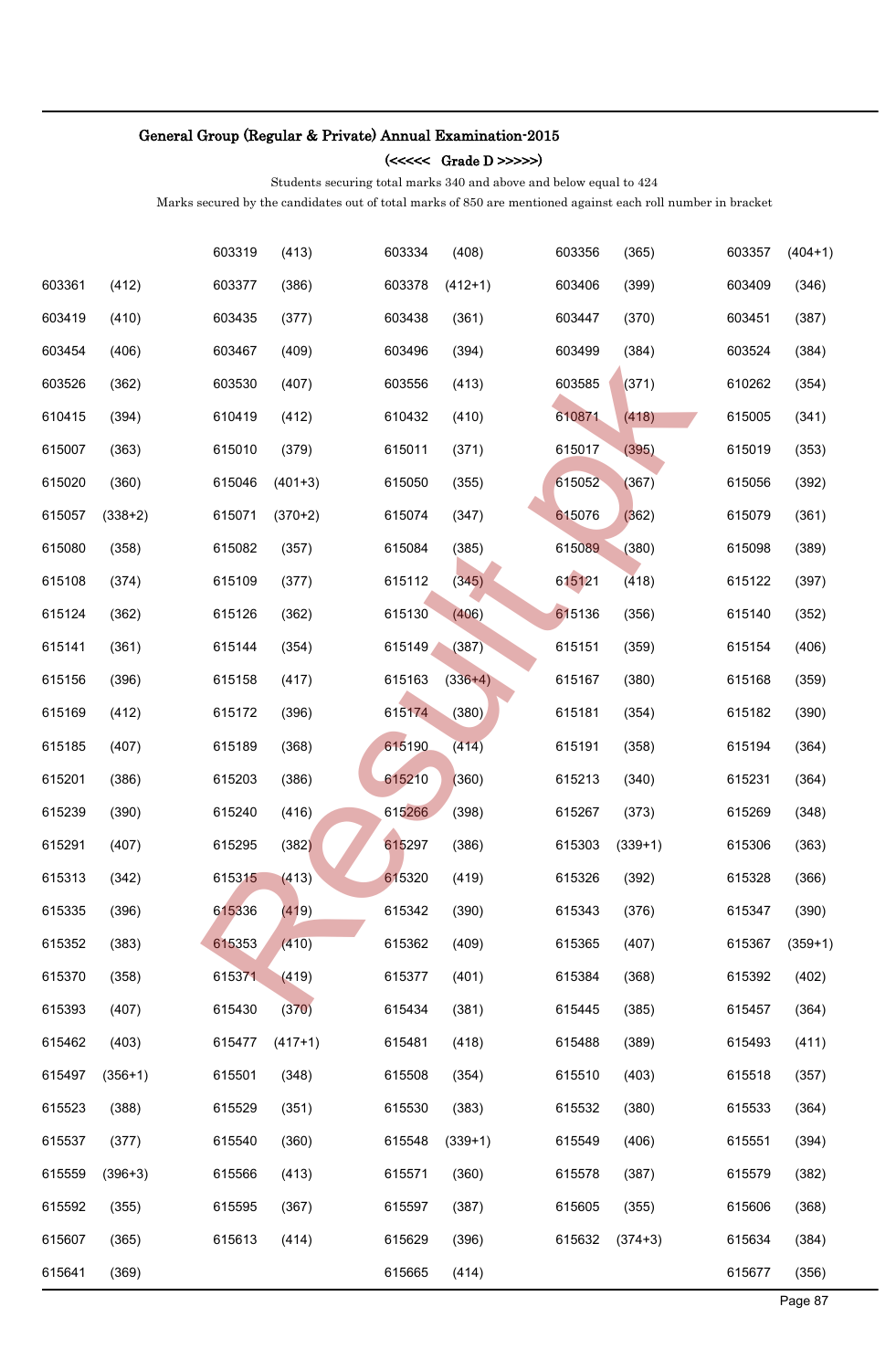## General Group (Regular & Private) Annual Examination-2015

### (<<<<< Grade D >>>>>)

Students securing total marks 340 and above and below equal to 424

Marks secured by the candidates out of total marks of 850 are mentioned against each roll number in bracket

| | | | | | | | | | |
|---|---|---|---|---|---|---|---|---|---|
| | | 603319 | (413) | 603334 | (408) | 603356 | (365) | 603357 | (404+1) |
| 603361 | (412) | 603377 | (386) | 603378 | (412+1) | 603406 | (399) | 603409 | (346) |
| 603419 | (410) | 603435 | (377) | 603438 | (361) | 603447 | (370) | 603451 | (387) |
| 603454 | (406) | 603467 | (409) | 603496 | (394) | 603499 | (384) | 603524 | (384) |
| 603526 | (362) | 603530 | (407) | 603556 | (413) | 603585 | (371) | 610262 | (354) |
| 610415 | (394) | 610419 | (412) | 610432 | (410) | 610871 | (418) | 615005 | (341) |
| 615007 | (363) | 615010 | (379) | 615011 | (371) | 615017 | (395) | 615019 | (353) |
| 615020 | (360) | 615046 | (401+3) | 615050 | (355) | 615052 | (367) | 615056 | (392) |
| 615057 | (338+2) | 615071 | (370+2) | 615074 | (347) | 615076 | (362) | 615079 | (361) |
| 615080 | (358) | 615082 | (357) | 615084 | (385) | 615089 | (380) | 615098 | (389) |
| 615108 | (374) | 615109 | (377) | 615112 | (345) | 615121 | (418) | 615122 | (397) |
| 615124 | (362) | 615126 | (362) | 615130 | (406) | 615136 | (356) | 615140 | (352) |
| 615141 | (361) | 615144 | (354) | 615149 | (387) | 615151 | (359) | 615154 | (406) |
| 615156 | (396) | 615158 | (417) | 615163 | (336+4) | 615167 | (380) | 615168 | (359) |
| 615169 | (412) | 615172 | (396) | 615174 | (380) | 615181 | (354) | 615182 | (390) |
| 615185 | (407) | 615189 | (368) | 615190 | (414) | 615191 | (358) | 615194 | (364) |
| 615201 | (386) | 615203 | (386) | 615210 | (360) | 615213 | (340) | 615231 | (364) |
| 615239 | (390) | 615240 | (416) | 615266 | (398) | 615267 | (373) | 615269 | (348) |
| 615291 | (407) | 615295 | (382) | 615297 | (386) | 615303 | (339+1) | 615306 | (363) |
| 615313 | (342) | 615315 | (413) | 615320 | (419) | 615326 | (392) | 615328 | (366) |
| 615335 | (396) | 615336 | (419) | 615342 | (390) | 615343 | (376) | 615347 | (390) |
| 615352 | (383) | 615353 | (410) | 615362 | (409) | 615365 | (407) | 615367 | (359+1) |
| 615370 | (358) | 615371 | (419) | 615377 | (401) | 615384 | (368) | 615392 | (402) |
| 615393 | (407) | 615430 | (370) | 615434 | (381) | 615445 | (385) | 615457 | (364) |
| 615462 | (403) | 615477 | (417+1) | 615481 | (418) | 615488 | (389) | 615493 | (411) |
| 615497 | (356+1) | 615501 | (348) | 615508 | (354) | 615510 | (403) | 615518 | (357) |
| 615523 | (388) | 615529 | (351) | 615530 | (383) | 615532 | (380) | 615533 | (364) |
| 615537 | (377) | 615540 | (360) | 615548 | (339+1) | 615549 | (406) | 615551 | (394) |
| 615559 | (396+3) | 615566 | (413) | 615571 | (360) | 615578 | (387) | 615579 | (382) |
| 615592 | (355) | 615595 | (367) | 615597 | (387) | 615605 | (355) | 615606 | (368) |
| 615607 | (365) | 615613 | (414) | 615629 | (396) | 615632 | (374+3) | 615634 | (384) |
| 615641 | (369) | | | 615665 | (414) | | | 615677 | (356) |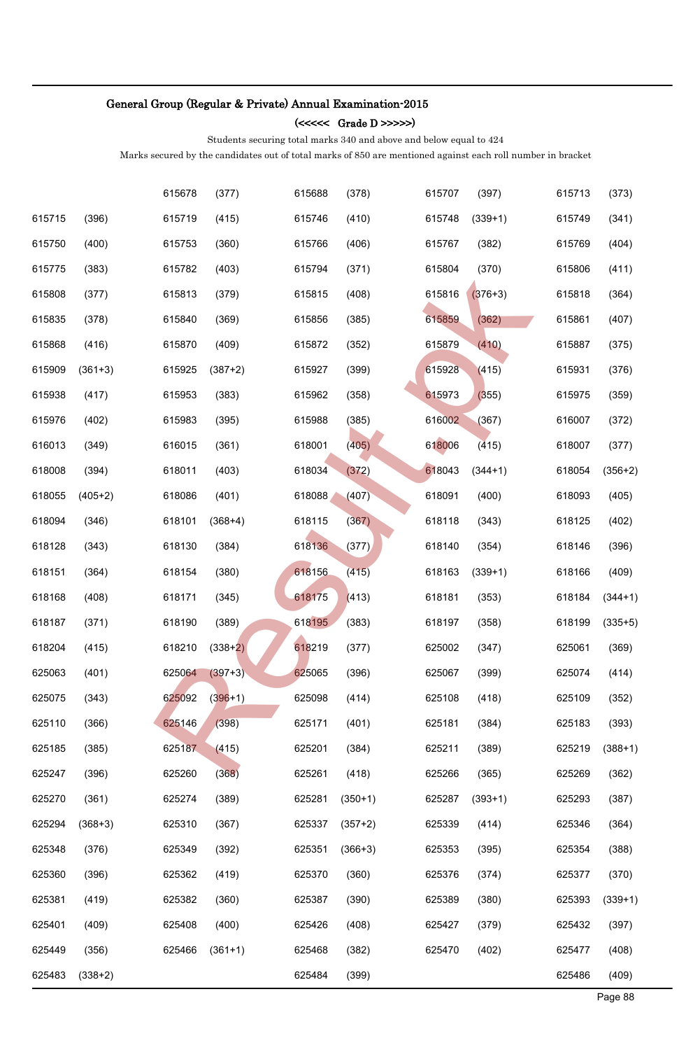## General Group (Regular & Private) Annual Examination-2015

### (<<<<< Grade D >>>>>)

Students securing total marks 340 and above and below equal to 424

Marks secured by the candidates out of total marks of 850 are mentioned against each roll number in bracket

| | | | | | | | | | |
|---|---|---|---|---|---|---|---|---|---|
| | | 615678 | (377) | 615688 | (378) | 615707 | (397) | 615713 | (373) |
| 615715 | (396) | 615719 | (415) | 615746 | (410) | 615748 | (339+1) | 615749 | (341) |
| 615750 | (400) | 615753 | (360) | 615766 | (406) | 615767 | (382) | 615769 | (404) |
| 615775 | (383) | 615782 | (403) | 615794 | (371) | 615804 | (370) | 615806 | (411) |
| 615808 | (377) | 615813 | (379) | 615815 | (408) | 615816 | (376+3) | 615818 | (364) |
| 615835 | (378) | 615840 | (369) | 615856 | (385) | 615859 | (362) | 615861 | (407) |
| 615868 | (416) | 615870 | (409) | 615872 | (352) | 615879 | (410) | 615887 | (375) |
| 615909 | (361+3) | 615925 | (387+2) | 615927 | (399) | 615928 | (415) | 615931 | (376) |
| 615938 | (417) | 615953 | (383) | 615962 | (358) | 615973 | (355) | 615975 | (359) |
| 615976 | (402) | 615983 | (395) | 615988 | (385) | 616002 | (367) | 616007 | (372) |
| 616013 | (349) | 616015 | (361) | 618001 | (405) | 618006 | (415) | 618007 | (377) |
| 618008 | (394) | 618011 | (403) | 618034 | (372) | 618043 | (344+1) | 618054 | (356+2) |
| 618055 | (405+2) | 618086 | (401) | 618088 | (407) | 618091 | (400) | 618093 | (405) |
| 618094 | (346) | 618101 | (368+4) | 618115 | (367) | 618118 | (343) | 618125 | (402) |
| 618128 | (343) | 618130 | (384) | 618136 | (377) | 618140 | (354) | 618146 | (396) |
| 618151 | (364) | 618154 | (380) | 618156 | (415) | 618163 | (339+1) | 618166 | (409) |
| 618168 | (408) | 618171 | (345) | 618175 | (413) | 618181 | (353) | 618184 | (344+1) |
| 618187 | (371) | 618190 | (389) | 618195 | (383) | 618197 | (358) | 618199 | (335+5) |
| 618204 | (415) | 618210 | (338+2) | 618219 | (377) | 625002 | (347) | 625061 | (369) |
| 625063 | (401) | 625064 | (397+3) | 625065 | (396) | 625067 | (399) | 625074 | (414) |
| 625075 | (343) | 625092 | (396+1) | 625098 | (414) | 625108 | (418) | 625109 | (352) |
| 625110 | (366) | 625146 | (398) | 625171 | (401) | 625181 | (384) | 625183 | (393) |
| 625185 | (385) | 625187 | (415) | 625201 | (384) | 625211 | (389) | 625219 | (388+1) |
| 625247 | (396) | 625260 | (368) | 625261 | (418) | 625266 | (365) | 625269 | (362) |
| 625270 | (361) | 625274 | (389) | 625281 | (350+1) | 625287 | (393+1) | 625293 | (387) |
| 625294 | (368+3) | 625310 | (367) | 625337 | (357+2) | 625339 | (414) | 625346 | (364) |
| 625348 | (376) | 625349 | (392) | 625351 | (366+3) | 625353 | (395) | 625354 | (388) |
| 625360 | (396) | 625362 | (419) | 625370 | (360) | 625376 | (374) | 625377 | (370) |
| 625381 | (419) | 625382 | (360) | 625387 | (390) | 625389 | (380) | 625393 | (339+1) |
| 625401 | (409) | 625408 | (400) | 625426 | (408) | 625427 | (379) | 625432 | (397) |
| 625449 | (356) | 625466 | (361+1) | 625468 | (382) | 625470 | (402) | 625477 | (408) |
| 625483 | (338+2) | | | 625484 | (399) | | | 625486 | (409) |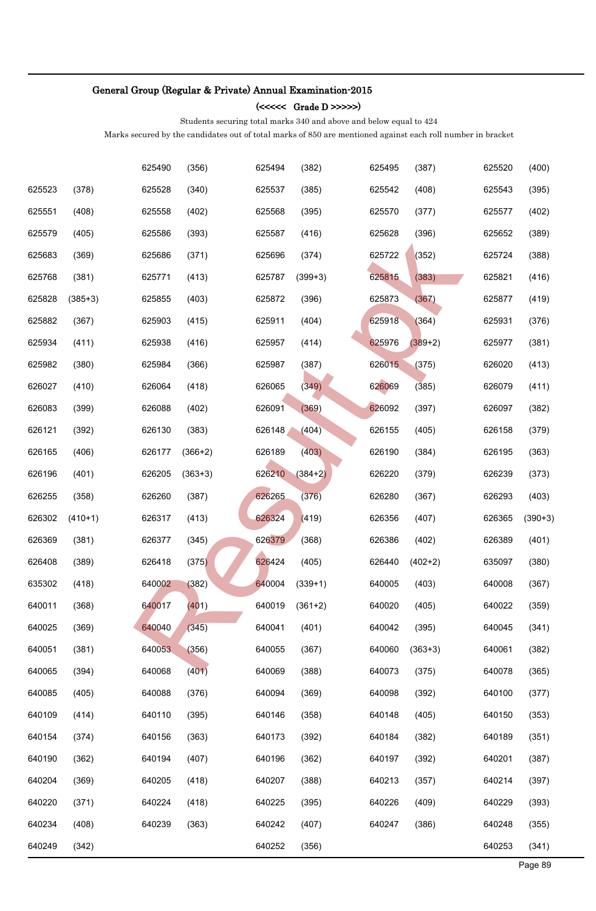## General Group (Regular & Private) Annual Examination-2015

### (<<<<< Grade D >>>>>)

Students securing total marks 340 and above and below equal to 424

Marks secured by the candidates out of total marks of 850 are mentioned against each roll number in bracket

| | | | | | | | | | |
|---|---|---|---|---|---|---|---|---|---|
| | | 625490 | (356) | 625494 | (382) | 625495 | (387) | 625520 | (400) |
| 625523 | (378) | 625528 | (340) | 625537 | (385) | 625542 | (408) | 625543 | (395) |
| 625551 | (408) | 625558 | (402) | 625568 | (395) | 625570 | (377) | 625577 | (402) |
| 625579 | (405) | 625586 | (393) | 625587 | (416) | 625628 | (396) | 625652 | (389) |
| 625683 | (369) | 625686 | (371) | 625696 | (374) | 625722 | (352) | 625724 | (388) |
| 625768 | (381) | 625771 | (413) | 625787 | (399+3) | 625815 | (383) | 625821 | (416) |
| 625828 | (385+3) | 625855 | (403) | 625872 | (396) | 625873 | (367) | 625877 | (419) |
| 625882 | (367) | 625903 | (415) | 625911 | (404) | 625918 | (364) | 625931 | (376) |
| 625934 | (411) | 625938 | (416) | 625957 | (414) | 625976 | (389+2) | 625977 | (381) |
| 625982 | (380) | 625984 | (366) | 625987 | (387) | 626015 | (375) | 626020 | (413) |
| 626027 | (410) | 626064 | (418) | 626065 | (349) | 626069 | (385) | 626079 | (411) |
| 626083 | (399) | 626088 | (402) | 626091 | (369) | 626092 | (397) | 626097 | (382) |
| 626121 | (392) | 626130 | (383) | 626148 | (404) | 626155 | (405) | 626158 | (379) |
| 626165 | (406) | 626177 | (366+2) | 626189 | (403) | 626190 | (384) | 626195 | (363) |
| 626196 | (401) | 626205 | (363+3) | 626210 | (384+2) | 626220 | (379) | 626239 | (373) |
| 626255 | (358) | 626260 | (387) | 626265 | (376) | 626280 | (367) | 626293 | (403) |
| 626302 | (410+1) | 626317 | (413) | 626324 | (419) | 626356 | (407) | 626365 | (390+3) |
| 626369 | (381) | 626377 | (345) | 626379 | (368) | 626386 | (402) | 626389 | (401) |
| 626408 | (389) | 626418 | (375) | 626424 | (405) | 626440 | (402+2) | 635097 | (380) |
| 635302 | (418) | 640002 | (382) | 640004 | (339+1) | 640005 | (403) | 640008 | (367) |
| 640011 | (368) | 640017 | (401) | 640019 | (361+2) | 640020 | (405) | 640022 | (359) |
| 640025 | (369) | 640040 | (345) | 640041 | (401) | 640042 | (395) | 640045 | (341) |
| 640051 | (381) | 640053 | (356) | 640055 | (367) | 640060 | (363+3) | 640061 | (382) |
| 640065 | (394) | 640068 | (401) | 640069 | (388) | 640073 | (375) | 640078 | (365) |
| 640085 | (405) | 640088 | (376) | 640094 | (369) | 640098 | (392) | 640100 | (377) |
| 640109 | (414) | 640110 | (395) | 640146 | (358) | 640148 | (405) | 640150 | (353) |
| 640154 | (374) | 640156 | (363) | 640173 | (392) | 640184 | (382) | 640189 | (351) |
| 640190 | (362) | 640194 | (407) | 640196 | (362) | 640197 | (392) | 640201 | (387) |
| 640204 | (369) | 640205 | (418) | 640207 | (388) | 640213 | (357) | 640214 | (397) |
| 640220 | (371) | 640224 | (418) | 640225 | (395) | 640226 | (409) | 640229 | (393) |
| 640234 | (408) | 640239 | (363) | 640242 | (407) | 640247 | (386) | 640248 | (355) |
| 640249 | (342) | | | 640252 | (356) | | | 640253 | (341) |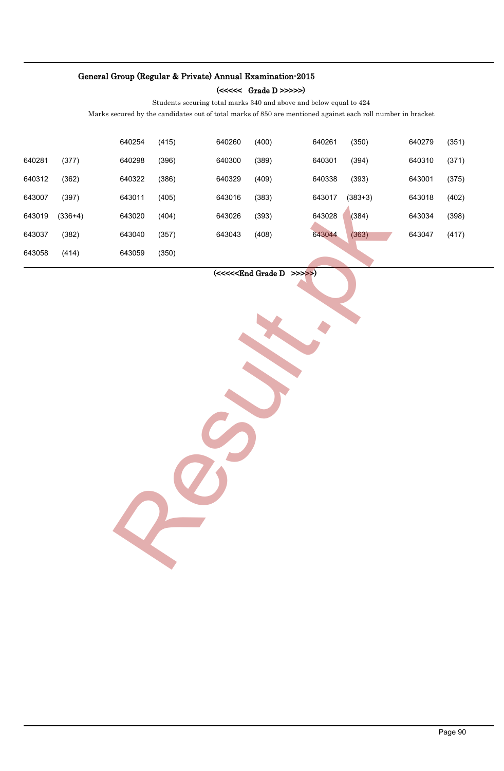### General Group (Regular & Private) Annual Examination-2015

**(<<<<<  Grade D >>>>>)**

Students securing total marks 340 and above and below equal to 424

Marks secured by the candidates out of total marks of 850 are mentioned against each roll number in bracket

| | | | | | | | | | |
|---|---|---|---|---|---|---|---|---|---|
| | | 640254 | (415) | 640260 | (400) | 640261 | (350) | 640279 | (351) |
| 640281 | (377) | 640298 | (396) | 640300 | (389) | 640301 | (394) | 640310 | (371) |
| 640312 | (362) | 640322 | (386) | 640329 | (409) | 640338 | (393) | 643001 | (375) |
| 643007 | (397) | 643011 | (405) | 643016 | (383) | 643017 | (383+3) | 643018 | (402) |
| 643019 | (336+4) | 643020 | (404) | 643026 | (393) | 643028 | (384) | 643034 | (398) |
| 643037 | (382) | 643040 | (357) | 643043 | (408) | 643044 | (363) | 643047 | (417) |
| 643058 | (414) | 643059 | (350) | | | | | | |

**(<<<<<End Grade D >>>>>)**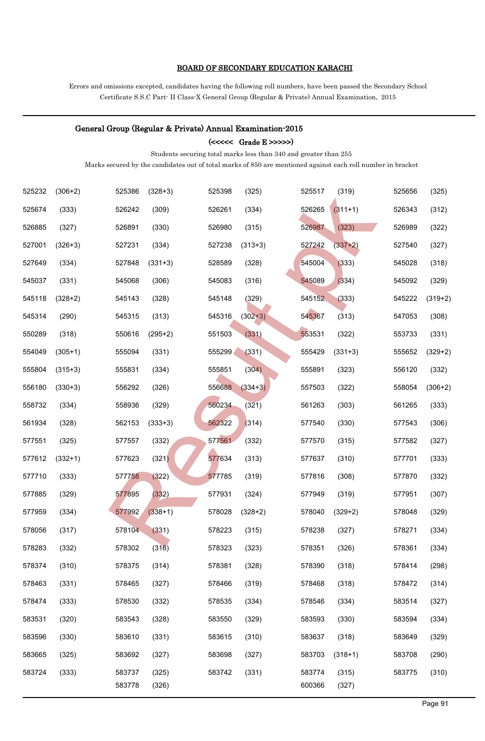**BOARD OF SECONDARY EDUCATION KARACHI**

Errors and omissions excepted, candidates having the following roll numbers, have been passed the Secondary School Certificate S.S.C Part- II Class-X General Group (Regular & Private) Annual Examination, 2015

## General Group (Regular & Private) Annual Examination-2015

### (<<<<< Grade E >>>>>)

Students securing total marks less than 340 and greater than 255

Marks secured by the candidates out of total marks of 850 are mentioned against each roll number in bracket

| | | | | | | | | | |
|---|---|---|---|---|---|---|---|---|---|
| 525232 | (306+2) | 525386 | (328+3) | 525398 | (325) | 525517 | (319) | 525656 | (325) |
| 525674 | (333) | 526242 | (309) | 526261 | (334) | 526265 | (311+1) | 526343 | (312) |
| 526885 | (327) | 526891 | (330) | 526980 | (315) | 526987 | (323) | 526989 | (322) |
| 527001 | (326+3) | 527231 | (334) | 527238 | (313+3) | 527242 | (337+2) | 527540 | (327) |
| 527649 | (334) | 527848 | (331+3) | 528589 | (328) | 545004 | (333) | 545028 | (318) |
| 545037 | (331) | 545068 | (306) | 545083 | (316) | 545089 | (334) | 545092 | (329) |
| 545118 | (328+2) | 545143 | (328) | 545148 | (329) | 545152 | (333) | 545222 | (319+2) |
| 545314 | (290) | 545315 | (313) | 545316 | (302+3) | 545367 | (313) | 547053 | (308) |
| 550289 | (318) | 550616 | (295+2) | 551503 | (331) | 553531 | (322) | 553733 | (331) |
| 554049 | (305+1) | 555094 | (331) | 555299 | (331) | 555429 | (331+3) | 555652 | (329+2) |
| 555804 | (315+3) | 555831 | (334) | 555851 | (304) | 555891 | (323) | 556120 | (332) |
| 556180 | (330+3) | 556292 | (326) | 556688 | (334+3) | 557503 | (322) | 558054 | (306+2) |
| 558732 | (334) | 558936 | (329) | 560234 | (321) | 561263 | (303) | 561265 | (333) |
| 561934 | (328) | 562153 | (333+3) | 562322 | (314) | 577540 | (330) | 577543 | (306) |
| 577551 | (325) | 577557 | (332) | 577561 | (332) | 577570 | (315) | 577582 | (327) |
| 577612 | (332+1) | 577623 | (321) | 577634 | (313) | 577637 | (310) | 577701 | (333) |
| 577710 | (333) | 577758 | (322) | 577785 | (319) | 577816 | (308) | 577870 | (332) |
| 577885 | (329) | 577895 | (332) | 577931 | (324) | 577949 | (319) | 577951 | (307) |
| 577959 | (334) | 577992 | (338+1) | 578028 | (328+2) | 578040 | (329+2) | 578048 | (329) |
| 578056 | (317) | 578104 | (331) | 578223 | (315) | 578238 | (327) | 578271 | (334) |
| 578283 | (332) | 578302 | (316) | 578323 | (323) | 578351 | (326) | 578361 | (334) |
| 578374 | (310) | 578375 | (314) | 578381 | (328) | 578390 | (318) | 578414 | (298) |
| 578463 | (331) | 578465 | (327) | 578466 | (319) | 578468 | (318) | 578472 | (314) |
| 578474 | (333) | 578530 | (332) | 578535 | (334) | 578546 | (334) | 583514 | (327) |
| 583531 | (320) | 583543 | (328) | 583550 | (329) | 583593 | (330) | 583594 | (334) |
| 583596 | (330) | 583610 | (331) | 583615 | (310) | 583637 | (318) | 583649 | (329) |
| 583665 | (325) | 583692 | (327) | 583698 | (327) | 583703 | (318+1) | 583708 | (290) |
| 583724 | (333) | 583737 | (325) | 583742 | (331) | 583774 | (315) | 583775 | (310) |
| | | 583778 | (326) | | | 600366 | (327) | | |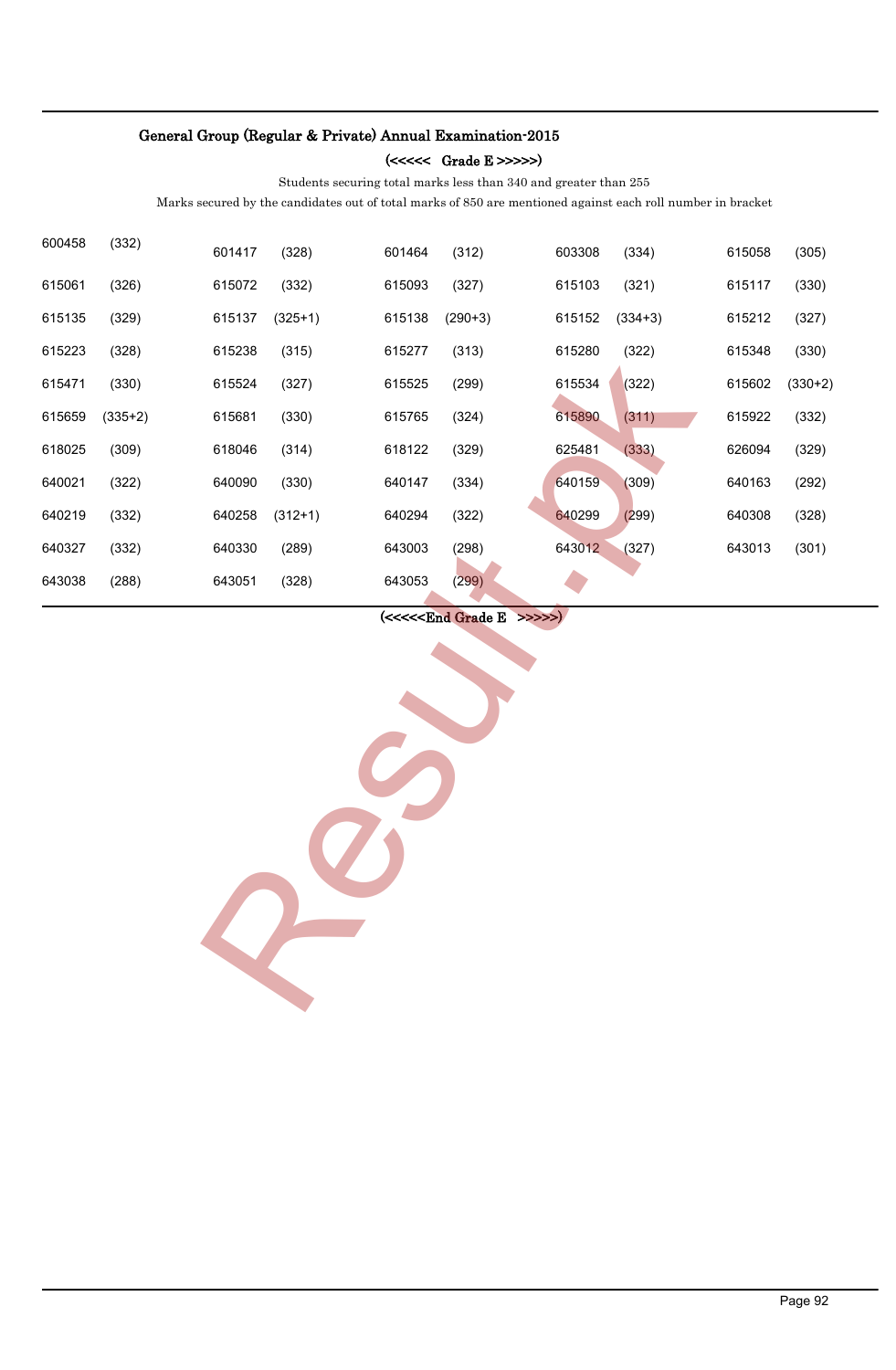## General Group (Regular & Private) Annual Examination-2015

### (<<<<< Grade E >>>>>)

Students securing total marks less than 340 and greater than 255

Marks secured by the candidates out of total marks of 850 are mentioned against each roll number in bracket

| | | | | | | | | | |
|---|---|---|---|---|---|---|---|---|---|
| 600458 | (332) | 601417 | (328) | 601464 | (312) | 603308 | (334) | 615058 | (305) |
| 615061 | (326) | 615072 | (332) | 615093 | (327) | 615103 | (321) | 615117 | (330) |
| 615135 | (329) | 615137 | (325+1) | 615138 | (290+3) | 615152 | (334+3) | 615212 | (327) |
| 615223 | (328) | 615238 | (315) | 615277 | (313) | 615280 | (322) | 615348 | (330) |
| 615471 | (330) | 615524 | (327) | 615525 | (299) | 615534 | (322) | 615602 | (330+2) |
| 615659 | (335+2) | 615681 | (330) | 615765 | (324) | 615890 | (311) | 615922 | (332) |
| 618025 | (309) | 618046 | (314) | 618122 | (329) | 625481 | (333) | 626094 | (329) |
| 640021 | (322) | 640090 | (330) | 640147 | (334) | 640159 | (309) | 640163 | (292) |
| 640219 | (332) | 640258 | (312+1) | 640294 | (322) | 640299 | (299) | 640308 | (328) |
| 640327 | (332) | 640330 | (289) | 643003 | (298) | 643012 | (327) | 643013 | (301) |
| 643038 | (288) | 643051 | (328) | 643053 | (299) | | | | |

(<<<<<End Grade E >>>>>)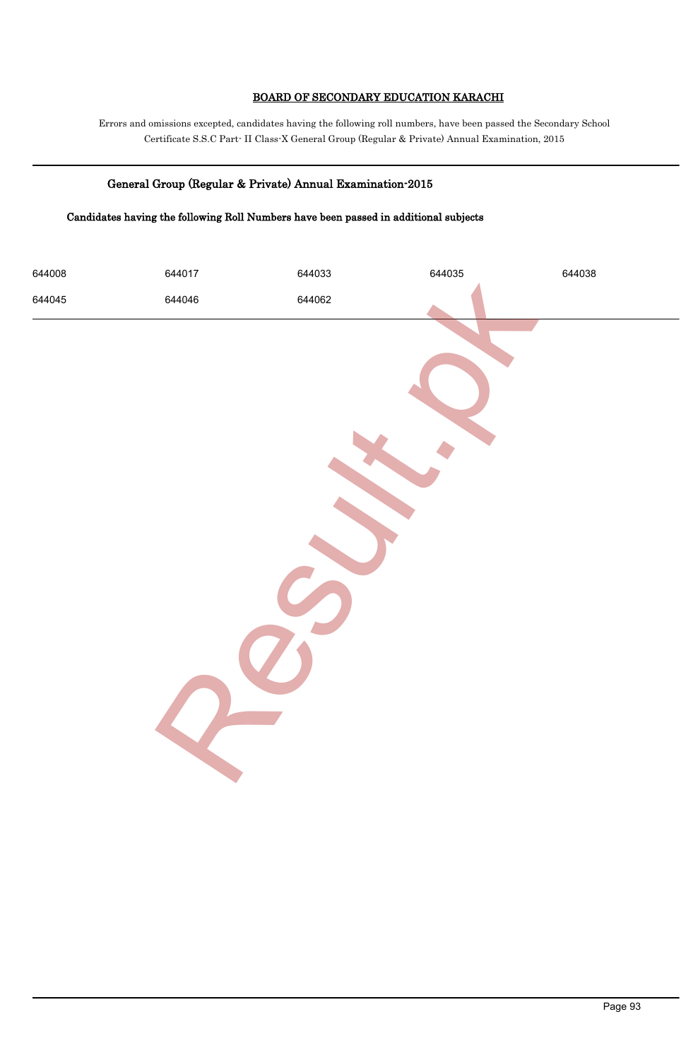# BOARD OF SECONDARY EDUCATION KARACHI

Errors and omissions excepted, candidates having the following roll numbers, have been passed the Secondary School Certificate S.S.C Part- II Class-X General Group (Regular & Private) Annual Examination, 2015

## General Group (Regular & Private) Annual Examination-2015

### Candidates having the following Roll Numbers have been passed in additional subjects

| | | | | |
|---|---|---|---|---|
| 644008 | 644017 | 644033 | 644035 | 644038 |
| 644045 | 644046 | 644062 | | |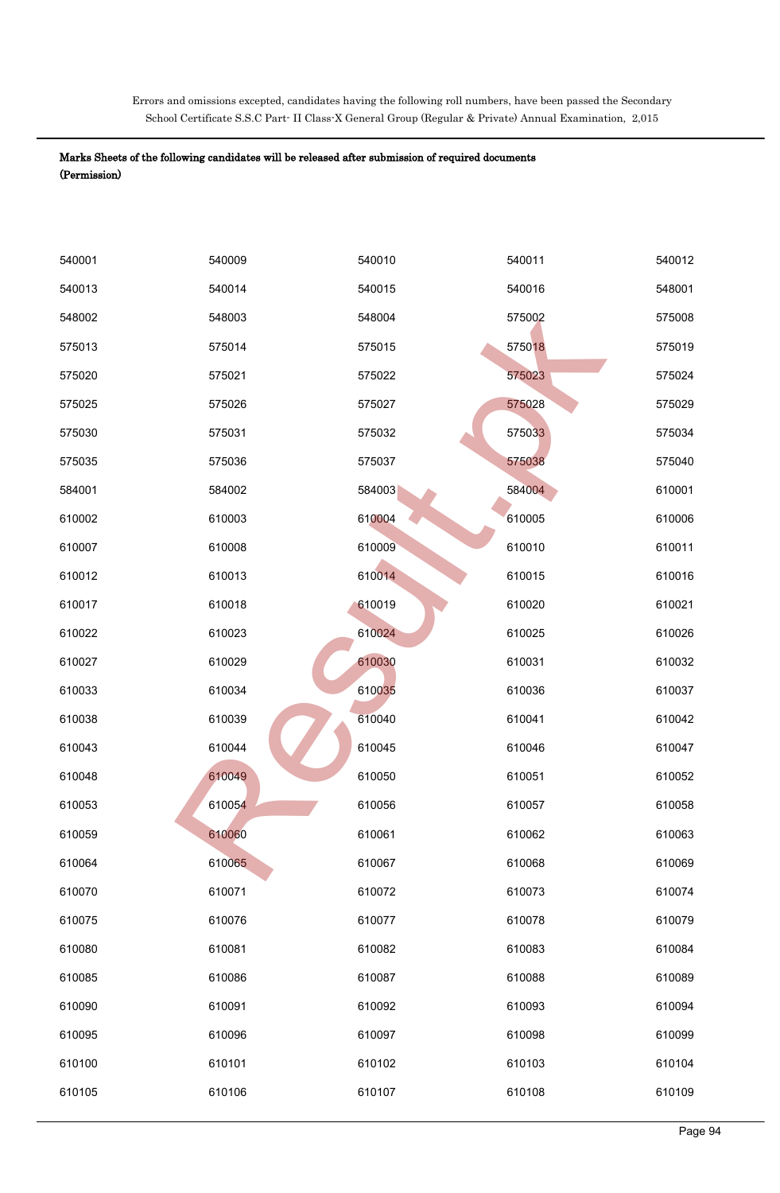Errors and omissions excepted, candidates having the following roll numbers, have been passed the Secondary School Certificate S.S.C Part- II Class-X General Group (Regular & Private) Annual Examination, 2,015

**Marks Sheets of the following candidates will be released after submission of required documents (Permission)**

| | | | | |
|---|---|---|---|---|
| 540001 | 540009 | 540010 | 540011 | 540012 |
| 540013 | 540014 | 540015 | 540016 | 548001 |
| 548002 | 548003 | 548004 | 575002 | 575008 |
| 575013 | 575014 | 575015 | 575018 | 575019 |
| 575020 | 575021 | 575022 | 575023 | 575024 |
| 575025 | 575026 | 575027 | 575028 | 575029 |
| 575030 | 575031 | 575032 | 575033 | 575034 |
| 575035 | 575036 | 575037 | 575038 | 575040 |
| 584001 | 584002 | 584003 | 584004 | 610001 |
| 610002 | 610003 | 610004 | 610005 | 610006 |
| 610007 | 610008 | 610009 | 610010 | 610011 |
| 610012 | 610013 | 610014 | 610015 | 610016 |
| 610017 | 610018 | 610019 | 610020 | 610021 |
| 610022 | 610023 | 610024 | 610025 | 610026 |
| 610027 | 610029 | 610030 | 610031 | 610032 |
| 610033 | 610034 | 610035 | 610036 | 610037 |
| 610038 | 610039 | 610040 | 610041 | 610042 |
| 610043 | 610044 | 610045 | 610046 | 610047 |
| 610048 | 610049 | 610050 | 610051 | 610052 |
| 610053 | 610054 | 610056 | 610057 | 610058 |
| 610059 | 610060 | 610061 | 610062 | 610063 |
| 610064 | 610065 | 610067 | 610068 | 610069 |
| 610070 | 610071 | 610072 | 610073 | 610074 |
| 610075 | 610076 | 610077 | 610078 | 610079 |
| 610080 | 610081 | 610082 | 610083 | 610084 |
| 610085 | 610086 | 610087 | 610088 | 610089 |
| 610090 | 610091 | 610092 | 610093 | 610094 |
| 610095 | 610096 | 610097 | 610098 | 610099 |
| 610100 | 610101 | 610102 | 610103 | 610104 |
| 610105 | 610106 | 610107 | 610108 | 610109 |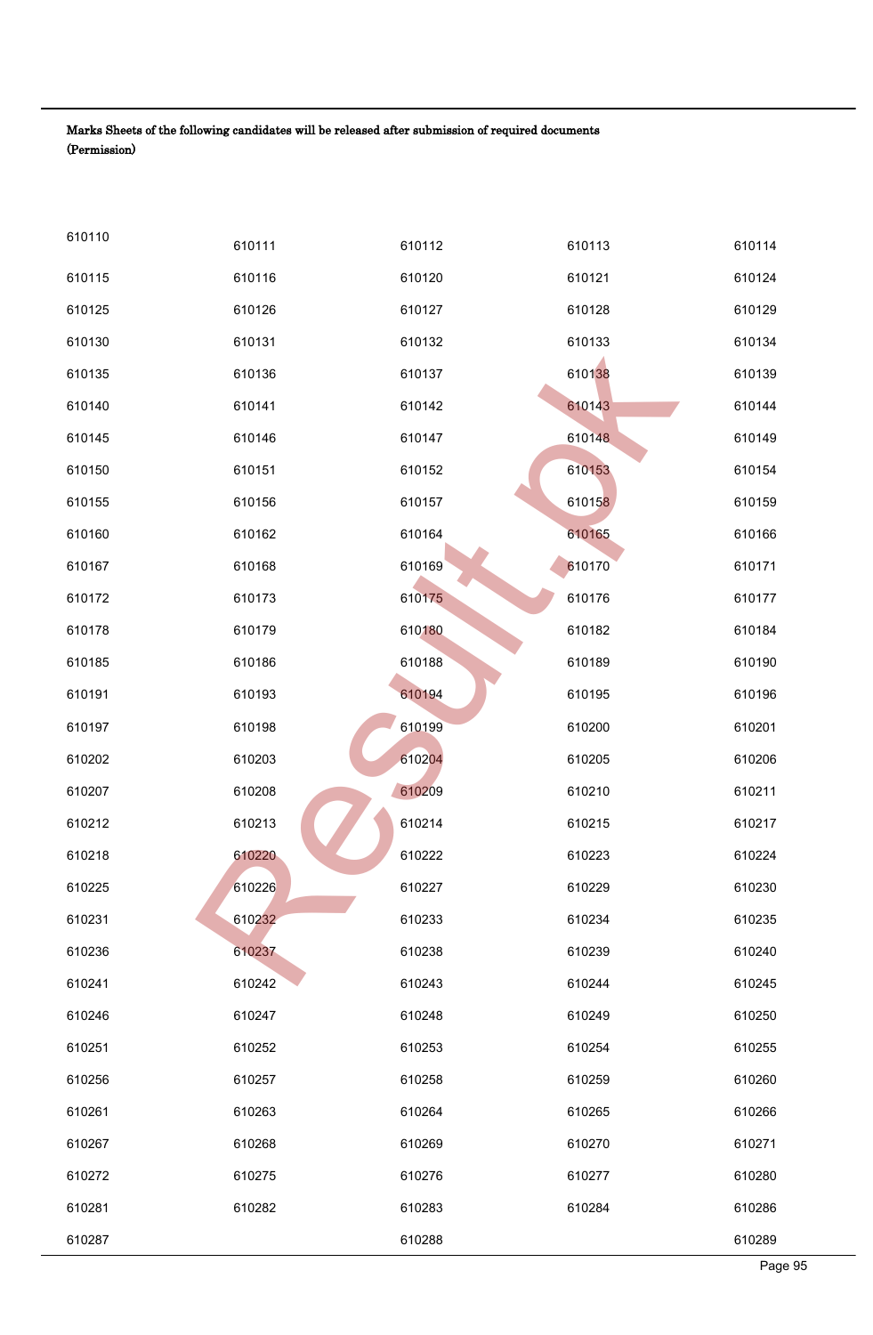**Marks Sheets of the following candidates will be released after submission of required documents (Permission)**

| | | | | |
|---|---|---|---|---|
| 610110 | 610111 | 610112 | 610113 | 610114 |
| 610115 | 610116 | 610120 | 610121 | 610124 |
| 610125 | 610126 | 610127 | 610128 | 610129 |
| 610130 | 610131 | 610132 | 610133 | 610134 |
| 610135 | 610136 | 610137 | 610138 | 610139 |
| 610140 | 610141 | 610142 | 610143 | 610144 |
| 610145 | 610146 | 610147 | 610148 | 610149 |
| 610150 | 610151 | 610152 | 610153 | 610154 |
| 610155 | 610156 | 610157 | 610158 | 610159 |
| 610160 | 610162 | 610164 | 610165 | 610166 |
| 610167 | 610168 | 610169 | 610170 | 610171 |
| 610172 | 610173 | 610175 | 610176 | 610177 |
| 610178 | 610179 | 610180 | 610182 | 610184 |
| 610185 | 610186 | 610188 | 610189 | 610190 |
| 610191 | 610193 | 610194 | 610195 | 610196 |
| 610197 | 610198 | 610199 | 610200 | 610201 |
| 610202 | 610203 | 610204 | 610205 | 610206 |
| 610207 | 610208 | 610209 | 610210 | 610211 |
| 610212 | 610213 | 610214 | 610215 | 610217 |
| 610218 | 610220 | 610222 | 610223 | 610224 |
| 610225 | 610226 | 610227 | 610229 | 610230 |
| 610231 | 610232 | 610233 | 610234 | 610235 |
| 610236 | 610237 | 610238 | 610239 | 610240 |
| 610241 | 610242 | 610243 | 610244 | 610245 |
| 610246 | 610247 | 610248 | 610249 | 610250 |
| 610251 | 610252 | 610253 | 610254 | 610255 |
| 610256 | 610257 | 610258 | 610259 | 610260 |
| 610261 | 610263 | 610264 | 610265 | 610266 |
| 610267 | 610268 | 610269 | 610270 | 610271 |
| 610272 | 610275 | 610276 | 610277 | 610280 |
| 610281 | 610282 | 610283 | 610284 | 610286 |
| 610287 | | 610288 | | 610289 |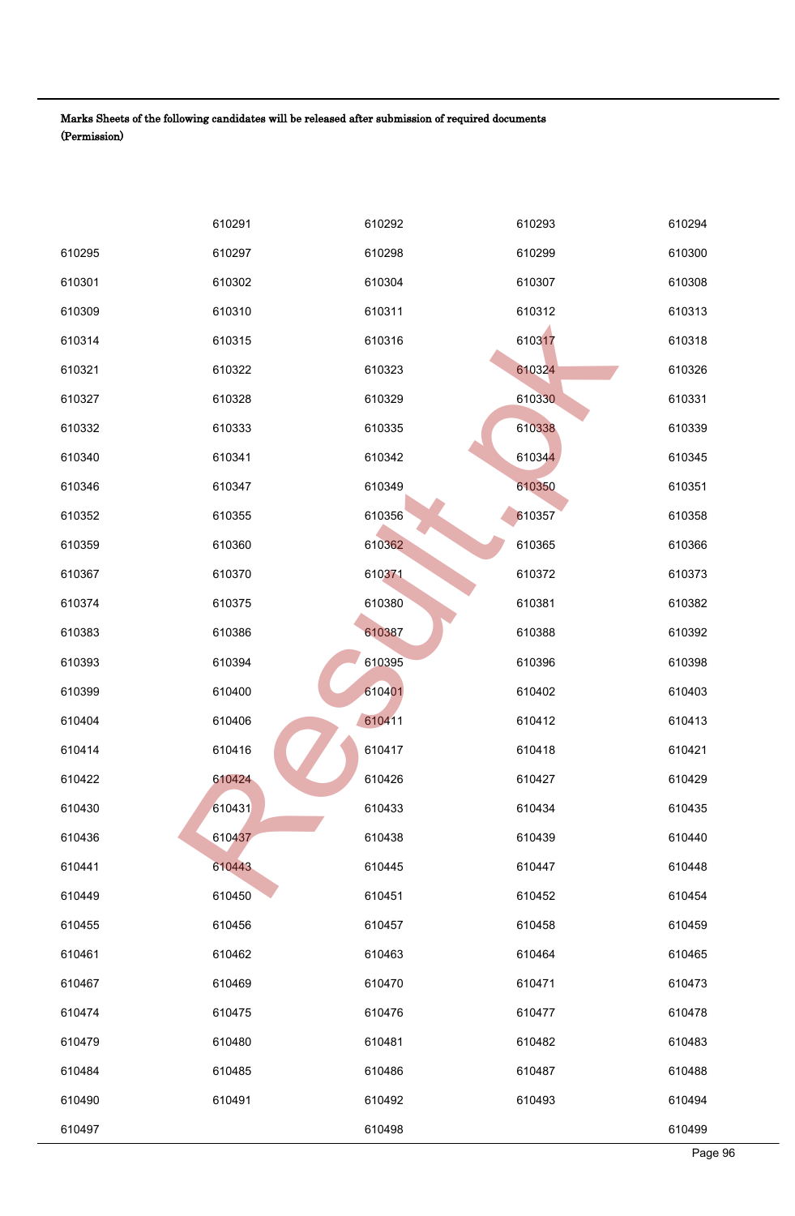**Marks Sheets of the following candidates will be released after submission of required documents (Permission)**

| | | | | |
|---|---|---|---|---|
| | 610291 | 610292 | 610293 | 610294 |
| 610295 | 610297 | 610298 | 610299 | 610300 |
| 610301 | 610302 | 610304 | 610307 | 610308 |
| 610309 | 610310 | 610311 | 610312 | 610313 |
| 610314 | 610315 | 610316 | 610317 | 610318 |
| 610321 | 610322 | 610323 | 610324 | 610326 |
| 610327 | 610328 | 610329 | 610330 | 610331 |
| 610332 | 610333 | 610335 | 610338 | 610339 |
| 610340 | 610341 | 610342 | 610344 | 610345 |
| 610346 | 610347 | 610349 | 610350 | 610351 |
| 610352 | 610355 | 610356 | 610357 | 610358 |
| 610359 | 610360 | 610362 | 610365 | 610366 |
| 610367 | 610370 | 610371 | 610372 | 610373 |
| 610374 | 610375 | 610380 | 610381 | 610382 |
| 610383 | 610386 | 610387 | 610388 | 610392 |
| 610393 | 610394 | 610395 | 610396 | 610398 |
| 610399 | 610400 | 610401 | 610402 | 610403 |
| 610404 | 610406 | 610411 | 610412 | 610413 |
| 610414 | 610416 | 610417 | 610418 | 610421 |
| 610422 | 610424 | 610426 | 610427 | 610429 |
| 610430 | 610431 | 610433 | 610434 | 610435 |
| 610436 | 610437 | 610438 | 610439 | 610440 |
| 610441 | 610443 | 610445 | 610447 | 610448 |
| 610449 | 610450 | 610451 | 610452 | 610454 |
| 610455 | 610456 | 610457 | 610458 | 610459 |
| 610461 | 610462 | 610463 | 610464 | 610465 |
| 610467 | 610469 | 610470 | 610471 | 610473 |
| 610474 | 610475 | 610476 | 610477 | 610478 |
| 610479 | 610480 | 610481 | 610482 | 610483 |
| 610484 | 610485 | 610486 | 610487 | 610488 |
| 610490 | 610491 | 610492 | 610493 | 610494 |
| 610497 | | 610498 | | 610499 |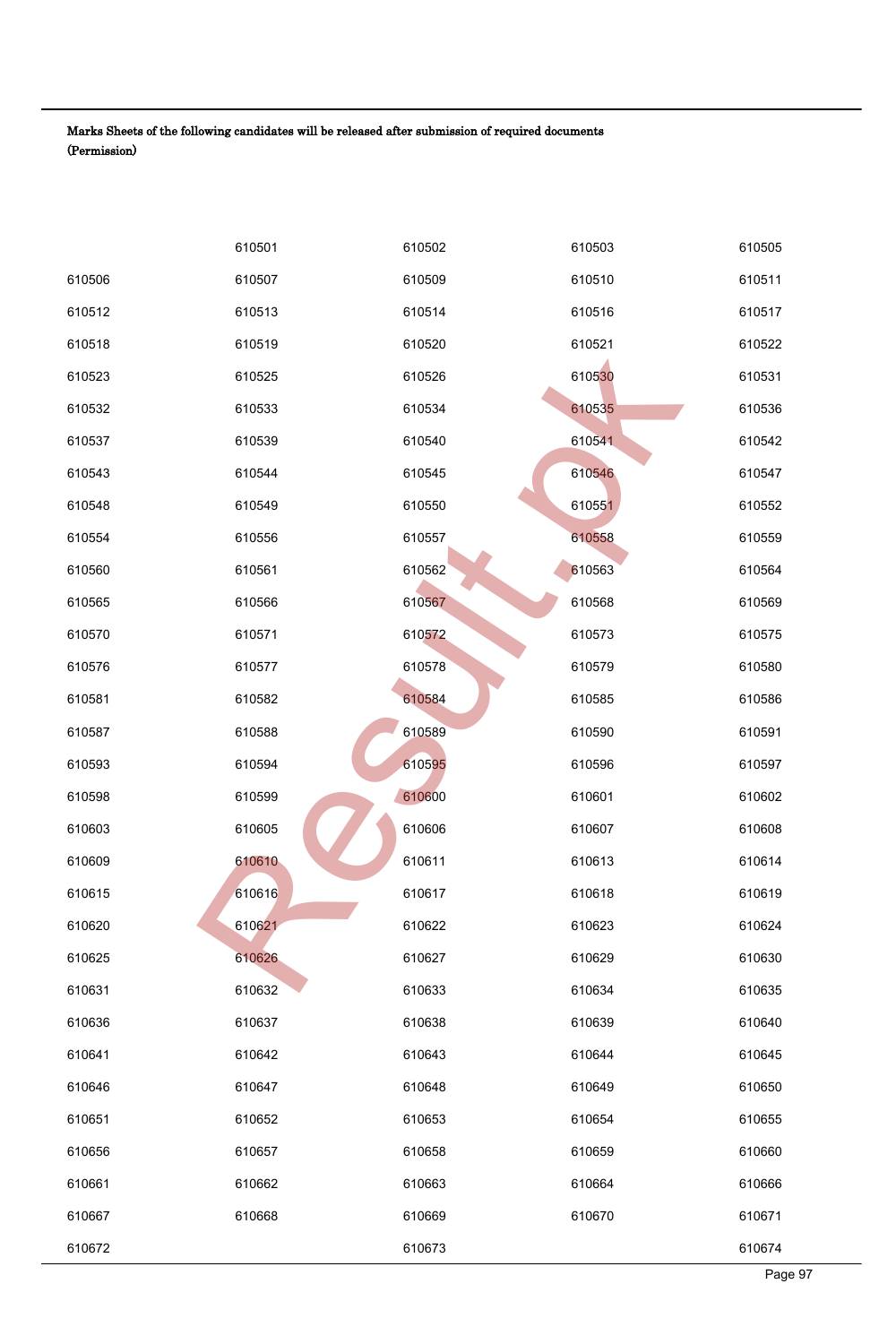**Marks Sheets of the following candidates will be released after submission of required documents (Permission)**

| | | | | |
|---|---|---|---|---|
| | 610501 | 610502 | 610503 | 610505 |
| 610506 | 610507 | 610509 | 610510 | 610511 |
| 610512 | 610513 | 610514 | 610516 | 610517 |
| 610518 | 610519 | 610520 | 610521 | 610522 |
| 610523 | 610525 | 610526 | 610530 | 610531 |
| 610532 | 610533 | 610534 | 610535 | 610536 |
| 610537 | 610539 | 610540 | 610541 | 610542 |
| 610543 | 610544 | 610545 | 610546 | 610547 |
| 610548 | 610549 | 610550 | 610551 | 610552 |
| 610554 | 610556 | 610557 | 610558 | 610559 |
| 610560 | 610561 | 610562 | 610563 | 610564 |
| 610565 | 610566 | 610567 | 610568 | 610569 |
| 610570 | 610571 | 610572 | 610573 | 610575 |
| 610576 | 610577 | 610578 | 610579 | 610580 |
| 610581 | 610582 | 610584 | 610585 | 610586 |
| 610587 | 610588 | 610589 | 610590 | 610591 |
| 610593 | 610594 | 610595 | 610596 | 610597 |
| 610598 | 610599 | 610600 | 610601 | 610602 |
| 610603 | 610605 | 610606 | 610607 | 610608 |
| 610609 | 610610 | 610611 | 610613 | 610614 |
| 610615 | 610616 | 610617 | 610618 | 610619 |
| 610620 | 610621 | 610622 | 610623 | 610624 |
| 610625 | 610626 | 610627 | 610629 | 610630 |
| 610631 | 610632 | 610633 | 610634 | 610635 |
| 610636 | 610637 | 610638 | 610639 | 610640 |
| 610641 | 610642 | 610643 | 610644 | 610645 |
| 610646 | 610647 | 610648 | 610649 | 610650 |
| 610651 | 610652 | 610653 | 610654 | 610655 |
| 610656 | 610657 | 610658 | 610659 | 610660 |
| 610661 | 610662 | 610663 | 610664 | 610666 |
| 610667 | 610668 | 610669 | 610670 | 610671 |
| 610672 | | 610673 | | 610674 |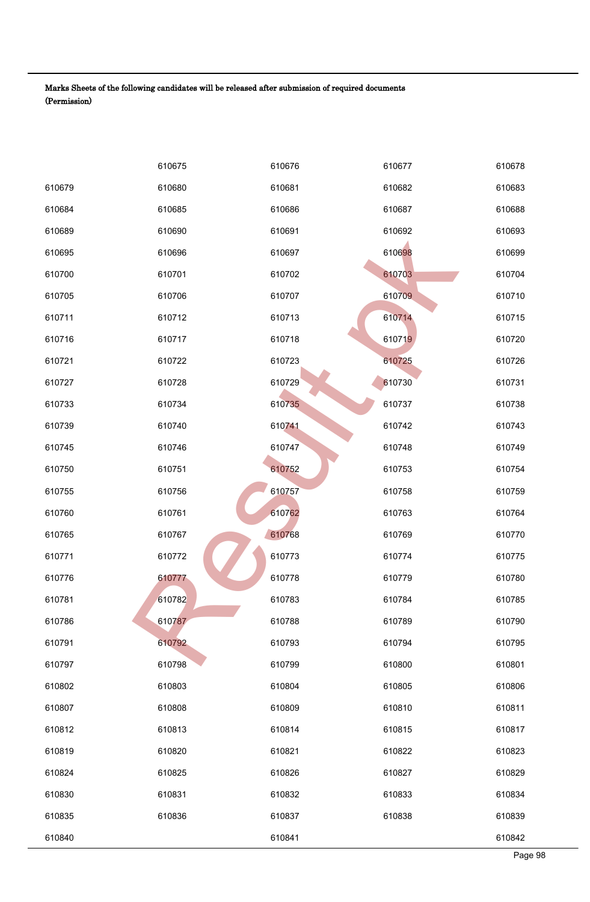**Marks Sheets of the following candidates will be released after submission of required documents (Permission)**

| | | | | |
|---|---|---|---|---|
| | 610675 | 610676 | 610677 | 610678 |
| 610679 | 610680 | 610681 | 610682 | 610683 |
| 610684 | 610685 | 610686 | 610687 | 610688 |
| 610689 | 610690 | 610691 | 610692 | 610693 |
| 610695 | 610696 | 610697 | 610698 | 610699 |
| 610700 | 610701 | 610702 | 610703 | 610704 |
| 610705 | 610706 | 610707 | 610709 | 610710 |
| 610711 | 610712 | 610713 | 610714 | 610715 |
| 610716 | 610717 | 610718 | 610719 | 610720 |
| 610721 | 610722 | 610723 | 610725 | 610726 |
| 610727 | 610728 | 610729 | 610730 | 610731 |
| 610733 | 610734 | 610735 | 610737 | 610738 |
| 610739 | 610740 | 610741 | 610742 | 610743 |
| 610745 | 610746 | 610747 | 610748 | 610749 |
| 610750 | 610751 | 610752 | 610753 | 610754 |
| 610755 | 610756 | 610757 | 610758 | 610759 |
| 610760 | 610761 | 610762 | 610763 | 610764 |
| 610765 | 610767 | 610768 | 610769 | 610770 |
| 610771 | 610772 | 610773 | 610774 | 610775 |
| 610776 | 610777 | 610778 | 610779 | 610780 |
| 610781 | 610782 | 610783 | 610784 | 610785 |
| 610786 | 610787 | 610788 | 610789 | 610790 |
| 610791 | 610792 | 610793 | 610794 | 610795 |
| 610797 | 610798 | 610799 | 610800 | 610801 |
| 610802 | 610803 | 610804 | 610805 | 610806 |
| 610807 | 610808 | 610809 | 610810 | 610811 |
| 610812 | 610813 | 610814 | 610815 | 610817 |
| 610819 | 610820 | 610821 | 610822 | 610823 |
| 610824 | 610825 | 610826 | 610827 | 610829 |
| 610830 | 610831 | 610832 | 610833 | 610834 |
| 610835 | 610836 | 610837 | 610838 | 610839 |
| 610840 | | 610841 | | 610842 |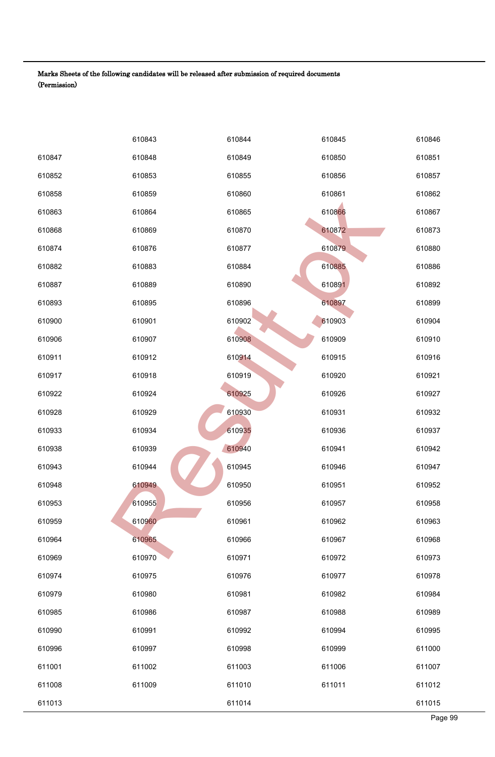**Marks Sheets of the following candidates will be released after submission of required documents (Permission)**

| | | | | |
|---|---|---|---|---|
| | 610843 | 610844 | 610845 | 610846 |
| 610847 | 610848 | 610849 | 610850 | 610851 |
| 610852 | 610853 | 610855 | 610856 | 610857 |
| 610858 | 610859 | 610860 | 610861 | 610862 |
| 610863 | 610864 | 610865 | 610866 | 610867 |
| 610868 | 610869 | 610870 | 610872 | 610873 |
| 610874 | 610876 | 610877 | 610879 | 610880 |
| 610882 | 610883 | 610884 | 610885 | 610886 |
| 610887 | 610889 | 610890 | 610891 | 610892 |
| 610893 | 610895 | 610896 | 610897 | 610899 |
| 610900 | 610901 | 610902 | 610903 | 610904 |
| 610906 | 610907 | 610908 | 610909 | 610910 |
| 610911 | 610912 | 610914 | 610915 | 610916 |
| 610917 | 610918 | 610919 | 610920 | 610921 |
| 610922 | 610924 | 610925 | 610926 | 610927 |
| 610928 | 610929 | 610930 | 610931 | 610932 |
| 610933 | 610934 | 610935 | 610936 | 610937 |
| 610938 | 610939 | 610940 | 610941 | 610942 |
| 610943 | 610944 | 610945 | 610946 | 610947 |
| 610948 | 610949 | 610950 | 610951 | 610952 |
| 610953 | 610955 | 610956 | 610957 | 610958 |
| 610959 | 610960 | 610961 | 610962 | 610963 |
| 610964 | 610965 | 610966 | 610967 | 610968 |
| 610969 | 610970 | 610971 | 610972 | 610973 |
| 610974 | 610975 | 610976 | 610977 | 610978 |
| 610979 | 610980 | 610981 | 610982 | 610984 |
| 610985 | 610986 | 610987 | 610988 | 610989 |
| 610990 | 610991 | 610992 | 610994 | 610995 |
| 610996 | 610997 | 610998 | 610999 | 611000 |
| 611001 | 611002 | 611003 | 611006 | 611007 |
| 611008 | 611009 | 611010 | 611011 | 611012 |
| 611013 | | 611014 | | 611015 |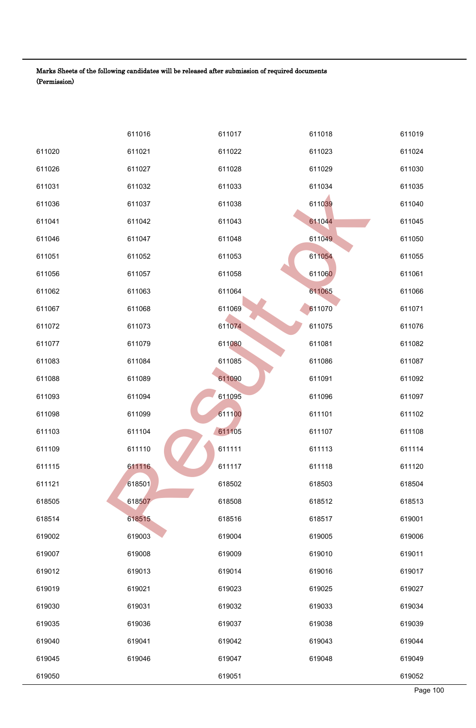**Marks Sheets of the following candidates will be released after submission of required documents (Permission)**

| | | | | |
|---|---|---|---|---|
| | 611016 | 611017 | 611018 | 611019 |
| 611020 | 611021 | 611022 | 611023 | 611024 |
| 611026 | 611027 | 611028 | 611029 | 611030 |
| 611031 | 611032 | 611033 | 611034 | 611035 |
| 611036 | 611037 | 611038 | 611039 | 611040 |
| 611041 | 611042 | 611043 | 611044 | 611045 |
| 611046 | 611047 | 611048 | 611049 | 611050 |
| 611051 | 611052 | 611053 | 611054 | 611055 |
| 611056 | 611057 | 611058 | 611060 | 611061 |
| 611062 | 611063 | 611064 | 611065 | 611066 |
| 611067 | 611068 | 611069 | 611070 | 611071 |
| 611072 | 611073 | 611074 | 611075 | 611076 |
| 611077 | 611079 | 611080 | 611081 | 611082 |
| 611083 | 611084 | 611085 | 611086 | 611087 |
| 611088 | 611089 | 611090 | 611091 | 611092 |
| 611093 | 611094 | 611095 | 611096 | 611097 |
| 611098 | 611099 | 611100 | 611101 | 611102 |
| 611103 | 611104 | 611105 | 611107 | 611108 |
| 611109 | 611110 | 611111 | 611113 | 611114 |
| 611115 | 611116 | 611117 | 611118 | 611120 |
| 611121 | 618501 | 618502 | 618503 | 618504 |
| 618505 | 618507 | 618508 | 618512 | 618513 |
| 618514 | 618515 | 618516 | 618517 | 619001 |
| 619002 | 619003 | 619004 | 619005 | 619006 |
| 619007 | 619008 | 619009 | 619010 | 619011 |
| 619012 | 619013 | 619014 | 619016 | 619017 |
| 619019 | 619021 | 619023 | 619025 | 619027 |
| 619030 | 619031 | 619032 | 619033 | 619034 |
| 619035 | 619036 | 619037 | 619038 | 619039 |
| 619040 | 619041 | 619042 | 619043 | 619044 |
| 619045 | 619046 | 619047 | 619048 | 619049 |
| 619050 | | 619051 | | 619052 |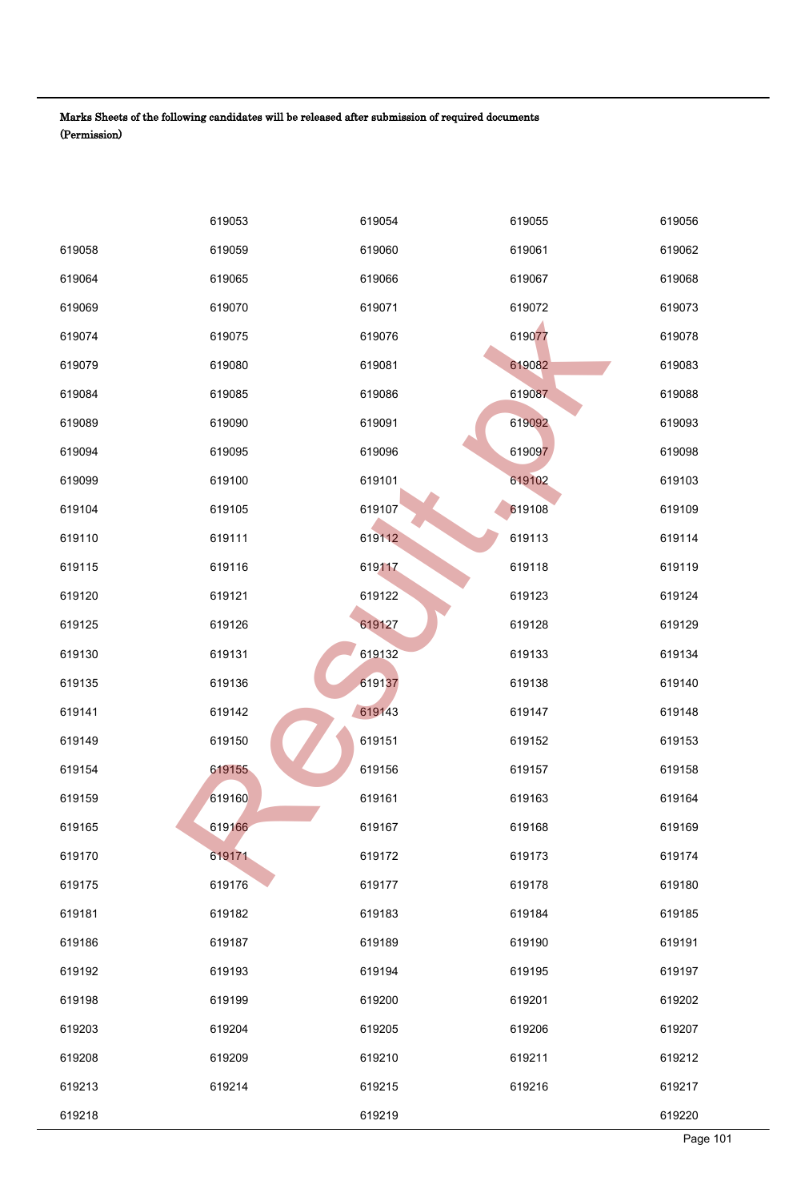**Marks Sheets of the following candidates will be released after submission of required documents (Permission)**

| | | | | |
|---|---|---|---|---|
| | 619053 | 619054 | 619055 | 619056 |
| 619058 | 619059 | 619060 | 619061 | 619062 |
| 619064 | 619065 | 619066 | 619067 | 619068 |
| 619069 | 619070 | 619071 | 619072 | 619073 |
| 619074 | 619075 | 619076 | 619077 | 619078 |
| 619079 | 619080 | 619081 | 619082 | 619083 |
| 619084 | 619085 | 619086 | 619087 | 619088 |
| 619089 | 619090 | 619091 | 619092 | 619093 |
| 619094 | 619095 | 619096 | 619097 | 619098 |
| 619099 | 619100 | 619101 | 619102 | 619103 |
| 619104 | 619105 | 619107 | 619108 | 619109 |
| 619110 | 619111 | 619112 | 619113 | 619114 |
| 619115 | 619116 | 619117 | 619118 | 619119 |
| 619120 | 619121 | 619122 | 619123 | 619124 |
| 619125 | 619126 | 619127 | 619128 | 619129 |
| 619130 | 619131 | 619132 | 619133 | 619134 |
| 619135 | 619136 | 619137 | 619138 | 619140 |
| 619141 | 619142 | 619143 | 619147 | 619148 |
| 619149 | 619150 | 619151 | 619152 | 619153 |
| 619154 | 619155 | 619156 | 619157 | 619158 |
| 619159 | 619160 | 619161 | 619163 | 619164 |
| 619165 | 619166 | 619167 | 619168 | 619169 |
| 619170 | 619171 | 619172 | 619173 | 619174 |
| 619175 | 619176 | 619177 | 619178 | 619180 |
| 619181 | 619182 | 619183 | 619184 | 619185 |
| 619186 | 619187 | 619189 | 619190 | 619191 |
| 619192 | 619193 | 619194 | 619195 | 619197 |
| 619198 | 619199 | 619200 | 619201 | 619202 |
| 619203 | 619204 | 619205 | 619206 | 619207 |
| 619208 | 619209 | 619210 | 619211 | 619212 |
| 619213 | 619214 | 619215 | 619216 | 619217 |
| 619218 | | 619219 | | 619220 |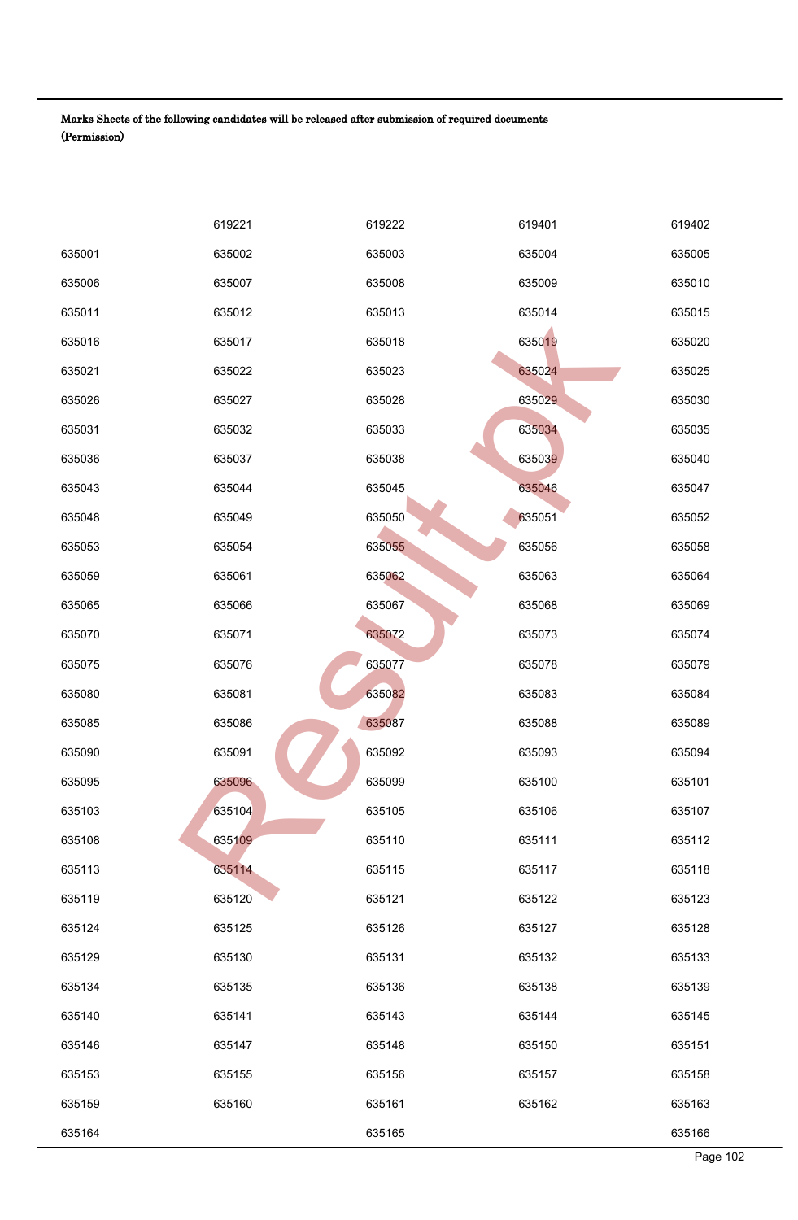**Marks Sheets of the following candidates will be released after submission of required documents (Permission)**

| | | | | |
|---|---|---|---|---|
| | 619221 | 619222 | 619401 | 619402 |
| 635001 | 635002 | 635003 | 635004 | 635005 |
| 635006 | 635007 | 635008 | 635009 | 635010 |
| 635011 | 635012 | 635013 | 635014 | 635015 |
| 635016 | 635017 | 635018 | 635019 | 635020 |
| 635021 | 635022 | 635023 | 635024 | 635025 |
| 635026 | 635027 | 635028 | 635029 | 635030 |
| 635031 | 635032 | 635033 | 635034 | 635035 |
| 635036 | 635037 | 635038 | 635039 | 635040 |
| 635043 | 635044 | 635045 | 635046 | 635047 |
| 635048 | 635049 | 635050 | 635051 | 635052 |
| 635053 | 635054 | 635055 | 635056 | 635058 |
| 635059 | 635061 | 635062 | 635063 | 635064 |
| 635065 | 635066 | 635067 | 635068 | 635069 |
| 635070 | 635071 | 635072 | 635073 | 635074 |
| 635075 | 635076 | 635077 | 635078 | 635079 |
| 635080 | 635081 | 635082 | 635083 | 635084 |
| 635085 | 635086 | 635087 | 635088 | 635089 |
| 635090 | 635091 | 635092 | 635093 | 635094 |
| 635095 | 635096 | 635099 | 635100 | 635101 |
| 635103 | 635104 | 635105 | 635106 | 635107 |
| 635108 | 635109 | 635110 | 635111 | 635112 |
| 635113 | 635114 | 635115 | 635117 | 635118 |
| 635119 | 635120 | 635121 | 635122 | 635123 |
| 635124 | 635125 | 635126 | 635127 | 635128 |
| 635129 | 635130 | 635131 | 635132 | 635133 |
| 635134 | 635135 | 635136 | 635138 | 635139 |
| 635140 | 635141 | 635143 | 635144 | 635145 |
| 635146 | 635147 | 635148 | 635150 | 635151 |
| 635153 | 635155 | 635156 | 635157 | 635158 |
| 635159 | 635160 | 635161 | 635162 | 635163 |
| 635164 | | 635165 | | 635166 |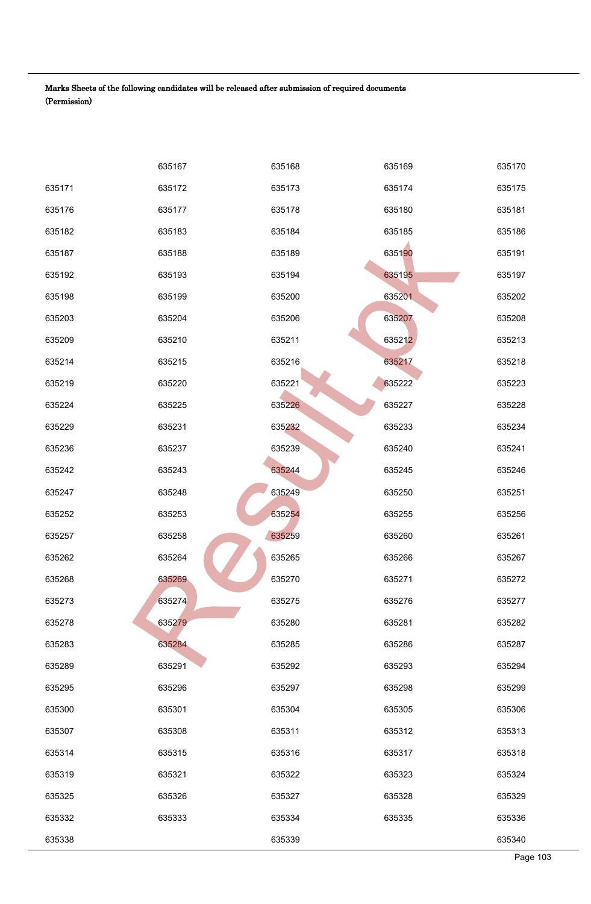**Marks Sheets of the following candidates will be released after submission of required documents (Permission)**

| | | | | |
|---|---|---|---|---|
| | 635167 | 635168 | 635169 | 635170 |
| 635171 | 635172 | 635173 | 635174 | 635175 |
| 635176 | 635177 | 635178 | 635180 | 635181 |
| 635182 | 635183 | 635184 | 635185 | 635186 |
| 635187 | 635188 | 635189 | 635190 | 635191 |
| 635192 | 635193 | 635194 | 635195 | 635197 |
| 635198 | 635199 | 635200 | 635201 | 635202 |
| 635203 | 635204 | 635206 | 635207 | 635208 |
| 635209 | 635210 | 635211 | 635212 | 635213 |
| 635214 | 635215 | 635216 | 635217 | 635218 |
| 635219 | 635220 | 635221 | 635222 | 635223 |
| 635224 | 635225 | 635226 | 635227 | 635228 |
| 635229 | 635231 | 635232 | 635233 | 635234 |
| 635236 | 635237 | 635239 | 635240 | 635241 |
| 635242 | 635243 | 635244 | 635245 | 635246 |
| 635247 | 635248 | 635249 | 635250 | 635251 |
| 635252 | 635253 | 635254 | 635255 | 635256 |
| 635257 | 635258 | 635259 | 635260 | 635261 |
| 635262 | 635264 | 635265 | 635266 | 635267 |
| 635268 | 635269 | 635270 | 635271 | 635272 |
| 635273 | 635274 | 635275 | 635276 | 635277 |
| 635278 | 635279 | 635280 | 635281 | 635282 |
| 635283 | 635284 | 635285 | 635286 | 635287 |
| 635289 | 635291 | 635292 | 635293 | 635294 |
| 635295 | 635296 | 635297 | 635298 | 635299 |
| 635300 | 635301 | 635304 | 635305 | 635306 |
| 635307 | 635308 | 635311 | 635312 | 635313 |
| 635314 | 635315 | 635316 | 635317 | 635318 |
| 635319 | 635321 | 635322 | 635323 | 635324 |
| 635325 | 635326 | 635327 | 635328 | 635329 |
| 635332 | 635333 | 635334 | 635335 | 635336 |
| 635338 | | 635339 | | 635340 |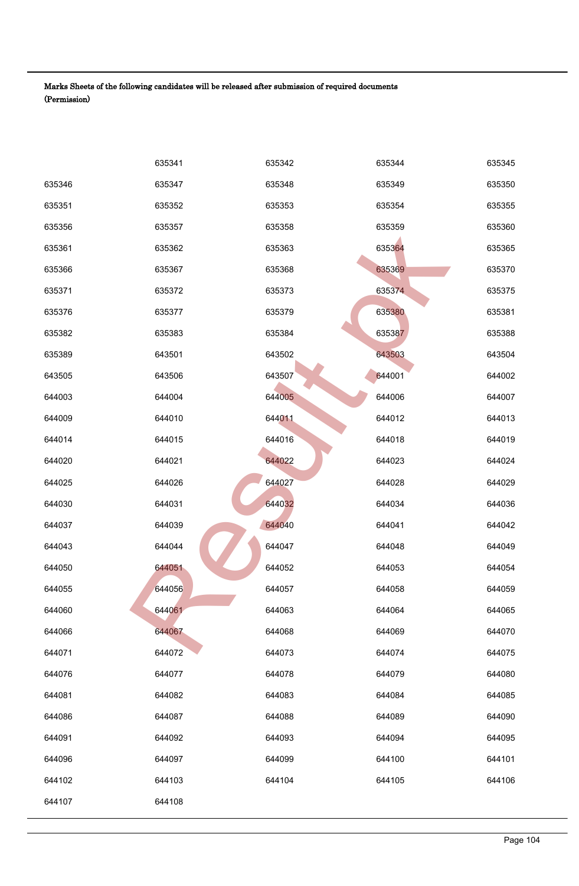**Marks Sheets of the following candidates will be released after submission of required documents (Permission)**

| | | | | |
|---|---|---|---|---|
| | 635341 | 635342 | 635344 | 635345 |
| 635346 | 635347 | 635348 | 635349 | 635350 |
| 635351 | 635352 | 635353 | 635354 | 635355 |
| 635356 | 635357 | 635358 | 635359 | 635360 |
| 635361 | 635362 | 635363 | 635364 | 635365 |
| 635366 | 635367 | 635368 | 635369 | 635370 |
| 635371 | 635372 | 635373 | 635374 | 635375 |
| 635376 | 635377 | 635379 | 635380 | 635381 |
| 635382 | 635383 | 635384 | 635387 | 635388 |
| 635389 | 643501 | 643502 | 643503 | 643504 |
| 643505 | 643506 | 643507 | 644001 | 644002 |
| 644003 | 644004 | 644005 | 644006 | 644007 |
| 644009 | 644010 | 644011 | 644012 | 644013 |
| 644014 | 644015 | 644016 | 644018 | 644019 |
| 644020 | 644021 | 644022 | 644023 | 644024 |
| 644025 | 644026 | 644027 | 644028 | 644029 |
| 644030 | 644031 | 644032 | 644034 | 644036 |
| 644037 | 644039 | 644040 | 644041 | 644042 |
| 644043 | 644044 | 644047 | 644048 | 644049 |
| 644050 | 644051 | 644052 | 644053 | 644054 |
| 644055 | 644056 | 644057 | 644058 | 644059 |
| 644060 | 644061 | 644063 | 644064 | 644065 |
| 644066 | 644067 | 644068 | 644069 | 644070 |
| 644071 | 644072 | 644073 | 644074 | 644075 |
| 644076 | 644077 | 644078 | 644079 | 644080 |
| 644081 | 644082 | 644083 | 644084 | 644085 |
| 644086 | 644087 | 644088 | 644089 | 644090 |
| 644091 | 644092 | 644093 | 644094 | 644095 |
| 644096 | 644097 | 644099 | 644100 | 644101 |
| 644102 | 644103 | 644104 | 644105 | 644106 |
| 644107 | 644108 | | | |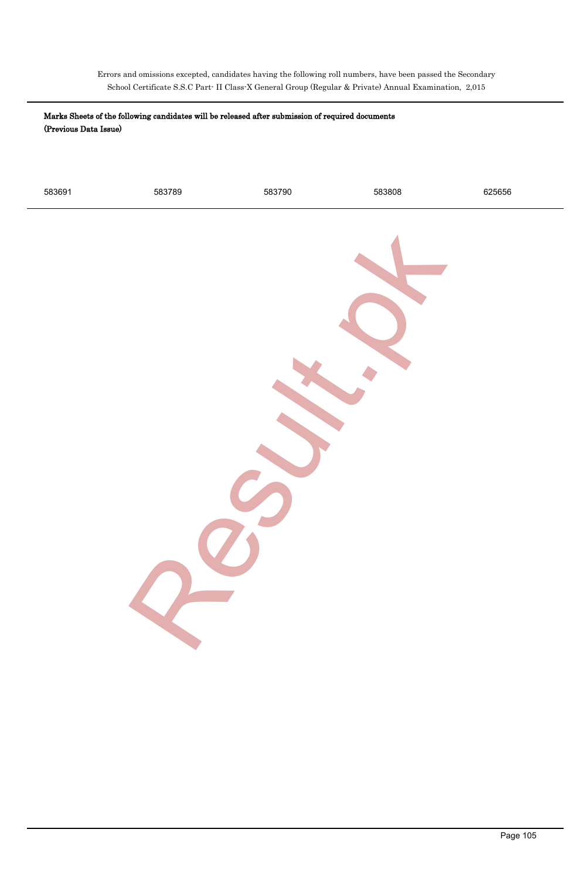Errors and omissions excepted, candidates having the following roll numbers, have been passed the Secondary School Certificate S.S.C Part- II Class-X General Group (Regular & Private) Annual Examination, 2,015

**Marks Sheets of the following candidates will be released after submission of required documents (Previous Data Issue)**

| | | | | |
|---|---|---|---|---|
| 583691 | 583789 | 583790 | 583808 | 625656 |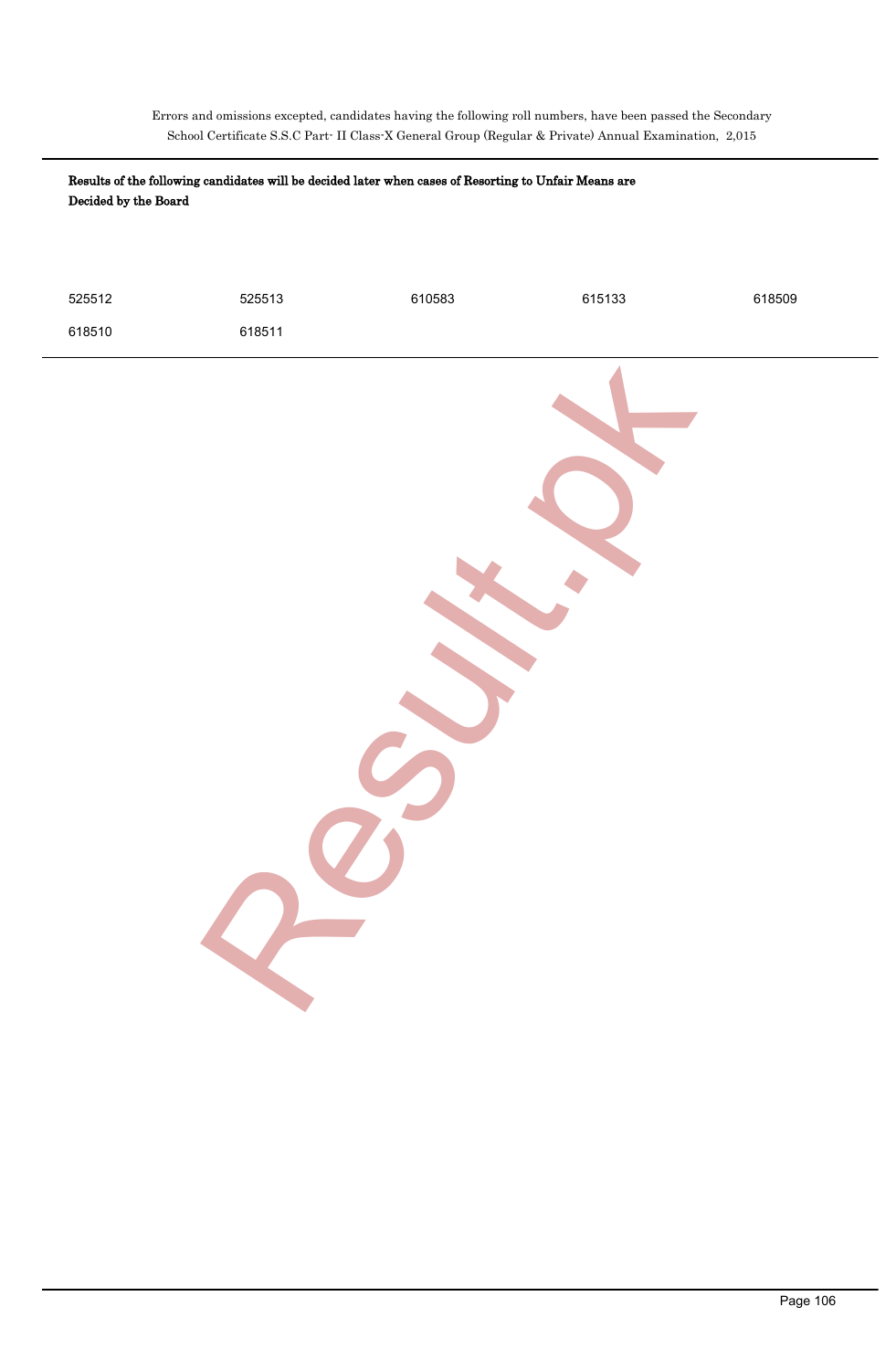Errors and omissions excepted, candidates having the following roll numbers, have been passed the Secondary School Certificate S.S.C Part- II Class-X General Group (Regular & Private) Annual Examination, 2,015

**Results of the following candidates will be decided later when cases of Resorting to Unfair Means are Decided by the Board**

| | | | | |
|---|---|---|---|---|
| 525512 | 525513 | 610583 | 615133 | 618509 |
| 618510 | 618511 | | | |